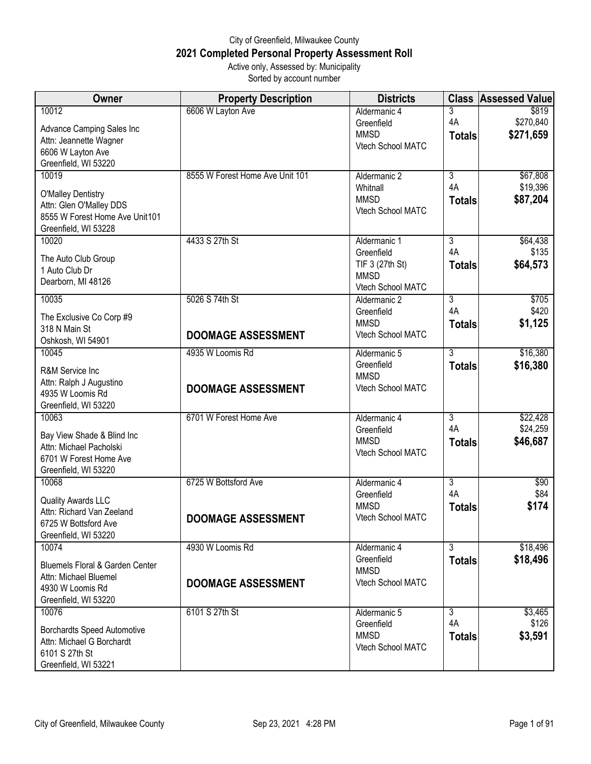City of Greenfield, Milwaukee County

# 2021 Completed Personal Property Assessment Roll

Active only, Assessed by: Municipality

Sorted by account number

| Owner | Property Description | Districts | Class | Assessed Value |
|---|---|---|---|---|
| 10012<br>Advance Camping Sales Inc<br>Attn: Jeannette Wagner<br>6606 W Layton Ave<br>Greenfield, WI 53220 | 6606 W Layton Ave | Aldermanic 4<br>Greenfield<br>MMSD<br>Vtech School MATC | 3<br>4A<br>**Totals** | $819<br>$270,840<br>**$271,659** |
| 10019<br>O'Malley Dentistry<br>Attn: Glen O'Malley DDS<br>8555 W Forest Home Ave Unit101<br>Greenfield, WI 53228 | 8555 W Forest Home Ave Unit 101 | Aldermanic 2<br>Whitnall<br>MMSD<br>Vtech School MATC | 3<br>4A<br>**Totals** | $67,808<br>$19,396<br>**$87,204** |
| 10020<br>The Auto Club Group<br>1 Auto Club Dr<br>Dearborn, MI 48126 | 4433 S 27th St | Aldermanic 1<br>Greenfield<br>TIF 3 (27th St)<br>MMSD<br>Vtech School MATC | 3<br>4A<br>**Totals** | $64,438<br>$135<br>**$64,573** |
| 10035<br>The Exclusive Co Corp #9<br>318 N Main St<br>Oshkosh, WI 54901 | 5026 S 74th St<br>**DOOMAGE ASSESSMENT** | Aldermanic 2<br>Greenfield<br>MMSD<br>Vtech School MATC | 3<br>4A<br>**Totals** | $705<br>$420<br>**$1,125** |
| 10045<br>R&M Service Inc<br>Attn: Ralph J Augustino<br>4935 W Loomis Rd<br>Greenfield, WI 53220 | 4935 W Loomis Rd<br>**DOOMAGE ASSESSMENT** | Aldermanic 5<br>Greenfield<br>MMSD<br>Vtech School MATC | 3<br>**Totals** | $16,380<br>**$16,380** |
| 10063<br>Bay View Shade & Blind Inc<br>Attn: Michael Pacholski<br>6701 W Forest Home Ave<br>Greenfield, WI 53220 | 6701 W Forest Home Ave | Aldermanic 4<br>Greenfield<br>MMSD<br>Vtech School MATC | 3<br>4A<br>**Totals** | $22,428<br>$24,259<br>**$46,687** |
| 10068<br>Quality Awards LLC<br>Attn: Richard Van Zeeland<br>6725 W Bottsford Ave<br>Greenfield, WI 53220 | 6725 W Bottsford Ave<br>**DOOMAGE ASSESSMENT** | Aldermanic 4<br>Greenfield<br>MMSD<br>Vtech School MATC | 3<br>4A<br>**Totals** | $90<br>$84<br>**$174** |
| 10074<br>Bluemels Floral & Garden Center<br>Attn: Michael Bluemel<br>4930 W Loomis Rd<br>Greenfield, WI 53220 | 4930 W Loomis Rd<br>**DOOMAGE ASSESSMENT** | Aldermanic 4<br>Greenfield<br>MMSD<br>Vtech School MATC | 3<br>**Totals** | $18,496<br>**$18,496** |
| 10076<br>Borchardts Speed Automotive<br>Attn: Michael G Borchardt<br>6101 S 27th St<br>Greenfield, WI 53221 | 6101 S 27th St | Aldermanic 5<br>Greenfield<br>MMSD<br>Vtech School MATC | 3<br>4A<br>**Totals** | $3,465<br>$126<br>**$3,591** |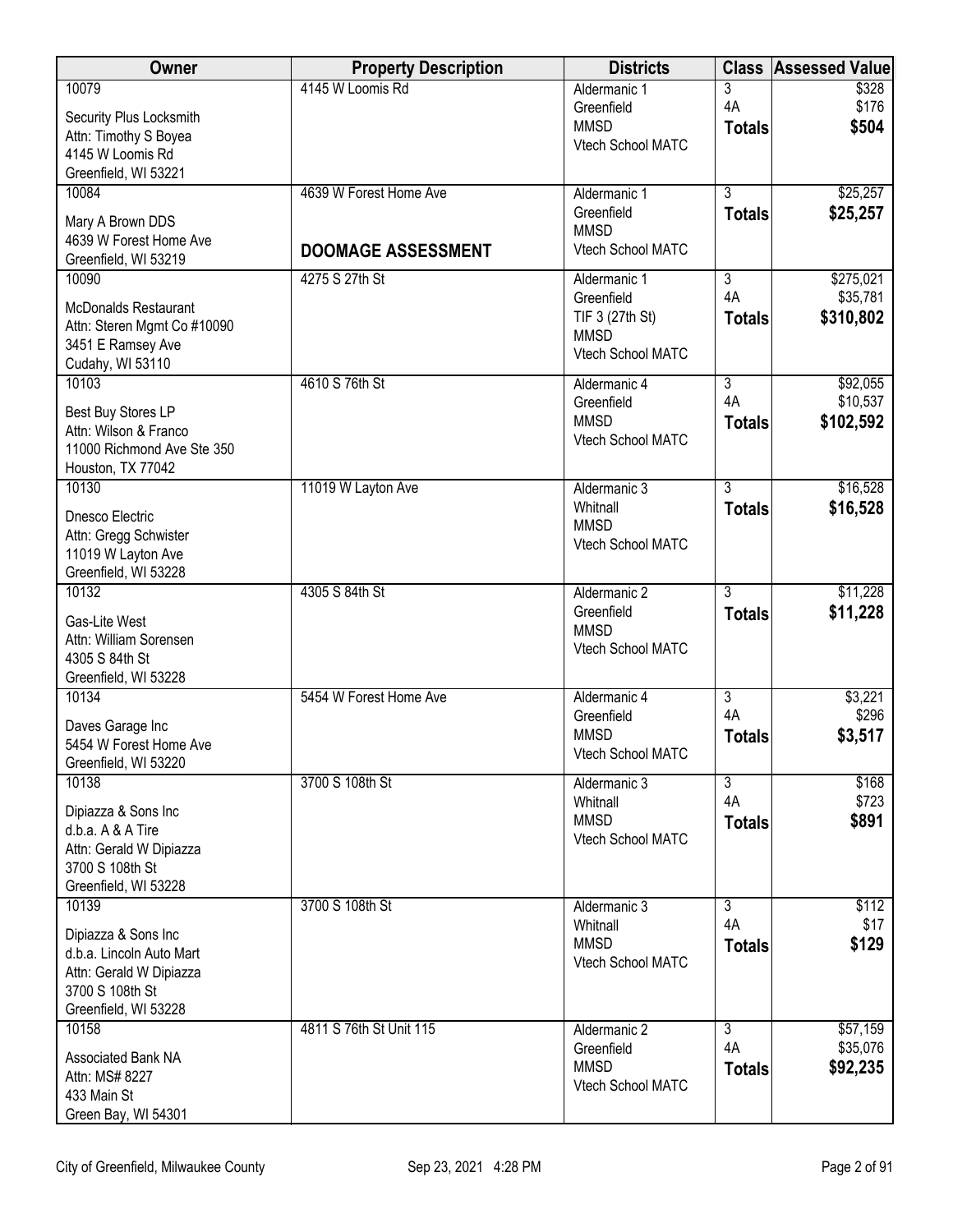| Owner | Property Description | Districts | Class | Assessed Value |
| --- | --- | --- | --- | --- |
| 10079<br>Security Plus Locksmith<br>Attn: Timothy S Boyea<br>4145 W Loomis Rd<br>Greenfield, WI 53221 | 4145 W Loomis Rd | Aldermanic 1<br>Greenfield<br>MMSD<br>Vtech School MATC | 3<br>4A<br>**Totals** | $328<br>$176<br>**$504** |
| 10084<br>Mary A Brown DDS<br>4639 W Forest Home Ave<br>Greenfield, WI 53219 | 4639 W Forest Home Ave<br>**DOOMAGE ASSESSMENT** | Aldermanic 1<br>Greenfield<br>MMSD<br>Vtech School MATC | 3<br>**Totals** | $25,257<br>**$25,257** |
| 10090<br>McDonalds Restaurant<br>Attn: Steren Mgmt Co #10090<br>3451 E Ramsey Ave<br>Cudahy, WI 53110 | 4275 S 27th St | Aldermanic 1<br>Greenfield<br>TIF 3 (27th St)<br>MMSD<br>Vtech School MATC | 3<br>4A<br>**Totals** | $275,021<br>$35,781<br>**$310,802** |
| 10103<br>Best Buy Stores LP<br>Attn: Wilson & Franco<br>11000 Richmond Ave Ste 350<br>Houston, TX 77042 | 4610 S 76th St | Aldermanic 4<br>Greenfield<br>MMSD<br>Vtech School MATC | 3<br>4A<br>**Totals** | $92,055<br>$10,537<br>**$102,592** |
| 10130<br>Dnesco Electric<br>Attn: Gregg Schwister<br>11019 W Layton Ave<br>Greenfield, WI 53228 | 11019 W Layton Ave | Aldermanic 3<br>Whitnall<br>MMSD<br>Vtech School MATC | 3<br>**Totals** | $16,528<br>**$16,528** |
| 10132<br>Gas-Lite West<br>Attn: William Sorensen<br>4305 S 84th St<br>Greenfield, WI 53228 | 4305 S 84th St | Aldermanic 2<br>Greenfield<br>MMSD<br>Vtech School MATC | 3<br>**Totals** | $11,228<br>**$11,228** |
| 10134<br>Daves Garage Inc<br>5454 W Forest Home Ave<br>Greenfield, WI 53220 | 5454 W Forest Home Ave | Aldermanic 4<br>Greenfield<br>MMSD<br>Vtech School MATC | 3<br>4A<br>**Totals** | $3,221<br>$296<br>**$3,517** |
| 10138<br>Dipiazza & Sons Inc<br>d.b.a. A & A Tire<br>Attn: Gerald W Dipiazza<br>3700 S 108th St<br>Greenfield, WI 53228 | 3700 S 108th St | Aldermanic 3<br>Whitnall<br>MMSD<br>Vtech School MATC | 3<br>4A<br>**Totals** | $168<br>$723<br>**$891** |
| 10139<br>Dipiazza & Sons Inc<br>d.b.a. Lincoln Auto Mart<br>Attn: Gerald W Dipiazza<br>3700 S 108th St<br>Greenfield, WI 53228 | 3700 S 108th St | Aldermanic 3<br>Whitnall<br>MMSD<br>Vtech School MATC | 3<br>4A<br>**Totals** | $112<br>$17<br>**$129** |
| 10158<br>Associated Bank NA<br>Attn: MS# 8227<br>433 Main St<br>Green Bay, WI 54301 | 4811 S 76th St Unit 115 | Aldermanic 2<br>Greenfield<br>MMSD<br>Vtech School MATC | 3<br>4A<br>**Totals** | $57,159<br>$35,076<br>**$92,235** |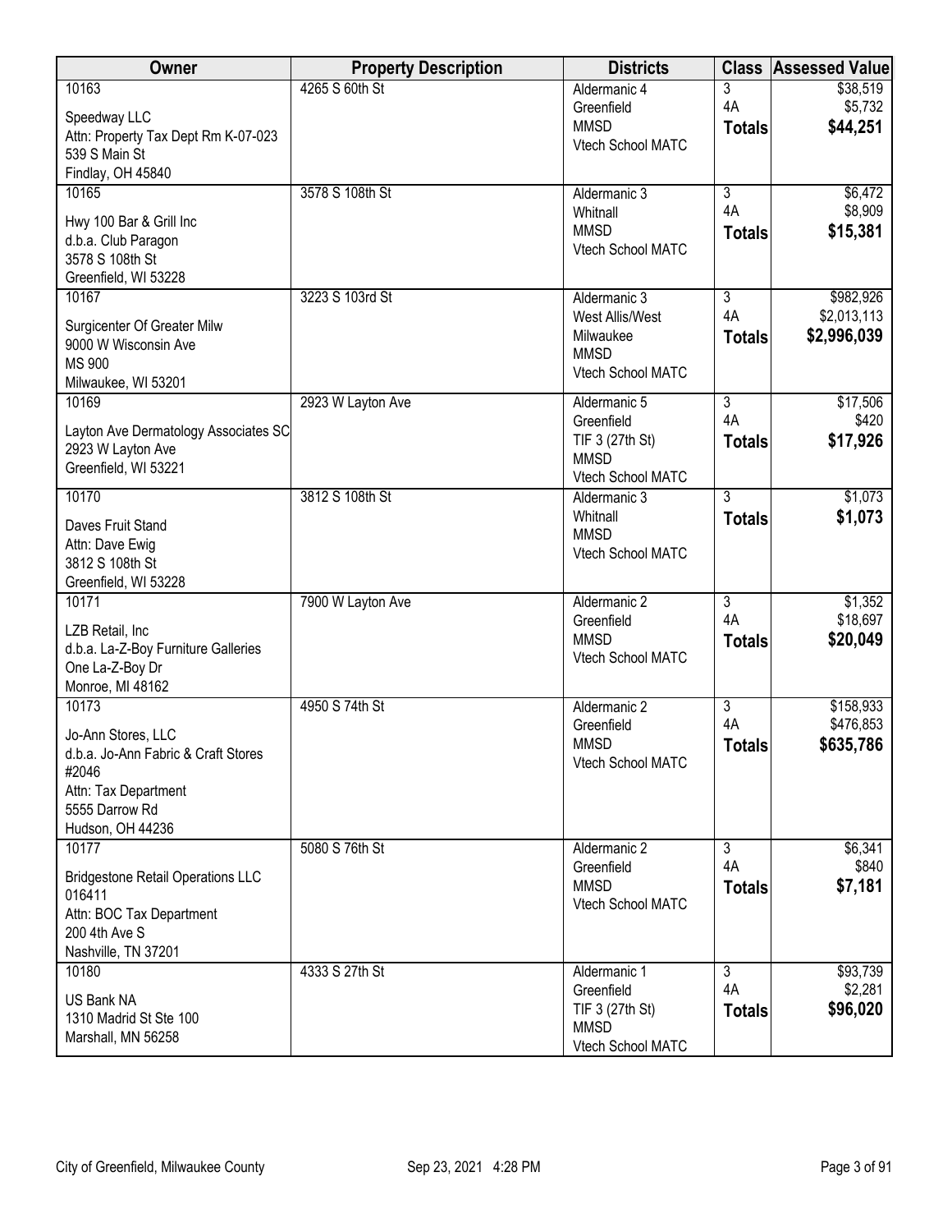| Owner | Property Description | Districts | Class | Assessed Value |
|---|---|---|---|---|
| 10163<br>Speedway LLC<br>Attn: Property Tax Dept Rm K-07-023<br>539 S Main St<br>Findlay, OH 45840 | 4265 S 60th St | Aldermanic 4<br>Greenfield<br>MMSD<br>Vtech School MATC | 3<br>4A<br>**Totals** | $38,519<br>$5,732<br>**$44,251** |
| 10165<br>Hwy 100 Bar & Grill Inc<br>d.b.a. Club Paragon<br>3578 S 108th St<br>Greenfield, WI 53228 | 3578 S 108th St | Aldermanic 3<br>Whitnall<br>MMSD<br>Vtech School MATC | 3<br>4A<br>**Totals** | $6,472<br>$8,909<br>**$15,381** |
| 10167<br>Surgicenter Of Greater Milw<br>9000 W Wisconsin Ave<br>MS 900<br>Milwaukee, WI 53201 | 3223 S 103rd St | Aldermanic 3<br>West Allis/West Milwaukee<br>MMSD<br>Vtech School MATC | 3<br>4A<br>**Totals** | $982,926<br>$2,013,113<br>**$2,996,039** |
| 10169<br>Layton Ave Dermatology Associates SC<br>2923 W Layton Ave<br>Greenfield, WI 53221 | 2923 W Layton Ave | Aldermanic 5<br>Greenfield<br>TIF 3 (27th St)<br>MMSD<br>Vtech School MATC | 3<br>4A<br>**Totals** | $17,506<br>$420<br>**$17,926** |
| 10170<br>Daves Fruit Stand<br>Attn: Dave Ewig<br>3812 S 108th St<br>Greenfield, WI 53228 | 3812 S 108th St | Aldermanic 3<br>Whitnall<br>MMSD<br>Vtech School MATC | 3<br>**Totals** | $1,073<br>**$1,073** |
| 10171<br>LZB Retail, Inc<br>d.b.a. La-Z-Boy Furniture Galleries<br>One La-Z-Boy Dr<br>Monroe, MI 48162 | 7900 W Layton Ave | Aldermanic 2<br>Greenfield<br>MMSD<br>Vtech School MATC | 3<br>4A<br>**Totals** | $1,352<br>$18,697<br>**$20,049** |
| 10173<br>Jo-Ann Stores, LLC<br>d.b.a. Jo-Ann Fabric & Craft Stores #2046<br>Attn: Tax Department<br>5555 Darrow Rd<br>Hudson, OH 44236 | 4950 S 74th St | Aldermanic 2<br>Greenfield<br>MMSD<br>Vtech School MATC | 3<br>4A<br>**Totals** | $158,933<br>$476,853<br>**$635,786** |
| 10177<br>Bridgestone Retail Operations LLC 016411<br>Attn: BOC Tax Department<br>200 4th Ave S<br>Nashville, TN 37201 | 5080 S 76th St | Aldermanic 2<br>Greenfield<br>MMSD<br>Vtech School MATC | 3<br>4A<br>**Totals** | $6,341<br>$840<br>**$7,181** |
| 10180<br>US Bank NA<br>1310 Madrid St Ste 100<br>Marshall, MN 56258 | 4333 S 27th St | Aldermanic 1<br>Greenfield<br>TIF 3 (27th St)<br>MMSD<br>Vtech School MATC | 3<br>4A<br>**Totals** | $93,739<br>$2,281<br>**$96,020** |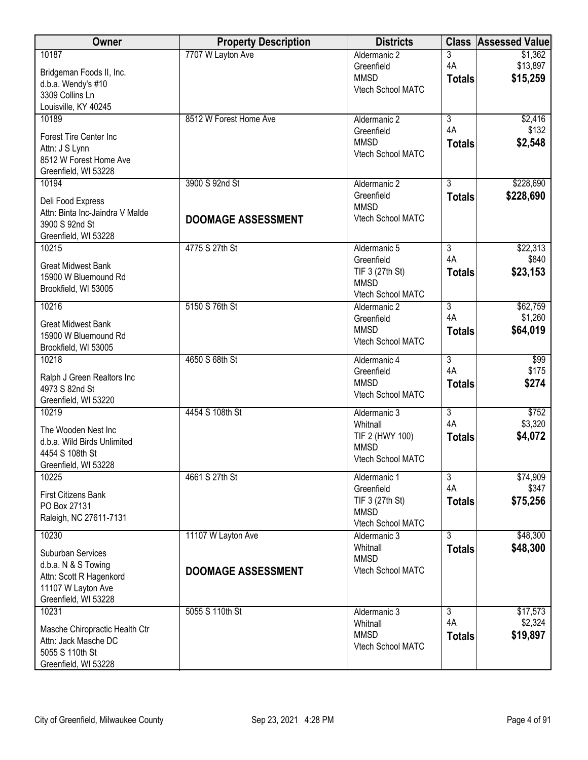| Owner | Property Description | Districts | Class | Assessed Value |
|---|---|---|---|---|
| 10187<br>Bridgeman Foods II, Inc.<br>d.b.a. Wendy's #10<br>3309 Collins Ln<br>Louisville, KY 40245 | 7707 W Layton Ave | Aldermanic 2<br>Greenfield<br>MMSD<br>Vtech School MATC | 3<br>4A<br>**Totals** | $1,362<br>$13,897<br>**$15,259** |
| 10189<br>Forest Tire Center Inc<br>Attn: J S Lynn<br>8512 W Forest Home Ave<br>Greenfield, WI 53228 | 8512 W Forest Home Ave | Aldermanic 2<br>Greenfield<br>MMSD<br>Vtech School MATC | 3<br>4A<br>**Totals** | $2,416<br>$132<br>**$2,548** |
| 10194<br>Deli Food Express<br>Attn: Binta Inc-Jaindra V Malde<br>3900 S 92nd St<br>Greenfield, WI 53228 | 3900 S 92nd St<br>**DOOMAGE ASSESSMENT** | Aldermanic 2<br>Greenfield<br>MMSD<br>Vtech School MATC | 3<br>**Totals** | $228,690<br>**$228,690** |
| 10215<br>Great Midwest Bank<br>15900 W Bluemound Rd<br>Brookfield, WI 53005 | 4775 S 27th St | Aldermanic 5<br>Greenfield<br>TIF 3 (27th St)<br>MMSD<br>Vtech School MATC | 3<br>4A<br>**Totals** | $22,313<br>$840<br>**$23,153** |
| 10216<br>Great Midwest Bank<br>15900 W Bluemound Rd<br>Brookfield, WI 53005 | 5150 S 76th St | Aldermanic 2<br>Greenfield<br>MMSD<br>Vtech School MATC | 3<br>4A<br>**Totals** | $62,759<br>$1,260<br>**$64,019** |
| 10218<br>Ralph J Green Realtors Inc<br>4973 S 82nd St<br>Greenfield, WI 53220 | 4650 S 68th St | Aldermanic 4<br>Greenfield<br>MMSD<br>Vtech School MATC | 3<br>4A<br>**Totals** | $99<br>$175<br>**$274** |
| 10219<br>The Wooden Nest Inc<br>d.b.a. Wild Birds Unlimited<br>4454 S 108th St<br>Greenfield, WI 53228 | 4454 S 108th St | Aldermanic 3<br>Whitnall<br>TIF 2 (HWY 100)<br>MMSD<br>Vtech School MATC | 3<br>4A<br>**Totals** | $752<br>$3,320<br>**$4,072** |
| 10225<br>First Citizens Bank<br>PO Box 27131<br>Raleigh, NC 27611-7131 | 4661 S 27th St | Aldermanic 1<br>Greenfield<br>TIF 3 (27th St)<br>MMSD<br>Vtech School MATC | 3<br>4A<br>**Totals** | $74,909<br>$347<br>**$75,256** |
| 10230<br>Suburban Services<br>d.b.a. N & S Towing<br>Attn: Scott R Hagenkord<br>11107 W Layton Ave<br>Greenfield, WI 53228 | 11107 W Layton Ave<br>**DOOMAGE ASSESSMENT** | Aldermanic 3<br>Whitnall<br>MMSD<br>Vtech School MATC | 3<br>**Totals** | $48,300<br>**$48,300** |
| 10231<br>Masche Chiropractic Health Ctr<br>Attn: Jack Masche DC<br>5055 S 110th St<br>Greenfield, WI 53228 | 5055 S 110th St | Aldermanic 3<br>Whitnall<br>MMSD<br>Vtech School MATC | 3<br>4A<br>**Totals** | $17,573<br>$2,324<br>**$19,897** |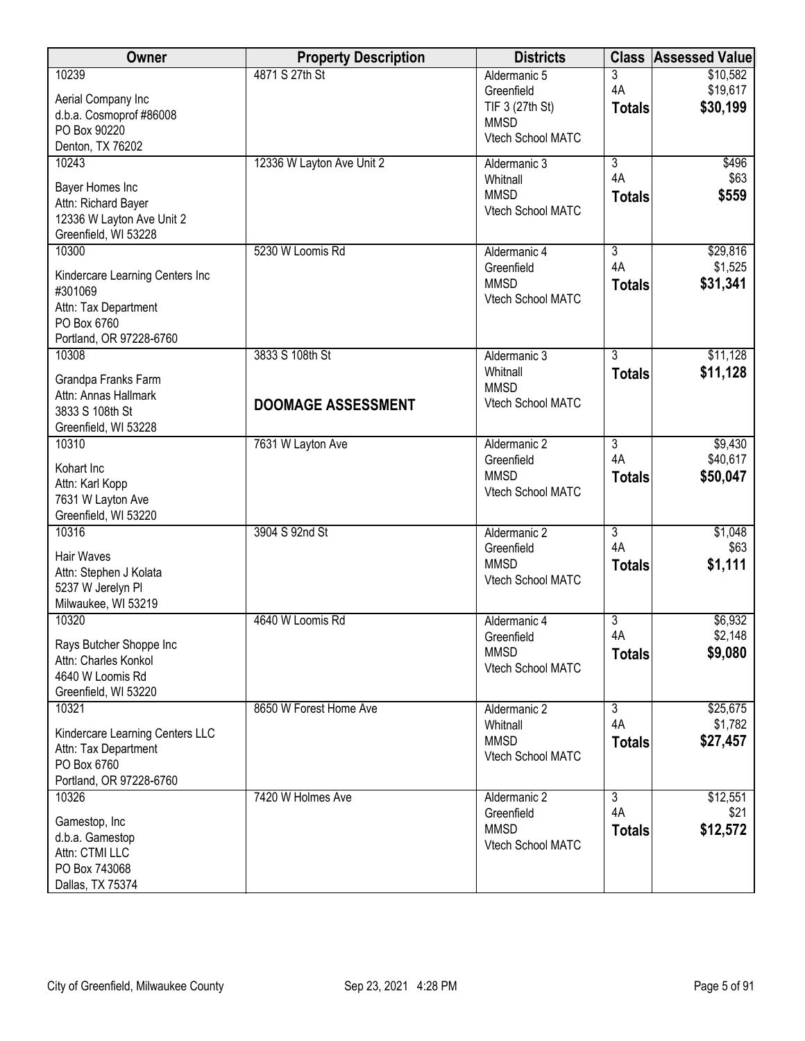| Owner | Property Description | Districts | Class | Assessed Value |
|---|---|---|---|---|
| 10239<br>Aerial Company Inc<br>d.b.a. Cosmoprof #86008<br>PO Box 90220<br>Denton, TX 76202 | 4871 S 27th St | Aldermanic 5<br>Greenfield<br>TIF 3 (27th St)<br>MMSD<br>Vtech School MATC | 3<br>4A<br>**Totals** | $10,582<br>$19,617<br>**$30,199** |
| 10243<br>Bayer Homes Inc<br>Attn: Richard Bayer<br>12336 W Layton Ave Unit 2<br>Greenfield, WI 53228 | 12336 W Layton Ave Unit 2 | Aldermanic 3<br>Whitnall<br>MMSD<br>Vtech School MATC | 3<br>4A<br>**Totals** | $496<br>$63<br>**$559** |
| 10300<br>Kindercare Learning Centers Inc<br>#301069<br>Attn: Tax Department<br>PO Box 6760<br>Portland, OR 97228-6760 | 5230 W Loomis Rd | Aldermanic 4<br>Greenfield<br>MMSD<br>Vtech School MATC | 3<br>4A<br>**Totals** | $29,816<br>$1,525<br>**$31,341** |
| 10308<br>Grandpa Franks Farm<br>Attn: Annas Hallmark<br>3833 S 108th St<br>Greenfield, WI 53228 | 3833 S 108th St<br><br>**DOOMAGE ASSESSMENT** | Aldermanic 3<br>Whitnall<br>MMSD<br>Vtech School MATC | 3<br>**Totals** | $11,128<br>**$11,128** |
| 10310<br>Kohart Inc<br>Attn: Karl Kopp<br>7631 W Layton Ave<br>Greenfield, WI 53220 | 7631 W Layton Ave | Aldermanic 2<br>Greenfield<br>MMSD<br>Vtech School MATC | 3<br>4A<br>**Totals** | $9,430<br>$40,617<br>**$50,047** |
| 10316<br>Hair Waves<br>Attn: Stephen J Kolata<br>5237 W Jerelyn Pl<br>Milwaukee, WI 53219 | 3904 S 92nd St | Aldermanic 2<br>Greenfield<br>MMSD<br>Vtech School MATC | 3<br>4A<br>**Totals** | $1,048<br>$63<br>**$1,111** |
| 10320<br>Rays Butcher Shoppe Inc<br>Attn: Charles Konkol<br>4640 W Loomis Rd<br>Greenfield, WI 53220 | 4640 W Loomis Rd | Aldermanic 4<br>Greenfield<br>MMSD<br>Vtech School MATC | 3<br>4A<br>**Totals** | $6,932<br>$2,148<br>**$9,080** |
| 10321<br>Kindercare Learning Centers LLC<br>Attn: Tax Department<br>PO Box 6760<br>Portland, OR 97228-6760 | 8650 W Forest Home Ave | Aldermanic 2<br>Whitnall<br>MMSD<br>Vtech School MATC | 3<br>4A<br>**Totals** | $25,675<br>$1,782<br>**$27,457** |
| 10326<br>Gamestop, Inc<br>d.b.a. Gamestop<br>Attn: CTMI LLC<br>PO Box 743068<br>Dallas, TX 75374 | 7420 W Holmes Ave | Aldermanic 2<br>Greenfield<br>MMSD<br>Vtech School MATC | 3<br>4A<br>**Totals** | $12,551<br>$21<br>**$12,572** |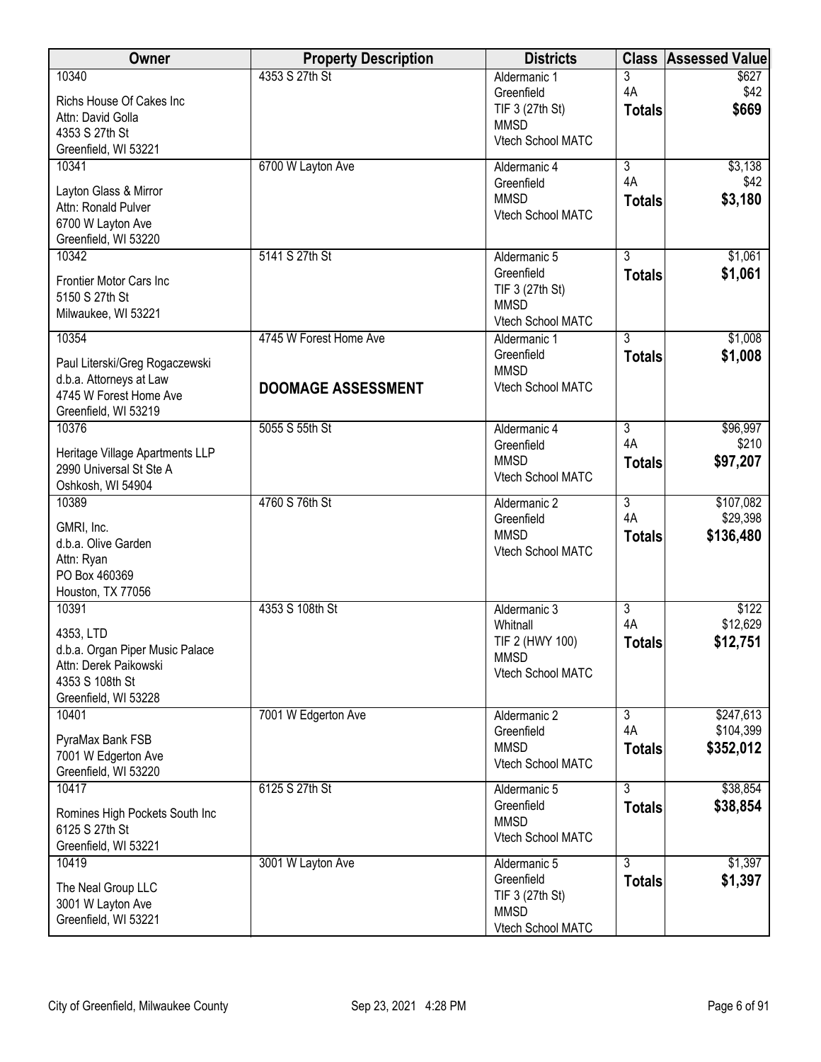| Owner | Property Description | Districts | Class | Assessed Value |
|---|---|---|---|---|
| 10340<br>Richs House Of Cakes Inc<br>Attn: David Golla<br>4353 S 27th St<br>Greenfield, WI 53221 | 4353 S 27th St | Aldermanic 1<br>Greenfield<br>TIF 3 (27th St)<br>MMSD<br>Vtech School MATC | 3<br>4A<br>**Totals** | $627<br>$42<br>**$669** |
| 10341<br>Layton Glass & Mirror<br>Attn: Ronald Pulver<br>6700 W Layton Ave<br>Greenfield, WI 53220 | 6700 W Layton Ave | Aldermanic 4<br>Greenfield<br>MMSD<br>Vtech School MATC | 3<br>4A<br>**Totals** | $3,138<br>$42<br>**$3,180** |
| 10342<br>Frontier Motor Cars Inc<br>5150 S 27th St<br>Milwaukee, WI 53221 | 5141 S 27th St | Aldermanic 5<br>Greenfield<br>TIF 3 (27th St)<br>MMSD<br>Vtech School MATC | 3<br>**Totals** | $1,061<br>**$1,061** |
| 10354<br>Paul Literski/Greg Rogaczewski<br>d.b.a. Attorneys at Law<br>4745 W Forest Home Ave<br>Greenfield, WI 53219 | 4745 W Forest Home Ave<br><br>**DOOMAGE ASSESSMENT** | Aldermanic 1<br>Greenfield<br>MMSD<br>Vtech School MATC | 3<br>**Totals** | $1,008<br>**$1,008** |
| 10376<br>Heritage Village Apartments LLP<br>2990 Universal St Ste A<br>Oshkosh, WI 54904 | 5055 S 55th St | Aldermanic 4<br>Greenfield<br>MMSD<br>Vtech School MATC | 3<br>4A<br>**Totals** | $96,997<br>$210<br>**$97,207** |
| 10389<br>GMRI, Inc.<br>d.b.a. Olive Garden<br>Attn: Ryan<br>PO Box 460369<br>Houston, TX 77056 | 4760 S 76th St | Aldermanic 2<br>Greenfield<br>MMSD<br>Vtech School MATC | 3<br>4A<br>**Totals** | $107,082<br>$29,398<br>**$136,480** |
| 10391<br>4353, LTD<br>d.b.a. Organ Piper Music Palace<br>Attn: Derek Paikowski<br>4353 S 108th St<br>Greenfield, WI 53228 | 4353 S 108th St | Aldermanic 3<br>Whitnall<br>TIF 2 (HWY 100)<br>MMSD<br>Vtech School MATC | 3<br>4A<br>**Totals** | $122<br>$12,629<br>**$12,751** |
| 10401<br>PyraMax Bank FSB<br>7001 W Edgerton Ave<br>Greenfield, WI 53220 | 7001 W Edgerton Ave | Aldermanic 2<br>Greenfield<br>MMSD<br>Vtech School MATC | 3<br>4A<br>**Totals** | $247,613<br>$104,399<br>**$352,012** |
| 10417<br>Romines High Pockets South Inc<br>6125 S 27th St<br>Greenfield, WI 53221 | 6125 S 27th St | Aldermanic 5<br>Greenfield<br>MMSD<br>Vtech School MATC | 3<br>**Totals** | $38,854<br>**$38,854** |
| 10419<br>The Neal Group LLC<br>3001 W Layton Ave<br>Greenfield, WI 53221 | 3001 W Layton Ave | Aldermanic 5<br>Greenfield<br>TIF 3 (27th St)<br>MMSD<br>Vtech School MATC | 3<br>**Totals** | $1,397<br>**$1,397** |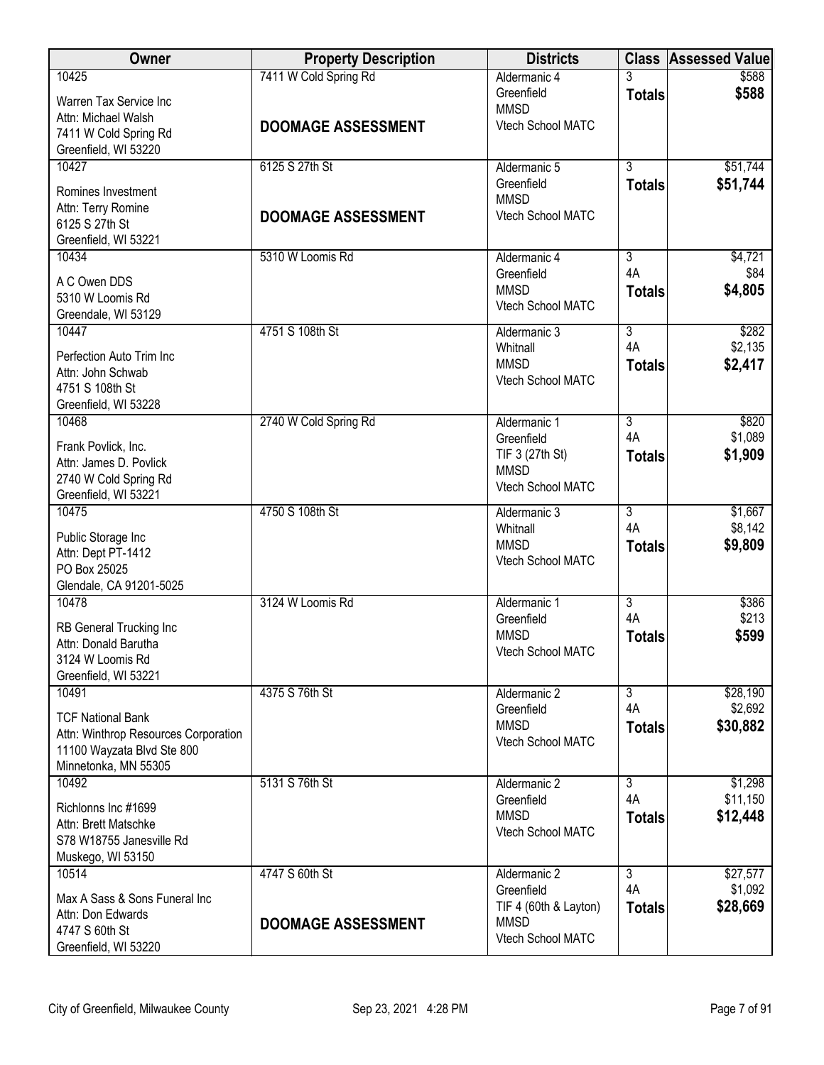| Owner | Property Description | Districts | Class | Assessed Value |
|---|---|---|---|---|
| 10425<br>Warren Tax Service Inc<br>Attn: Michael Walsh<br>7411 W Cold Spring Rd<br>Greenfield, WI 53220 | 7411 W Cold Spring Rd<br><br>**DOOMAGE ASSESSMENT** | Aldermanic 4<br>Greenfield<br>MMSD<br>Vtech School MATC | 3<br>**Totals** | $588<br>**$588** |
| 10427<br>Romines Investment<br>Attn: Terry Romine<br>6125 S 27th St<br>Greenfield, WI 53221 | 6125 S 27th St<br><br>**DOOMAGE ASSESSMENT** | Aldermanic 5<br>Greenfield<br>MMSD<br>Vtech School MATC | 3<br>**Totals** | $51,744<br>**$51,744** |
| 10434<br>A C Owen DDS<br>5310 W Loomis Rd<br>Greendale, WI 53129 | 5310 W Loomis Rd | Aldermanic 4<br>Greenfield<br>MMSD<br>Vtech School MATC | 3<br>4A<br>**Totals** | $4,721<br>$84<br>**$4,805** |
| 10447<br>Perfection Auto Trim Inc<br>Attn: John Schwab<br>4751 S 108th St<br>Greenfield, WI 53228 | 4751 S 108th St | Aldermanic 3<br>Whitnall<br>MMSD<br>Vtech School MATC | 3<br>4A<br>**Totals** | $282<br>$2,135<br>**$2,417** |
| 10468<br>Frank Povlick, Inc.<br>Attn: James D. Povlick<br>2740 W Cold Spring Rd<br>Greenfield, WI 53221 | 2740 W Cold Spring Rd | Aldermanic 1<br>Greenfield<br>TIF 3 (27th St)<br>MMSD<br>Vtech School MATC | 3<br>4A<br>**Totals** | $820<br>$1,089<br>**$1,909** |
| 10475<br>Public Storage Inc<br>Attn: Dept PT-1412<br>PO Box 25025<br>Glendale, CA 91201-5025 | 4750 S 108th St | Aldermanic 3<br>Whitnall<br>MMSD<br>Vtech School MATC | 3<br>4A<br>**Totals** | $1,667<br>$8,142<br>**$9,809** |
| 10478<br>RB General Trucking Inc<br>Attn: Donald Barutha<br>3124 W Loomis Rd<br>Greenfield, WI 53221 | 3124 W Loomis Rd | Aldermanic 1<br>Greenfield<br>MMSD<br>Vtech School MATC | 3<br>4A<br>**Totals** | $386<br>$213<br>**$599** |
| 10491<br>TCF National Bank<br>Attn: Winthrop Resources Corporation<br>11100 Wayzata Blvd Ste 800<br>Minnetonka, MN 55305 | 4375 S 76th St | Aldermanic 2<br>Greenfield<br>MMSD<br>Vtech School MATC | 3<br>4A<br>**Totals** | $28,190<br>$2,692<br>**$30,882** |
| 10492<br>Richlonns Inc #1699<br>Attn: Brett Matschke<br>S78 W18755 Janesville Rd<br>Muskego, WI 53150 | 5131 S 76th St | Aldermanic 2<br>Greenfield<br>MMSD<br>Vtech School MATC | 3<br>4A<br>**Totals** | $1,298<br>$11,150<br>**$12,448** |
| 10514<br>Max A Sass & Sons Funeral Inc<br>Attn: Don Edwards<br>4747 S 60th St<br>Greenfield, WI 53220 | 4747 S 60th St<br><br>**DOOMAGE ASSESSMENT** | Aldermanic 2<br>Greenfield<br>TIF 4 (60th & Layton)<br>MMSD<br>Vtech School MATC | 3<br>4A<br>**Totals** | $27,577<br>$1,092<br>**$28,669** |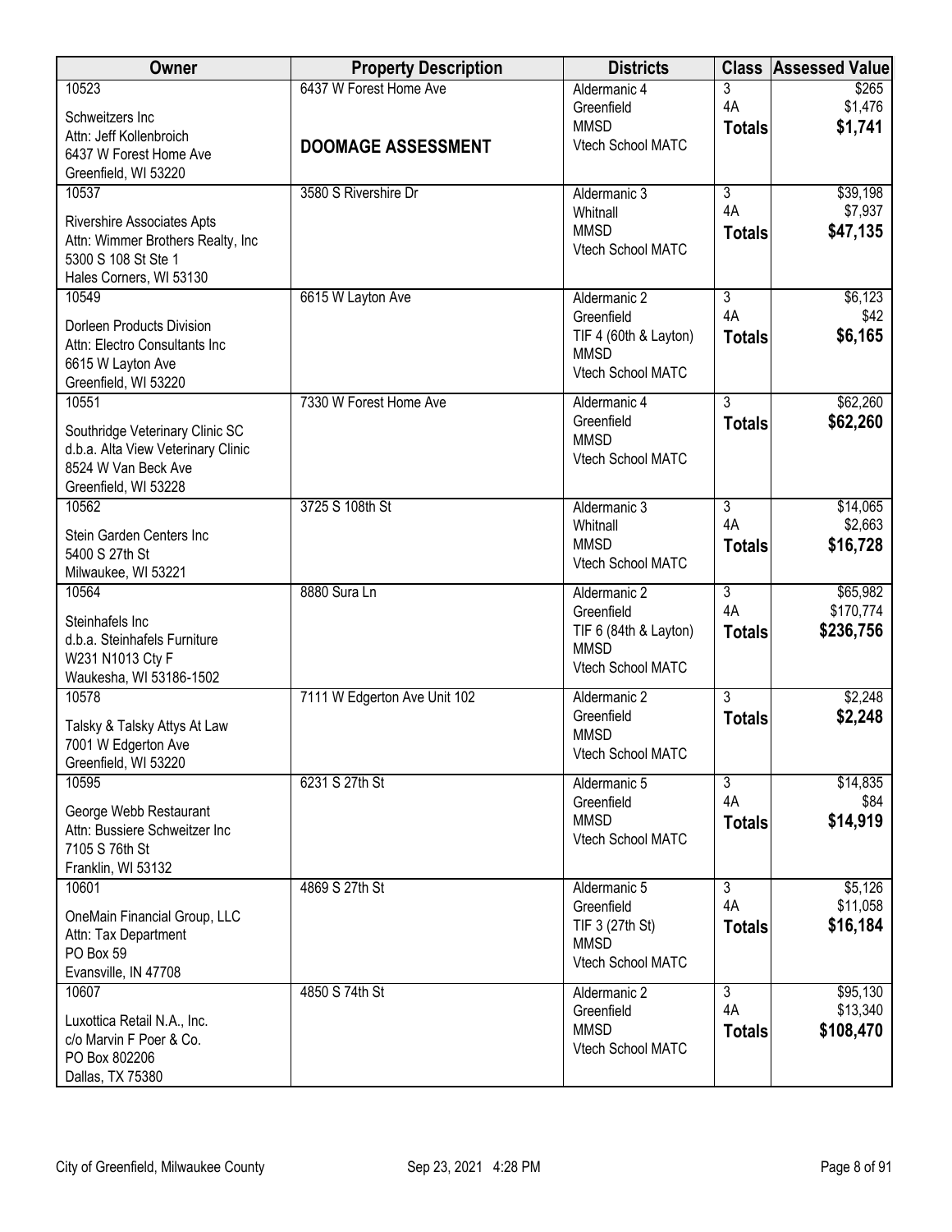| Owner | Property Description | Districts | Class | Assessed Value |
|---|---|---|---|---|
| 10523<br>Schweitzers Inc<br>Attn: Jeff Kollenbroich<br>6437 W Forest Home Ave<br>Greenfield, WI 53220 | 6437 W Forest Home Ave<br>**DOOMAGE ASSESSMENT** | Aldermanic 4<br>Greenfield<br>MMSD<br>Vtech School MATC | 3<br>4A<br>**Totals** | $265<br>$1,476<br>**$1,741** |
| 10537<br>Rivershire Associates Apts<br>Attn: Wimmer Brothers Realty, Inc<br>5300 S 108 St Ste 1<br>Hales Corners, WI 53130 | 3580 S Rivershire Dr | Aldermanic 3<br>Whitnall<br>MMSD<br>Vtech School MATC | 3<br>4A<br>**Totals** | $39,198<br>$7,937<br>**$47,135** |
| 10549<br>Dorleen Products Division<br>Attn: Electro Consultants Inc<br>6615 W Layton Ave<br>Greenfield, WI 53220 | 6615 W Layton Ave | Aldermanic 2<br>Greenfield<br>TIF 4 (60th & Layton)<br>MMSD<br>Vtech School MATC | 3<br>4A<br>**Totals** | $6,123<br>$42<br>**$6,165** |
| 10551<br>Southridge Veterinary Clinic SC<br>d.b.a. Alta View Veterinary Clinic<br>8524 W Van Beck Ave<br>Greenfield, WI 53228 | 7330 W Forest Home Ave | Aldermanic 4<br>Greenfield<br>MMSD<br>Vtech School MATC | 3<br>**Totals** | $62,260<br>**$62,260** |
| 10562<br>Stein Garden Centers Inc<br>5400 S 27th St<br>Milwaukee, WI 53221 | 3725 S 108th St | Aldermanic 3<br>Whitnall<br>MMSD<br>Vtech School MATC | 3<br>4A<br>**Totals** | $14,065<br>$2,663<br>**$16,728** |
| 10564<br>Steinhafels Inc<br>d.b.a. Steinhafels Furniture<br>W231 N1013 Cty F<br>Waukesha, WI 53186-1502 | 8880 Sura Ln | Aldermanic 2<br>Greenfield<br>TIF 6 (84th & Layton)<br>MMSD<br>Vtech School MATC | 3<br>4A<br>**Totals** | $65,982<br>$170,774<br>**$236,756** |
| 10578<br>Talsky & Talsky Attys At Law<br>7001 W Edgerton Ave<br>Greenfield, WI 53220 | 7111 W Edgerton Ave Unit 102 | Aldermanic 2<br>Greenfield<br>MMSD<br>Vtech School MATC | 3<br>**Totals** | $2,248<br>**$2,248** |
| 10595<br>George Webb Restaurant<br>Attn: Bussiere Schweitzer Inc<br>7105 S 76th St<br>Franklin, WI 53132 | 6231 S 27th St | Aldermanic 5<br>Greenfield<br>MMSD<br>Vtech School MATC | 3<br>4A<br>**Totals** | $14,835<br>$84<br>**$14,919** |
| 10601<br>OneMain Financial Group, LLC<br>Attn: Tax Department<br>PO Box 59<br>Evansville, IN 47708 | 4869 S 27th St | Aldermanic 5<br>Greenfield<br>TIF 3 (27th St)<br>MMSD<br>Vtech School MATC | 3<br>4A<br>**Totals** | $5,126<br>$11,058<br>**$16,184** |
| 10607<br>Luxottica Retail N.A., Inc.<br>c/o Marvin F Poer & Co.<br>PO Box 802206<br>Dallas, TX 75380 | 4850 S 74th St | Aldermanic 2<br>Greenfield<br>MMSD<br>Vtech School MATC | 3<br>4A<br>**Totals** | $95,130<br>$13,340<br>**$108,470** |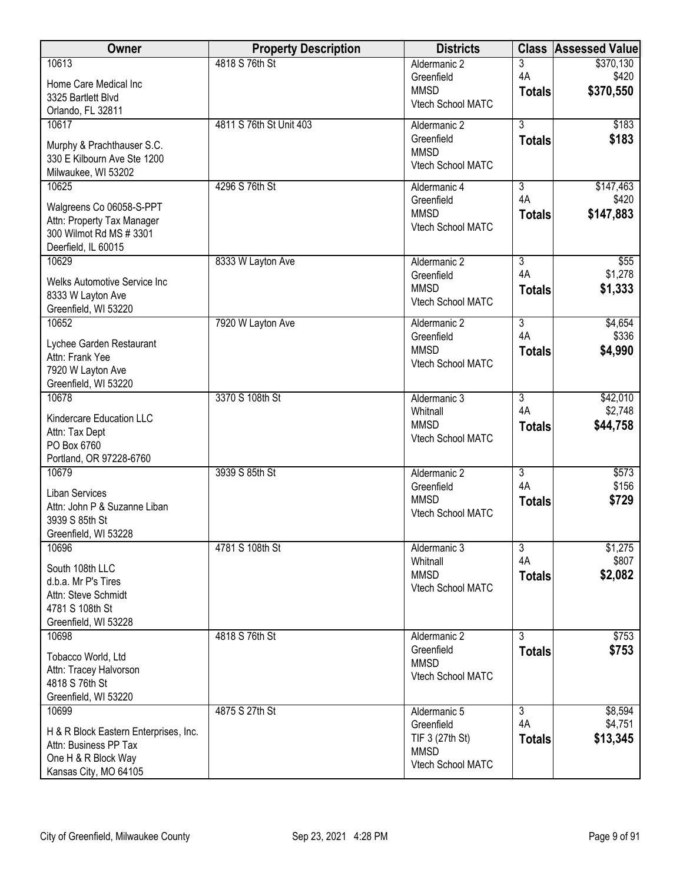| Owner | Property Description | Districts | Class | Assessed Value |
|---|---|---|---|---|
| 10613<br>Home Care Medical Inc<br>3325 Bartlett Blvd<br>Orlando, FL 32811 | 4818 S 76th St | Aldermanic 2<br>Greenfield<br>MMSD<br>Vtech School MATC | 3<br>4A<br>**Totals** | $370,130<br>$420<br>**$370,550** |
| 10617<br>Murphy & Prachthauser S.C.<br>330 E Kilbourn Ave Ste 1200<br>Milwaukee, WI 53202 | 4811 S 76th St Unit 403 | Aldermanic 2<br>Greenfield<br>MMSD<br>Vtech School MATC | 3<br>**Totals** | $183<br>**$183** |
| 10625<br>Walgreens Co 06058-S-PPT<br>Attn: Property Tax Manager<br>300 Wilmot Rd MS # 3301<br>Deerfield, IL 60015 | 4296 S 76th St | Aldermanic 4<br>Greenfield<br>MMSD<br>Vtech School MATC | 3<br>4A<br>**Totals** | $147,463<br>$420<br>**$147,883** |
| 10629<br>Welks Automotive Service Inc<br>8333 W Layton Ave<br>Greenfield, WI 53220 | 8333 W Layton Ave | Aldermanic 2<br>Greenfield<br>MMSD<br>Vtech School MATC | 3<br>4A<br>**Totals** | $55<br>$1,278<br>**$1,333** |
| 10652<br>Lychee Garden Restaurant<br>Attn: Frank Yee<br>7920 W Layton Ave<br>Greenfield, WI 53220 | 7920 W Layton Ave | Aldermanic 2<br>Greenfield<br>MMSD<br>Vtech School MATC | 3<br>4A<br>**Totals** | $4,654<br>$336<br>**$4,990** |
| 10678<br>Kindercare Education LLC<br>Attn: Tax Dept<br>PO Box 6760<br>Portland, OR 97228-6760 | 3370 S 108th St | Aldermanic 3<br>Whitnall<br>MMSD<br>Vtech School MATC | 3<br>4A<br>**Totals** | $42,010<br>$2,748<br>**$44,758** |
| 10679<br>Liban Services<br>Attn: John P & Suzanne Liban<br>3939 S 85th St<br>Greenfield, WI 53228 | 3939 S 85th St | Aldermanic 2<br>Greenfield<br>MMSD<br>Vtech School MATC | 3<br>4A<br>**Totals** | $573<br>$156<br>**$729** |
| 10696<br>South 108th LLC<br>d.b.a. Mr P's Tires<br>Attn: Steve Schmidt<br>4781 S 108th St<br>Greenfield, WI 53228 | 4781 S 108th St | Aldermanic 3<br>Whitnall<br>MMSD<br>Vtech School MATC | 3<br>4A<br>**Totals** | $1,275<br>$807<br>**$2,082** |
| 10698<br>Tobacco World, Ltd<br>Attn: Tracey Halvorson<br>4818 S 76th St<br>Greenfield, WI 53220 | 4818 S 76th St | Aldermanic 2<br>Greenfield<br>MMSD<br>Vtech School MATC | 3<br>**Totals** | $753<br>**$753** |
| 10699<br>H & R Block Eastern Enterprises, Inc.<br>Attn: Business PP Tax<br>One H & R Block Way<br>Kansas City, MO 64105 | 4875 S 27th St | Aldermanic 5<br>Greenfield<br>TIF 3 (27th St)<br>MMSD<br>Vtech School MATC | 3<br>4A<br>**Totals** | $8,594<br>$4,751<br>**$13,345** |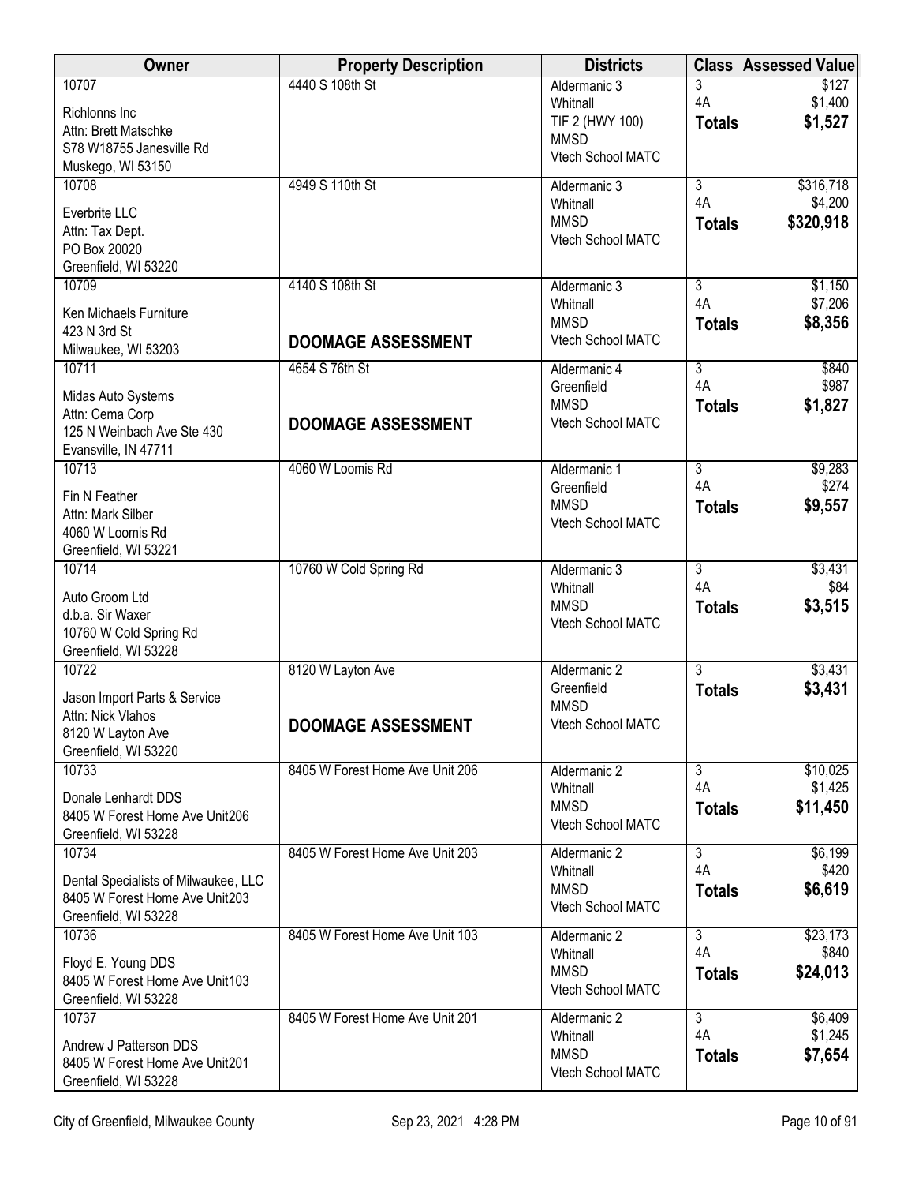| Owner | Property Description | Districts | Class | Assessed Value |
|---|---|---|---|---|
| 10707<br>Richlonns Inc<br>Attn: Brett Matschke<br>S78 W18755 Janesville Rd<br>Muskego, WI 53150 | 4440 S 108th St | Aldermanic 3<br>Whitnall<br>TIF 2 (HWY 100)<br>MMSD<br>Vtech School MATC | 3<br>4A<br>**Totals** | \$127<br>\$1,400<br>**\$1,527** |
| 10708<br>Everbrite LLC<br>Attn: Tax Dept.<br>PO Box 20020<br>Greenfield, WI 53220 | 4949 S 110th St | Aldermanic 3<br>Whitnall<br>MMSD<br>Vtech School MATC | 3<br>4A<br>**Totals** | \$316,718<br>\$4,200<br>**\$320,918** |
| 10709<br>Ken Michaels Furniture<br>423 N 3rd St<br>Milwaukee, WI 53203 | 4140 S 108th St<br>**DOOMAGE ASSESSMENT** | Aldermanic 3<br>Whitnall<br>MMSD<br>Vtech School MATC | 3<br>4A<br>**Totals** | \$1,150<br>\$7,206<br>**\$8,356** |
| 10711<br>Midas Auto Systems<br>Attn: Cema Corp<br>125 N Weinbach Ave Ste 430<br>Evansville, IN 47711 | 4654 S 76th St<br>**DOOMAGE ASSESSMENT** | Aldermanic 4<br>Greenfield<br>MMSD<br>Vtech School MATC | 3<br>4A<br>**Totals** | \$840<br>\$987<br>**\$1,827** |
| 10713<br>Fin N Feather<br>Attn: Mark Silber<br>4060 W Loomis Rd<br>Greenfield, WI 53221 | 4060 W Loomis Rd | Aldermanic 1<br>Greenfield<br>MMSD<br>Vtech School MATC | 3<br>4A<br>**Totals** | \$9,283<br>\$274<br>**\$9,557** |
| 10714<br>Auto Groom Ltd<br>d.b.a. Sir Waxer<br>10760 W Cold Spring Rd<br>Greenfield, WI 53228 | 10760 W Cold Spring Rd | Aldermanic 3<br>Whitnall<br>MMSD<br>Vtech School MATC | 3<br>4A<br>**Totals** | \$3,431<br>\$84<br>**\$3,515** |
| 10722<br>Jason Import Parts & Service<br>Attn: Nick Vlahos<br>8120 W Layton Ave<br>Greenfield, WI 53220 | 8120 W Layton Ave<br>**DOOMAGE ASSESSMENT** | Aldermanic 2<br>Greenfield<br>MMSD<br>Vtech School MATC | 3<br>**Totals** | \$3,431<br>**\$3,431** |
| 10733<br>Donale Lenhardt DDS<br>8405 W Forest Home Ave Unit206<br>Greenfield, WI 53228 | 8405 W Forest Home Ave Unit 206 | Aldermanic 2<br>Whitnall<br>MMSD<br>Vtech School MATC | 3<br>4A<br>**Totals** | \$10,025<br>\$1,425<br>**\$11,450** |
| 10734<br>Dental Specialists of Milwaukee, LLC<br>8405 W Forest Home Ave Unit203<br>Greenfield, WI 53228 | 8405 W Forest Home Ave Unit 203 | Aldermanic 2<br>Whitnall<br>MMSD<br>Vtech School MATC | 3<br>4A<br>**Totals** | \$6,199<br>\$420<br>**\$6,619** |
| 10736<br>Floyd E. Young DDS<br>8405 W Forest Home Ave Unit103<br>Greenfield, WI 53228 | 8405 W Forest Home Ave Unit 103 | Aldermanic 2<br>Whitnall<br>MMSD<br>Vtech School MATC | 3<br>4A<br>**Totals** | \$23,173<br>\$840<br>**\$24,013** |
| 10737<br>Andrew J Patterson DDS<br>8405 W Forest Home Ave Unit201<br>Greenfield, WI 53228 | 8405 W Forest Home Ave Unit 201 | Aldermanic 2<br>Whitnall<br>MMSD<br>Vtech School MATC | 3<br>4A<br>**Totals** | \$6,409<br>\$1,245<br>**\$7,654** |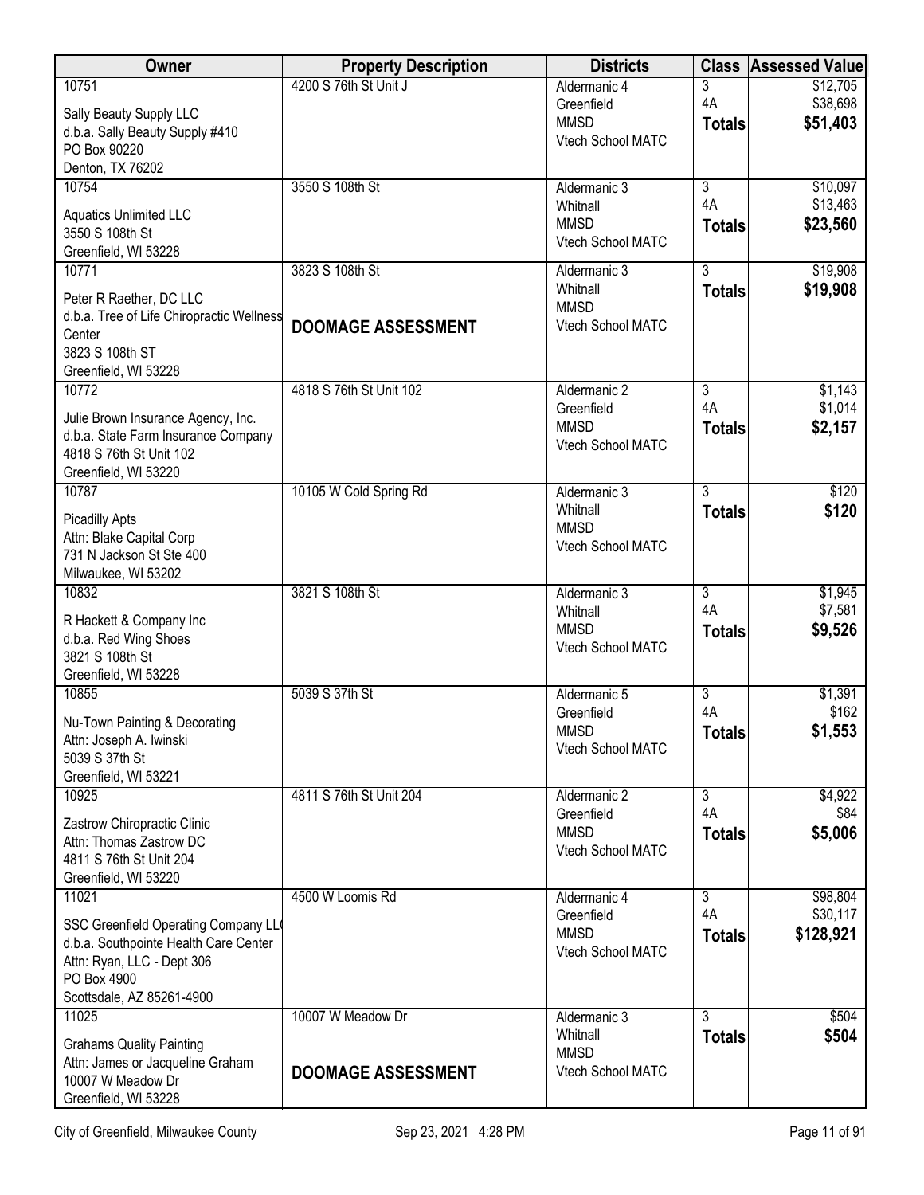| Owner | Property Description | Districts | Class | Assessed Value |
|---|---|---|---|---|
| 10751<br>Sally Beauty Supply LLC<br>d.b.a. Sally Beauty Supply #410<br>PO Box 90220<br>Denton, TX 76202 | 4200 S 76th St Unit J | Aldermanic 4<br>Greenfield<br>MMSD<br>Vtech School MATC | 3<br>4A<br>**Totals** | $12,705<br>$38,698<br>**$51,403** |
| 10754<br>Aquatics Unlimited LLC<br>3550 S 108th St<br>Greenfield, WI 53228 | 3550 S 108th St | Aldermanic 3<br>Whitnall<br>MMSD<br>Vtech School MATC | 3<br>4A<br>**Totals** | $10,097<br>$13,463<br>**$23,560** |
| 10771<br>Peter R Raether, DC LLC<br>d.b.a. Tree of Life Chiropractic Wellness Center<br>3823 S 108th ST<br>Greenfield, WI 53228 | 3823 S 108th St<br><br>**DOOMAGE ASSESSMENT** | Aldermanic 3<br>Whitnall<br>MMSD<br>Vtech School MATC | 3<br>**Totals** | $19,908<br>**$19,908** |
| 10772<br>Julie Brown Insurance Agency, Inc.<br>d.b.a. State Farm Insurance Company<br>4818 S 76th St Unit 102<br>Greenfield, WI 53220 | 4818 S 76th St Unit 102 | Aldermanic 2<br>Greenfield<br>MMSD<br>Vtech School MATC | 3<br>4A<br>**Totals** | $1,143<br>$1,014<br>**$2,157** |
| 10787<br>Picadilly Apts<br>Attn: Blake Capital Corp<br>731 N Jackson St Ste 400<br>Milwaukee, WI 53202 | 10105 W Cold Spring Rd | Aldermanic 3<br>Whitnall<br>MMSD<br>Vtech School MATC | 3<br>**Totals** | $120<br>**$120** |
| 10832<br>R Hackett & Company Inc<br>d.b.a. Red Wing Shoes<br>3821 S 108th St<br>Greenfield, WI 53228 | 3821 S 108th St | Aldermanic 3<br>Whitnall<br>MMSD<br>Vtech School MATC | 3<br>4A<br>**Totals** | $1,945<br>$7,581<br>**$9,526** |
| 10855<br>Nu-Town Painting & Decorating<br>Attn: Joseph A. Iwinski<br>5039 S 37th St<br>Greenfield, WI 53221 | 5039 S 37th St | Aldermanic 5<br>Greenfield<br>MMSD<br>Vtech School MATC | 3<br>4A<br>**Totals** | $1,391<br>$162<br>**$1,553** |
| 10925<br>Zastrow Chiropractic Clinic<br>Attn: Thomas Zastrow DC<br>4811 S 76th St Unit 204<br>Greenfield, WI 53220 | 4811 S 76th St Unit 204 | Aldermanic 2<br>Greenfield<br>MMSD<br>Vtech School MATC | 3<br>4A<br>**Totals** | $4,922<br>$84<br>**$5,006** |
| 11021<br>SSC Greenfield Operating Company LLC<br>d.b.a. Southpointe Health Care Center<br>Attn: Ryan, LLC - Dept 306<br>PO Box 4900<br>Scottsdale, AZ 85261-4900 | 4500 W Loomis Rd | Aldermanic 4<br>Greenfield<br>MMSD<br>Vtech School MATC | 3<br>4A<br>**Totals** | $98,804<br>$30,117<br>**$128,921** |
| 11025<br>Grahams Quality Painting<br>Attn: James or Jacqueline Graham<br>10007 W Meadow Dr<br>Greenfield, WI 53228 | 10007 W Meadow Dr<br><br>**DOOMAGE ASSESSMENT** | Aldermanic 3<br>Whitnall<br>MMSD<br>Vtech School MATC | 3<br>**Totals** | $504<br>**$504** |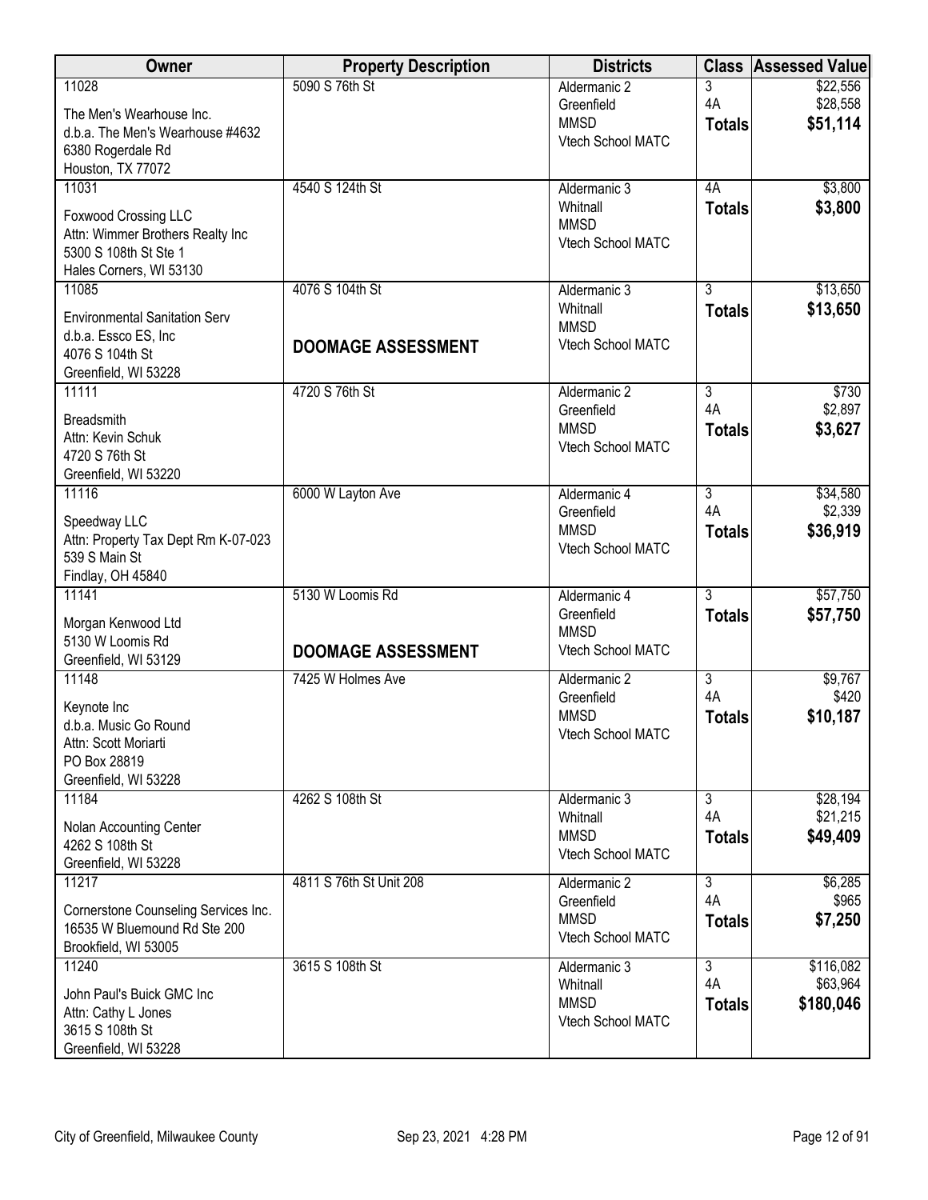| Owner | Property Description | Districts | Class | Assessed Value |
|---|---|---|---|---|
| 11028<br>The Men's Wearhouse Inc.<br>d.b.a. The Men's Wearhouse #4632<br>6380 Rogerdale Rd<br>Houston, TX 77072 | 5090 S 76th St | Aldermanic 2<br>Greenfield<br>MMSD<br>Vtech School MATC | 3<br>4A<br>**Totals** | $22,556<br>$28,558<br>**$51,114** |
| 11031<br>Foxwood Crossing LLC<br>Attn: Wimmer Brothers Realty Inc<br>5300 S 108th St Ste 1<br>Hales Corners, WI 53130 | 4540 S 124th St | Aldermanic 3<br>Whitnall<br>MMSD<br>Vtech School MATC | 4A<br>**Totals** | $3,800<br>**$3,800** |
| 11085<br>Environmental Sanitation Serv<br>d.b.a. Essco ES, Inc<br>4076 S 104th St<br>Greenfield, WI 53228 | 4076 S 104th St<br><br>**DOOMAGE ASSESSMENT** | Aldermanic 3<br>Whitnall<br>MMSD<br>Vtech School MATC | 3<br>**Totals** | $13,650<br>**$13,650** |
| 11111<br>Breadsmith<br>Attn: Kevin Schuk<br>4720 S 76th St<br>Greenfield, WI 53220 | 4720 S 76th St | Aldermanic 2<br>Greenfield<br>MMSD<br>Vtech School MATC | 3<br>4A<br>**Totals** | $730<br>$2,897<br>**$3,627** |
| 11116<br>Speedway LLC<br>Attn: Property Tax Dept Rm K-07-023<br>539 S Main St<br>Findlay, OH 45840 | 6000 W Layton Ave | Aldermanic 4<br>Greenfield<br>MMSD<br>Vtech School MATC | 3<br>4A<br>**Totals** | $34,580<br>$2,339<br>**$36,919** |
| 11141<br>Morgan Kenwood Ltd<br>5130 W Loomis Rd<br>Greenfield, WI 53129 | 5130 W Loomis Rd<br><br>**DOOMAGE ASSESSMENT** | Aldermanic 4<br>Greenfield<br>MMSD<br>Vtech School MATC | 3<br>**Totals** | $57,750<br>**$57,750** |
| 11148<br>Keynote Inc<br>d.b.a. Music Go Round<br>Attn: Scott Moriarti<br>PO Box 28819<br>Greenfield, WI 53228 | 7425 W Holmes Ave | Aldermanic 2<br>Greenfield<br>MMSD<br>Vtech School MATC | 3<br>4A<br>**Totals** | $9,767<br>$420<br>**$10,187** |
| 11184<br>Nolan Accounting Center<br>4262 S 108th St<br>Greenfield, WI 53228 | 4262 S 108th St | Aldermanic 3<br>Whitnall<br>MMSD<br>Vtech School MATC | 3<br>4A<br>**Totals** | $28,194<br>$21,215<br>**$49,409** |
| 11217<br>Cornerstone Counseling Services Inc.<br>16535 W Bluemound Rd Ste 200<br>Brookfield, WI 53005 | 4811 S 76th St Unit 208 | Aldermanic 2<br>Greenfield<br>MMSD<br>Vtech School MATC | 3<br>4A<br>**Totals** | $6,285<br>$965<br>**$7,250** |
| 11240<br>John Paul's Buick GMC Inc<br>Attn: Cathy L Jones<br>3615 S 108th St<br>Greenfield, WI 53228 | 3615 S 108th St | Aldermanic 3<br>Whitnall<br>MMSD<br>Vtech School MATC | 3<br>4A<br>**Totals** | $116,082<br>$63,964<br>**$180,046** |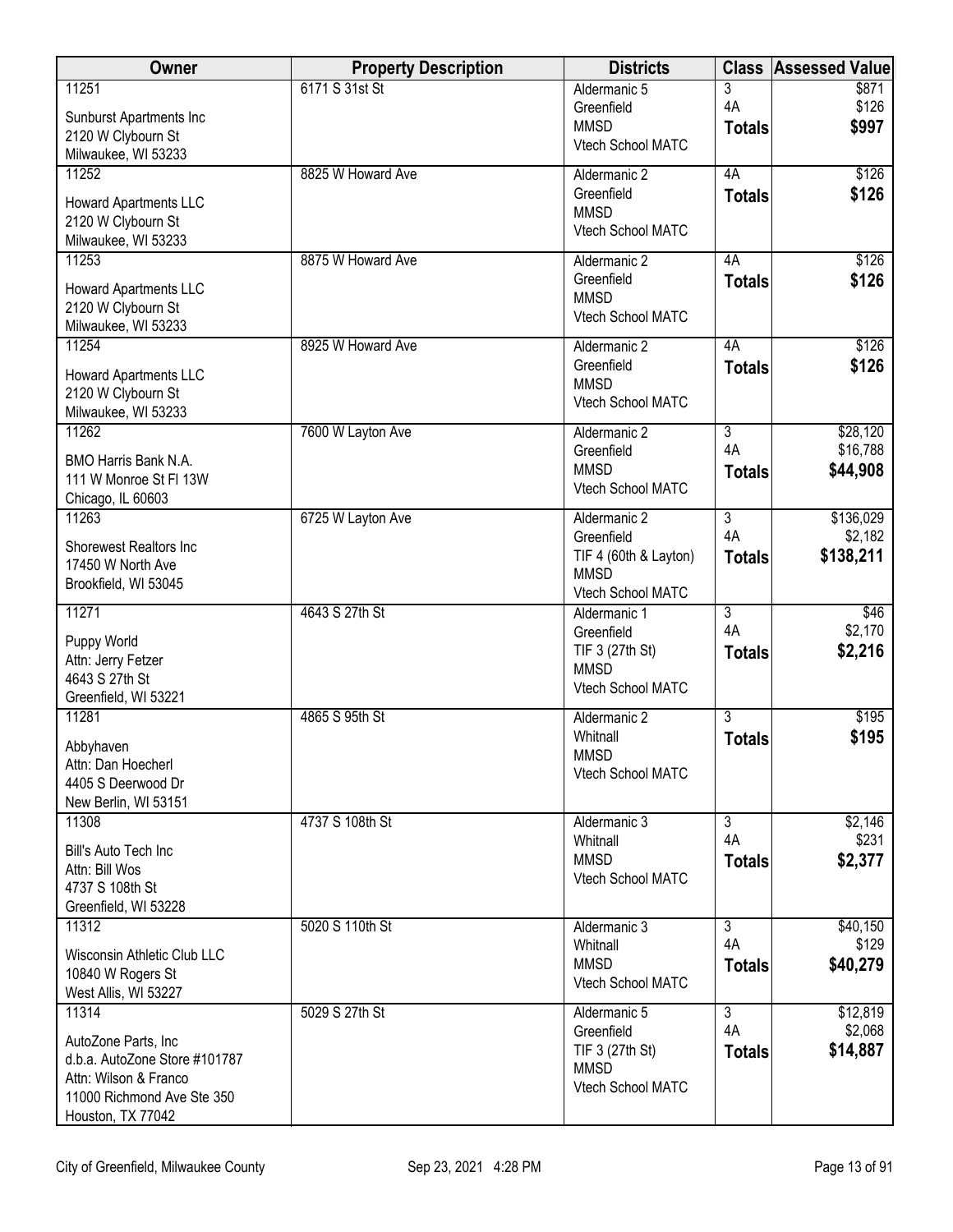| Owner | Property Description | Districts | Class | Assessed Value |
|---|---|---|---|---|
| 11251<br>Sunburst Apartments Inc<br>2120 W Clybourn St<br>Milwaukee, WI 53233 | 6171 S 31st St | Aldermanic 5<br>Greenfield<br>MMSD<br>Vtech School MATC | 3<br>4A<br>**Totals** | $871<br>$126<br>**$997** |
| 11252<br>Howard Apartments LLC<br>2120 W Clybourn St<br>Milwaukee, WI 53233 | 8825 W Howard Ave | Aldermanic 2<br>Greenfield<br>MMSD<br>Vtech School MATC | 4A<br>**Totals** | $126<br>**$126** |
| 11253<br>Howard Apartments LLC<br>2120 W Clybourn St<br>Milwaukee, WI 53233 | 8875 W Howard Ave | Aldermanic 2<br>Greenfield<br>MMSD<br>Vtech School MATC | 4A<br>**Totals** | $126<br>**$126** |
| 11254<br>Howard Apartments LLC<br>2120 W Clybourn St<br>Milwaukee, WI 53233 | 8925 W Howard Ave | Aldermanic 2<br>Greenfield<br>MMSD<br>Vtech School MATC | 4A<br>**Totals** | $126<br>**$126** |
| 11262<br>BMO Harris Bank N.A.<br>111 W Monroe St Fl 13W<br>Chicago, IL 60603 | 7600 W Layton Ave | Aldermanic 2<br>Greenfield<br>MMSD<br>Vtech School MATC | 3<br>4A<br>**Totals** | $28,120<br>$16,788<br>**$44,908** |
| 11263<br>Shorewest Realtors Inc<br>17450 W North Ave<br>Brookfield, WI 53045 | 6725 W Layton Ave | Aldermanic 2<br>Greenfield<br>TIF 4 (60th & Layton)<br>MMSD<br>Vtech School MATC | 3<br>4A<br>**Totals** | $136,029<br>$2,182<br>**$138,211** |
| 11271<br>Puppy World<br>Attn: Jerry Fetzer<br>4643 S 27th St<br>Greenfield, WI 53221 | 4643 S 27th St | Aldermanic 1<br>Greenfield<br>TIF 3 (27th St)<br>MMSD<br>Vtech School MATC | 3<br>4A<br>**Totals** | $46<br>$2,170<br>**$2,216** |
| 11281<br>Abbyhaven<br>Attn: Dan Hoecherl<br>4405 S Deerwood Dr<br>New Berlin, WI 53151 | 4865 S 95th St | Aldermanic 2<br>Whitnall<br>MMSD<br>Vtech School MATC | 3<br>**Totals** | $195<br>**$195** |
| 11308<br>Bill's Auto Tech Inc<br>Attn: Bill Wos<br>4737 S 108th St<br>Greenfield, WI 53228 | 4737 S 108th St | Aldermanic 3<br>Whitnall<br>MMSD<br>Vtech School MATC | 3<br>4A<br>**Totals** | $2,146<br>$231<br>**$2,377** |
| 11312<br>Wisconsin Athletic Club LLC<br>10840 W Rogers St<br>West Allis, WI 53227 | 5020 S 110th St | Aldermanic 3<br>Whitnall<br>MMSD<br>Vtech School MATC | 3<br>4A<br>**Totals** | $40,150<br>$129<br>**$40,279** |
| 11314<br>AutoZone Parts, Inc<br>d.b.a. AutoZone Store #101787<br>Attn: Wilson & Franco<br>11000 Richmond Ave Ste 350<br>Houston, TX 77042 | 5029 S 27th St | Aldermanic 5<br>Greenfield<br>TIF 3 (27th St)<br>MMSD<br>Vtech School MATC | 3<br>4A<br>**Totals** | $12,819<br>$2,068<br>**$14,887** |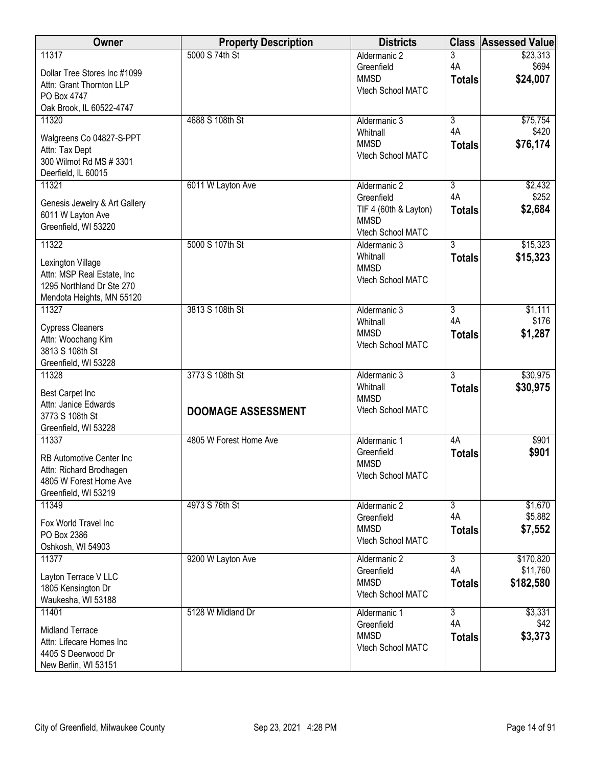| Owner | Property Description | Districts | Class | Assessed Value |
|---|---|---|---|---|
| 11317<br>Dollar Tree Stores Inc #1099<br>Attn: Grant Thornton LLP<br>PO Box 4747<br>Oak Brook, IL 60522-4747 | 5000 S 74th St | Aldermanic 2<br>Greenfield<br>MMSD<br>Vtech School MATC | 3<br>4A<br>**Totals** | $23,313<br>$694<br>**$24,007** |
| 11320<br>Walgreens Co 04827-S-PPT<br>Attn: Tax Dept<br>300 Wilmot Rd MS # 3301<br>Deerfield, IL 60015 | 4688 S 108th St | Aldermanic 3<br>Whitnall<br>MMSD<br>Vtech School MATC | 3<br>4A<br>**Totals** | $75,754<br>$420<br>**$76,174** |
| 11321<br>Genesis Jewelry & Art Gallery<br>6011 W Layton Ave<br>Greenfield, WI 53220 | 6011 W Layton Ave | Aldermanic 2<br>Greenfield<br>TIF 4 (60th & Layton)<br>MMSD<br>Vtech School MATC | 3<br>4A<br>**Totals** | $2,432<br>$252<br>**$2,684** |
| 11322<br>Lexington Village<br>Attn: MSP Real Estate, Inc<br>1295 Northland Dr Ste 270<br>Mendota Heights, MN 55120 | 5000 S 107th St | Aldermanic 3<br>Whitnall<br>MMSD<br>Vtech School MATC | 3<br>**Totals** | $15,323<br>**$15,323** |
| 11327<br>Cypress Cleaners<br>Attn: Woochang Kim<br>3813 S 108th St<br>Greenfield, WI 53228 | 3813 S 108th St | Aldermanic 3<br>Whitnall<br>MMSD<br>Vtech School MATC | 3<br>4A<br>**Totals** | $1,111<br>$176<br>**$1,287** |
| 11328<br>Best Carpet Inc<br>Attn: Janice Edwards<br>3773 S 108th St<br>Greenfield, WI 53228 | 3773 S 108th St<br><br>**DOOMAGE ASSESSMENT** | Aldermanic 3<br>Whitnall<br>MMSD<br>Vtech School MATC | 3<br>**Totals** | $30,975<br>**$30,975** |
| 11337<br>RB Automotive Center Inc<br>Attn: Richard Brodhagen<br>4805 W Forest Home Ave<br>Greenfield, WI 53219 | 4805 W Forest Home Ave | Aldermanic 1<br>Greenfield<br>MMSD<br>Vtech School MATC | 4A<br>**Totals** | $901<br>**$901** |
| 11349<br>Fox World Travel Inc<br>PO Box 2386<br>Oshkosh, WI 54903 | 4973 S 76th St | Aldermanic 2<br>Greenfield<br>MMSD<br>Vtech School MATC | 3<br>4A<br>**Totals** | $1,670<br>$5,882<br>**$7,552** |
| 11377<br>Layton Terrace V LLC<br>1805 Kensington Dr<br>Waukesha, WI 53188 | 9200 W Layton Ave | Aldermanic 2<br>Greenfield<br>MMSD<br>Vtech School MATC | 3<br>4A<br>**Totals** | $170,820<br>$11,760<br>**$182,580** |
| 11401<br>Midland Terrace<br>Attn: Lifecare Homes Inc<br>4405 S Deerwood Dr<br>New Berlin, WI 53151 | 5128 W Midland Dr | Aldermanic 1<br>Greenfield<br>MMSD<br>Vtech School MATC | 3<br>4A<br>**Totals** | $3,331<br>$42<br>**$3,373** |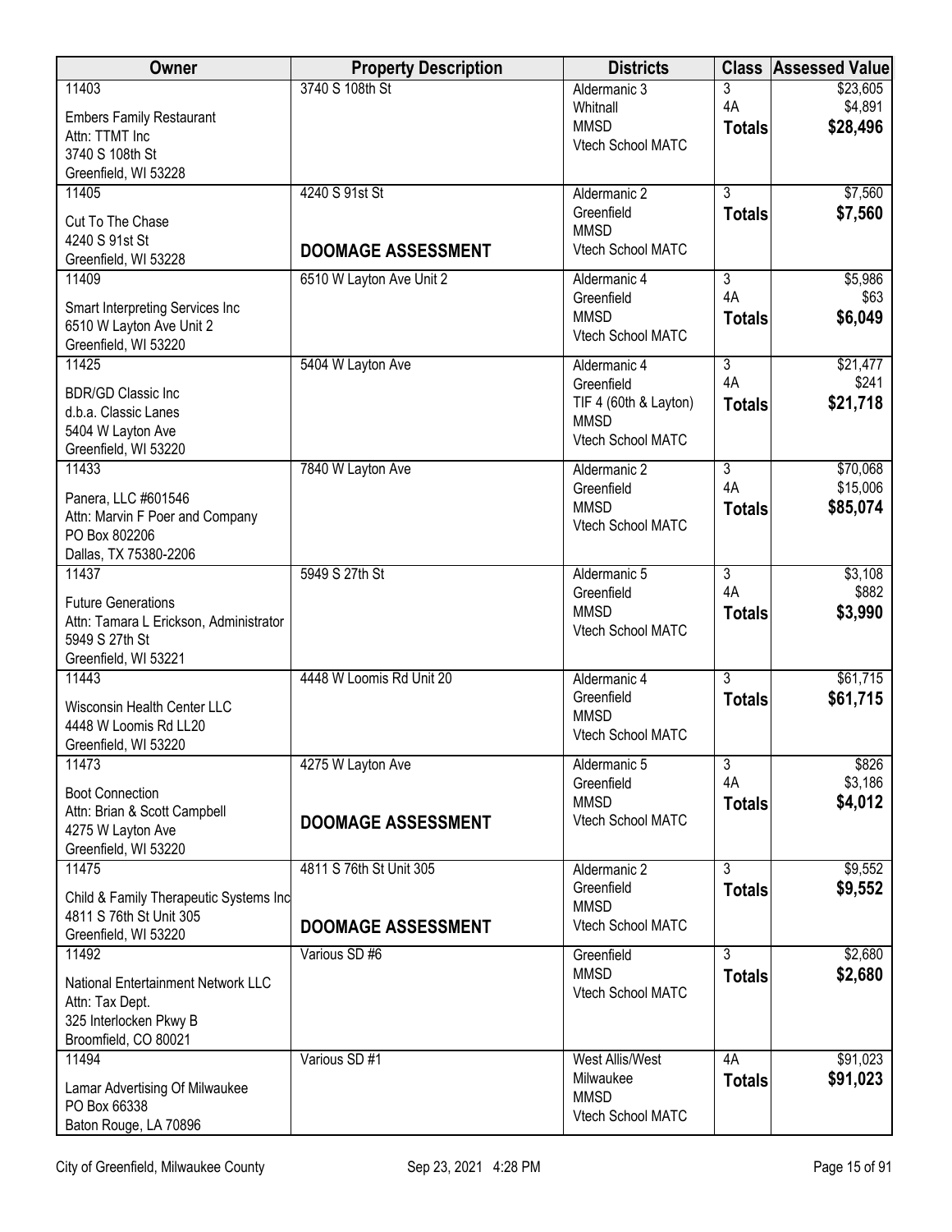| Owner | Property Description | Districts | Class | Assessed Value |
|---|---|---|---|---|
| 11403<br>Embers Family Restaurant<br>Attn: TTMT Inc<br>3740 S 108th St<br>Greenfield, WI 53228 | 3740 S 108th St | Aldermanic 3<br>Whitnall<br>MMSD<br>Vtech School MATC | 3<br>4A<br>**Totals** | $23,605<br>$4,891<br>**$28,496** |
| 11405<br>Cut To The Chase<br>4240 S 91st St<br>Greenfield, WI 53228 | 4240 S 91st St<br><br>**DOOMAGE ASSESSMENT** | Aldermanic 2<br>Greenfield<br>MMSD<br>Vtech School MATC | 3<br>**Totals** | $7,560<br>**$7,560** |
| 11409<br>Smart Interpreting Services Inc<br>6510 W Layton Ave Unit 2<br>Greenfield, WI 53220 | 6510 W Layton Ave Unit 2 | Aldermanic 4<br>Greenfield<br>MMSD<br>Vtech School MATC | 3<br>4A<br>**Totals** | $5,986<br>$63<br>**$6,049** |
| 11425<br>BDR/GD Classic Inc<br>d.b.a. Classic Lanes<br>5404 W Layton Ave<br>Greenfield, WI 53220 | 5404 W Layton Ave | Aldermanic 4<br>Greenfield<br>TIF 4 (60th & Layton)<br>MMSD<br>Vtech School MATC | 3<br>4A<br>**Totals** | $21,477<br>$241<br>**$21,718** |
| 11433<br>Panera, LLC #601546<br>Attn: Marvin F Poer and Company<br>PO Box 802206<br>Dallas, TX 75380-2206 | 7840 W Layton Ave | Aldermanic 2<br>Greenfield<br>MMSD<br>Vtech School MATC | 3<br>4A<br>**Totals** | $70,068<br>$15,006<br>**$85,074** |
| 11437<br>Future Generations<br>Attn: Tamara L Erickson, Administrator<br>5949 S 27th St<br>Greenfield, WI 53221 | 5949 S 27th St | Aldermanic 5<br>Greenfield<br>MMSD<br>Vtech School MATC | 3<br>4A<br>**Totals** | $3,108<br>$882<br>**$3,990** |
| 11443<br>Wisconsin Health Center LLC<br>4448 W Loomis Rd LL20<br>Greenfield, WI 53220 | 4448 W Loomis Rd Unit 20 | Aldermanic 4<br>Greenfield<br>MMSD<br>Vtech School MATC | 3<br>**Totals** | $61,715<br>**$61,715** |
| 11473<br>Boot Connection<br>Attn: Brian & Scott Campbell<br>4275 W Layton Ave<br>Greenfield, WI 53220 | 4275 W Layton Ave<br><br>**DOOMAGE ASSESSMENT** | Aldermanic 5<br>Greenfield<br>MMSD<br>Vtech School MATC | 3<br>4A<br>**Totals** | $826<br>$3,186<br>**$4,012** |
| 11475<br>Child & Family Therapeutic Systems Inc<br>4811 S 76th St Unit 305<br>Greenfield, WI 53220 | 4811 S 76th St Unit 305<br><br>**DOOMAGE ASSESSMENT** | Aldermanic 2<br>Greenfield<br>MMSD<br>Vtech School MATC | 3<br>**Totals** | $9,552<br>**$9,552** |
| 11492<br>National Entertainment Network LLC<br>Attn: Tax Dept.<br>325 Interlocken Pkwy B<br>Broomfield, CO 80021 | Various SD #6 | Greenfield<br>MMSD<br>Vtech School MATC | 3<br>**Totals** | $2,680<br>**$2,680** |
| 11494<br>Lamar Advertising Of Milwaukee<br>PO Box 66338<br>Baton Rouge, LA 70896 | Various SD #1 | West Allis/West Milwaukee<br>MMSD<br>Vtech School MATC | 4A<br>**Totals** | $91,023<br>**$91,023** |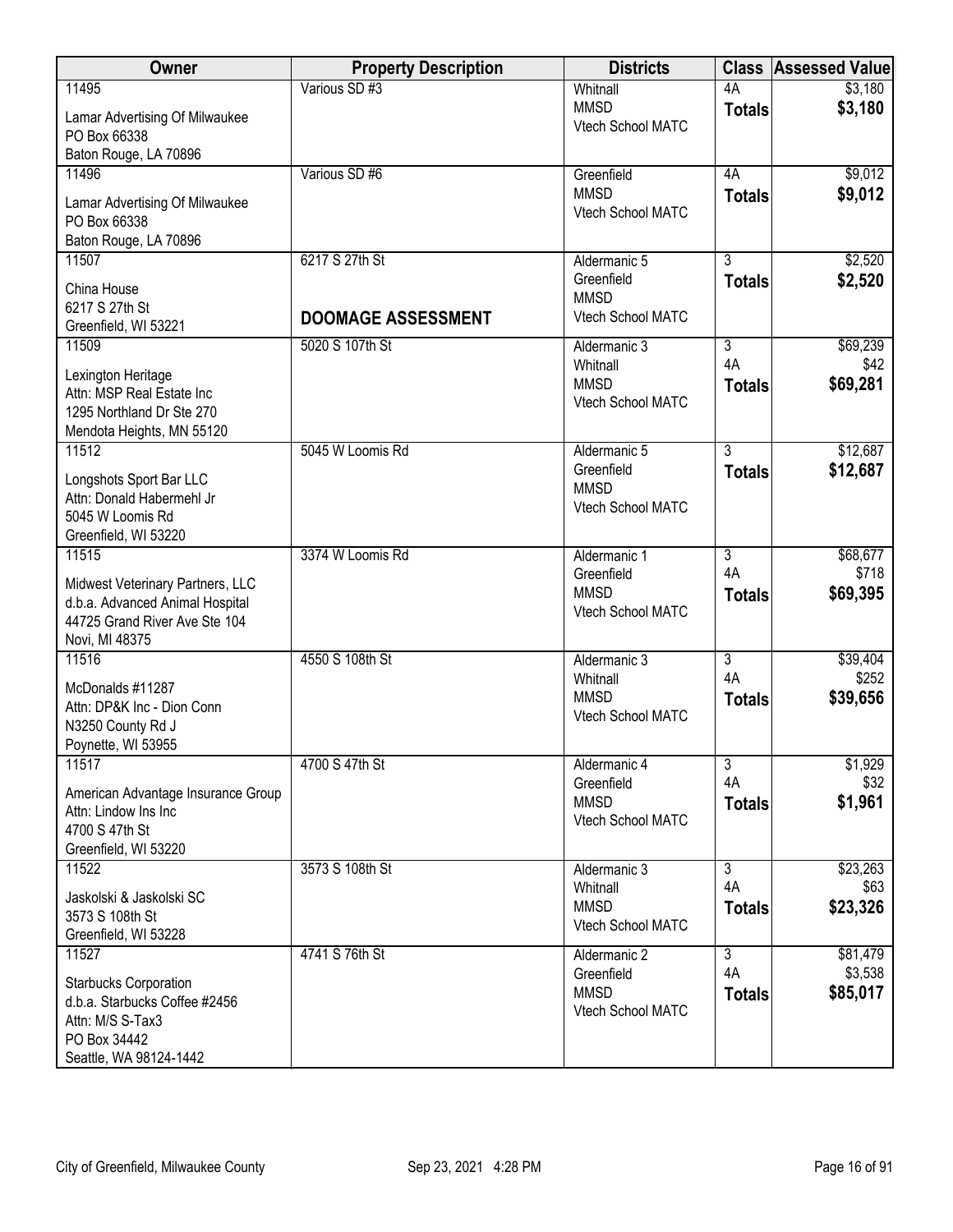| Owner | Property Description | Districts | Class | Assessed Value |
|---|---|---|---|---|
| 11495<br>Lamar Advertising Of Milwaukee<br>PO Box 66338<br>Baton Rouge, LA 70896 | Various SD #3 | Whitnall<br>MMSD<br>Vtech School MATC | 4A<br>**Totals** | $3,180<br>**$3,180** |
| 11496<br>Lamar Advertising Of Milwaukee<br>PO Box 66338<br>Baton Rouge, LA 70896 | Various SD #6 | Greenfield<br>MMSD<br>Vtech School MATC | 4A<br>**Totals** | $9,012<br>**$9,012** |
| 11507<br>China House<br>6217 S 27th St<br>Greenfield, WI 53221 | 6217 S 27th St<br>**DOOMAGE ASSESSMENT** | Aldermanic 5<br>Greenfield<br>MMSD<br>Vtech School MATC | 3<br>**Totals** | $2,520<br>**$2,520** |
| 11509<br>Lexington Heritage<br>Attn: MSP Real Estate Inc<br>1295 Northland Dr Ste 270<br>Mendota Heights, MN 55120 | 5020 S 107th St | Aldermanic 3<br>Whitnall<br>MMSD<br>Vtech School MATC | 3<br>4A<br>**Totals** | $69,239<br>$42<br>**$69,281** |
| 11512<br>Longshots Sport Bar LLC<br>Attn: Donald Habermehl Jr<br>5045 W Loomis Rd<br>Greenfield, WI 53220 | 5045 W Loomis Rd | Aldermanic 5<br>Greenfield<br>MMSD<br>Vtech School MATC | 3<br>**Totals** | $12,687<br>**$12,687** |
| 11515<br>Midwest Veterinary Partners, LLC<br>d.b.a. Advanced Animal Hospital<br>44725 Grand River Ave Ste 104<br>Novi, MI 48375 | 3374 W Loomis Rd | Aldermanic 1<br>Greenfield<br>MMSD<br>Vtech School MATC | 3<br>4A<br>**Totals** | $68,677<br>$718<br>**$69,395** |
| 11516<br>McDonalds #11287<br>Attn: DP&K Inc - Dion Conn<br>N3250 County Rd J<br>Poynette, WI 53955 | 4550 S 108th St | Aldermanic 3<br>Whitnall<br>MMSD<br>Vtech School MATC | 3<br>4A<br>**Totals** | $39,404<br>$252<br>**$39,656** |
| 11517<br>American Advantage Insurance Group<br>Attn: Lindow Ins Inc<br>4700 S 47th St<br>Greenfield, WI 53220 | 4700 S 47th St | Aldermanic 4<br>Greenfield<br>MMSD<br>Vtech School MATC | 3<br>4A<br>**Totals** | $1,929<br>$32<br>**$1,961** |
| 11522<br>Jaskolski & Jaskolski SC<br>3573 S 108th St<br>Greenfield, WI 53228 | 3573 S 108th St | Aldermanic 3<br>Whitnall<br>MMSD<br>Vtech School MATC | 3<br>4A<br>**Totals** | $23,263<br>$63<br>**$23,326** |
| 11527<br>Starbucks Corporation<br>d.b.a. Starbucks Coffee #2456<br>Attn: M/S S-Tax3<br>PO Box 34442<br>Seattle, WA 98124-1442 | 4741 S 76th St | Aldermanic 2<br>Greenfield<br>MMSD<br>Vtech School MATC | 3<br>4A<br>**Totals** | $81,479<br>$3,538<br>**$85,017** |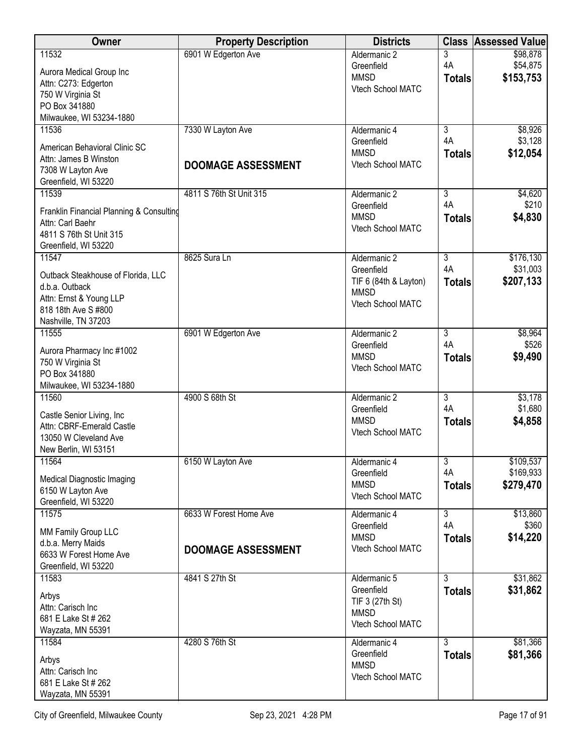| Owner | Property Description | Districts | Class | Assessed Value |
|---|---|---|---|---|
| 11532<br>Aurora Medical Group Inc<br>Attn: C273: Edgerton<br>750 W Virginia St<br>PO Box 341880<br>Milwaukee, WI 53234-1880 | 6901 W Edgerton Ave | Aldermanic 2<br>Greenfield<br>MMSD<br>Vtech School MATC | 3<br>4A<br>**Totals** | $98,878<br>$54,875<br>**$153,753** |
| 11536<br>American Behavioral Clinic SC<br>Attn: James B Winston<br>7308 W Layton Ave<br>Greenfield, WI 53220 | 7330 W Layton Ave<br><br>**DOOMAGE ASSESSMENT** | Aldermanic 4<br>Greenfield<br>MMSD<br>Vtech School MATC | 3<br>4A<br>**Totals** | $8,926<br>$3,128<br>**$12,054** |
| 11539<br>Franklin Financial Planning & Consulting<br>Attn: Carl Baehr<br>4811 S 76th St Unit 315<br>Greenfield, WI 53220 | 4811 S 76th St Unit 315 | Aldermanic 2<br>Greenfield<br>MMSD<br>Vtech School MATC | 3<br>4A<br>**Totals** | $4,620<br>$210<br>**$4,830** |
| 11547<br>Outback Steakhouse of Florida, LLC<br>d.b.a. Outback<br>Attn: Ernst & Young LLP<br>818 18th Ave S #800<br>Nashville, TN 37203 | 8625 Sura Ln | Aldermanic 2<br>Greenfield<br>TIF 6 (84th & Layton)<br>MMSD<br>Vtech School MATC | 3<br>4A<br>**Totals** | $176,130<br>$31,003<br>**$207,133** |
| 11555<br>Aurora Pharmacy Inc #1002<br>750 W Virginia St<br>PO Box 341880<br>Milwaukee, WI 53234-1880 | 6901 W Edgerton Ave | Aldermanic 2<br>Greenfield<br>MMSD<br>Vtech School MATC | 3<br>4A<br>**Totals** | $8,964<br>$526<br>**$9,490** |
| 11560<br>Castle Senior Living, Inc<br>Attn: CBRF-Emerald Castle<br>13050 W Cleveland Ave<br>New Berlin, WI 53151 | 4900 S 68th St | Aldermanic 2<br>Greenfield<br>MMSD<br>Vtech School MATC | 3<br>4A<br>**Totals** | $3,178<br>$1,680<br>**$4,858** |
| 11564<br>Medical Diagnostic Imaging<br>6150 W Layton Ave<br>Greenfield, WI 53220 | 6150 W Layton Ave | Aldermanic 4<br>Greenfield<br>MMSD<br>Vtech School MATC | 3<br>4A<br>**Totals** | $109,537<br>$169,933<br>**$279,470** |
| 11575<br>MM Family Group LLC<br>d.b.a. Merry Maids<br>6633 W Forest Home Ave<br>Greenfield, WI 53220 | 6633 W Forest Home Ave<br><br>**DOOMAGE ASSESSMENT** | Aldermanic 4<br>Greenfield<br>MMSD<br>Vtech School MATC | 3<br>4A<br>**Totals** | $13,860<br>$360<br>**$14,220** |
| 11583<br>Arbys<br>Attn: Carisch Inc<br>681 E Lake St # 262<br>Wayzata, MN 55391 | 4841 S 27th St | Aldermanic 5<br>Greenfield<br>TIF 3 (27th St)<br>MMSD<br>Vtech School MATC | 3<br>**Totals** | $31,862<br>**$31,862** |
| 11584<br>Arbys<br>Attn: Carisch Inc<br>681 E Lake St # 262<br>Wayzata, MN 55391 | 4280 S 76th St | Aldermanic 4<br>Greenfield<br>MMSD<br>Vtech School MATC | 3<br>**Totals** | $81,366<br>**$81,366** |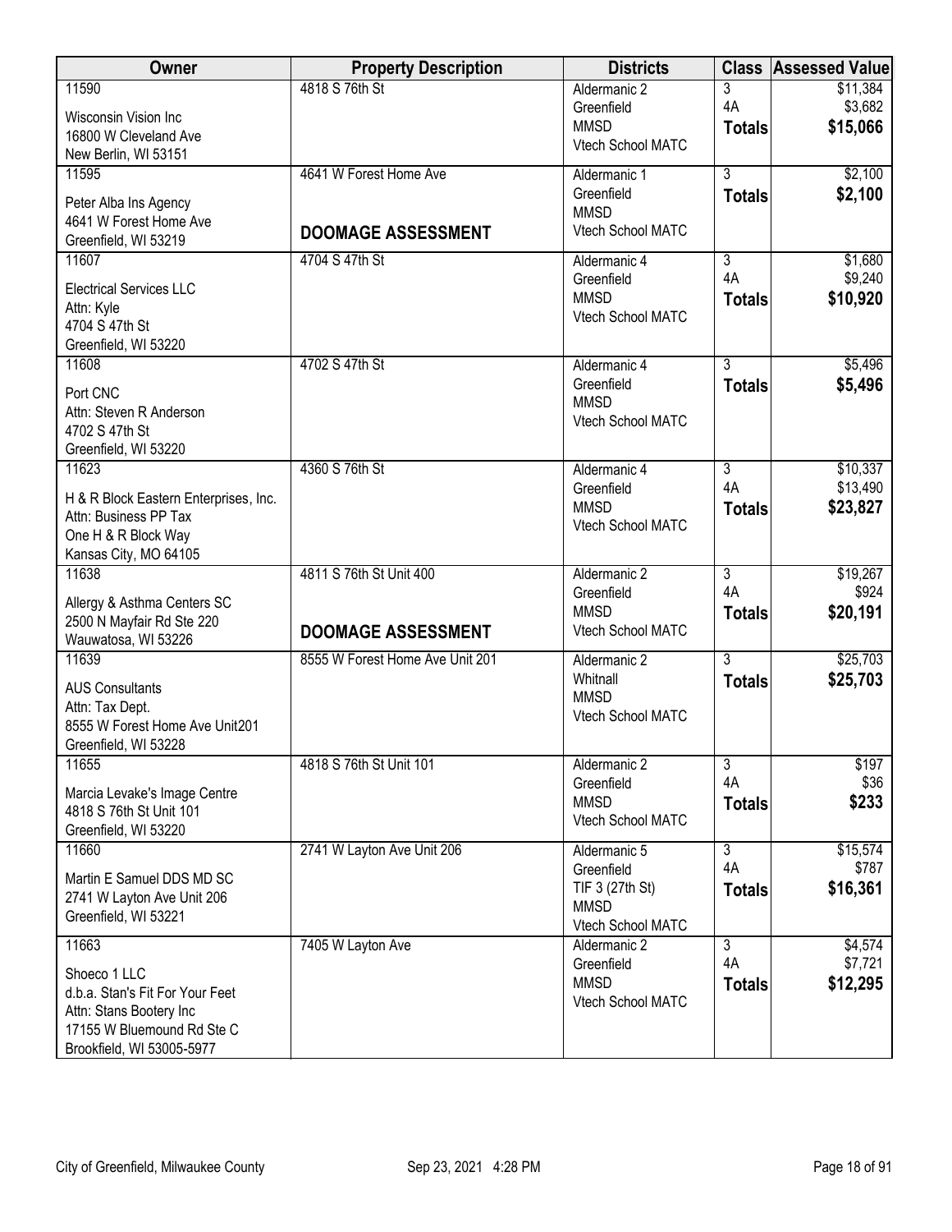| Owner | Property Description | Districts | Class | Assessed Value |
|---|---|---|---|---|
| 11590<br>Wisconsin Vision Inc<br>16800 W Cleveland Ave<br>New Berlin, WI 53151 | 4818 S 76th St | Aldermanic 2<br>Greenfield<br>MMSD<br>Vtech School MATC | 3<br>4A<br>**Totals** | $11,384<br>$3,682<br>**$15,066** |
| 11595<br>Peter Alba Ins Agency<br>4641 W Forest Home Ave<br>Greenfield, WI 53219 | 4641 W Forest Home Ave<br>**DOOMAGE ASSESSMENT** | Aldermanic 1<br>Greenfield<br>MMSD<br>Vtech School MATC | 3<br>**Totals** | $2,100<br>**$2,100** |
| 11607<br>Electrical Services LLC<br>Attn: Kyle<br>4704 S 47th St<br>Greenfield, WI 53220 | 4704 S 47th St | Aldermanic 4<br>Greenfield<br>MMSD<br>Vtech School MATC | 3<br>4A<br>**Totals** | $1,680<br>$9,240<br>**$10,920** |
| 11608<br>Port CNC<br>Attn: Steven R Anderson<br>4702 S 47th St<br>Greenfield, WI 53220 | 4702 S 47th St | Aldermanic 4<br>Greenfield<br>MMSD<br>Vtech School MATC | 3<br>**Totals** | $5,496<br>**$5,496** |
| 11623<br>H & R Block Eastern Enterprises, Inc.<br>Attn: Business PP Tax<br>One H & R Block Way<br>Kansas City, MO 64105 | 4360 S 76th St | Aldermanic 4<br>Greenfield<br>MMSD<br>Vtech School MATC | 3<br>4A<br>**Totals** | $10,337<br>$13,490<br>**$23,827** |
| 11638<br>Allergy & Asthma Centers SC<br>2500 N Mayfair Rd Ste 220<br>Wauwatosa, WI 53226 | 4811 S 76th St Unit 400<br>**DOOMAGE ASSESSMENT** | Aldermanic 2<br>Greenfield<br>MMSD<br>Vtech School MATC | 3<br>4A<br>**Totals** | $19,267<br>$924<br>**$20,191** |
| 11639<br>AUS Consultants<br>Attn: Tax Dept.<br>8555 W Forest Home Ave Unit201<br>Greenfield, WI 53228 | 8555 W Forest Home Ave Unit 201 | Aldermanic 2<br>Whitnall<br>MMSD<br>Vtech School MATC | 3<br>**Totals** | $25,703<br>**$25,703** |
| 11655<br>Marcia Levake's Image Centre<br>4818 S 76th St Unit 101<br>Greenfield, WI 53220 | 4818 S 76th St Unit 101 | Aldermanic 2<br>Greenfield<br>MMSD<br>Vtech School MATC | 3<br>4A<br>**Totals** | $197<br>$36<br>**$233** |
| 11660<br>Martin E Samuel DDS MD SC<br>2741 W Layton Ave Unit 206<br>Greenfield, WI 53221 | 2741 W Layton Ave Unit 206 | Aldermanic 5<br>Greenfield<br>TIF 3 (27th St)<br>MMSD<br>Vtech School MATC | 3<br>4A<br>**Totals** | $15,574<br>$787<br>**$16,361** |
| 11663<br>Shoeco 1 LLC<br>d.b.a. Stan's Fit For Your Feet<br>Attn: Stans Bootery Inc<br>17155 W Bluemound Rd Ste C<br>Brookfield, WI 53005-5977 | 7405 W Layton Ave | Aldermanic 2<br>Greenfield<br>MMSD<br>Vtech School MATC | 3<br>4A<br>**Totals** | $4,574<br>$7,721<br>**$12,295** |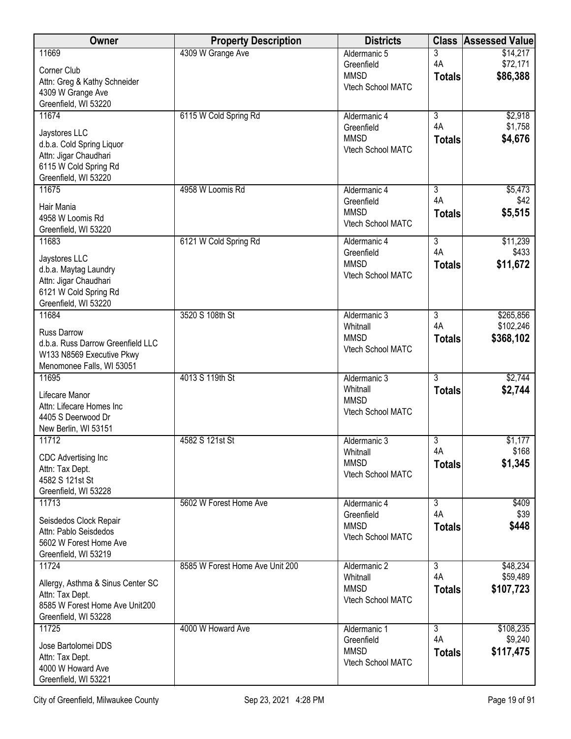| Owner | Property Description | Districts | Class | Assessed Value |
|---|---|---|---|---|
| 11669<br><br>Corner Club<br>Attn: Greg & Kathy Schneider<br>4309 W Grange Ave<br>Greenfield, WI 53220 | 4309 W Grange Ave | Aldermanic 5<br>Greenfield<br>MMSD<br>Vtech School MATC | 3<br>4A<br>**Totals** | $14,217<br>$72,171<br>**$86,388** |
| 11674<br><br>Jaystores LLC<br>d.b.a. Cold Spring Liquor<br>Attn: Jigar Chaudhari<br>6115 W Cold Spring Rd<br>Greenfield, WI 53220 | 6115 W Cold Spring Rd | Aldermanic 4<br>Greenfield<br>MMSD<br>Vtech School MATC | 3<br>4A<br>**Totals** | $2,918<br>$1,758<br>**$4,676** |
| 11675<br><br>Hair Mania<br>4958 W Loomis Rd<br>Greenfield, WI 53220 | 4958 W Loomis Rd | Aldermanic 4<br>Greenfield<br>MMSD<br>Vtech School MATC | 3<br>4A<br>**Totals** | $5,473<br>$42<br>**$5,515** |
| 11683<br><br>Jaystores LLC<br>d.b.a. Maytag Laundry<br>Attn: Jigar Chaudhari<br>6121 W Cold Spring Rd<br>Greenfield, WI 53220 | 6121 W Cold Spring Rd | Aldermanic 4<br>Greenfield<br>MMSD<br>Vtech School MATC | 3<br>4A<br>**Totals** | $11,239<br>$433<br>**$11,672** |
| 11684<br><br>Russ Darrow<br>d.b.a. Russ Darrow Greenfield LLC<br>W133 N8569 Executive Pkwy<br>Menomonee Falls, WI 53051 | 3520 S 108th St | Aldermanic 3<br>Whitnall<br>MMSD<br>Vtech School MATC | 3<br>4A<br>**Totals** | $265,856<br>$102,246<br>**$368,102** |
| 11695<br><br>Lifecare Manor<br>Attn: Lifecare Homes Inc<br>4405 S Deerwood Dr<br>New Berlin, WI 53151 | 4013 S 119th St | Aldermanic 3<br>Whitnall<br>MMSD<br>Vtech School MATC | 3<br>**Totals** | $2,744<br>**$2,744** |
| 11712<br><br>CDC Advertising Inc<br>Attn: Tax Dept.<br>4582 S 121st St<br>Greenfield, WI 53228 | 4582 S 121st St | Aldermanic 3<br>Whitnall<br>MMSD<br>Vtech School MATC | 3<br>4A<br>**Totals** | $1,177<br>$168<br>**$1,345** |
| 11713<br><br>Seisdedos Clock Repair<br>Attn: Pablo Seisdedos<br>5602 W Forest Home Ave<br>Greenfield, WI 53219 | 5602 W Forest Home Ave | Aldermanic 4<br>Greenfield<br>MMSD<br>Vtech School MATC | 3<br>4A<br>**Totals** | $409<br>$39<br>**$448** |
| 11724<br><br>Allergy, Asthma & Sinus Center SC<br>Attn: Tax Dept.<br>8585 W Forest Home Ave Unit200<br>Greenfield, WI 53228 | 8585 W Forest Home Ave Unit 200 | Aldermanic 2<br>Whitnall<br>MMSD<br>Vtech School MATC | 3<br>4A<br>**Totals** | $48,234<br>$59,489<br>**$107,723** |
| 11725<br><br>Jose Bartolomei DDS<br>Attn: Tax Dept.<br>4000 W Howard Ave<br>Greenfield, WI 53221 | 4000 W Howard Ave | Aldermanic 1<br>Greenfield<br>MMSD<br>Vtech School MATC | 3<br>4A<br>**Totals** | $108,235<br>$9,240<br>**$117,475** |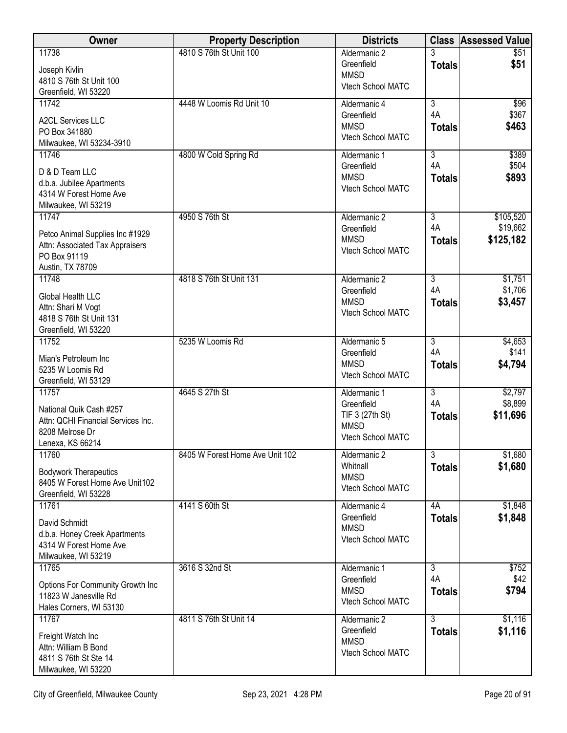| Owner | Property Description | Districts | Class | Assessed Value |
|---|---|---|---|---|
| 11738<br>Joseph Kivlin<br>4810 S 76th St Unit 100<br>Greenfield, WI 53220 | 4810 S 76th St Unit 100 | Aldermanic 2<br>Greenfield<br>MMSD<br>Vtech School MATC | 3<br>**Totals** | $51<br>**$51** |
| 11742<br>A2CL Services LLC<br>PO Box 341880<br>Milwaukee, WI 53234-3910 | 4448 W Loomis Rd Unit 10 | Aldermanic 4<br>Greenfield<br>MMSD<br>Vtech School MATC | 3<br>4A<br>**Totals** | $96<br>$367<br>**$463** |
| 11746<br>D & D Team LLC<br>d.b.a. Jubilee Apartments<br>4314 W Forest Home Ave<br>Milwaukee, WI 53219 | 4800 W Cold Spring Rd | Aldermanic 1<br>Greenfield<br>MMSD<br>Vtech School MATC | 3<br>4A<br>**Totals** | $389<br>$504<br>**$893** |
| 11747<br>Petco Animal Supplies Inc #1929<br>Attn: Associated Tax Appraisers<br>PO Box 91119<br>Austin, TX 78709 | 4950 S 76th St | Aldermanic 2<br>Greenfield<br>MMSD<br>Vtech School MATC | 3<br>4A<br>**Totals** | $105,520<br>$19,662<br>**$125,182** |
| 11748<br>Global Health LLC<br>Attn: Shari M Vogt<br>4818 S 76th St Unit 131<br>Greenfield, WI 53220 | 4818 S 76th St Unit 131 | Aldermanic 2<br>Greenfield<br>MMSD<br>Vtech School MATC | 3<br>4A<br>**Totals** | $1,751<br>$1,706<br>**$3,457** |
| 11752<br>Mian's Petroleum Inc<br>5235 W Loomis Rd<br>Greenfield, WI 53129 | 5235 W Loomis Rd | Aldermanic 5<br>Greenfield<br>MMSD<br>Vtech School MATC | 3<br>4A<br>**Totals** | $4,653<br>$141<br>**$4,794** |
| 11757<br>National Quik Cash #257<br>Attn: QCHI Financial Services Inc.<br>8208 Melrose Dr<br>Lenexa, KS 66214 | 4645 S 27th St | Aldermanic 1<br>Greenfield<br>TIF 3 (27th St)<br>MMSD<br>Vtech School MATC | 3<br>4A<br>**Totals** | $2,797<br>$8,899<br>**$11,696** |
| 11760<br>Bodywork Therapeutics<br>8405 W Forest Home Ave Unit102<br>Greenfield, WI 53228 | 8405 W Forest Home Ave Unit 102 | Aldermanic 2<br>Whitnall<br>MMSD<br>Vtech School MATC | 3<br>**Totals** | $1,680<br>**$1,680** |
| 11761<br>David Schmidt<br>d.b.a. Honey Creek Apartments<br>4314 W Forest Home Ave<br>Milwaukee, WI 53219 | 4141 S 60th St | Aldermanic 4<br>Greenfield<br>MMSD<br>Vtech School MATC | 4A<br>**Totals** | $1,848<br>**$1,848** |
| 11765<br>Options For Community Growth Inc<br>11823 W Janesville Rd<br>Hales Corners, WI 53130 | 3616 S 32nd St | Aldermanic 1<br>Greenfield<br>MMSD<br>Vtech School MATC | 3<br>4A<br>**Totals** | $752<br>$42<br>**$794** |
| 11767<br>Freight Watch Inc<br>Attn: William B Bond<br>4811 S 76th St Ste 14<br>Milwaukee, WI 53220 | 4811 S 76th St Unit 14 | Aldermanic 2<br>Greenfield<br>MMSD<br>Vtech School MATC | 3<br>**Totals** | $1,116<br>**$1,116** |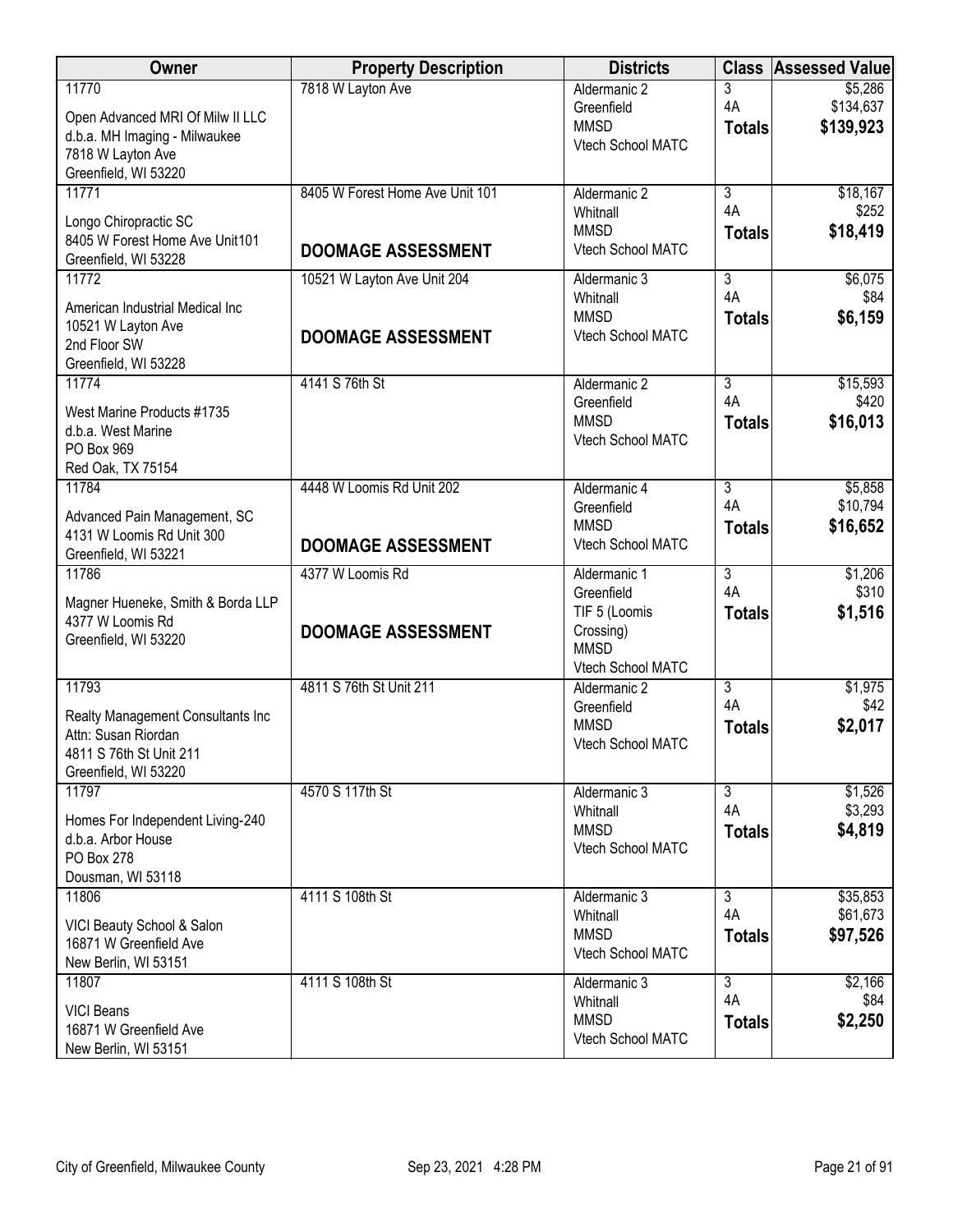| Owner | Property Description | Districts | Class | Assessed Value |
|---|---|---|---|---|
| 11770<br>Open Advanced MRI Of Milw II LLC<br>d.b.a. MH Imaging - Milwaukee<br>7818 W Layton Ave<br>Greenfield, WI 53220 | 7818 W Layton Ave | Aldermanic 2<br>Greenfield<br>MMSD<br>Vtech School MATC | 3<br>4A<br>**Totals** | $5,286<br>$134,637<br>**$139,923** |
| 11771<br>Longo Chiropractic SC<br>8405 W Forest Home Ave Unit101<br>Greenfield, WI 53228 | 8405 W Forest Home Ave Unit 101<br>**DOOMAGE ASSESSMENT** | Aldermanic 2<br>Whitnall<br>MMSD<br>Vtech School MATC | 3<br>4A<br>**Totals** | $18,167<br>$252<br>**$18,419** |
| 11772<br>American Industrial Medical Inc<br>10521 W Layton Ave<br>2nd Floor SW<br>Greenfield, WI 53228 | 10521 W Layton Ave Unit 204<br>**DOOMAGE ASSESSMENT** | Aldermanic 3<br>Whitnall<br>MMSD<br>Vtech School MATC | 3<br>4A<br>**Totals** | $6,075<br>$84<br>**$6,159** |
| 11774<br>West Marine Products #1735<br>d.b.a. West Marine<br>PO Box 969<br>Red Oak, TX 75154 | 4141 S 76th St | Aldermanic 2<br>Greenfield<br>MMSD<br>Vtech School MATC | 3<br>4A<br>**Totals** | $15,593<br>$420<br>**$16,013** |
| 11784<br>Advanced Pain Management, SC<br>4131 W Loomis Rd Unit 300<br>Greenfield, WI 53221 | 4448 W Loomis Rd Unit 202<br>**DOOMAGE ASSESSMENT** | Aldermanic 4<br>Greenfield<br>MMSD<br>Vtech School MATC | 3<br>4A<br>**Totals** | $5,858<br>$10,794<br>**$16,652** |
| 11786<br>Magner Hueneke, Smith & Borda LLP<br>4377 W Loomis Rd<br>Greenfield, WI 53220 | 4377 W Loomis Rd<br>**DOOMAGE ASSESSMENT** | Aldermanic 1<br>Greenfield<br>TIF 5 (Loomis Crossing)<br>MMSD<br>Vtech School MATC | 3<br>4A<br>**Totals** | $1,206<br>$310<br>**$1,516** |
| 11793<br>Realty Management Consultants Inc<br>Attn: Susan Riordan<br>4811 S 76th St Unit 211<br>Greenfield, WI 53220 | 4811 S 76th St Unit 211 | Aldermanic 2<br>Greenfield<br>MMSD<br>Vtech School MATC | 3<br>4A<br>**Totals** | $1,975<br>$42<br>**$2,017** |
| 11797<br>Homes For Independent Living-240<br>d.b.a. Arbor House<br>PO Box 278<br>Dousman, WI 53118 | 4570 S 117th St | Aldermanic 3<br>Whitnall<br>MMSD<br>Vtech School MATC | 3<br>4A<br>**Totals** | $1,526<br>$3,293<br>**$4,819** |
| 11806<br>VICI Beauty School & Salon<br>16871 W Greenfield Ave<br>New Berlin, WI 53151 | 4111 S 108th St | Aldermanic 3<br>Whitnall<br>MMSD<br>Vtech School MATC | 3<br>4A<br>**Totals** | $35,853<br>$61,673<br>**$97,526** |
| 11807<br>VICI Beans<br>16871 W Greenfield Ave<br>New Berlin, WI 53151 | 4111 S 108th St | Aldermanic 3<br>Whitnall<br>MMSD<br>Vtech School MATC | 3<br>4A<br>**Totals** | $2,166<br>$84<br>**$2,250** |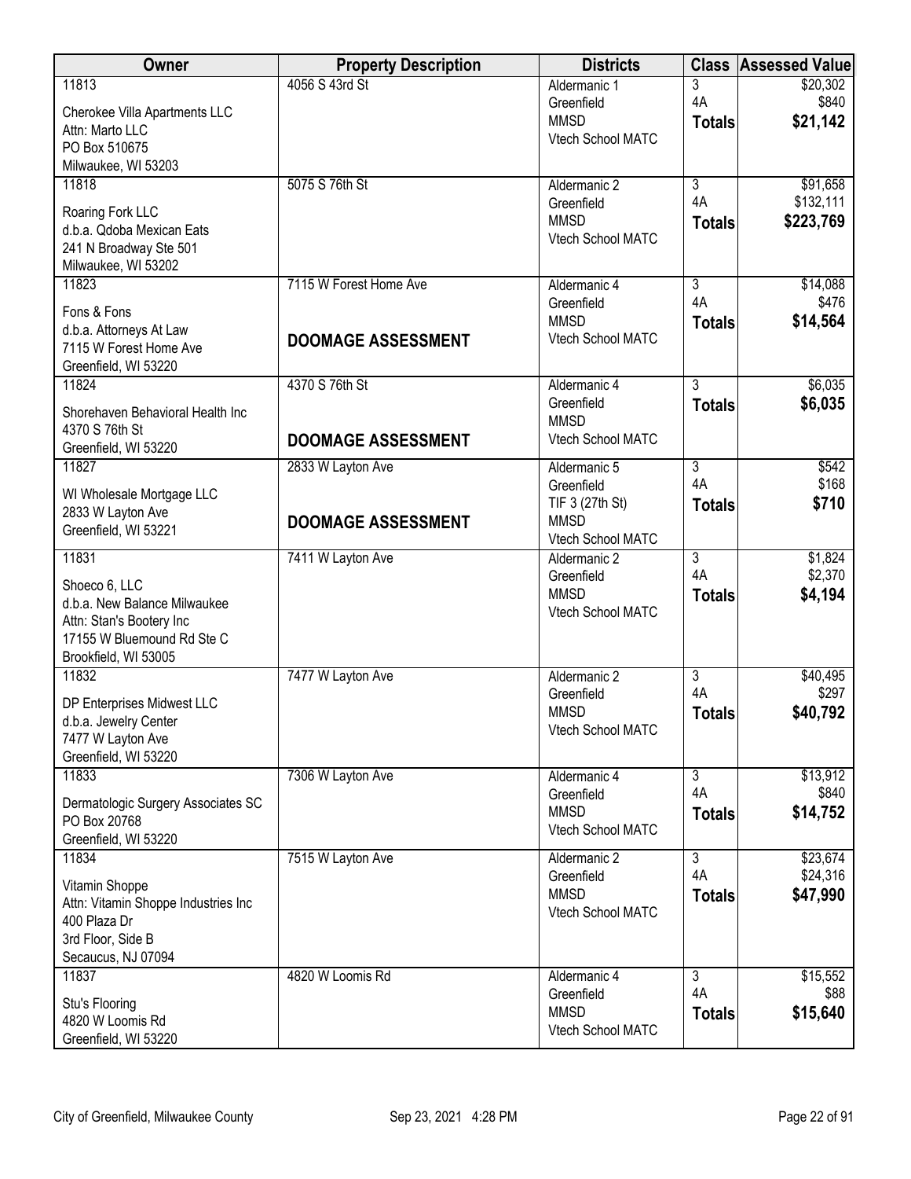| Owner | Property Description | Districts | Class | Assessed Value |
| --- | --- | --- | --- | --- |
| 11813<br>Cherokee Villa Apartments LLC<br>Attn: Marto LLC<br>PO Box 510675<br>Milwaukee, WI 53203 | 4056 S 43rd St | Aldermanic 1<br>Greenfield<br>MMSD<br>Vtech School MATC | 3<br>4A<br>**Totals** | $20,302<br>$840<br>**$21,142** |
| 11818<br>Roaring Fork LLC<br>d.b.a. Qdoba Mexican Eats<br>241 N Broadway Ste 501<br>Milwaukee, WI 53202 | 5075 S 76th St | Aldermanic 2<br>Greenfield<br>MMSD<br>Vtech School MATC | 3<br>4A<br>**Totals** | $91,658<br>$132,111<br>**$223,769** |
| 11823<br>Fons & Fons<br>d.b.a. Attorneys At Law<br>7115 W Forest Home Ave<br>Greenfield, WI 53220 | 7115 W Forest Home Ave<br>**DOOMAGE ASSESSMENT** | Aldermanic 4<br>Greenfield<br>MMSD<br>Vtech School MATC | 3<br>4A<br>**Totals** | $14,088<br>$476<br>**$14,564** |
| 11824<br>Shorehaven Behavioral Health Inc<br>4370 S 76th St<br>Greenfield, WI 53220 | 4370 S 76th St<br>**DOOMAGE ASSESSMENT** | Aldermanic 4<br>Greenfield<br>MMSD<br>Vtech School MATC | 3<br>**Totals** | $6,035<br>**$6,035** |
| 11827<br>WI Wholesale Mortgage LLC<br>2833 W Layton Ave<br>Greenfield, WI 53221 | 2833 W Layton Ave<br>**DOOMAGE ASSESSMENT** | Aldermanic 5<br>Greenfield<br>TIF 3 (27th St)<br>MMSD<br>Vtech School MATC | 3<br>4A<br>**Totals** | $542<br>$168<br>**$710** |
| 11831<br>Shoeco 6, LLC<br>d.b.a. New Balance Milwaukee<br>Attn: Stan's Bootery Inc<br>17155 W Bluemound Rd Ste C<br>Brookfield, WI 53005 | 7411 W Layton Ave | Aldermanic 2<br>Greenfield<br>MMSD<br>Vtech School MATC | 3<br>4A<br>**Totals** | $1,824<br>$2,370<br>**$4,194** |
| 11832<br>DP Enterprises Midwest LLC<br>d.b.a. Jewelry Center<br>7477 W Layton Ave<br>Greenfield, WI 53220 | 7477 W Layton Ave | Aldermanic 2<br>Greenfield<br>MMSD<br>Vtech School MATC | 3<br>4A<br>**Totals** | $40,495<br>$297<br>**$40,792** |
| 11833<br>Dermatologic Surgery Associates SC<br>PO Box 20768<br>Greenfield, WI 53220 | 7306 W Layton Ave | Aldermanic 4<br>Greenfield<br>MMSD<br>Vtech School MATC | 3<br>4A<br>**Totals** | $13,912<br>$840<br>**$14,752** |
| 11834<br>Vitamin Shoppe<br>Attn: Vitamin Shoppe Industries Inc<br>400 Plaza Dr<br>3rd Floor, Side B<br>Secaucus, NJ 07094 | 7515 W Layton Ave | Aldermanic 2<br>Greenfield<br>MMSD<br>Vtech School MATC | 3<br>4A<br>**Totals** | $23,674<br>$24,316<br>**$47,990** |
| 11837<br>Stu's Flooring<br>4820 W Loomis Rd<br>Greenfield, WI 53220 | 4820 W Loomis Rd | Aldermanic 4<br>Greenfield<br>MMSD<br>Vtech School MATC | 3<br>4A<br>**Totals** | $15,552<br>$88<br>**$15,640** |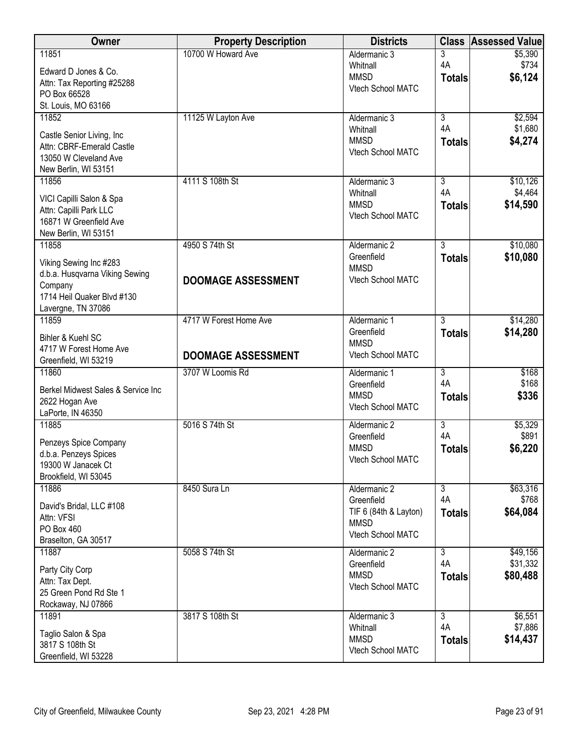| Owner | Property Description | Districts | Class | Assessed Value |
|---|---|---|---|---|
| 11851<br>Edward D Jones & Co.<br>Attn: Tax Reporting #25288<br>PO Box 66528<br>St. Louis, MO 63166 | 10700 W Howard Ave | Aldermanic 3<br>Whitnall<br>MMSD<br>Vtech School MATC | 3<br>4A<br>**Totals** | $5,390<br>$734<br>**$6,124** |
| 11852<br>Castle Senior Living, Inc<br>Attn: CBRF-Emerald Castle<br>13050 W Cleveland Ave<br>New Berlin, WI 53151 | 11125 W Layton Ave | Aldermanic 3<br>Whitnall<br>MMSD<br>Vtech School MATC | 3<br>4A<br>**Totals** | $2,594<br>$1,680<br>**$4,274** |
| 11856<br>VICI Capilli Salon & Spa<br>Attn: Capilli Park LLC<br>16871 W Greenfield Ave<br>New Berlin, WI 53151 | 4111 S 108th St | Aldermanic 3<br>Whitnall<br>MMSD<br>Vtech School MATC | 3<br>4A<br>**Totals** | $10,126<br>$4,464<br>**$14,590** |
| 11858<br>Viking Sewing Inc #283<br>d.b.a. Husqvarna Viking Sewing Company<br>1714 Heil Quaker Blvd #130<br>Lavergne, TN 37086 | 4950 S 74th St<br>**DOOMAGE ASSESSMENT** | Aldermanic 2<br>Greenfield<br>MMSD<br>Vtech School MATC | 3<br>**Totals** | $10,080<br>**$10,080** |
| 11859<br>Bihler & Kuehl SC<br>4717 W Forest Home Ave<br>Greenfield, WI 53219 | 4717 W Forest Home Ave<br>**DOOMAGE ASSESSMENT** | Aldermanic 1<br>Greenfield<br>MMSD<br>Vtech School MATC | 3<br>**Totals** | $14,280<br>**$14,280** |
| 11860<br>Berkel Midwest Sales & Service Inc<br>2622 Hogan Ave<br>LaPorte, IN 46350 | 3707 W Loomis Rd | Aldermanic 1<br>Greenfield<br>MMSD<br>Vtech School MATC | 3<br>4A<br>**Totals** | $168<br>$168<br>**$336** |
| 11885<br>Penzeys Spice Company<br>d.b.a. Penzeys Spices<br>19300 W Janacek Ct<br>Brookfield, WI 53045 | 5016 S 74th St | Aldermanic 2<br>Greenfield<br>MMSD<br>Vtech School MATC | 3<br>4A<br>**Totals** | $5,329<br>$891<br>**$6,220** |
| 11886<br>David's Bridal, LLC #108<br>Attn: VFSI<br>PO Box 460<br>Braselton, GA 30517 | 8450 Sura Ln | Aldermanic 2<br>Greenfield<br>TIF 6 (84th & Layton)<br>MMSD<br>Vtech School MATC | 3<br>4A<br>**Totals** | $63,316<br>$768<br>**$64,084** |
| 11887<br>Party City Corp<br>Attn: Tax Dept.<br>25 Green Pond Rd Ste 1<br>Rockaway, NJ 07866 | 5058 S 74th St | Aldermanic 2<br>Greenfield<br>MMSD<br>Vtech School MATC | 3<br>4A<br>**Totals** | $49,156<br>$31,332<br>**$80,488** |
| 11891<br>Taglio Salon & Spa<br>3817 S 108th St<br>Greenfield, WI 53228 | 3817 S 108th St | Aldermanic 3<br>Whitnall<br>MMSD<br>Vtech School MATC | 3<br>4A<br>**Totals** | $6,551<br>$7,886<br>**$14,437** |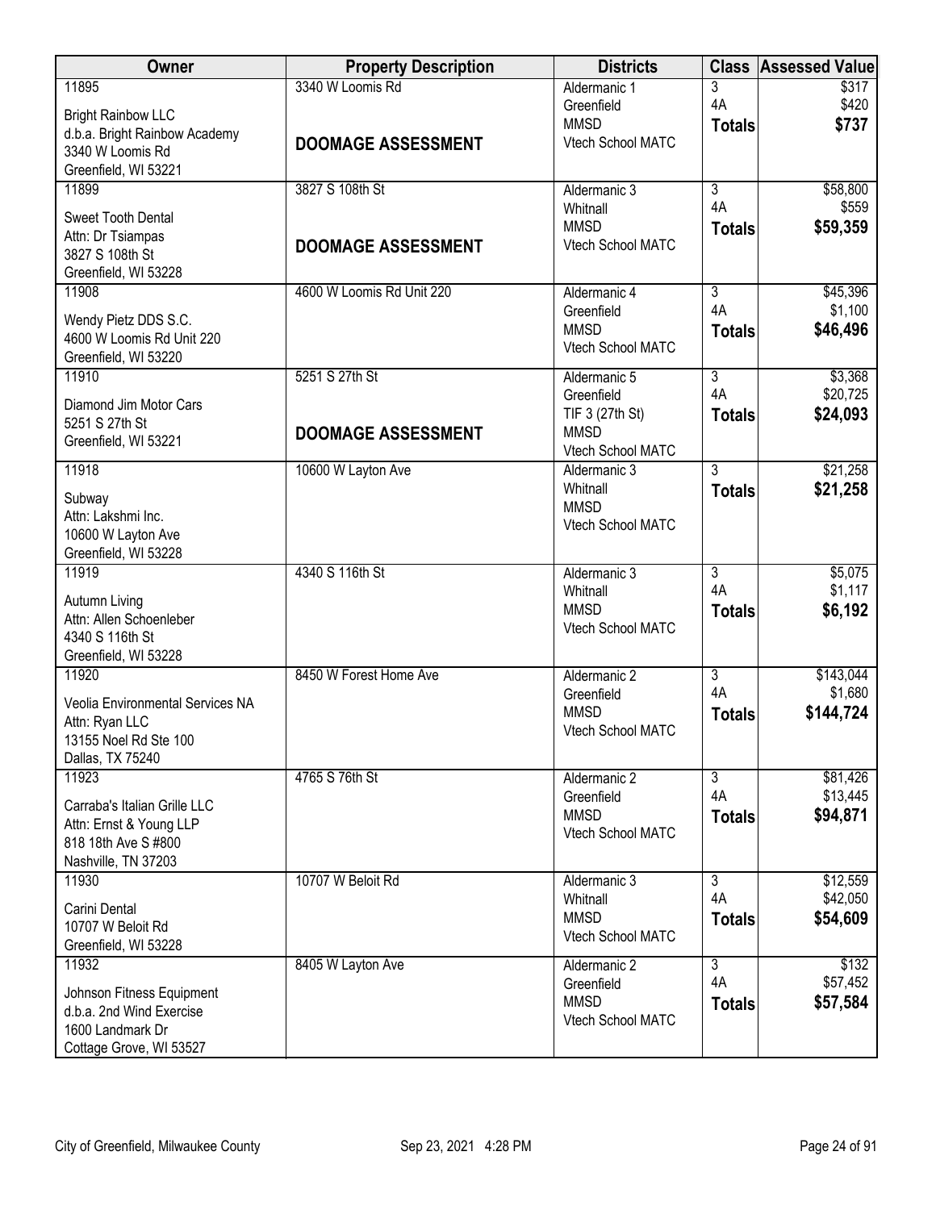| Owner | Property Description | Districts | Class | Assessed Value |
|---|---|---|---|---|
| 11895<br>Bright Rainbow LLC<br>d.b.a. Bright Rainbow Academy<br>3340 W Loomis Rd<br>Greenfield, WI 53221 | 3340 W Loomis Rd<br>**DOOMAGE ASSESSMENT** | Aldermanic 1<br>Greenfield<br>MMSD<br>Vtech School MATC | 3<br>4A<br>**Totals** | $317<br>$420<br>**$737** |
| 11899<br>Sweet Tooth Dental<br>Attn: Dr Tsiampas<br>3827 S 108th St<br>Greenfield, WI 53228 | 3827 S 108th St<br>**DOOMAGE ASSESSMENT** | Aldermanic 3<br>Whitnall<br>MMSD<br>Vtech School MATC | 3<br>4A<br>**Totals** | $58,800<br>$559<br>**$59,359** |
| 11908<br>Wendy Pietz DDS S.C.<br>4600 W Loomis Rd Unit 220<br>Greenfield, WI 53220 | 4600 W Loomis Rd Unit 220 | Aldermanic 4<br>Greenfield<br>MMSD<br>Vtech School MATC | 3<br>4A<br>**Totals** | $45,396<br>$1,100<br>**$46,496** |
| 11910<br>Diamond Jim Motor Cars<br>5251 S 27th St<br>Greenfield, WI 53221 | 5251 S 27th St<br>**DOOMAGE ASSESSMENT** | Aldermanic 5<br>Greenfield<br>TIF 3 (27th St)<br>MMSD<br>Vtech School MATC | 3<br>4A<br>**Totals** | $3,368<br>$20,725<br>**$24,093** |
| 11918<br>Subway<br>Attn: Lakshmi Inc.<br>10600 W Layton Ave<br>Greenfield, WI 53228 | 10600 W Layton Ave | Aldermanic 3<br>Whitnall<br>MMSD<br>Vtech School MATC | 3<br>**Totals** | $21,258<br>**$21,258** |
| 11919<br>Autumn Living<br>Attn: Allen Schoenleber<br>4340 S 116th St<br>Greenfield, WI 53228 | 4340 S 116th St | Aldermanic 3<br>Whitnall<br>MMSD<br>Vtech School MATC | 3<br>4A<br>**Totals** | $5,075<br>$1,117<br>**$6,192** |
| 11920<br>Veolia Environmental Services NA<br>Attn: Ryan LLC<br>13155 Noel Rd Ste 100<br>Dallas, TX 75240 | 8450 W Forest Home Ave | Aldermanic 2<br>Greenfield<br>MMSD<br>Vtech School MATC | 3<br>4A<br>**Totals** | $143,044<br>$1,680<br>**$144,724** |
| 11923<br>Carraba's Italian Grille LLC<br>Attn: Ernst & Young LLP<br>818 18th Ave S #800<br>Nashville, TN 37203 | 4765 S 76th St | Aldermanic 2<br>Greenfield<br>MMSD<br>Vtech School MATC | 3<br>4A<br>**Totals** | $81,426<br>$13,445<br>**$94,871** |
| 11930<br>Carini Dental<br>10707 W Beloit Rd<br>Greenfield, WI 53228 | 10707 W Beloit Rd | Aldermanic 3<br>Whitnall<br>MMSD<br>Vtech School MATC | 3<br>4A<br>**Totals** | $12,559<br>$42,050<br>**$54,609** |
| 11932<br>Johnson Fitness Equipment<br>d.b.a. 2nd Wind Exercise<br>1600 Landmark Dr<br>Cottage Grove, WI 53527 | 8405 W Layton Ave | Aldermanic 2<br>Greenfield<br>MMSD<br>Vtech School MATC | 3<br>4A<br>**Totals** | $132<br>$57,452<br>**$57,584** |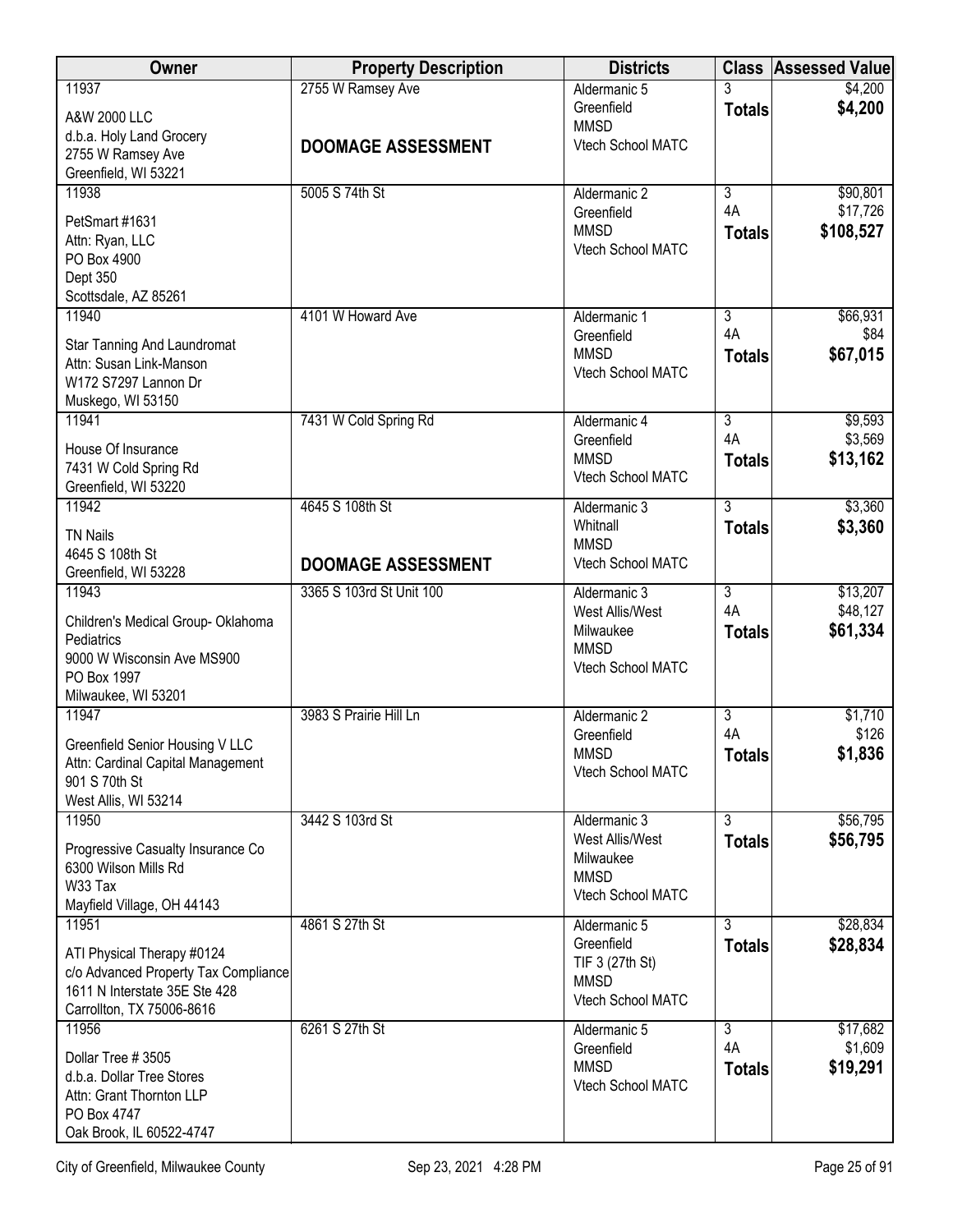| Owner | Property Description | Districts | Class | Assessed Value |
|---|---|---|---|---|
| 11937<br>A&W 2000 LLC<br>d.b.a. Holy Land Grocery<br>2755 W Ramsey Ave<br>Greenfield, WI 53221 | 2755 W Ramsey Ave<br>**DOOMAGE ASSESSMENT** | Aldermanic 5<br>Greenfield<br>MMSD<br>Vtech School MATC | 3<br>**Totals** | \$4,200<br>**\$4,200** |
| 11938<br>PetSmart #1631<br>Attn: Ryan, LLC<br>PO Box 4900<br>Dept 350<br>Scottsdale, AZ 85261 | 5005 S 74th St | Aldermanic 2<br>Greenfield<br>MMSD<br>Vtech School MATC | 3<br>4A<br>**Totals** | \$90,801<br>\$17,726<br>**\$108,527** |
| 11940<br>Star Tanning And Laundromat<br>Attn: Susan Link-Manson<br>W172 S7297 Lannon Dr<br>Muskego, WI 53150 | 4101 W Howard Ave | Aldermanic 1<br>Greenfield<br>MMSD<br>Vtech School MATC | 3<br>4A<br>**Totals** | \$66,931<br>\$84<br>**\$67,015** |
| 11941<br>House Of Insurance<br>7431 W Cold Spring Rd<br>Greenfield, WI 53220 | 7431 W Cold Spring Rd | Aldermanic 4<br>Greenfield<br>MMSD<br>Vtech School MATC | 3<br>4A<br>**Totals** | \$9,593<br>\$3,569<br>**\$13,162** |
| 11942<br>TN Nails<br>4645 S 108th St<br>Greenfield, WI 53228 | 4645 S 108th St<br>**DOOMAGE ASSESSMENT** | Aldermanic 3<br>Whitnall<br>MMSD<br>Vtech School MATC | 3<br>**Totals** | \$3,360<br>**\$3,360** |
| 11943<br>Children's Medical Group- Oklahoma Pediatrics<br>9000 W Wisconsin Ave MS900<br>PO Box 1997<br>Milwaukee, WI 53201 | 3365 S 103rd St Unit 100 | Aldermanic 3<br>West Allis/West Milwaukee<br>MMSD<br>Vtech School MATC | 3<br>4A<br>**Totals** | \$13,207<br>\$48,127<br>**\$61,334** |
| 11947<br>Greenfield Senior Housing V LLC<br>Attn: Cardinal Capital Management<br>901 S 70th St<br>West Allis, WI 53214 | 3983 S Prairie Hill Ln | Aldermanic 2<br>Greenfield<br>MMSD<br>Vtech School MATC | 3<br>4A<br>**Totals** | \$1,710<br>\$126<br>**\$1,836** |
| 11950<br>Progressive Casualty Insurance Co<br>6300 Wilson Mills Rd<br>W33 Tax<br>Mayfield Village, OH 44143 | 3442 S 103rd St | Aldermanic 3<br>West Allis/West Milwaukee<br>MMSD<br>Vtech School MATC | 3<br>**Totals** | \$56,795<br>**\$56,795** |
| 11951<br>ATI Physical Therapy #0124<br>c/o Advanced Property Tax Compliance<br>1611 N Interstate 35E Ste 428<br>Carrollton, TX 75006-8616 | 4861 S 27th St | Aldermanic 5<br>Greenfield<br>TIF 3 (27th St)<br>MMSD<br>Vtech School MATC | 3<br>**Totals** | \$28,834<br>**\$28,834** |
| 11956<br>Dollar Tree # 3505<br>d.b.a. Dollar Tree Stores<br>Attn: Grant Thornton LLP<br>PO Box 4747<br>Oak Brook, IL 60522-4747 | 6261 S 27th St | Aldermanic 5<br>Greenfield<br>MMSD<br>Vtech School MATC | 3<br>4A<br>**Totals** | \$17,682<br>\$1,609<br>**\$19,291** |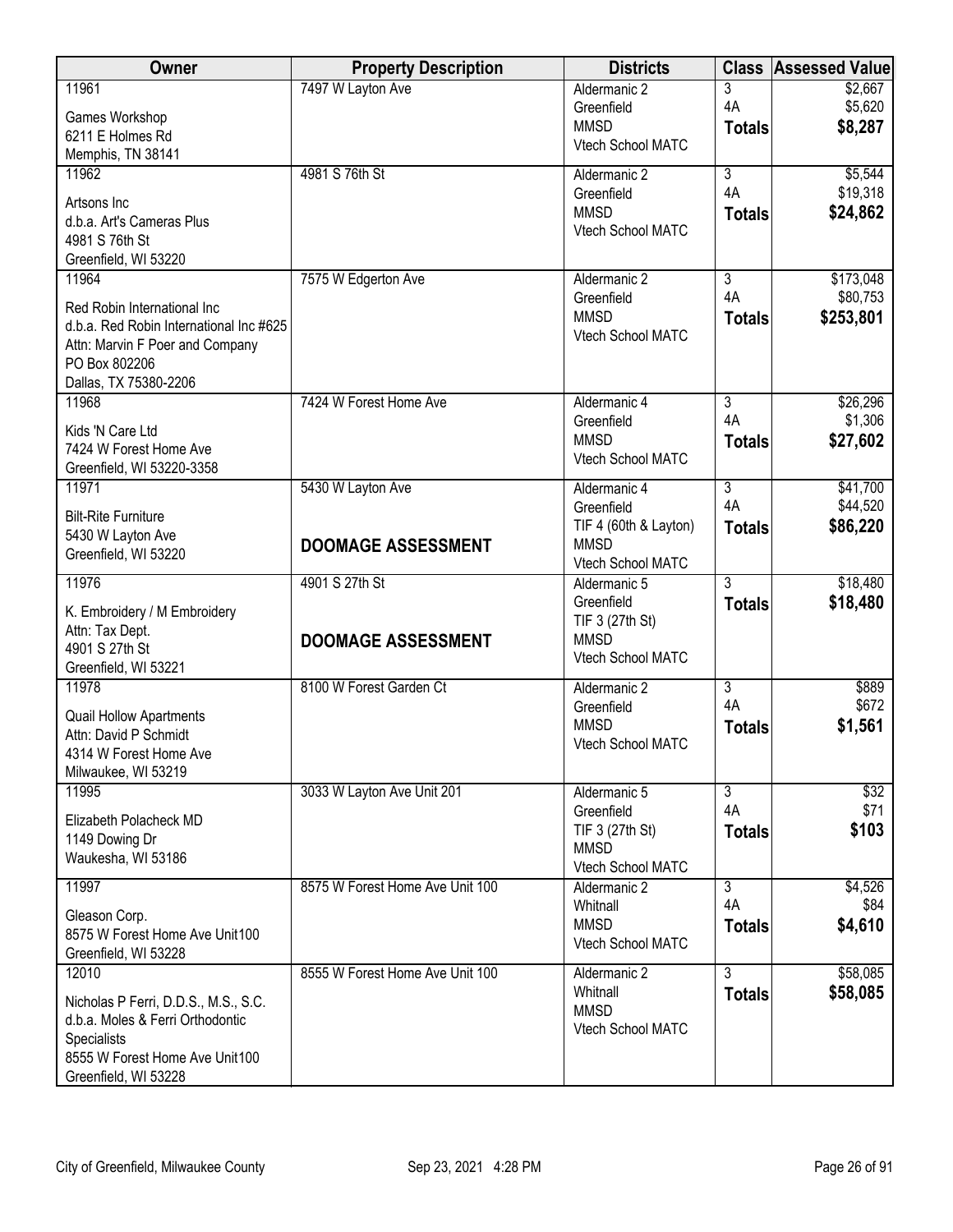| Owner | Property Description | Districts | Class | Assessed Value |
|---|---|---|---|---|
| 11961<br>Games Workshop<br>6211 E Holmes Rd<br>Memphis, TN 38141 | 7497 W Layton Ave | Aldermanic 2<br>Greenfield<br>MMSD<br>Vtech School MATC | 3<br>4A<br>**Totals** | $2,667<br>$5,620<br>**$8,287** |
| 11962<br>Artsons Inc<br>d.b.a. Art's Cameras Plus<br>4981 S 76th St<br>Greenfield, WI 53220 | 4981 S 76th St | Aldermanic 2<br>Greenfield<br>MMSD<br>Vtech School MATC | 3<br>4A<br>**Totals** | $5,544<br>$19,318<br>**$24,862** |
| 11964<br>Red Robin International Inc<br>d.b.a. Red Robin International Inc #625<br>Attn: Marvin F Poer and Company<br>PO Box 802206<br>Dallas, TX 75380-2206 | 7575 W Edgerton Ave | Aldermanic 2<br>Greenfield<br>MMSD<br>Vtech School MATC | 3<br>4A<br>**Totals** | $173,048<br>$80,753<br>**$253,801** |
| 11968<br>Kids 'N Care Ltd<br>7424 W Forest Home Ave<br>Greenfield, WI 53220-3358 | 7424 W Forest Home Ave | Aldermanic 4<br>Greenfield<br>MMSD<br>Vtech School MATC | 3<br>4A<br>**Totals** | $26,296<br>$1,306<br>**$27,602** |
| 11971<br>Bilt-Rite Furniture<br>5430 W Layton Ave<br>Greenfield, WI 53220 | 5430 W Layton Ave<br>**DOOMAGE ASSESSMENT** | Aldermanic 4<br>Greenfield<br>TIF 4 (60th & Layton)<br>MMSD<br>Vtech School MATC | 3<br>4A<br>**Totals** | $41,700<br>$44,520<br>**$86,220** |
| 11976<br>K. Embroidery / M Embroidery<br>Attn: Tax Dept.<br>4901 S 27th St<br>Greenfield, WI 53221 | 4901 S 27th St<br>**DOOMAGE ASSESSMENT** | Aldermanic 5<br>Greenfield<br>TIF 3 (27th St)<br>MMSD<br>Vtech School MATC | 3<br>**Totals** | $18,480<br>**$18,480** |
| 11978<br>Quail Hollow Apartments<br>Attn: David P Schmidt<br>4314 W Forest Home Ave<br>Milwaukee, WI 53219 | 8100 W Forest Garden Ct | Aldermanic 2<br>Greenfield<br>MMSD<br>Vtech School MATC | 3<br>4A<br>**Totals** | $889<br>$672<br>**$1,561** |
| 11995<br>Elizabeth Polacheck MD<br>1149 Dowing Dr<br>Waukesha, WI 53186 | 3033 W Layton Ave Unit 201 | Aldermanic 5<br>Greenfield<br>TIF 3 (27th St)<br>MMSD<br>Vtech School MATC | 3<br>4A<br>**Totals** | $32<br>$71<br>**$103** |
| 11997<br>Gleason Corp.<br>8575 W Forest Home Ave Unit100<br>Greenfield, WI 53228 | 8575 W Forest Home Ave Unit 100 | Aldermanic 2<br>Whitnall<br>MMSD<br>Vtech School MATC | 3<br>4A<br>**Totals** | $4,526<br>$84<br>**$4,610** |
| 12010<br>Nicholas P Ferri, D.D.S., M.S., S.C.<br>d.b.a. Moles & Ferri Orthodontic Specialists<br>8555 W Forest Home Ave Unit100<br>Greenfield, WI 53228 | 8555 W Forest Home Ave Unit 100 | Aldermanic 2<br>Whitnall<br>MMSD<br>Vtech School MATC | 3<br>**Totals** | $58,085<br>**$58,085** |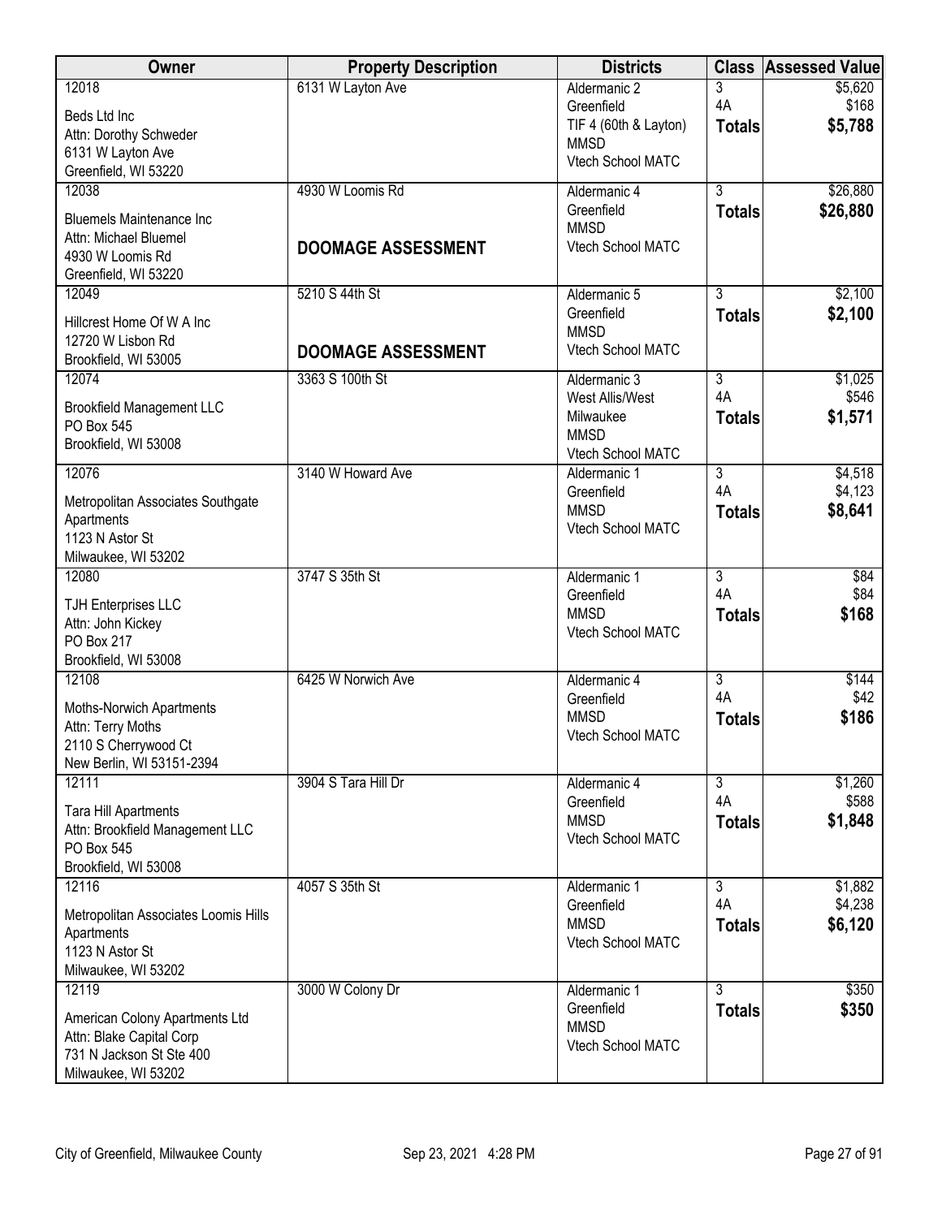| Owner | Property Description | Districts | Class | Assessed Value |
|---|---|---|---|---|
| 12018<br>Beds Ltd Inc<br>Attn: Dorothy Schweder<br>6131 W Layton Ave<br>Greenfield, WI 53220 | 6131 W Layton Ave | Aldermanic 2<br>Greenfield<br>TIF 4 (60th & Layton)<br>MMSD<br>Vtech School MATC | 3<br>4A<br>**Totals** | $5,620<br>$168<br>**$5,788** |
| 12038<br>Bluemels Maintenance Inc<br>Attn: Michael Bluemel<br>4930 W Loomis Rd<br>Greenfield, WI 53220 | 4930 W Loomis Rd<br><br>**DOOMAGE ASSESSMENT** | Aldermanic 4<br>Greenfield<br>MMSD<br>Vtech School MATC | 3<br>**Totals** | $26,880<br>**$26,880** |
| 12049<br>Hillcrest Home Of W A Inc<br>12720 W Lisbon Rd<br>Brookfield, WI 53005 | 5210 S 44th St<br><br>**DOOMAGE ASSESSMENT** | Aldermanic 5<br>Greenfield<br>MMSD<br>Vtech School MATC | 3<br>**Totals** | $2,100<br>**$2,100** |
| 12074<br>Brookfield Management LLC<br>PO Box 545<br>Brookfield, WI 53008 | 3363 S 100th St | Aldermanic 3<br>West Allis/West Milwaukee<br>MMSD<br>Vtech School MATC | 3<br>4A<br>**Totals** | $1,025<br>$546<br>**$1,571** |
| 12076<br>Metropolitan Associates Southgate Apartments<br>1123 N Astor St<br>Milwaukee, WI 53202 | 3140 W Howard Ave | Aldermanic 1<br>Greenfield<br>MMSD<br>Vtech School MATC | 3<br>4A<br>**Totals** | $4,518<br>$4,123<br>**$8,641** |
| 12080<br>TJH Enterprises LLC<br>Attn: John Kickey<br>PO Box 217<br>Brookfield, WI 53008 | 3747 S 35th St | Aldermanic 1<br>Greenfield<br>MMSD<br>Vtech School MATC | 3<br>4A<br>**Totals** | $84<br>$84<br>**$168** |
| 12108<br>Moths-Norwich Apartments<br>Attn: Terry Moths<br>2110 S Cherrywood Ct<br>New Berlin, WI 53151-2394 | 6425 W Norwich Ave | Aldermanic 4<br>Greenfield<br>MMSD<br>Vtech School MATC | 3<br>4A<br>**Totals** | $144<br>$42<br>**$186** |
| 12111<br>Tara Hill Apartments<br>Attn: Brookfield Management LLC<br>PO Box 545<br>Brookfield, WI 53008 | 3904 S Tara Hill Dr | Aldermanic 4<br>Greenfield<br>MMSD<br>Vtech School MATC | 3<br>4A<br>**Totals** | $1,260<br>$588<br>**$1,848** |
| 12116<br>Metropolitan Associates Loomis Hills Apartments<br>1123 N Astor St<br>Milwaukee, WI 53202 | 4057 S 35th St | Aldermanic 1<br>Greenfield<br>MMSD<br>Vtech School MATC | 3<br>4A<br>**Totals** | $1,882<br>$4,238<br>**$6,120** |
| 12119<br>American Colony Apartments Ltd<br>Attn: Blake Capital Corp<br>731 N Jackson St Ste 400<br>Milwaukee, WI 53202 | 3000 W Colony Dr | Aldermanic 1<br>Greenfield<br>MMSD<br>Vtech School MATC | 3<br>**Totals** | $350<br>**$350** |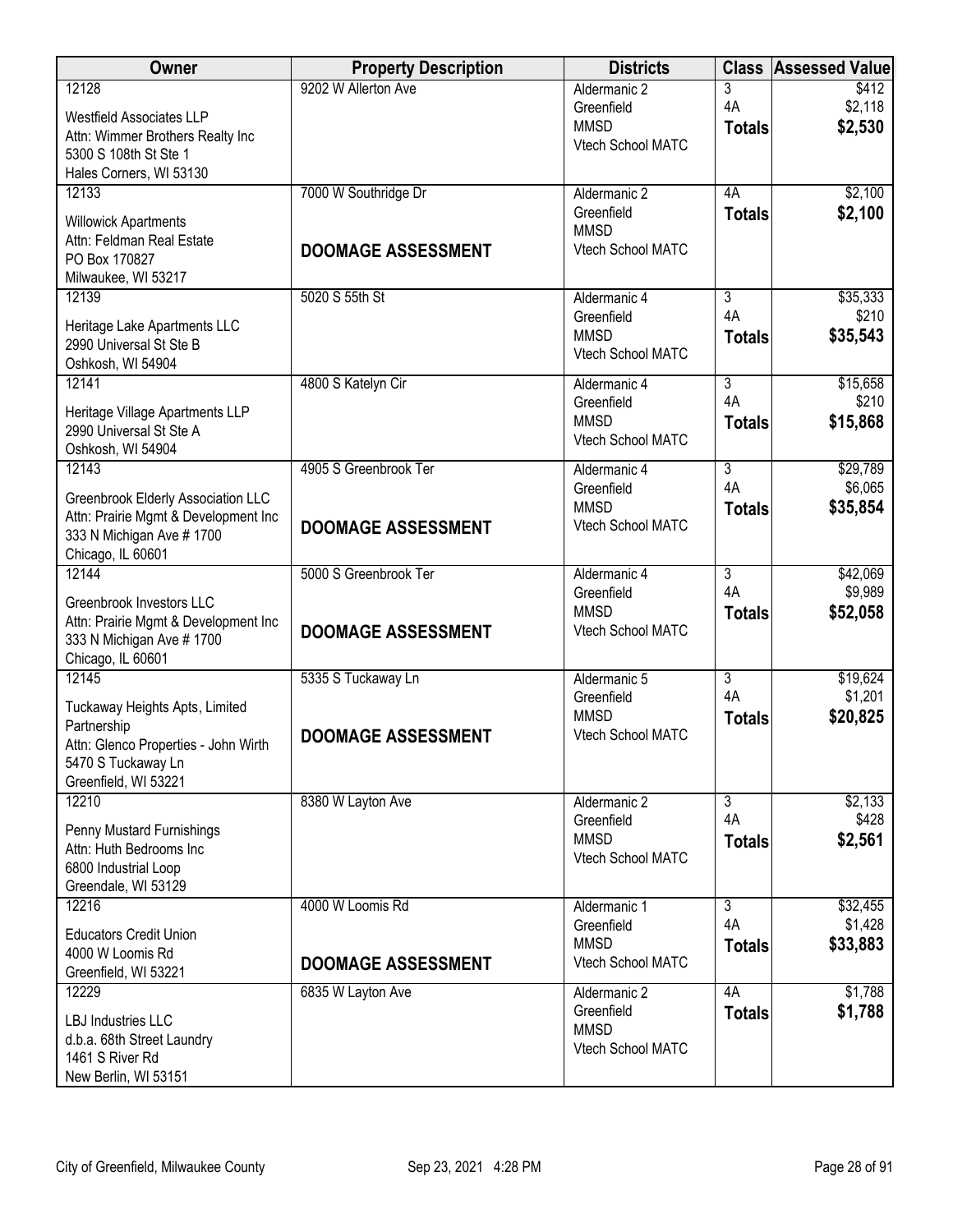| Owner | Property Description | Districts | Class | Assessed Value |
|---|---|---|---|---|
| 12128<br>Westfield Associates LLP<br>Attn: Wimmer Brothers Realty Inc<br>5300 S 108th St Ste 1<br>Hales Corners, WI 53130 | 9202 W Allerton Ave | Aldermanic 2<br>Greenfield<br>MMSD<br>Vtech School MATC | 3<br>4A<br>**Totals** | $412<br>$2,118<br>**$2,530** |
| 12133<br>Willowick Apartments<br>Attn: Feldman Real Estate<br>PO Box 170827<br>Milwaukee, WI 53217 | 7000 W Southridge Dr<br><br>**DOOMAGE ASSESSMENT** | Aldermanic 2<br>Greenfield<br>MMSD<br>Vtech School MATC | 4A<br>**Totals** | $2,100<br>**$2,100** |
| 12139<br>Heritage Lake Apartments LLC<br>2990 Universal St Ste B<br>Oshkosh, WI 54904 | 5020 S 55th St | Aldermanic 4<br>Greenfield<br>MMSD<br>Vtech School MATC | 3<br>4A<br>**Totals** | $35,333<br>$210<br>**$35,543** |
| 12141<br>Heritage Village Apartments LLP<br>2990 Universal St Ste A<br>Oshkosh, WI 54904 | 4800 S Katelyn Cir | Aldermanic 4<br>Greenfield<br>MMSD<br>Vtech School MATC | 3<br>4A<br>**Totals** | $15,658<br>$210<br>**$15,868** |
| 12143<br>Greenbrook Elderly Association LLC<br>Attn: Prairie Mgmt & Development Inc<br>333 N Michigan Ave # 1700<br>Chicago, IL 60601 | 4905 S Greenbrook Ter<br><br>**DOOMAGE ASSESSMENT** | Aldermanic 4<br>Greenfield<br>MMSD<br>Vtech School MATC | 3<br>4A<br>**Totals** | $29,789<br>$6,065<br>**$35,854** |
| 12144<br>Greenbrook Investors LLC<br>Attn: Prairie Mgmt & Development Inc<br>333 N Michigan Ave # 1700<br>Chicago, IL 60601 | 5000 S Greenbrook Ter<br><br>**DOOMAGE ASSESSMENT** | Aldermanic 4<br>Greenfield<br>MMSD<br>Vtech School MATC | 3<br>4A<br>**Totals** | $42,069<br>$9,989<br>**$52,058** |
| 12145<br>Tuckaway Heights Apts, Limited Partnership<br>Attn: Glenco Properties - John Wirth<br>5470 S Tuckaway Ln<br>Greenfield, WI 53221 | 5335 S Tuckaway Ln<br><br>**DOOMAGE ASSESSMENT** | Aldermanic 5<br>Greenfield<br>MMSD<br>Vtech School MATC | 3<br>4A<br>**Totals** | $19,624<br>$1,201<br>**$20,825** |
| 12210<br>Penny Mustard Furnishings<br>Attn: Huth Bedrooms Inc<br>6800 Industrial Loop<br>Greendale, WI 53129 | 8380 W Layton Ave | Aldermanic 2<br>Greenfield<br>MMSD<br>Vtech School MATC | 3<br>4A<br>**Totals** | $2,133<br>$428<br>**$2,561** |
| 12216<br>Educators Credit Union<br>4000 W Loomis Rd<br>Greenfield, WI 53221 | 4000 W Loomis Rd<br><br>**DOOMAGE ASSESSMENT** | Aldermanic 1<br>Greenfield<br>MMSD<br>Vtech School MATC | 3<br>4A<br>**Totals** | $32,455<br>$1,428<br>**$33,883** |
| 12229<br>LBJ Industries LLC<br>d.b.a. 68th Street Laundry<br>1461 S River Rd<br>New Berlin, WI 53151 | 6835 W Layton Ave | Aldermanic 2<br>Greenfield<br>MMSD<br>Vtech School MATC | 4A<br>**Totals** | $1,788<br>**$1,788** |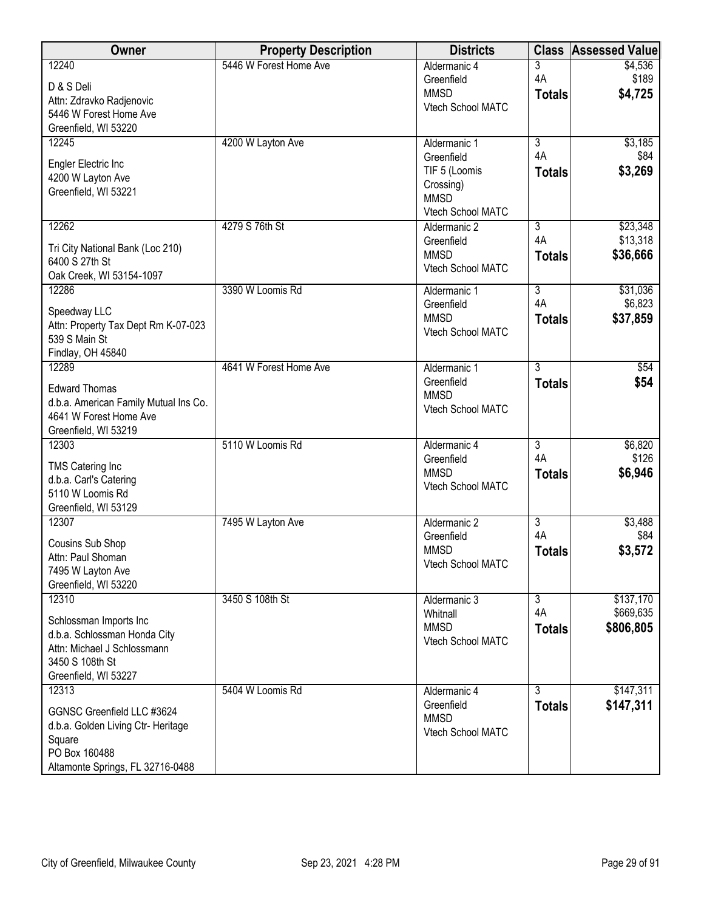| Owner | Property Description | Districts | Class | Assessed Value |
|---|---|---|---|---|
| 12240<br>D & S Deli<br>Attn: Zdravko Radjenovic<br>5446 W Forest Home Ave<br>Greenfield, WI 53220 | 5446 W Forest Home Ave | Aldermanic 4<br>Greenfield<br>MMSD<br>Vtech School MATC | 3<br>4A<br>**Totals** | $4,536<br>$189<br>**$4,725** |
| 12245<br>Engler Electric Inc<br>4200 W Layton Ave<br>Greenfield, WI 53221 | 4200 W Layton Ave | Aldermanic 1<br>Greenfield<br>TIF 5 (Loomis Crossing)<br>MMSD<br>Vtech School MATC | 3<br>4A<br>**Totals** | $3,185<br>$84<br>**$3,269** |
| 12262<br>Tri City National Bank (Loc 210)<br>6400 S 27th St<br>Oak Creek, WI 53154-1097 | 4279 S 76th St | Aldermanic 2<br>Greenfield<br>MMSD<br>Vtech School MATC | 3<br>4A<br>**Totals** | $23,348<br>$13,318<br>**$36,666** |
| 12286<br>Speedway LLC<br>Attn: Property Tax Dept Rm K-07-023<br>539 S Main St<br>Findlay, OH 45840 | 3390 W Loomis Rd | Aldermanic 1<br>Greenfield<br>MMSD<br>Vtech School MATC | 3<br>4A<br>**Totals** | $31,036<br>$6,823<br>**$37,859** |
| 12289<br>Edward Thomas<br>d.b.a. American Family Mutual Ins Co.<br>4641 W Forest Home Ave<br>Greenfield, WI 53219 | 4641 W Forest Home Ave | Aldermanic 1<br>Greenfield<br>MMSD<br>Vtech School MATC | 3<br>**Totals** | $54<br>**$54** |
| 12303<br>TMS Catering Inc<br>d.b.a. Carl's Catering<br>5110 W Loomis Rd<br>Greenfield, WI 53129 | 5110 W Loomis Rd | Aldermanic 4<br>Greenfield<br>MMSD<br>Vtech School MATC | 3<br>4A<br>**Totals** | $6,820<br>$126<br>**$6,946** |
| 12307<br>Cousins Sub Shop<br>Attn: Paul Shoman<br>7495 W Layton Ave<br>Greenfield, WI 53220 | 7495 W Layton Ave | Aldermanic 2<br>Greenfield<br>MMSD<br>Vtech School MATC | 3<br>4A<br>**Totals** | $3,488<br>$84<br>**$3,572** |
| 12310<br>Schlossman Imports Inc<br>d.b.a. Schlossman Honda City<br>Attn: Michael J Schlossmann<br>3450 S 108th St<br>Greenfield, WI 53227 | 3450 S 108th St | Aldermanic 3<br>Whitnall<br>MMSD<br>Vtech School MATC | 3<br>4A<br>**Totals** | $137,170<br>$669,635<br>**$806,805** |
| 12313<br>GGNSC Greenfield LLC #3624<br>d.b.a. Golden Living Ctr- Heritage Square<br>PO Box 160488<br>Altamonte Springs, FL 32716-0488 | 5404 W Loomis Rd | Aldermanic 4<br>Greenfield<br>MMSD<br>Vtech School MATC | 3<br>**Totals** | $147,311<br>**$147,311** |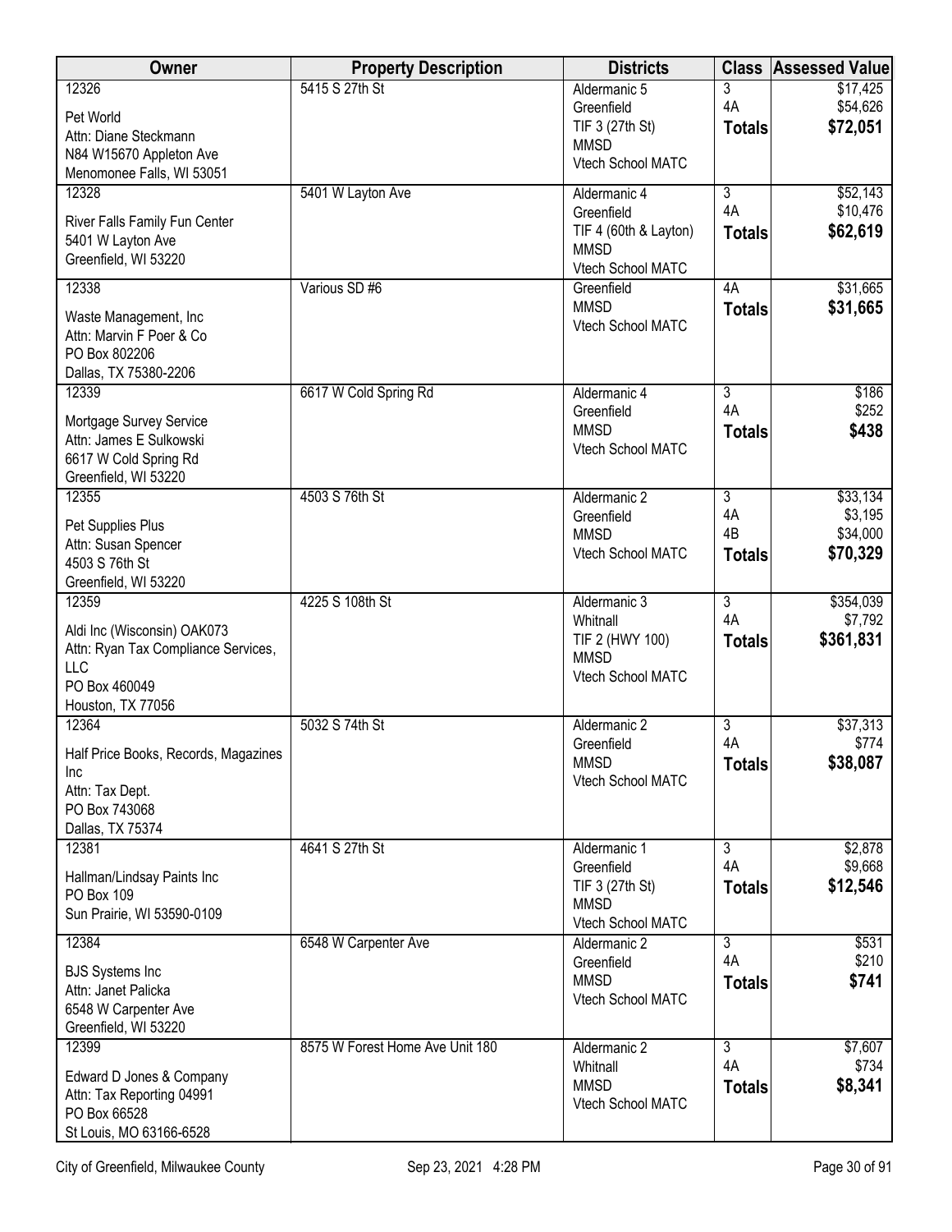| Owner | Property Description | Districts | Class | Assessed Value |
|---|---|---|---|---|
| 12326<br>Pet World<br>Attn: Diane Steckmann<br>N84 W15670 Appleton Ave<br>Menomonee Falls, WI 53051 | 5415 S 27th St | Aldermanic 5<br>Greenfield<br>TIF 3 (27th St)<br>MMSD<br>Vtech School MATC | 3<br>4A<br>**Totals** | $17,425<br>$54,626<br>**$72,051** |
| 12328<br>River Falls Family Fun Center<br>5401 W Layton Ave<br>Greenfield, WI 53220 | 5401 W Layton Ave | Aldermanic 4<br>Greenfield<br>TIF 4 (60th & Layton)<br>MMSD<br>Vtech School MATC | 3<br>4A<br>**Totals** | $52,143<br>$10,476<br>**$62,619** |
| 12338<br>Waste Management, Inc<br>Attn: Marvin F Poer & Co<br>PO Box 802206<br>Dallas, TX 75380-2206 | Various SD #6 | Greenfield<br>MMSD<br>Vtech School MATC | 4A<br>**Totals** | $31,665<br>**$31,665** |
| 12339<br>Mortgage Survey Service<br>Attn: James E Sulkowski<br>6617 W Cold Spring Rd<br>Greenfield, WI 53220 | 6617 W Cold Spring Rd | Aldermanic 4<br>Greenfield<br>MMSD<br>Vtech School MATC | 3<br>4A<br>**Totals** | $186<br>$252<br>**$438** |
| 12355<br>Pet Supplies Plus<br>Attn: Susan Spencer<br>4503 S 76th St<br>Greenfield, WI 53220 | 4503 S 76th St | Aldermanic 2<br>Greenfield<br>MMSD<br>Vtech School MATC | 3<br>4A<br>4B<br>**Totals** | $33,134<br>$3,195<br>$34,000<br>**$70,329** |
| 12359<br>Aldi Inc (Wisconsin) OAK073<br>Attn: Ryan Tax Compliance Services, LLC<br>PO Box 460049<br>Houston, TX 77056 | 4225 S 108th St | Aldermanic 3<br>Whitnall<br>TIF 2 (HWY 100)<br>MMSD<br>Vtech School MATC | 3<br>4A<br>**Totals** | $354,039<br>$7,792<br>**$361,831** |
| 12364<br>Half Price Books, Records, Magazines Inc<br>Attn: Tax Dept.<br>PO Box 743068<br>Dallas, TX 75374 | 5032 S 74th St | Aldermanic 2<br>Greenfield<br>MMSD<br>Vtech School MATC | 3<br>4A<br>**Totals** | $37,313<br>$774<br>**$38,087** |
| 12381<br>Hallman/Lindsay Paints Inc<br>PO Box 109<br>Sun Prairie, WI 53590-0109 | 4641 S 27th St | Aldermanic 1<br>Greenfield<br>TIF 3 (27th St)<br>MMSD<br>Vtech School MATC | 3<br>4A<br>**Totals** | $2,878<br>$9,668<br>**$12,546** |
| 12384<br>BJS Systems Inc<br>Attn: Janet Palicka<br>6548 W Carpenter Ave<br>Greenfield, WI 53220 | 6548 W Carpenter Ave | Aldermanic 2<br>Greenfield<br>MMSD<br>Vtech School MATC | 3<br>4A<br>**Totals** | $531<br>$210<br>**$741** |
| 12399<br>Edward D Jones & Company<br>Attn: Tax Reporting 04991<br>PO Box 66528<br>St Louis, MO 63166-6528 | 8575 W Forest Home Ave Unit 180 | Aldermanic 2<br>Whitnall<br>MMSD<br>Vtech School MATC | 3<br>4A<br>**Totals** | $7,607<br>$734<br>**$8,341** |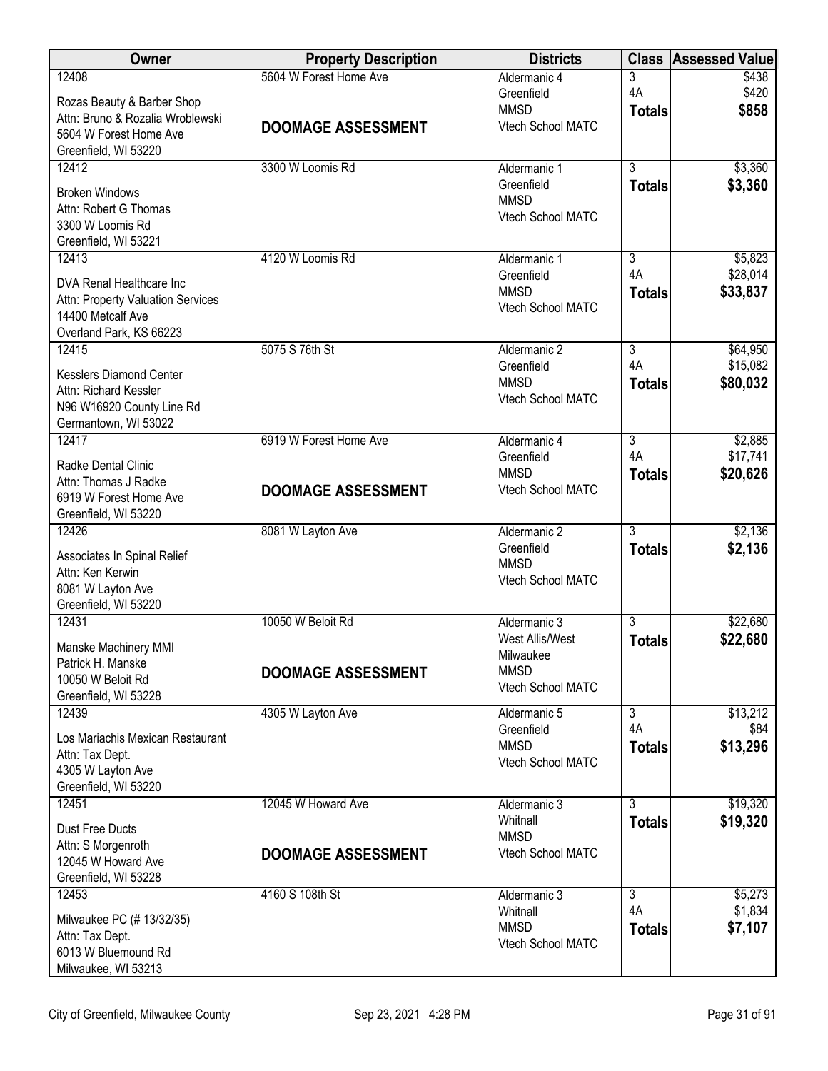| Owner | Property Description | Districts | Class | Assessed Value |
|---|---|---|---|---|
| 12408<br>Rozas Beauty & Barber Shop<br>Attn: Bruno & Rozalia Wroblewski<br>5604 W Forest Home Ave<br>Greenfield, WI 53220 | 5604 W Forest Home Ave<br><br>**DOOMAGE ASSESSMENT** | Aldermanic 4<br>Greenfield<br>MMSD<br>Vtech School MATC | 3<br>4A<br>**Totals** | $438<br>$420<br>**$858** |
| 12412<br>Broken Windows<br>Attn: Robert G Thomas<br>3300 W Loomis Rd<br>Greenfield, WI 53221 | 3300 W Loomis Rd | Aldermanic 1<br>Greenfield<br>MMSD<br>Vtech School MATC | 3<br>**Totals** | $3,360<br>**$3,360** |
| 12413<br>DVA Renal Healthcare Inc<br>Attn: Property Valuation Services<br>14400 Metcalf Ave<br>Overland Park, KS 66223 | 4120 W Loomis Rd | Aldermanic 1<br>Greenfield<br>MMSD<br>Vtech School MATC | 3<br>4A<br>**Totals** | $5,823<br>$28,014<br>**$33,837** |
| 12415<br>Kesslers Diamond Center<br>Attn: Richard Kessler<br>N96 W16920 County Line Rd<br>Germantown, WI 53022 | 5075 S 76th St | Aldermanic 2<br>Greenfield<br>MMSD<br>Vtech School MATC | 3<br>4A<br>**Totals** | $64,950<br>$15,082<br>**$80,032** |
| 12417<br>Radke Dental Clinic<br>Attn: Thomas J Radke<br>6919 W Forest Home Ave<br>Greenfield, WI 53220 | 6919 W Forest Home Ave<br><br>**DOOMAGE ASSESSMENT** | Aldermanic 4<br>Greenfield<br>MMSD<br>Vtech School MATC | 3<br>4A<br>**Totals** | $2,885<br>$17,741<br>**$20,626** |
| 12426<br>Associates In Spinal Relief<br>Attn: Ken Kerwin<br>8081 W Layton Ave<br>Greenfield, WI 53220 | 8081 W Layton Ave | Aldermanic 2<br>Greenfield<br>MMSD<br>Vtech School MATC | 3<br>**Totals** | $2,136<br>**$2,136** |
| 12431<br>Manske Machinery MMI<br>Patrick H. Manske<br>10050 W Beloit Rd<br>Greenfield, WI 53228 | 10050 W Beloit Rd<br><br>**DOOMAGE ASSESSMENT** | Aldermanic 3<br>West Allis/West Milwaukee<br>MMSD<br>Vtech School MATC | 3<br>**Totals** | $22,680<br>**$22,680** |
| 12439<br>Los Mariachis Mexican Restaurant<br>Attn: Tax Dept.<br>4305 W Layton Ave<br>Greenfield, WI 53220 | 4305 W Layton Ave | Aldermanic 5<br>Greenfield<br>MMSD<br>Vtech School MATC | 3<br>4A<br>**Totals** | $13,212<br>$84<br>**$13,296** |
| 12451<br>Dust Free Ducts<br>Attn: S Morgenroth<br>12045 W Howard Ave<br>Greenfield, WI 53228 | 12045 W Howard Ave<br><br>**DOOMAGE ASSESSMENT** | Aldermanic 3<br>Whitnall<br>MMSD<br>Vtech School MATC | 3<br>**Totals** | $19,320<br>**$19,320** |
| 12453<br>Milwaukee PC (# 13/32/35)<br>Attn: Tax Dept.<br>6013 W Bluemound Rd<br>Milwaukee, WI 53213 | 4160 S 108th St | Aldermanic 3<br>Whitnall<br>MMSD<br>Vtech School MATC | 3<br>4A<br>**Totals** | $5,273<br>$1,834<br>**$7,107** |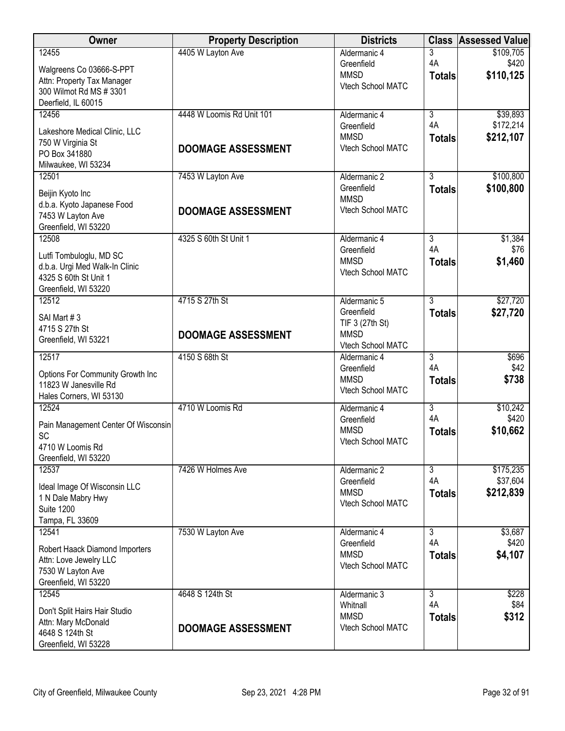| Owner | Property Description | Districts | Class | Assessed Value |
|---|---|---|---|---|
| 12455<br>Walgreens Co 03666-S-PPT<br>Attn: Property Tax Manager<br>300 Wilmot Rd MS # 3301<br>Deerfield, IL 60015 | 4405 W Layton Ave | Aldermanic 4<br>Greenfield<br>MMSD<br>Vtech School MATC | 3<br>4A<br>**Totals** | $109,705<br>$420<br>**$110,125** |
| 12456<br>Lakeshore Medical Clinic, LLC<br>750 W Virginia St<br>PO Box 341880<br>Milwaukee, WI 53234 | 4448 W Loomis Rd Unit 101<br><br>**DOOMAGE ASSESSMENT** | Aldermanic 4<br>Greenfield<br>MMSD<br>Vtech School MATC | 3<br>4A<br>**Totals** | $39,893<br>$172,214<br>**$212,107** |
| 12501<br>Beijin Kyoto Inc<br>d.b.a. Kyoto Japanese Food<br>7453 W Layton Ave<br>Greenfield, WI 53220 | 7453 W Layton Ave<br><br>**DOOMAGE ASSESSMENT** | Aldermanic 2<br>Greenfield<br>MMSD<br>Vtech School MATC | 3<br>**Totals** | $100,800<br>**$100,800** |
| 12508<br>Lutfi Tombuloglu, MD SC<br>d.b.a. Urgi Med Walk-In Clinic<br>4325 S 60th St Unit 1<br>Greenfield, WI 53220 | 4325 S 60th St Unit 1 | Aldermanic 4<br>Greenfield<br>MMSD<br>Vtech School MATC | 3<br>4A<br>**Totals** | $1,384<br>$76<br>**$1,460** |
| 12512<br>SAI Mart # 3<br>4715 S 27th St<br>Greenfield, WI 53221 | 4715 S 27th St<br><br>**DOOMAGE ASSESSMENT** | Aldermanic 5<br>Greenfield<br>TIF 3 (27th St)<br>MMSD<br>Vtech School MATC | 3<br>**Totals** | $27,720<br>**$27,720** |
| 12517<br>Options For Community Growth Inc<br>11823 W Janesville Rd<br>Hales Corners, WI 53130 | 4150 S 68th St | Aldermanic 4<br>Greenfield<br>MMSD<br>Vtech School MATC | 3<br>4A<br>**Totals** | $696<br>$42<br>**$738** |
| 12524<br>Pain Management Center Of Wisconsin SC<br>4710 W Loomis Rd<br>Greenfield, WI 53220 | 4710 W Loomis Rd | Aldermanic 4<br>Greenfield<br>MMSD<br>Vtech School MATC | 3<br>4A<br>**Totals** | $10,242<br>$420<br>**$10,662** |
| 12537<br>Ideal Image Of Wisconsin LLC<br>1 N Dale Mabry Hwy<br>Suite 1200<br>Tampa, FL 33609 | 7426 W Holmes Ave | Aldermanic 2<br>Greenfield<br>MMSD<br>Vtech School MATC | 3<br>4A<br>**Totals** | $175,235<br>$37,604<br>**$212,839** |
| 12541<br>Robert Haack Diamond Importers<br>Attn: Love Jewelry LLC<br>7530 W Layton Ave<br>Greenfield, WI 53220 | 7530 W Layton Ave | Aldermanic 4<br>Greenfield<br>MMSD<br>Vtech School MATC | 3<br>4A<br>**Totals** | $3,687<br>$420<br>**$4,107** |
| 12545<br>Don't Split Hairs Hair Studio<br>Attn: Mary McDonald<br>4648 S 124th St<br>Greenfield, WI 53228 | 4648 S 124th St<br><br>**DOOMAGE ASSESSMENT** | Aldermanic 3<br>Whitnall<br>MMSD<br>Vtech School MATC | 3<br>4A<br>**Totals** | $228<br>$84<br>**$312** |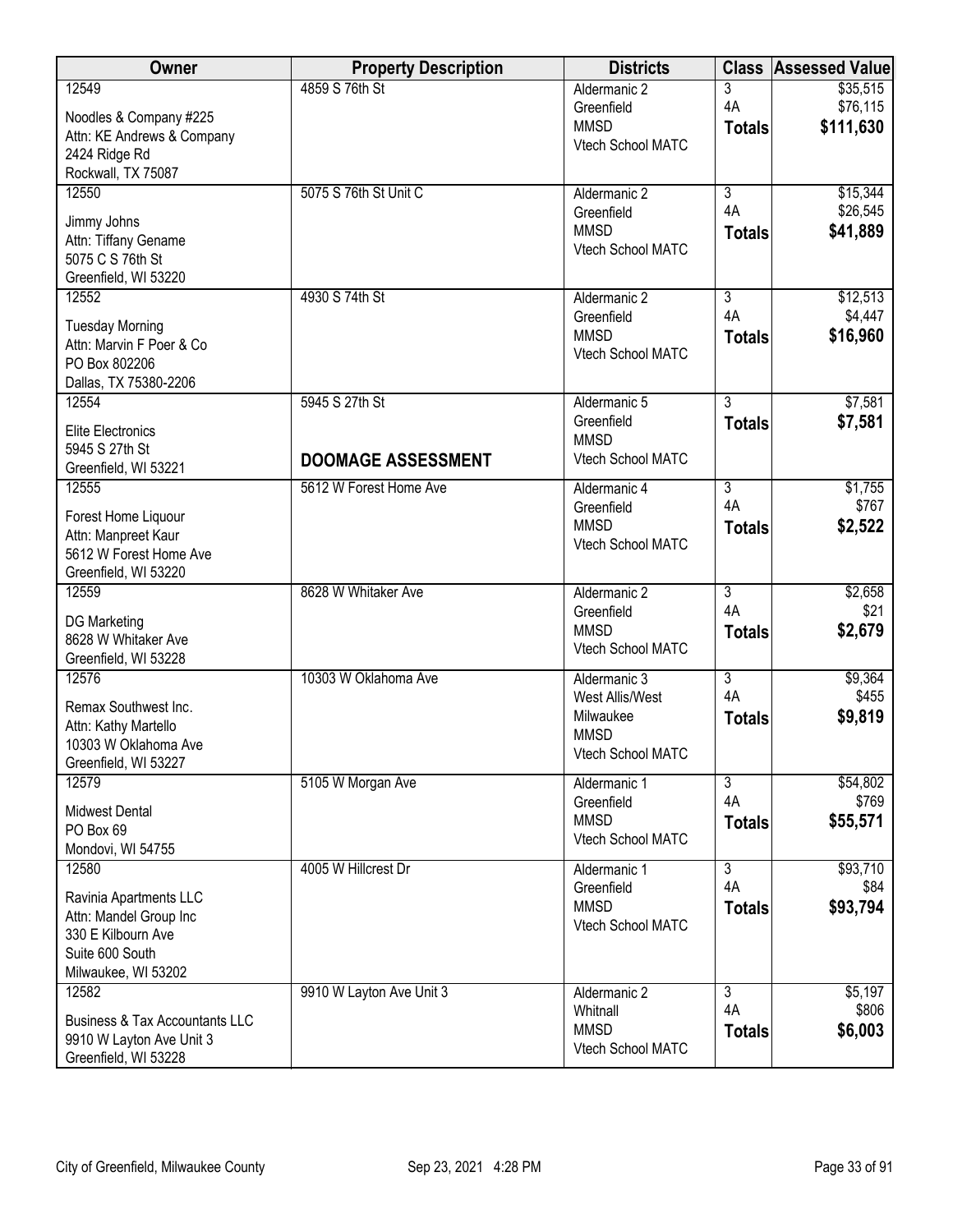| Owner | Property Description | Districts | Class | Assessed Value |
|---|---|---|---|---|
| 12549<br>Noodles & Company #225<br>Attn: KE Andrews & Company<br>2424 Ridge Rd<br>Rockwall, TX 75087 | 4859 S 76th St | Aldermanic 2<br>Greenfield<br>MMSD<br>Vtech School MATC | 3<br>4A<br>**Totals** | $35,515<br>$76,115<br>**$111,630** |
| 12550<br>Jimmy Johns<br>Attn: Tiffany Gename<br>5075 C S 76th St<br>Greenfield, WI 53220 | 5075 S 76th St Unit C | Aldermanic 2<br>Greenfield<br>MMSD<br>Vtech School MATC | 3<br>4A<br>**Totals** | $15,344<br>$26,545<br>**$41,889** |
| 12552<br>Tuesday Morning<br>Attn: Marvin F Poer & Co<br>PO Box 802206<br>Dallas, TX 75380-2206 | 4930 S 74th St | Aldermanic 2<br>Greenfield<br>MMSD<br>Vtech School MATC | 3<br>4A<br>**Totals** | $12,513<br>$4,447<br>**$16,960** |
| 12554<br>Elite Electronics<br>5945 S 27th St<br>Greenfield, WI 53221 | 5945 S 27th St<br>**DOOMAGE ASSESSMENT** | Aldermanic 5<br>Greenfield<br>MMSD<br>Vtech School MATC | 3<br>**Totals** | $7,581<br>**$7,581** |
| 12555<br>Forest Home Liquour<br>Attn: Manpreet Kaur<br>5612 W Forest Home Ave<br>Greenfield, WI 53220 | 5612 W Forest Home Ave | Aldermanic 4<br>Greenfield<br>MMSD<br>Vtech School MATC | 3<br>4A<br>**Totals** | $1,755<br>$767<br>**$2,522** |
| 12559<br>DG Marketing<br>8628 W Whitaker Ave<br>Greenfield, WI 53228 | 8628 W Whitaker Ave | Aldermanic 2<br>Greenfield<br>MMSD<br>Vtech School MATC | 3<br>4A<br>**Totals** | $2,658<br>$21<br>**$2,679** |
| 12576<br>Remax Southwest Inc.<br>Attn: Kathy Martello<br>10303 W Oklahoma Ave<br>Greenfield, WI 53227 | 10303 W Oklahoma Ave | Aldermanic 3<br>West Allis/West Milwaukee<br>MMSD<br>Vtech School MATC | 3<br>4A<br>**Totals** | $9,364<br>$455<br>**$9,819** |
| 12579<br>Midwest Dental<br>PO Box 69<br>Mondovi, WI 54755 | 5105 W Morgan Ave | Aldermanic 1<br>Greenfield<br>MMSD<br>Vtech School MATC | 3<br>4A<br>**Totals** | $54,802<br>$769<br>**$55,571** |
| 12580<br>Ravinia Apartments LLC<br>Attn: Mandel Group Inc<br>330 E Kilbourn Ave<br>Suite 600 South<br>Milwaukee, WI 53202 | 4005 W Hillcrest Dr | Aldermanic 1<br>Greenfield<br>MMSD<br>Vtech School MATC | 3<br>4A<br>**Totals** | $93,710<br>$84<br>**$93,794** |
| 12582<br>Business & Tax Accountants LLC<br>9910 W Layton Ave Unit 3<br>Greenfield, WI 53228 | 9910 W Layton Ave Unit 3 | Aldermanic 2<br>Whitnall<br>MMSD<br>Vtech School MATC | 3<br>4A<br>**Totals** | $5,197<br>$806<br>**$6,003** |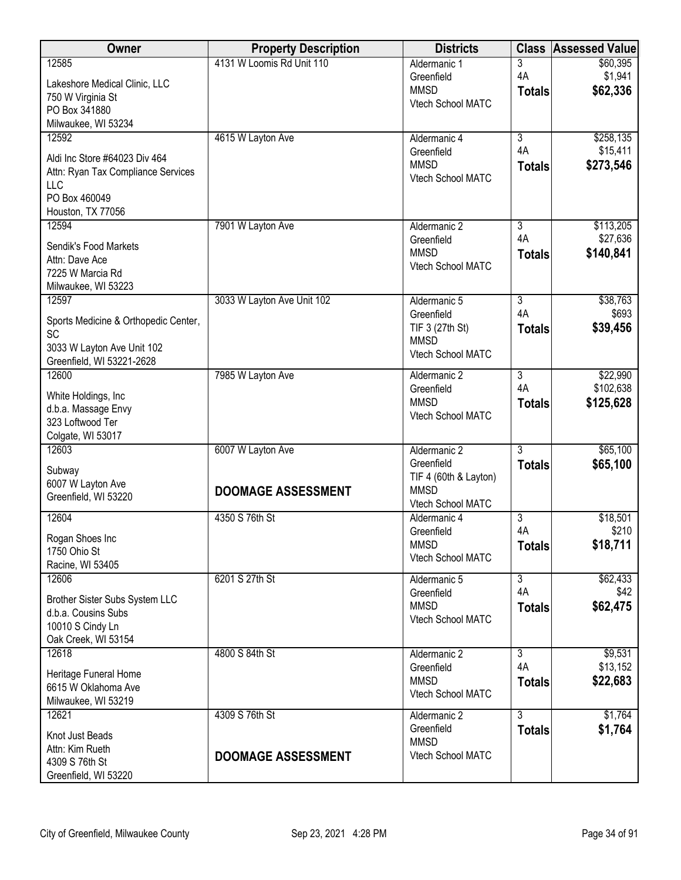| Owner | Property Description | Districts | Class | Assessed Value |
|---|---|---|---|---|
| 12585<br>Lakeshore Medical Clinic, LLC<br>750 W Virginia St<br>PO Box 341880<br>Milwaukee, WI 53234 | 4131 W Loomis Rd Unit 110 | Aldermanic 1<br>Greenfield<br>MMSD<br>Vtech School MATC | 3<br>4A<br>**Totals** | $60,395<br>$1,941<br>**$62,336** |
| 12592<br>Aldi Inc Store #64023 Div 464<br>Attn: Ryan Tax Compliance Services LLC<br>PO Box 460049<br>Houston, TX 77056 | 4615 W Layton Ave | Aldermanic 4<br>Greenfield<br>MMSD<br>Vtech School MATC | 3<br>4A<br>**Totals** | $258,135<br>$15,411<br>**$273,546** |
| 12594<br>Sendik's Food Markets<br>Attn: Dave Ace<br>7225 W Marcia Rd<br>Milwaukee, WI 53223 | 7901 W Layton Ave | Aldermanic 2<br>Greenfield<br>MMSD<br>Vtech School MATC | 3<br>4A<br>**Totals** | $113,205<br>$27,636<br>**$140,841** |
| 12597<br>Sports Medicine & Orthopedic Center, SC<br>3033 W Layton Ave Unit 102<br>Greenfield, WI 53221-2628 | 3033 W Layton Ave Unit 102 | Aldermanic 5<br>Greenfield<br>TIF 3 (27th St)<br>MMSD<br>Vtech School MATC | 3<br>4A<br>**Totals** | $38,763<br>$693<br>**$39,456** |
| 12600<br>White Holdings, Inc<br>d.b.a. Massage Envy<br>323 Loftwood Ter<br>Colgate, WI 53017 | 7985 W Layton Ave | Aldermanic 2<br>Greenfield<br>MMSD<br>Vtech School MATC | 3<br>4A<br>**Totals** | $22,990<br>$102,638<br>**$125,628** |
| 12603<br>Subway<br>6007 W Layton Ave<br>Greenfield, WI 53220 | 6007 W Layton Ave<br>**DOOMAGE ASSESSMENT** | Aldermanic 2<br>Greenfield<br>TIF 4 (60th & Layton)<br>MMSD<br>Vtech School MATC | 3<br>**Totals** | $65,100<br>**$65,100** |
| 12604<br>Rogan Shoes Inc<br>1750 Ohio St<br>Racine, WI 53405 | 4350 S 76th St | Aldermanic 4<br>Greenfield<br>MMSD<br>Vtech School MATC | 3<br>4A<br>**Totals** | $18,501<br>$210<br>**$18,711** |
| 12606<br>Brother Sister Subs System LLC<br>d.b.a. Cousins Subs<br>10010 S Cindy Ln<br>Oak Creek, WI 53154 | 6201 S 27th St | Aldermanic 5<br>Greenfield<br>MMSD<br>Vtech School MATC | 3<br>4A<br>**Totals** | $62,433<br>$42<br>**$62,475** |
| 12618<br>Heritage Funeral Home<br>6615 W Oklahoma Ave<br>Milwaukee, WI 53219 | 4800 S 84th St | Aldermanic 2<br>Greenfield<br>MMSD<br>Vtech School MATC | 3<br>4A<br>**Totals** | $9,531<br>$13,152<br>**$22,683** |
| 12621<br>Knot Just Beads<br>Attn: Kim Rueth<br>4309 S 76th St<br>Greenfield, WI 53220 | 4309 S 76th St<br>**DOOMAGE ASSESSMENT** | Aldermanic 2<br>Greenfield<br>MMSD<br>Vtech School MATC | 3<br>**Totals** | $1,764<br>**$1,764** |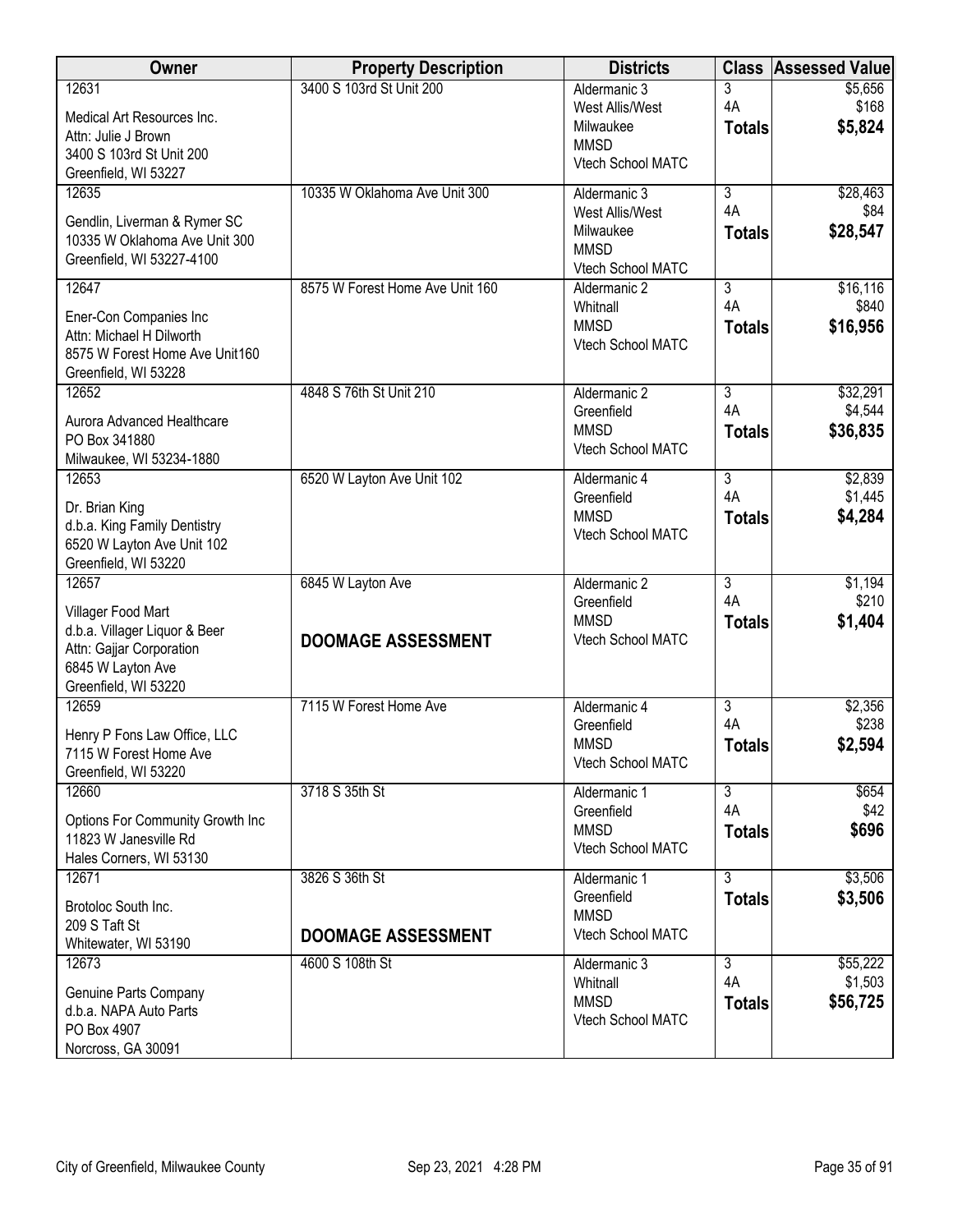| Owner | Property Description | Districts | Class | Assessed Value |
|---|---|---|---|---|
| 12631<br>Medical Art Resources Inc.<br>Attn: Julie J Brown<br>3400 S 103rd St Unit 200<br>Greenfield, WI 53227 | 3400 S 103rd St Unit 200 | Aldermanic 3<br>West Allis/West Milwaukee<br>MMSD<br>Vtech School MATC | 3<br>4A<br>**Totals** | $5,656<br>$168<br>**$5,824** |
| 12635<br>Gendlin, Liverman & Rymer SC<br>10335 W Oklahoma Ave Unit 300<br>Greenfield, WI 53227-4100 | 10335 W Oklahoma Ave Unit 300 | Aldermanic 3<br>West Allis/West Milwaukee<br>MMSD<br>Vtech School MATC | 3<br>4A<br>**Totals** | $28,463<br>$84<br>**$28,547** |
| 12647<br>Ener-Con Companies Inc<br>Attn: Michael H Dilworth<br>8575 W Forest Home Ave Unit160<br>Greenfield, WI 53228 | 8575 W Forest Home Ave Unit 160 | Aldermanic 2<br>Whitnall<br>MMSD<br>Vtech School MATC | 3<br>4A<br>**Totals** | $16,116<br>$840<br>**$16,956** |
| 12652<br>Aurora Advanced Healthcare<br>PO Box 341880<br>Milwaukee, WI 53234-1880 | 4848 S 76th St Unit 210 | Aldermanic 2<br>Greenfield<br>MMSD<br>Vtech School MATC | 3<br>4A<br>**Totals** | $32,291<br>$4,544<br>**$36,835** |
| 12653<br>Dr. Brian King<br>d.b.a. King Family Dentistry<br>6520 W Layton Ave Unit 102<br>Greenfield, WI 53220 | 6520 W Layton Ave Unit 102 | Aldermanic 4<br>Greenfield<br>MMSD<br>Vtech School MATC | 3<br>4A<br>**Totals** | $2,839<br>$1,445<br>**$4,284** |
| 12657<br>Villager Food Mart<br>d.b.a. Villager Liquor & Beer<br>Attn: Gajjar Corporation<br>6845 W Layton Ave<br>Greenfield, WI 53220 | 6845 W Layton Ave<br>**DOOMAGE ASSESSMENT** | Aldermanic 2<br>Greenfield<br>MMSD<br>Vtech School MATC | 3<br>4A<br>**Totals** | $1,194<br>$210<br>**$1,404** |
| 12659<br>Henry P Fons Law Office, LLC<br>7115 W Forest Home Ave<br>Greenfield, WI 53220 | 7115 W Forest Home Ave | Aldermanic 4<br>Greenfield<br>MMSD<br>Vtech School MATC | 3<br>4A<br>**Totals** | $2,356<br>$238<br>**$2,594** |
| 12660<br>Options For Community Growth Inc<br>11823 W Janesville Rd<br>Hales Corners, WI 53130 | 3718 S 35th St | Aldermanic 1<br>Greenfield<br>MMSD<br>Vtech School MATC | 3<br>4A<br>**Totals** | $654<br>$42<br>**$696** |
| 12671<br>Brotoloc South Inc.<br>209 S Taft St<br>Whitewater, WI 53190 | 3826 S 36th St<br>**DOOMAGE ASSESSMENT** | Aldermanic 1<br>Greenfield<br>MMSD<br>Vtech School MATC | 3<br>**Totals** | $3,506<br>**$3,506** |
| 12673<br>Genuine Parts Company<br>d.b.a. NAPA Auto Parts<br>PO Box 4907<br>Norcross, GA 30091 | 4600 S 108th St | Aldermanic 3<br>Whitnall<br>MMSD<br>Vtech School MATC | 3<br>4A<br>**Totals** | $55,222<br>$1,503<br>**$56,725** |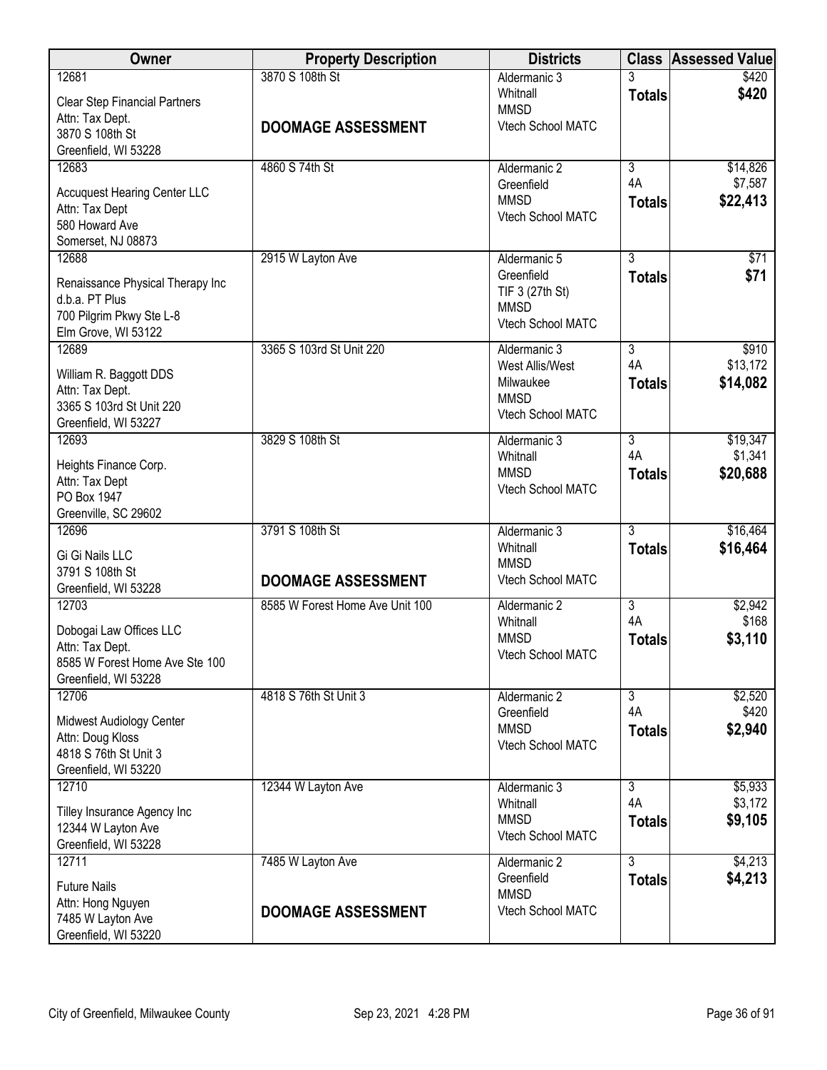| Owner | Property Description | Districts | Class | Assessed Value |
|---|---|---|---|---|
| 12681<br>Clear Step Financial Partners<br>Attn: Tax Dept.<br>3870 S 108th St<br>Greenfield, WI 53228 | 3870 S 108th St<br>**DOOMAGE ASSESSMENT** | Aldermanic 3<br>Whitnall<br>MMSD<br>Vtech School MATC | 3<br>**Totals** | $420<br>**$420** |
| 12683<br>Accuquest Hearing Center LLC<br>Attn: Tax Dept<br>580 Howard Ave<br>Somerset, NJ 08873 | 4860 S 74th St | Aldermanic 2<br>Greenfield<br>MMSD<br>Vtech School MATC | 3<br>4A<br>**Totals** | $14,826<br>$7,587<br>**$22,413** |
| 12688<br>Renaissance Physical Therapy Inc<br>d.b.a. PT Plus<br>700 Pilgrim Pkwy Ste L-8<br>Elm Grove, WI 53122 | 2915 W Layton Ave | Aldermanic 5<br>Greenfield<br>TIF 3 (27th St)<br>MMSD<br>Vtech School MATC | 3<br>**Totals** | $71<br>**$71** |
| 12689<br>William R. Baggott DDS<br>Attn: Tax Dept.<br>3365 S 103rd St Unit 220<br>Greenfield, WI 53227 | 3365 S 103rd St Unit 220 | Aldermanic 3<br>West Allis/West Milwaukee<br>MMSD<br>Vtech School MATC | 3<br>4A<br>**Totals** | $910<br>$13,172<br>**$14,082** |
| 12693<br>Heights Finance Corp.<br>Attn: Tax Dept<br>PO Box 1947<br>Greenville, SC 29602 | 3829 S 108th St | Aldermanic 3<br>Whitnall<br>MMSD<br>Vtech School MATC | 3<br>4A<br>**Totals** | $19,347<br>$1,341<br>**$20,688** |
| 12696<br>Gi Gi Nails LLC<br>3791 S 108th St<br>Greenfield, WI 53228 | 3791 S 108th St<br>**DOOMAGE ASSESSMENT** | Aldermanic 3<br>Whitnall<br>MMSD<br>Vtech School MATC | 3<br>**Totals** | $16,464<br>**$16,464** |
| 12703<br>Dobogai Law Offices LLC<br>Attn: Tax Dept.<br>8585 W Forest Home Ave Ste 100<br>Greenfield, WI 53228 | 8585 W Forest Home Ave Unit 100 | Aldermanic 2<br>Whitnall<br>MMSD<br>Vtech School MATC | 3<br>4A<br>**Totals** | $2,942<br>$168<br>**$3,110** |
| 12706<br>Midwest Audiology Center<br>Attn: Doug Kloss<br>4818 S 76th St Unit 3<br>Greenfield, WI 53220 | 4818 S 76th St Unit 3 | Aldermanic 2<br>Greenfield<br>MMSD<br>Vtech School MATC | 3<br>4A<br>**Totals** | $2,520<br>$420<br>**$2,940** |
| 12710<br>Tilley Insurance Agency Inc<br>12344 W Layton Ave<br>Greenfield, WI 53228 | 12344 W Layton Ave | Aldermanic 3<br>Whitnall<br>MMSD<br>Vtech School MATC | 3<br>4A<br>**Totals** | $5,933<br>$3,172<br>**$9,105** |
| 12711<br>Future Nails<br>Attn: Hong Nguyen<br>7485 W Layton Ave<br>Greenfield, WI 53220 | 7485 W Layton Ave<br>**DOOMAGE ASSESSMENT** | Aldermanic 2<br>Greenfield<br>MMSD<br>Vtech School MATC | 3<br>**Totals** | $4,213<br>**$4,213** |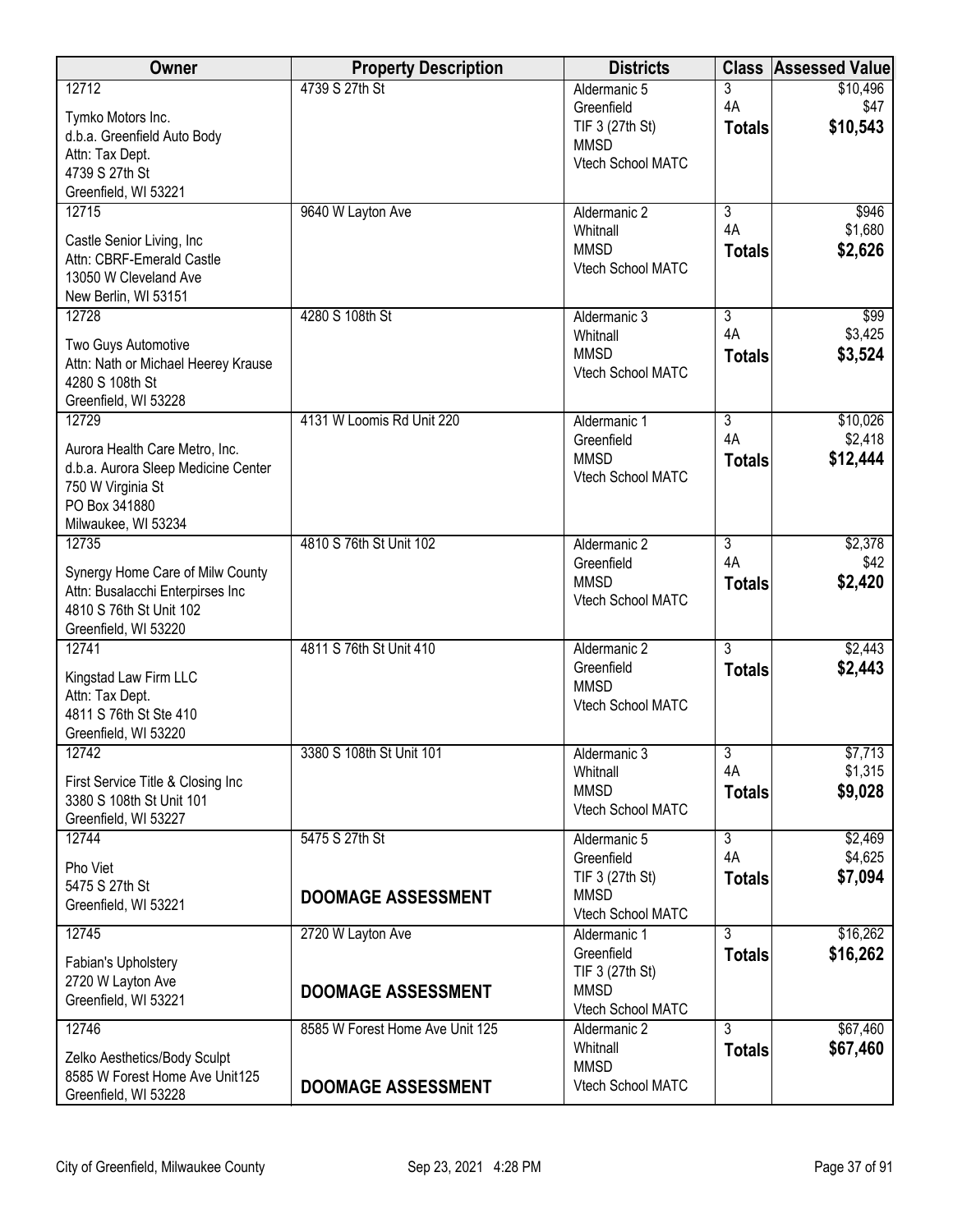| Owner | Property Description | Districts | Class | Assessed Value |
|---|---|---|---|---|
| 12712<br><br>Tymko Motors Inc.<br>d.b.a. Greenfield Auto Body<br>Attn: Tax Dept.<br>4739 S 27th St<br>Greenfield, WI 53221 | 4739 S 27th St | Aldermanic 5<br>Greenfield<br>TIF 3 (27th St)<br>MMSD<br>Vtech School MATC | 3<br>4A<br>**Totals** | $10,496<br>$47<br>**$10,543** |
| 12715<br><br>Castle Senior Living, Inc<br>Attn: CBRF-Emerald Castle<br>13050 W Cleveland Ave<br>New Berlin, WI 53151 | 9640 W Layton Ave | Aldermanic 2<br>Whitnall<br>MMSD<br>Vtech School MATC | 3<br>4A<br>**Totals** | $946<br>$1,680<br>**$2,626** |
| 12728<br><br>Two Guys Automotive<br>Attn: Nath or Michael Heerey Krause<br>4280 S 108th St<br>Greenfield, WI 53228 | 4280 S 108th St | Aldermanic 3<br>Whitnall<br>MMSD<br>Vtech School MATC | 3<br>4A<br>**Totals** | $99<br>$3,425<br>**$3,524** |
| 12729<br><br>Aurora Health Care Metro, Inc.<br>d.b.a. Aurora Sleep Medicine Center<br>750 W Virginia St<br>PO Box 341880<br>Milwaukee, WI 53234 | 4131 W Loomis Rd Unit 220 | Aldermanic 1<br>Greenfield<br>MMSD<br>Vtech School MATC | 3<br>4A<br>**Totals** | $10,026<br>$2,418<br>**$12,444** |
| 12735<br><br>Synergy Home Care of Milw County<br>Attn: Busalacchi Enterpirses Inc<br>4810 S 76th St Unit 102<br>Greenfield, WI 53220 | 4810 S 76th St Unit 102 | Aldermanic 2<br>Greenfield<br>MMSD<br>Vtech School MATC | 3<br>4A<br>**Totals** | $2,378<br>$42<br>**$2,420** |
| 12741<br><br>Kingstad Law Firm LLC<br>Attn: Tax Dept.<br>4811 S 76th St Ste 410<br>Greenfield, WI 53220 | 4811 S 76th St Unit 410 | Aldermanic 2<br>Greenfield<br>MMSD<br>Vtech School MATC | 3<br>**Totals** | $2,443<br>**$2,443** |
| 12742<br><br>First Service Title & Closing Inc<br>3380 S 108th St Unit 101<br>Greenfield, WI 53227 | 3380 S 108th St Unit 101 | Aldermanic 3<br>Whitnall<br>MMSD<br>Vtech School MATC | 3<br>4A<br>**Totals** | $7,713<br>$1,315<br>**$9,028** |
| 12744<br><br>Pho Viet<br>5475 S 27th St<br>Greenfield, WI 53221 | 5475 S 27th St<br><br>**DOOMAGE ASSESSMENT** | Aldermanic 5<br>Greenfield<br>TIF 3 (27th St)<br>MMSD<br>Vtech School MATC | 3<br>4A<br>**Totals** | $2,469<br>$4,625<br>**$7,094** |
| 12745<br><br>Fabian's Upholstery<br>2720 W Layton Ave<br>Greenfield, WI 53221 | 2720 W Layton Ave<br><br>**DOOMAGE ASSESSMENT** | Aldermanic 1<br>Greenfield<br>TIF 3 (27th St)<br>MMSD<br>Vtech School MATC | 3<br>**Totals** | $16,262<br>**$16,262** |
| 12746<br><br>Zelko Aesthetics/Body Sculpt<br>8585 W Forest Home Ave Unit125<br>Greenfield, WI 53228 | 8585 W Forest Home Ave Unit 125<br><br>**DOOMAGE ASSESSMENT** | Aldermanic 2<br>Whitnall<br>MMSD<br>Vtech School MATC | 3<br>**Totals** | $67,460<br>**$67,460** |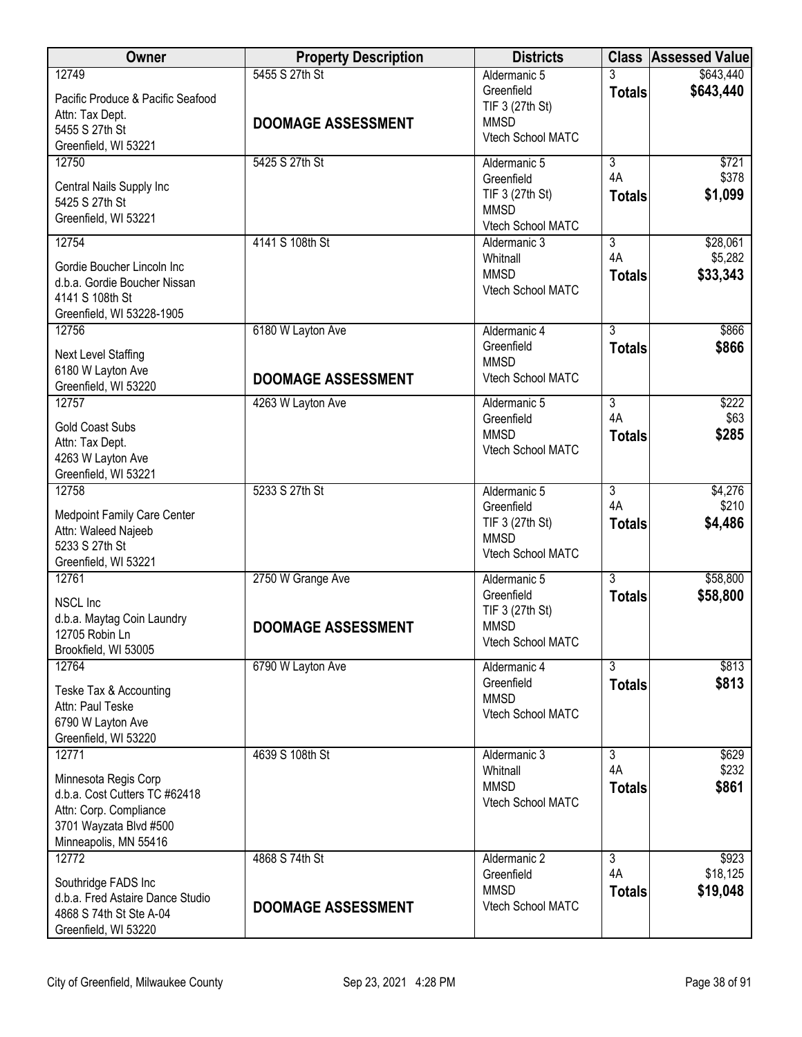| Owner | Property Description | Districts | Class | Assessed Value |
|---|---|---|---|---|
| 12749<br>Pacific Produce & Pacific Seafood<br>Attn: Tax Dept.<br>5455 S 27th St<br>Greenfield, WI 53221 | 5455 S 27th St<br><br>**DOOMAGE ASSESSMENT** | Aldermanic 5<br>Greenfield<br>TIF 3 (27th St)<br>MMSD<br>Vtech School MATC | 3<br>**Totals** | $643,440<br>**$643,440** |
| 12750<br>Central Nails Supply Inc<br>5425 S 27th St<br>Greenfield, WI 53221 | 5425 S 27th St | Aldermanic 5<br>Greenfield<br>TIF 3 (27th St)<br>MMSD<br>Vtech School MATC | 3<br>4A<br>**Totals** | $721<br>$378<br>**$1,099** |
| 12754<br>Gordie Boucher Lincoln Inc<br>d.b.a. Gordie Boucher Nissan<br>4141 S 108th St<br>Greenfield, WI 53228-1905 | 4141 S 108th St | Aldermanic 3<br>Whitnall<br>MMSD<br>Vtech School MATC | 3<br>4A<br>**Totals** | $28,061<br>$5,282<br>**$33,343** |
| 12756<br>Next Level Staffing<br>6180 W Layton Ave<br>Greenfield, WI 53220 | 6180 W Layton Ave<br><br>**DOOMAGE ASSESSMENT** | Aldermanic 4<br>Greenfield<br>MMSD<br>Vtech School MATC | 3<br>**Totals** | $866<br>**$866** |
| 12757<br>Gold Coast Subs<br>Attn: Tax Dept.<br>4263 W Layton Ave<br>Greenfield, WI 53221 | 4263 W Layton Ave | Aldermanic 5<br>Greenfield<br>MMSD<br>Vtech School MATC | 3<br>4A<br>**Totals** | $222<br>$63<br>**$285** |
| 12758<br>Medpoint Family Care Center<br>Attn: Waleed Najeeb<br>5233 S 27th St<br>Greenfield, WI 53221 | 5233 S 27th St | Aldermanic 5<br>Greenfield<br>TIF 3 (27th St)<br>MMSD<br>Vtech School MATC | 3<br>4A<br>**Totals** | $4,276<br>$210<br>**$4,486** |
| 12761<br>NSCL Inc<br>d.b.a. Maytag Coin Laundry<br>12705 Robin Ln<br>Brookfield, WI 53005 | 2750 W Grange Ave<br><br>**DOOMAGE ASSESSMENT** | Aldermanic 5<br>Greenfield<br>TIF 3 (27th St)<br>MMSD<br>Vtech School MATC | 3<br>**Totals** | $58,800<br>**$58,800** |
| 12764<br>Teske Tax & Accounting<br>Attn: Paul Teske<br>6790 W Layton Ave<br>Greenfield, WI 53220 | 6790 W Layton Ave | Aldermanic 4<br>Greenfield<br>MMSD<br>Vtech School MATC | 3<br>**Totals** | $813<br>**$813** |
| 12771<br>Minnesota Regis Corp<br>d.b.a. Cost Cutters TC #62418<br>Attn: Corp. Compliance<br>3701 Wayzata Blvd #500<br>Minneapolis, MN 55416 | 4639 S 108th St | Aldermanic 3<br>Whitnall<br>MMSD<br>Vtech School MATC | 3<br>4A<br>**Totals** | $629<br>$232<br>**$861** |
| 12772<br>Southridge FADS Inc<br>d.b.a. Fred Astaire Dance Studio<br>4868 S 74th St Ste A-04<br>Greenfield, WI 53220 | 4868 S 74th St<br><br>**DOOMAGE ASSESSMENT** | Aldermanic 2<br>Greenfield<br>MMSD<br>Vtech School MATC | 3<br>4A<br>**Totals** | $923<br>$18,125<br>**$19,048** |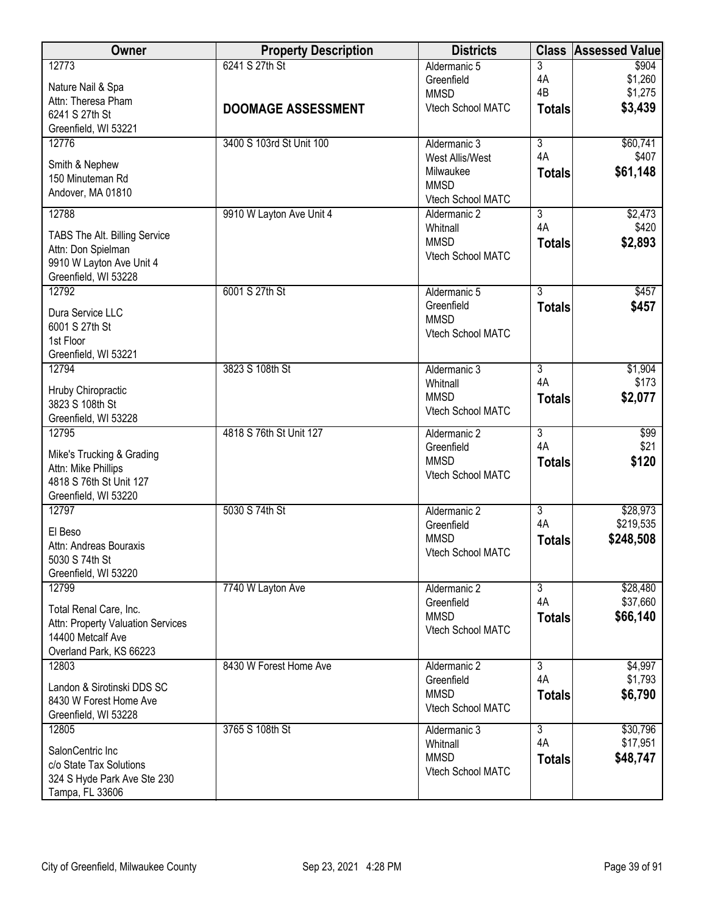| Owner | Property Description | Districts | Class | Assessed Value |
|---|---|---|---|---|
| 12773<br>Nature Nail & Spa<br>Attn: Theresa Pham<br>6241 S 27th St<br>Greenfield, WI 53221 | 6241 S 27th St<br><br>**DOOMAGE ASSESSMENT** | Aldermanic 5<br>Greenfield<br>MMSD<br>Vtech School MATC | 3<br>4A<br>4B<br>**Totals** | $904<br>$1,260<br>$1,275<br>**$3,439** |
| 12776<br>Smith & Nephew<br>150 Minuteman Rd<br>Andover, MA 01810 | 3400 S 103rd St Unit 100 | Aldermanic 3<br>West Allis/West Milwaukee<br>MMSD<br>Vtech School MATC | 3<br>4A<br>**Totals** | $60,741<br>$407<br>**$61,148** |
| 12788<br>TABS The Alt. Billing Service<br>Attn: Don Spielman<br>9910 W Layton Ave Unit 4<br>Greenfield, WI 53228 | 9910 W Layton Ave Unit 4 | Aldermanic 2<br>Whitnall<br>MMSD<br>Vtech School MATC | 3<br>4A<br>**Totals** | $2,473<br>$420<br>**$2,893** |
| 12792<br>Dura Service LLC<br>6001 S 27th St<br>1st Floor<br>Greenfield, WI 53221 | 6001 S 27th St | Aldermanic 5<br>Greenfield<br>MMSD<br>Vtech School MATC | 3<br>**Totals** | $457<br>**$457** |
| 12794<br>Hruby Chiropractic<br>3823 S 108th St<br>Greenfield, WI 53228 | 3823 S 108th St | Aldermanic 3<br>Whitnall<br>MMSD<br>Vtech School MATC | 3<br>4A<br>**Totals** | $1,904<br>$173<br>**$2,077** |
| 12795<br>Mike's Trucking & Grading<br>Attn: Mike Phillips<br>4818 S 76th St Unit 127<br>Greenfield, WI 53220 | 4818 S 76th St Unit 127 | Aldermanic 2<br>Greenfield<br>MMSD<br>Vtech School MATC | 3<br>4A<br>**Totals** | $99<br>$21<br>**$120** |
| 12797<br>El Beso<br>Attn: Andreas Bouraxis<br>5030 S 74th St<br>Greenfield, WI 53220 | 5030 S 74th St | Aldermanic 2<br>Greenfield<br>MMSD<br>Vtech School MATC | 3<br>4A<br>**Totals** | $28,973<br>$219,535<br>**$248,508** |
| 12799<br>Total Renal Care, Inc.<br>Attn: Property Valuation Services<br>14400 Metcalf Ave<br>Overland Park, KS 66223 | 7740 W Layton Ave | Aldermanic 2<br>Greenfield<br>MMSD<br>Vtech School MATC | 3<br>4A<br>**Totals** | $28,480<br>$37,660<br>**$66,140** |
| 12803<br>Landon & Sirotinski DDS SC<br>8430 W Forest Home Ave<br>Greenfield, WI 53228 | 8430 W Forest Home Ave | Aldermanic 2<br>Greenfield<br>MMSD<br>Vtech School MATC | 3<br>4A<br>**Totals** | $4,997<br>$1,793<br>**$6,790** |
| 12805<br>SalonCentric Inc<br>c/o State Tax Solutions<br>324 S Hyde Park Ave Ste 230<br>Tampa, FL 33606 | 3765 S 108th St | Aldermanic 3<br>Whitnall<br>MMSD<br>Vtech School MATC | 3<br>4A<br>**Totals** | $30,796<br>$17,951<br>**$48,747** |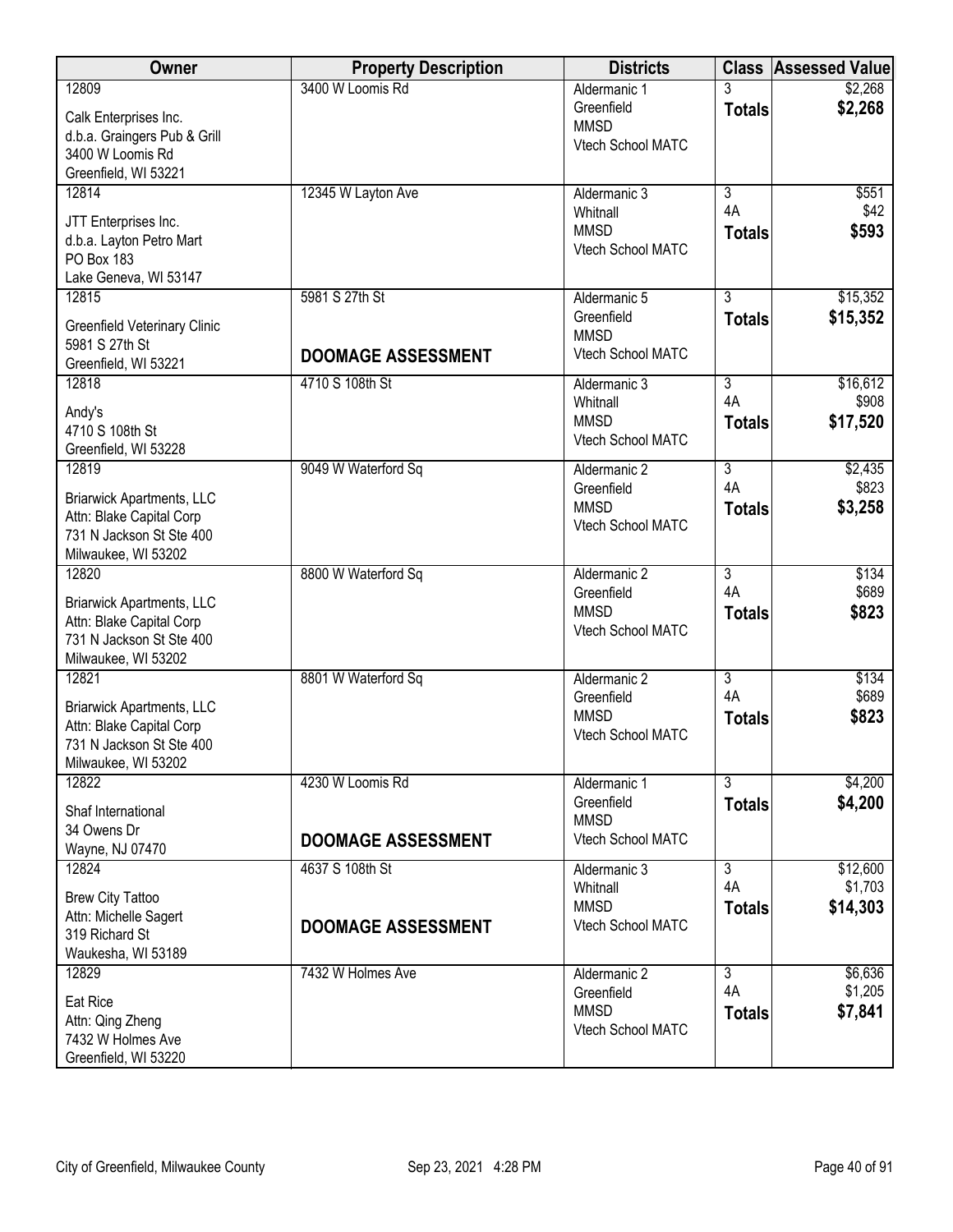| Owner | Property Description | Districts | Class | Assessed Value |
|---|---|---|---|---|
| 12809<br>Calk Enterprises Inc.<br>d.b.a. Graingers Pub & Grill<br>3400 W Loomis Rd<br>Greenfield, WI 53221 | 3400 W Loomis Rd | Aldermanic 1<br>Greenfield<br>MMSD<br>Vtech School MATC | 3<br>**Totals** | $2,268<br>**$2,268** |
| 12814<br>JTT Enterprises Inc.<br>d.b.a. Layton Petro Mart<br>PO Box 183<br>Lake Geneva, WI 53147 | 12345 W Layton Ave | Aldermanic 3<br>Whitnall<br>MMSD<br>Vtech School MATC | 3<br>4A<br>**Totals** | $551<br>$42<br>**$593** |
| 12815<br>Greenfield Veterinary Clinic<br>5981 S 27th St<br>Greenfield, WI 53221 | 5981 S 27th St<br>**DOOMAGE ASSESSMENT** | Aldermanic 5<br>Greenfield<br>MMSD<br>Vtech School MATC | 3<br>**Totals** | $15,352<br>**$15,352** |
| 12818<br>Andy's<br>4710 S 108th St<br>Greenfield, WI 53228 | 4710 S 108th St | Aldermanic 3<br>Whitnall<br>MMSD<br>Vtech School MATC | 3<br>4A<br>**Totals** | $16,612<br>$908<br>**$17,520** |
| 12819<br>Briarwick Apartments, LLC<br>Attn: Blake Capital Corp<br>731 N Jackson St Ste 400<br>Milwaukee, WI 53202 | 9049 W Waterford Sq | Aldermanic 2<br>Greenfield<br>MMSD<br>Vtech School MATC | 3<br>4A<br>**Totals** | $2,435<br>$823<br>**$3,258** |
| 12820<br>Briarwick Apartments, LLC<br>Attn: Blake Capital Corp<br>731 N Jackson St Ste 400<br>Milwaukee, WI 53202 | 8800 W Waterford Sq | Aldermanic 2<br>Greenfield<br>MMSD<br>Vtech School MATC | 3<br>4A<br>**Totals** | $134<br>$689<br>**$823** |
| 12821<br>Briarwick Apartments, LLC<br>Attn: Blake Capital Corp<br>731 N Jackson St Ste 400<br>Milwaukee, WI 53202 | 8801 W Waterford Sq | Aldermanic 2<br>Greenfield<br>MMSD<br>Vtech School MATC | 3<br>4A<br>**Totals** | $134<br>$689<br>**$823** |
| 12822<br>Shaf International<br>34 Owens Dr<br>Wayne, NJ 07470 | 4230 W Loomis Rd<br>**DOOMAGE ASSESSMENT** | Aldermanic 1<br>Greenfield<br>MMSD<br>Vtech School MATC | 3<br>**Totals** | $4,200<br>**$4,200** |
| 12824<br>Brew City Tattoo<br>Attn: Michelle Sagert<br>319 Richard St<br>Waukesha, WI 53189 | 4637 S 108th St<br>**DOOMAGE ASSESSMENT** | Aldermanic 3<br>Whitnall<br>MMSD<br>Vtech School MATC | 3<br>4A<br>**Totals** | $12,600<br>$1,703<br>**$14,303** |
| 12829<br>Eat Rice<br>Attn: Qing Zheng<br>7432 W Holmes Ave<br>Greenfield, WI 53220 | 7432 W Holmes Ave | Aldermanic 2<br>Greenfield<br>MMSD<br>Vtech School MATC | 3<br>4A<br>**Totals** | $6,636<br>$1,205<br>**$7,841** |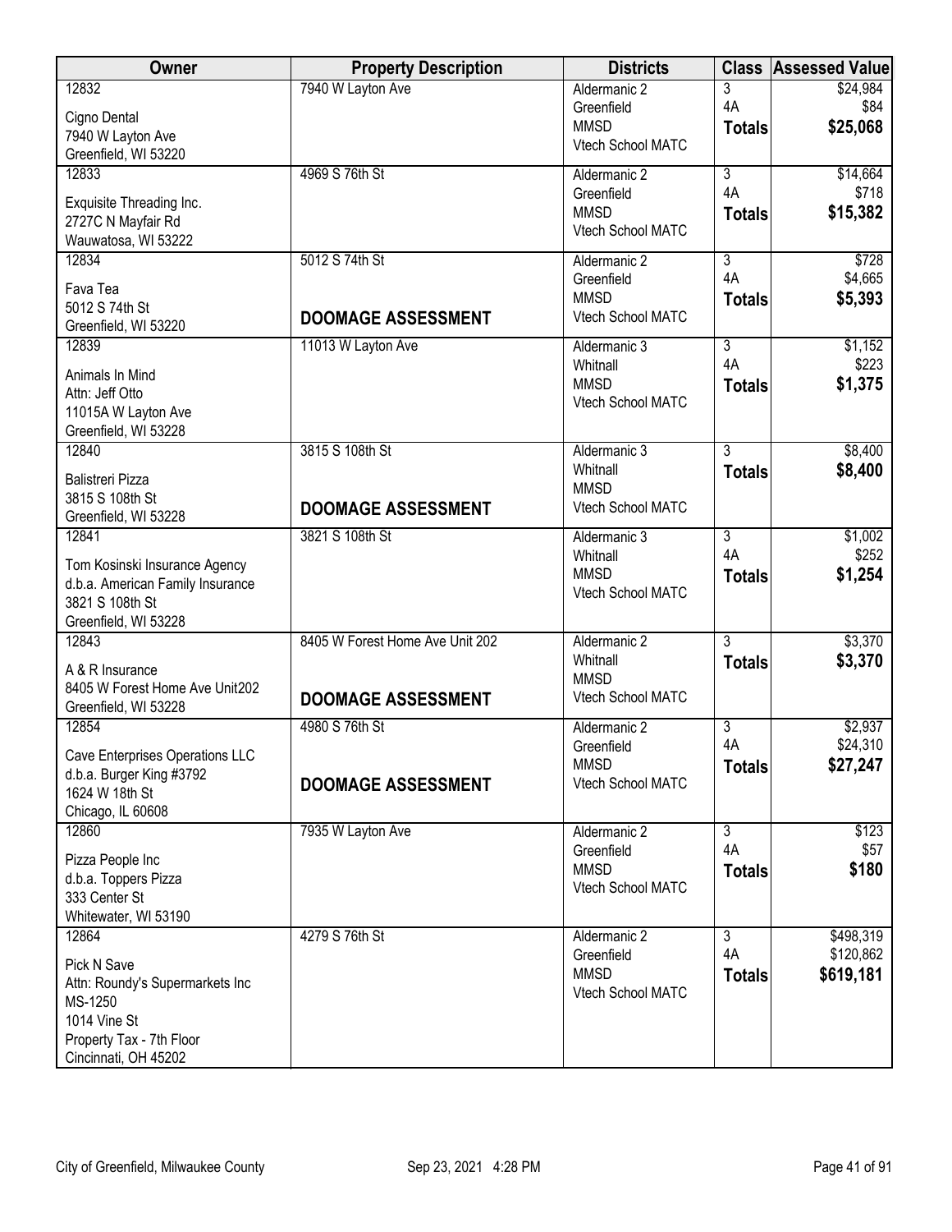| Owner | Property Description | Districts | Class | Assessed Value |
|---|---|---|---|---|
| 12832<br>Cigno Dental<br>7940 W Layton Ave<br>Greenfield, WI 53220 | 7940 W Layton Ave | Aldermanic 2<br>Greenfield<br>MMSD<br>Vtech School MATC | 3<br>4A<br>**Totals** | $24,984<br>$84<br>**$25,068** |
| 12833<br>Exquisite Threading Inc.<br>2727C N Mayfair Rd<br>Wauwatosa, WI 53222 | 4969 S 76th St | Aldermanic 2<br>Greenfield<br>MMSD<br>Vtech School MATC | 3<br>4A<br>**Totals** | $14,664<br>$718<br>**$15,382** |
| 12834<br>Fava Tea<br>5012 S 74th St<br>Greenfield, WI 53220 | 5012 S 74th St<br><br>**DOOMAGE ASSESSMENT** | Aldermanic 2<br>Greenfield<br>MMSD<br>Vtech School MATC | 3<br>4A<br>**Totals** | $728<br>$4,665<br>**$5,393** |
| 12839<br>Animals In Mind<br>Attn: Jeff Otto<br>11015A W Layton Ave<br>Greenfield, WI 53228 | 11013 W Layton Ave | Aldermanic 3<br>Whitnall<br>MMSD<br>Vtech School MATC | 3<br>4A<br>**Totals** | $1,152<br>$223<br>**$1,375** |
| 12840<br>Balistreri Pizza<br>3815 S 108th St<br>Greenfield, WI 53228 | 3815 S 108th St<br><br>**DOOMAGE ASSESSMENT** | Aldermanic 3<br>Whitnall<br>MMSD<br>Vtech School MATC | 3<br>**Totals** | $8,400<br>**$8,400** |
| 12841<br>Tom Kosinski Insurance Agency<br>d.b.a. American Family Insurance<br>3821 S 108th St<br>Greenfield, WI 53228 | 3821 S 108th St | Aldermanic 3<br>Whitnall<br>MMSD<br>Vtech School MATC | 3<br>4A<br>**Totals** | $1,002<br>$252<br>**$1,254** |
| 12843<br>A & R Insurance<br>8405 W Forest Home Ave Unit202<br>Greenfield, WI 53228 | 8405 W Forest Home Ave Unit 202<br><br>**DOOMAGE ASSESSMENT** | Aldermanic 2<br>Whitnall<br>MMSD<br>Vtech School MATC | 3<br>**Totals** | $3,370<br>**$3,370** |
| 12854<br>Cave Enterprises Operations LLC<br>d.b.a. Burger King #3792<br>1624 W 18th St<br>Chicago, IL 60608 | 4980 S 76th St<br><br>**DOOMAGE ASSESSMENT** | Aldermanic 2<br>Greenfield<br>MMSD<br>Vtech School MATC | 3<br>4A<br>**Totals** | $2,937<br>$24,310<br>**$27,247** |
| 12860<br>Pizza People Inc<br>d.b.a. Toppers Pizza<br>333 Center St<br>Whitewater, WI 53190 | 7935 W Layton Ave | Aldermanic 2<br>Greenfield<br>MMSD<br>Vtech School MATC | 3<br>4A<br>**Totals** | $123<br>$57<br>**$180** |
| 12864<br>Pick N Save<br>Attn: Roundy's Supermarkets Inc<br>MS-1250<br>1014 Vine St<br>Property Tax - 7th Floor<br>Cincinnati, OH 45202 | 4279 S 76th St | Aldermanic 2<br>Greenfield<br>MMSD<br>Vtech School MATC | 3<br>4A<br>**Totals** | $498,319<br>$120,862<br>**$619,181** |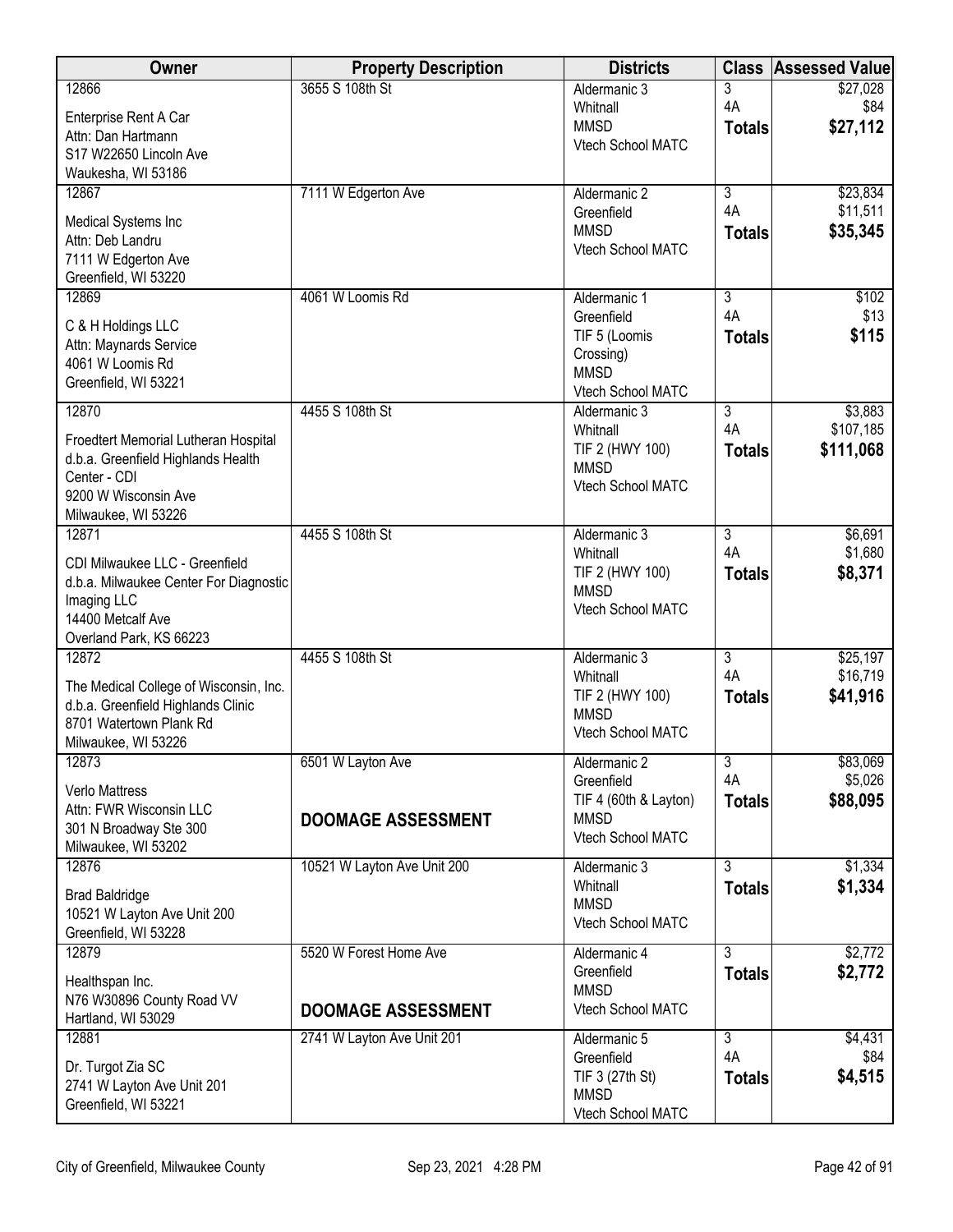| Owner | Property Description | Districts | Class | Assessed Value |
|---|---|---|---|---|
| 12866<br>Enterprise Rent A Car<br>Attn: Dan Hartmann<br>S17 W22650 Lincoln Ave<br>Waukesha, WI 53186 | 3655 S 108th St | Aldermanic 3<br>Whitnall<br>MMSD<br>Vtech School MATC | 3<br>4A<br>**Totals** | $27,028<br>$84<br>**$27,112** |
| 12867<br>Medical Systems Inc<br>Attn: Deb Landru<br>7111 W Edgerton Ave<br>Greenfield, WI 53220 | 7111 W Edgerton Ave | Aldermanic 2<br>Greenfield<br>MMSD<br>Vtech School MATC | 3<br>4A<br>**Totals** | $23,834<br>$11,511<br>**$35,345** |
| 12869<br>C & H Holdings LLC<br>Attn: Maynards Service<br>4061 W Loomis Rd<br>Greenfield, WI 53221 | 4061 W Loomis Rd | Aldermanic 1<br>Greenfield<br>TIF 5 (Loomis Crossing)<br>MMSD<br>Vtech School MATC | 3<br>4A<br>**Totals** | $102<br>$13<br>**$115** |
| 12870<br>Froedtert Memorial Lutheran Hospital<br>d.b.a. Greenfield Highlands Health Center - CDI<br>9200 W Wisconsin Ave<br>Milwaukee, WI 53226 | 4455 S 108th St | Aldermanic 3<br>Whitnall<br>TIF 2 (HWY 100)<br>MMSD<br>Vtech School MATC | 3<br>4A<br>**Totals** | $3,883<br>$107,185<br>**$111,068** |
| 12871<br>CDI Milwaukee LLC - Greenfield<br>d.b.a. Milwaukee Center For Diagnostic Imaging LLC<br>14400 Metcalf Ave<br>Overland Park, KS 66223 | 4455 S 108th St | Aldermanic 3<br>Whitnall<br>TIF 2 (HWY 100)<br>MMSD<br>Vtech School MATC | 3<br>4A<br>**Totals** | $6,691<br>$1,680<br>**$8,371** |
| 12872<br>The Medical College of Wisconsin, Inc.<br>d.b.a. Greenfield Highlands Clinic<br>8701 Watertown Plank Rd<br>Milwaukee, WI 53226 | 4455 S 108th St | Aldermanic 3<br>Whitnall<br>TIF 2 (HWY 100)<br>MMSD<br>Vtech School MATC | 3<br>4A<br>**Totals** | $25,197<br>$16,719<br>**$41,916** |
| 12873<br>Verlo Mattress<br>Attn: FWR Wisconsin LLC<br>301 N Broadway Ste 300<br>Milwaukee, WI 53202 | 6501 W Layton Ave<br>**DOOMAGE ASSESSMENT** | Aldermanic 2<br>Greenfield<br>TIF 4 (60th & Layton)<br>MMSD<br>Vtech School MATC | 3<br>4A<br>**Totals** | $83,069<br>$5,026<br>**$88,095** |
| 12876<br>Brad Baldridge<br>10521 W Layton Ave Unit 200<br>Greenfield, WI 53228 | 10521 W Layton Ave Unit 200 | Aldermanic 3<br>Whitnall<br>MMSD<br>Vtech School MATC | 3<br>**Totals** | $1,334<br>**$1,334** |
| 12879<br>Healthspan Inc.<br>N76 W30896 County Road VV<br>Hartland, WI 53029 | 5520 W Forest Home Ave<br>**DOOMAGE ASSESSMENT** | Aldermanic 4<br>Greenfield<br>MMSD<br>Vtech School MATC | 3<br>**Totals** | $2,772<br>**$2,772** |
| 12881<br>Dr. Turgot Zia SC<br>2741 W Layton Ave Unit 201<br>Greenfield, WI 53221 | 2741 W Layton Ave Unit 201 | Aldermanic 5<br>Greenfield<br>TIF 3 (27th St)<br>MMSD<br>Vtech School MATC | 3<br>4A<br>**Totals** | $4,431<br>$84<br>**$4,515** |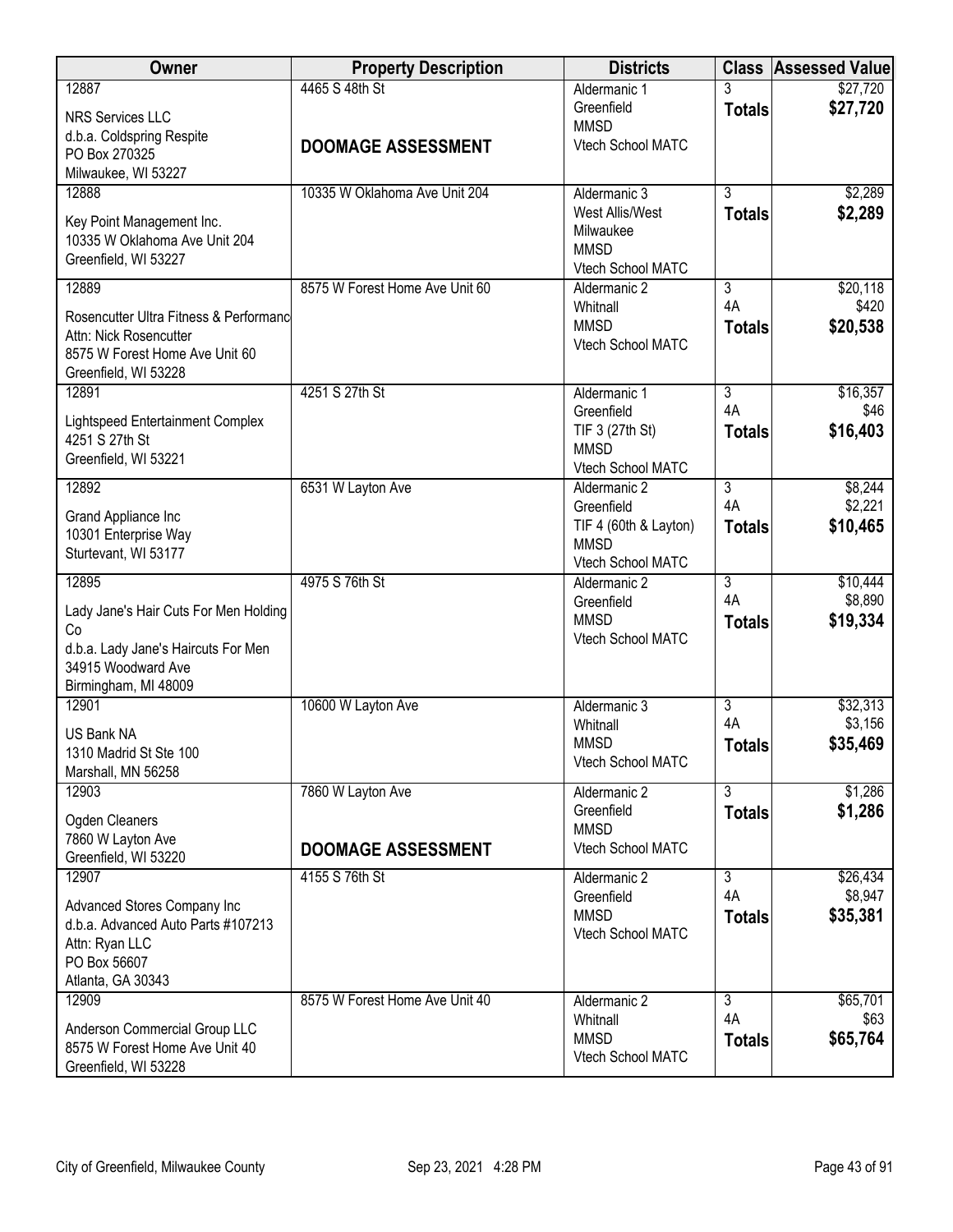| Owner | Property Description | Districts | Class | Assessed Value |
|---|---|---|---|---|
| 12887<br>NRS Services LLC<br>d.b.a. Coldspring Respite<br>PO Box 270325<br>Milwaukee, WI 53227 | 4465 S 48th St<br>**DOOMAGE ASSESSMENT** | Aldermanic 1<br>Greenfield<br>MMSD<br>Vtech School MATC | 3<br>**Totals** | $27,720<br>**$27,720** |
| 12888<br>Key Point Management Inc.<br>10335 W Oklahoma Ave Unit 204<br>Greenfield, WI 53227 | 10335 W Oklahoma Ave Unit 204 | Aldermanic 3<br>West Allis/West Milwaukee<br>MMSD<br>Vtech School MATC | 3<br>**Totals** | $2,289<br>**$2,289** |
| 12889<br>Rosencutter Ultra Fitness & Performanc<br>Attn: Nick Rosencutter<br>8575 W Forest Home Ave Unit 60<br>Greenfield, WI 53228 | 8575 W Forest Home Ave Unit 60 | Aldermanic 2<br>Whitnall<br>MMSD<br>Vtech School MATC | 3<br>4A<br>**Totals** | $20,118<br>$420<br>**$20,538** |
| 12891<br>Lightspeed Entertainment Complex<br>4251 S 27th St<br>Greenfield, WI 53221 | 4251 S 27th St | Aldermanic 1<br>Greenfield<br>TIF 3 (27th St)<br>MMSD<br>Vtech School MATC | 3<br>4A<br>**Totals** | $16,357<br>$46<br>**$16,403** |
| 12892<br>Grand Appliance Inc<br>10301 Enterprise Way<br>Sturtevant, WI 53177 | 6531 W Layton Ave | Aldermanic 2<br>Greenfield<br>TIF 4 (60th & Layton)<br>MMSD<br>Vtech School MATC | 3<br>4A<br>**Totals** | $8,244<br>$2,221<br>**$10,465** |
| 12895<br>Lady Jane's Hair Cuts For Men Holding Co<br>d.b.a. Lady Jane's Haircuts For Men<br>34915 Woodward Ave<br>Birmingham, MI 48009 | 4975 S 76th St | Aldermanic 2<br>Greenfield<br>MMSD<br>Vtech School MATC | 3<br>4A<br>**Totals** | $10,444<br>$8,890<br>**$19,334** |
| 12901<br>US Bank NA<br>1310 Madrid St Ste 100<br>Marshall, MN 56258 | 10600 W Layton Ave | Aldermanic 3<br>Whitnall<br>MMSD<br>Vtech School MATC | 3<br>4A<br>**Totals** | $32,313<br>$3,156<br>**$35,469** |
| 12903<br>Ogden Cleaners<br>7860 W Layton Ave<br>Greenfield, WI 53220 | 7860 W Layton Ave<br>**DOOMAGE ASSESSMENT** | Aldermanic 2<br>Greenfield<br>MMSD<br>Vtech School MATC | 3<br>**Totals** | $1,286<br>**$1,286** |
| 12907<br>Advanced Stores Company Inc<br>d.b.a. Advanced Auto Parts #107213<br>Attn: Ryan LLC<br>PO Box 56607<br>Atlanta, GA 30343 | 4155 S 76th St | Aldermanic 2<br>Greenfield<br>MMSD<br>Vtech School MATC | 3<br>4A<br>**Totals** | $26,434<br>$8,947<br>**$35,381** |
| 12909<br>Anderson Commercial Group LLC<br>8575 W Forest Home Ave Unit 40<br>Greenfield, WI 53228 | 8575 W Forest Home Ave Unit 40 | Aldermanic 2<br>Whitnall<br>MMSD<br>Vtech School MATC | 3<br>4A<br>**Totals** | $65,701<br>$63<br>**$65,764** |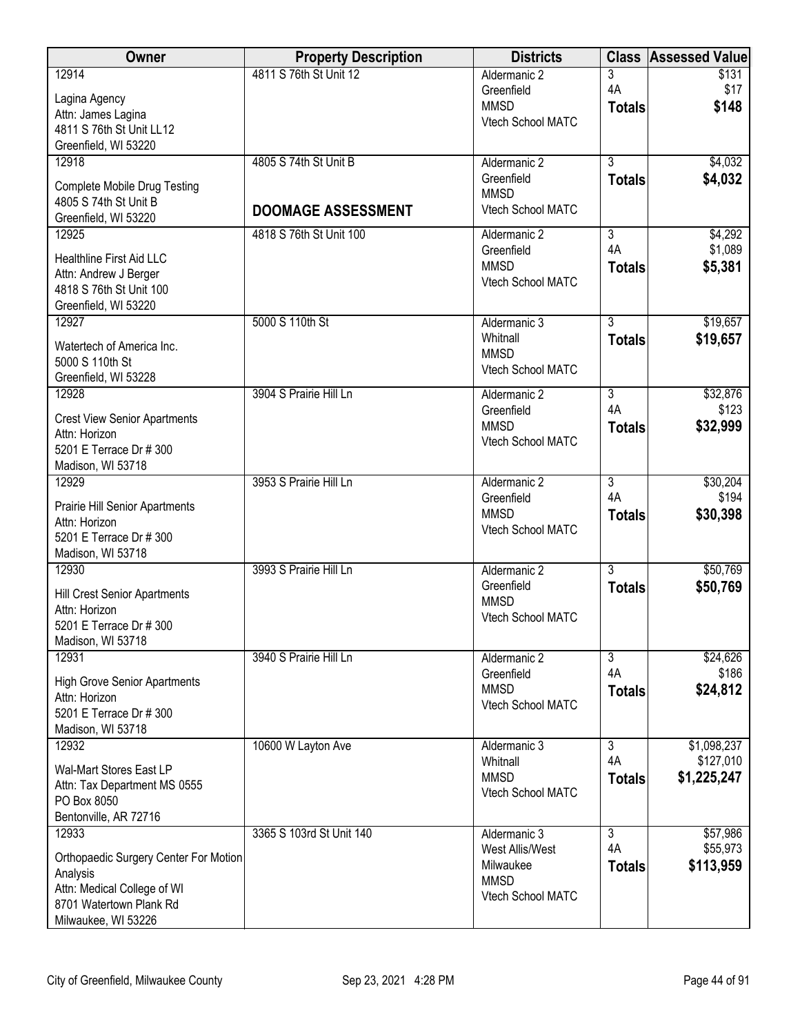| Owner | Property Description | Districts | Class | Assessed Value |
|---|---|---|---|---|
| 12914<br><br>Lagina Agency<br>Attn: James Lagina<br>4811 S 76th St Unit LL12<br>Greenfield, WI 53220 | 4811 S 76th St Unit 12 | Aldermanic 2<br>Greenfield<br>MMSD<br>Vtech School MATC | 3<br>4A<br>**Totals** | $131<br>$17<br>**$148** |
| 12918<br><br>Complete Mobile Drug Testing<br>4805 S 74th St Unit B<br>Greenfield, WI 53220 | 4805 S 74th St Unit B<br><br>**DOOMAGE ASSESSMENT** | Aldermanic 2<br>Greenfield<br>MMSD<br>Vtech School MATC | 3<br>**Totals** | $4,032<br>**$4,032** |
| 12925<br><br>Healthline First Aid LLC<br>Attn: Andrew J Berger<br>4818 S 76th St Unit 100<br>Greenfield, WI 53220 | 4818 S 76th St Unit 100 | Aldermanic 2<br>Greenfield<br>MMSD<br>Vtech School MATC | 3<br>4A<br>**Totals** | $4,292<br>$1,089<br>**$5,381** |
| 12927<br><br>Watertech of America Inc.<br>5000 S 110th St<br>Greenfield, WI 53228 | 5000 S 110th St | Aldermanic 3<br>Whitnall<br>MMSD<br>Vtech School MATC | 3<br>**Totals** | $19,657<br>**$19,657** |
| 12928<br><br>Crest View Senior Apartments<br>Attn: Horizon<br>5201 E Terrace Dr # 300<br>Madison, WI 53718 | 3904 S Prairie Hill Ln | Aldermanic 2<br>Greenfield<br>MMSD<br>Vtech School MATC | 3<br>4A<br>**Totals** | $32,876<br>$123<br>**$32,999** |
| 12929<br><br>Prairie Hill Senior Apartments<br>Attn: Horizon<br>5201 E Terrace Dr # 300<br>Madison, WI 53718 | 3953 S Prairie Hill Ln | Aldermanic 2<br>Greenfield<br>MMSD<br>Vtech School MATC | 3<br>4A<br>**Totals** | $30,204<br>$194<br>**$30,398** |
| 12930<br><br>Hill Crest Senior Apartments<br>Attn: Horizon<br>5201 E Terrace Dr # 300<br>Madison, WI 53718 | 3993 S Prairie Hill Ln | Aldermanic 2<br>Greenfield<br>MMSD<br>Vtech School MATC | 3<br>**Totals** | $50,769<br>**$50,769** |
| 12931<br><br>High Grove Senior Apartments<br>Attn: Horizon<br>5201 E Terrace Dr # 300<br>Madison, WI 53718 | 3940 S Prairie Hill Ln | Aldermanic 2<br>Greenfield<br>MMSD<br>Vtech School MATC | 3<br>4A<br>**Totals** | $24,626<br>$186<br>**$24,812** |
| 12932<br><br>Wal-Mart Stores East LP<br>Attn: Tax Department MS 0555<br>PO Box 8050<br>Bentonville, AR 72716 | 10600 W Layton Ave | Aldermanic 3<br>Whitnall<br>MMSD<br>Vtech School MATC | 3<br>4A<br>**Totals** | $1,098,237<br>$127,010<br>**$1,225,247** |
| 12933<br><br>Orthopaedic Surgery Center For Motion Analysis<br>Attn: Medical College of WI<br>8701 Watertown Plank Rd<br>Milwaukee, WI 53226 | 3365 S 103rd St Unit 140 | Aldermanic 3<br>West Allis/West Milwaukee<br>MMSD<br>Vtech School MATC | 3<br>4A<br>**Totals** | $57,986<br>$55,973<br>**$113,959** |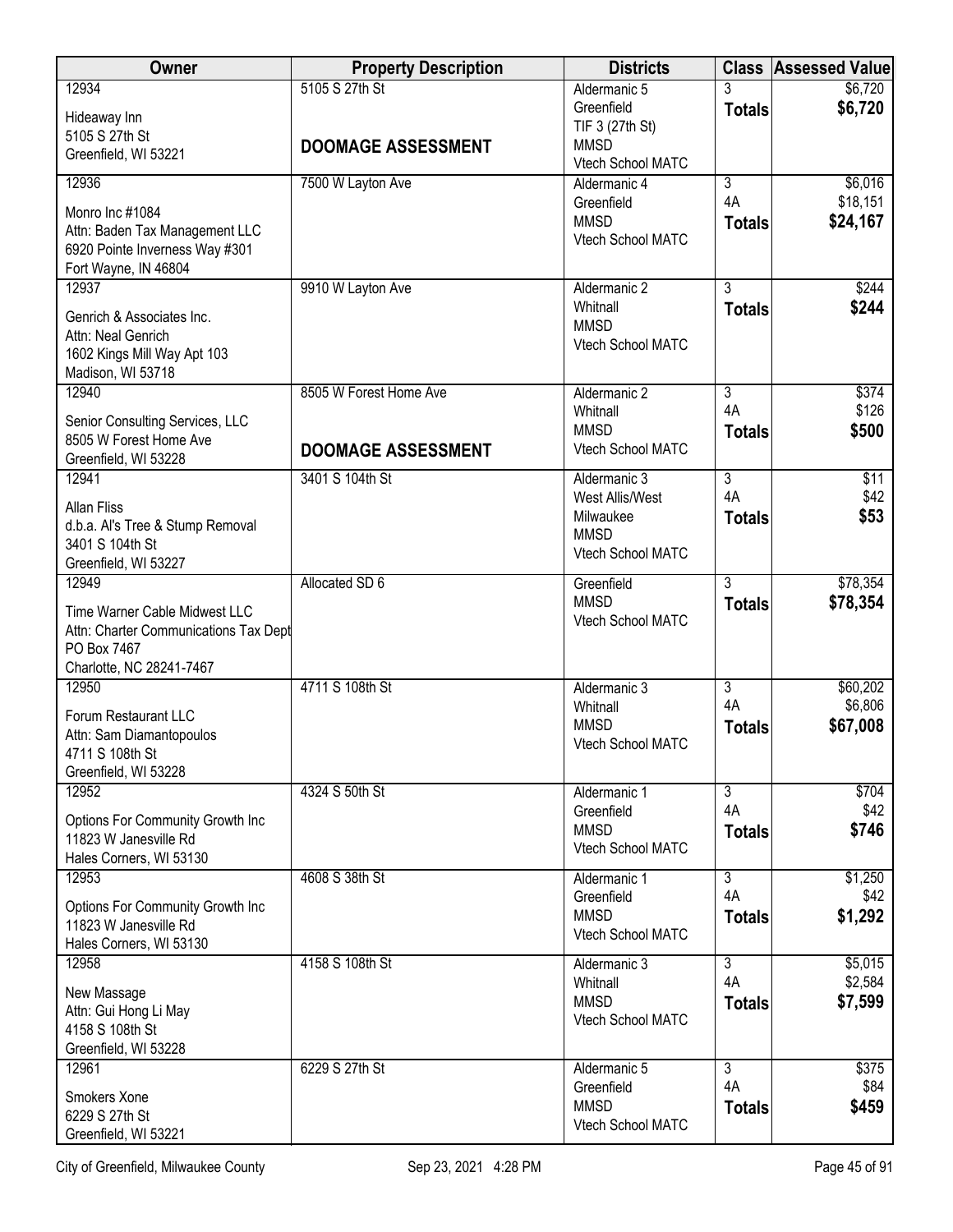| Owner | Property Description | Districts | Class | Assessed Value |
|---|---|---|---|---|
| 12934<br>Hideaway Inn<br>5105 S 27th St<br>Greenfield, WI 53221 | 5105 S 27th St<br>**DOOMAGE ASSESSMENT** | Aldermanic 5<br>Greenfield<br>TIF 3 (27th St)<br>MMSD<br>Vtech School MATC | 3<br>**Totals** | \$6,720<br>**\$6,720** |
| 12936<br>Monro Inc #1084<br>Attn: Baden Tax Management LLC<br>6920 Pointe Inverness Way #301<br>Fort Wayne, IN 46804 | 7500 W Layton Ave | Aldermanic 4<br>Greenfield<br>MMSD<br>Vtech School MATC | 3<br>4A<br>**Totals** | \$6,016<br>\$18,151<br>**\$24,167** |
| 12937<br>Genrich & Associates Inc.<br>Attn: Neal Genrich<br>1602 Kings Mill Way Apt 103<br>Madison, WI 53718 | 9910 W Layton Ave | Aldermanic 2<br>Whitnall<br>MMSD<br>Vtech School MATC | 3<br>**Totals** | \$244<br>**\$244** |
| 12940<br>Senior Consulting Services, LLC<br>8505 W Forest Home Ave<br>Greenfield, WI 53228 | 8505 W Forest Home Ave<br>**DOOMAGE ASSESSMENT** | Aldermanic 2<br>Whitnall<br>MMSD<br>Vtech School MATC | 3<br>4A<br>**Totals** | \$374<br>\$126<br>**\$500** |
| 12941<br>Allan Fliss<br>d.b.a. Al's Tree & Stump Removal<br>3401 S 104th St<br>Greenfield, WI 53227 | 3401 S 104th St | Aldermanic 3<br>West Allis/West Milwaukee<br>MMSD<br>Vtech School MATC | 3<br>4A<br>**Totals** | \$11<br>\$42<br>**\$53** |
| 12949<br>Time Warner Cable Midwest LLC<br>Attn: Charter Communications Tax Dept<br>PO Box 7467<br>Charlotte, NC 28241-7467 | Allocated SD 6 | Greenfield<br>MMSD<br>Vtech School MATC | 3<br>**Totals** | \$78,354<br>**\$78,354** |
| 12950<br>Forum Restaurant LLC<br>Attn: Sam Diamantopoulos<br>4711 S 108th St<br>Greenfield, WI 53228 | 4711 S 108th St | Aldermanic 3<br>Whitnall<br>MMSD<br>Vtech School MATC | 3<br>4A<br>**Totals** | \$60,202<br>\$6,806<br>**\$67,008** |
| 12952<br>Options For Community Growth Inc<br>11823 W Janesville Rd<br>Hales Corners, WI 53130 | 4324 S 50th St | Aldermanic 1<br>Greenfield<br>MMSD<br>Vtech School MATC | 3<br>4A<br>**Totals** | \$704<br>\$42<br>**\$746** |
| 12953<br>Options For Community Growth Inc<br>11823 W Janesville Rd<br>Hales Corners, WI 53130 | 4608 S 38th St | Aldermanic 1<br>Greenfield<br>MMSD<br>Vtech School MATC | 3<br>4A<br>**Totals** | \$1,250<br>\$42<br>**\$1,292** |
| 12958<br>New Massage<br>Attn: Gui Hong Li May<br>4158 S 108th St<br>Greenfield, WI 53228 | 4158 S 108th St | Aldermanic 3<br>Whitnall<br>MMSD<br>Vtech School MATC | 3<br>4A<br>**Totals** | \$5,015<br>\$2,584<br>**\$7,599** |
| 12961<br>Smokers Xone<br>6229 S 27th St<br>Greenfield, WI 53221 | 6229 S 27th St | Aldermanic 5<br>Greenfield<br>MMSD<br>Vtech School MATC | 3<br>4A<br>**Totals** | \$375<br>\$84<br>**\$459** |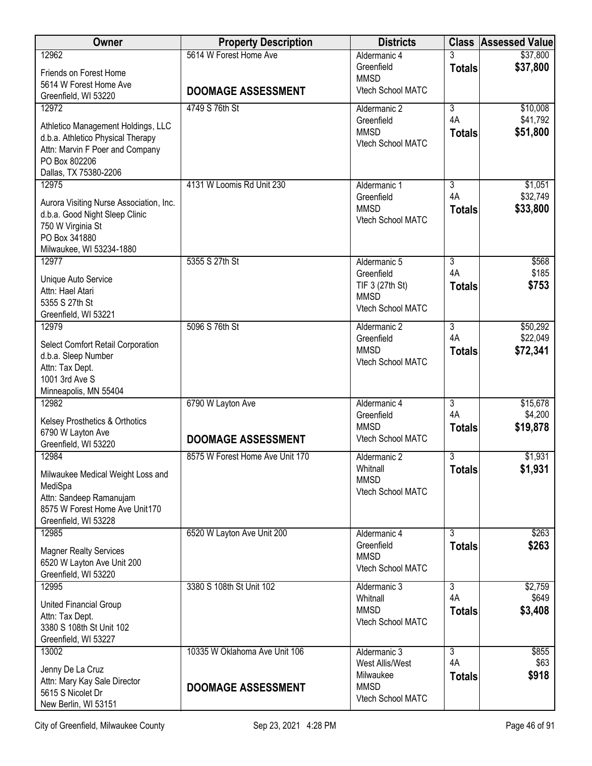| Owner | Property Description | Districts | Class | Assessed Value |
|---|---|---|---|---|
| 12962<br>Friends on Forest Home<br>5614 W Forest Home Ave<br>Greenfield, WI 53220 | 5614 W Forest Home Ave<br><br>**DOOMAGE ASSESSMENT** | Aldermanic 4<br>Greenfield<br>MMSD<br>Vtech School MATC | 3<br>**Totals** | $37,800<br>**$37,800** |
| 12972<br>Athletico Management Holdings, LLC<br>d.b.a. Athletico Physical Therapy<br>Attn: Marvin F Poer and Company<br>PO Box 802206<br>Dallas, TX 75380-2206 | 4749 S 76th St | Aldermanic 2<br>Greenfield<br>MMSD<br>Vtech School MATC | 3<br>4A<br>**Totals** | $10,008<br>$41,792<br>**$51,800** |
| 12975<br>Aurora Visiting Nurse Association, Inc.<br>d.b.a. Good Night Sleep Clinic<br>750 W Virginia St<br>PO Box 341880<br>Milwaukee, WI 53234-1880 | 4131 W Loomis Rd Unit 230 | Aldermanic 1<br>Greenfield<br>MMSD<br>Vtech School MATC | 3<br>4A<br>**Totals** | $1,051<br>$32,749<br>**$33,800** |
| 12977<br>Unique Auto Service<br>Attn: Hael Atari<br>5355 S 27th St<br>Greenfield, WI 53221 | 5355 S 27th St | Aldermanic 5<br>Greenfield<br>TIF 3 (27th St)<br>MMSD<br>Vtech School MATC | 3<br>4A<br>**Totals** | $568<br>$185<br>**$753** |
| 12979<br>Select Comfort Retail Corporation<br>d.b.a. Sleep Number<br>Attn: Tax Dept.<br>1001 3rd Ave S<br>Minneapolis, MN 55404 | 5096 S 76th St | Aldermanic 2<br>Greenfield<br>MMSD<br>Vtech School MATC | 3<br>4A<br>**Totals** | $50,292<br>$22,049<br>**$72,341** |
| 12982<br>Kelsey Prosthetics & Orthotics<br>6790 W Layton Ave<br>Greenfield, WI 53220 | 6790 W Layton Ave<br><br>**DOOMAGE ASSESSMENT** | Aldermanic 4<br>Greenfield<br>MMSD<br>Vtech School MATC | 3<br>4A<br>**Totals** | $15,678<br>$4,200<br>**$19,878** |
| 12984<br>Milwaukee Medical Weight Loss and MediSpa<br>Attn: Sandeep Ramanujam<br>8575 W Forest Home Ave Unit170<br>Greenfield, WI 53228 | 8575 W Forest Home Ave Unit 170 | Aldermanic 2<br>Whitnall<br>MMSD<br>Vtech School MATC | 3<br>**Totals** | $1,931<br>**$1,931** |
| 12985<br>Magner Realty Services<br>6520 W Layton Ave Unit 200<br>Greenfield, WI 53220 | 6520 W Layton Ave Unit 200 | Aldermanic 4<br>Greenfield<br>MMSD<br>Vtech School MATC | 3<br>**Totals** | $263<br>**$263** |
| 12995<br>United Financial Group<br>Attn: Tax Dept.<br>3380 S 108th St Unit 102<br>Greenfield, WI 53227 | 3380 S 108th St Unit 102 | Aldermanic 3<br>Whitnall<br>MMSD<br>Vtech School MATC | 3<br>4A<br>**Totals** | $2,759<br>$649<br>**$3,408** |
| 13002<br>Jenny De La Cruz<br>Attn: Mary Kay Sale Director<br>5615 S Nicolet Dr<br>New Berlin, WI 53151 | 10335 W Oklahoma Ave Unit 106<br><br>**DOOMAGE ASSESSMENT** | Aldermanic 3<br>West Allis/West Milwaukee<br>MMSD<br>Vtech School MATC | 3<br>4A<br>**Totals** | $855<br>$63<br>**$918** |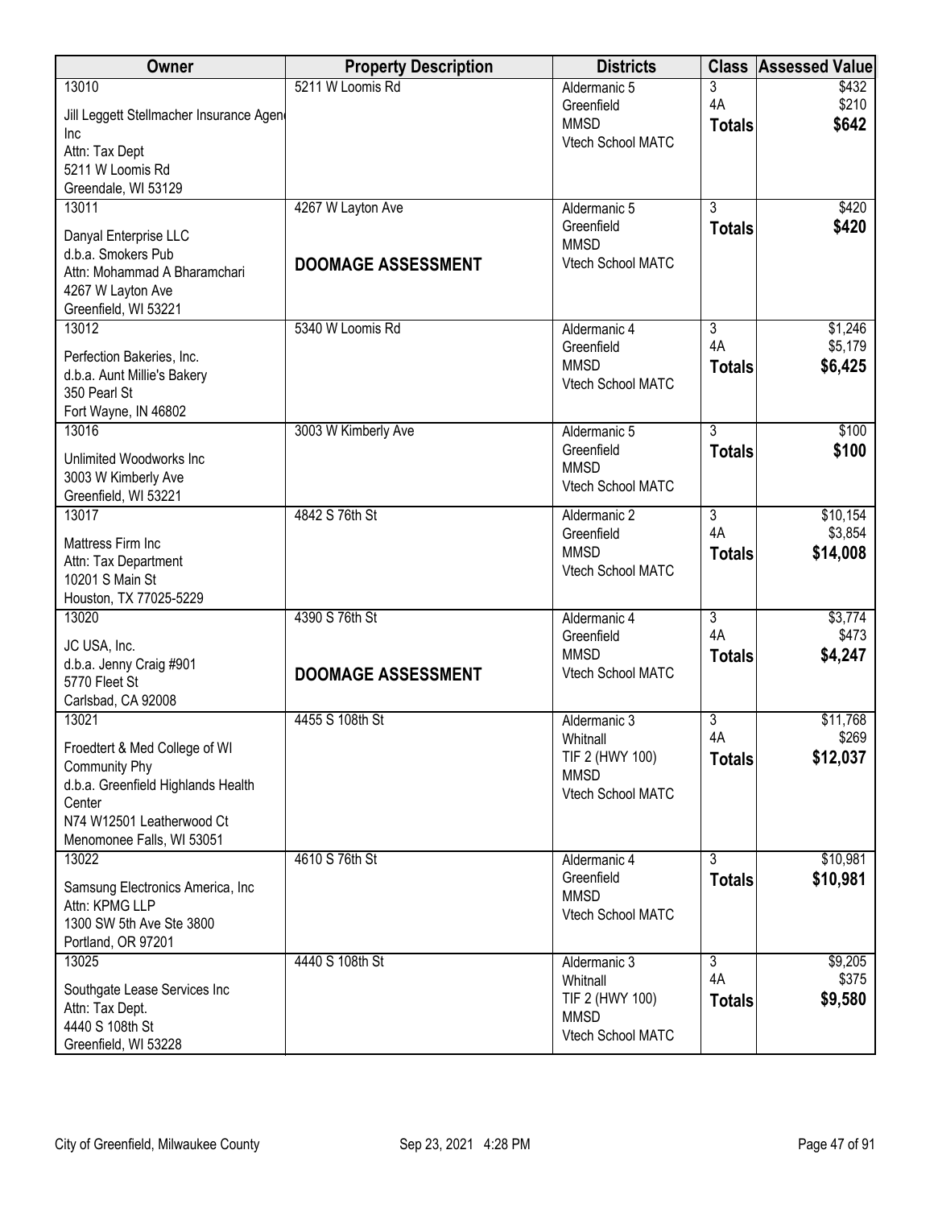| Owner | Property Description | Districts | Class | Assessed Value |
|---|---|---|---|---|
| 13010<br>Jill Leggett Stellmacher Insurance Agen<br>Inc<br>Attn: Tax Dept<br>5211 W Loomis Rd<br>Greendale, WI 53129 | 5211 W Loomis Rd | Aldermanic 5<br>Greenfield<br>MMSD<br>Vtech School MATC | 3<br>4A<br>**Totals** | $432<br>$210<br>**$642** |
| 13011<br>Danyal Enterprise LLC<br>d.b.a. Smokers Pub<br>Attn: Mohammad A Bharamchari<br>4267 W Layton Ave<br>Greenfield, WI 53221 | 4267 W Layton Ave<br>**DOOMAGE ASSESSMENT** | Aldermanic 5<br>Greenfield<br>MMSD<br>Vtech School MATC | 3<br>**Totals** | $420<br>**$420** |
| 13012<br>Perfection Bakeries, Inc.<br>d.b.a. Aunt Millie's Bakery<br>350 Pearl St<br>Fort Wayne, IN 46802 | 5340 W Loomis Rd | Aldermanic 4<br>Greenfield<br>MMSD<br>Vtech School MATC | 3<br>4A<br>**Totals** | $1,246<br>$5,179<br>**$6,425** |
| 13016<br>Unlimited Woodworks Inc<br>3003 W Kimberly Ave<br>Greenfield, WI 53221 | 3003 W Kimberly Ave | Aldermanic 5<br>Greenfield<br>MMSD<br>Vtech School MATC | 3<br>**Totals** | $100<br>**$100** |
| 13017<br>Mattress Firm Inc<br>Attn: Tax Department<br>10201 S Main St<br>Houston, TX 77025-5229 | 4842 S 76th St | Aldermanic 2<br>Greenfield<br>MMSD<br>Vtech School MATC | 3<br>4A<br>**Totals** | $10,154<br>$3,854<br>**$14,008** |
| 13020<br>JC USA, Inc.<br>d.b.a. Jenny Craig #901<br>5770 Fleet St<br>Carlsbad, CA 92008 | 4390 S 76th St<br>**DOOMAGE ASSESSMENT** | Aldermanic 4<br>Greenfield<br>MMSD<br>Vtech School MATC | 3<br>4A<br>**Totals** | $3,774<br>$473<br>**$4,247** |
| 13021<br>Froedtert & Med College of WI<br>Community Phy<br>d.b.a. Greenfield Highlands Health<br>Center<br>N74 W12501 Leatherwood Ct<br>Menomonee Falls, WI 53051 | 4455 S 108th St | Aldermanic 3<br>Whitnall<br>TIF 2 (HWY 100)<br>MMSD<br>Vtech School MATC | 3<br>4A<br>**Totals** | $11,768<br>$269<br>**$12,037** |
| 13022<br>Samsung Electronics America, Inc<br>Attn: KPMG LLP<br>1300 SW 5th Ave Ste 3800<br>Portland, OR 97201 | 4610 S 76th St | Aldermanic 4<br>Greenfield<br>MMSD<br>Vtech School MATC | 3<br>**Totals** | $10,981<br>**$10,981** |
| 13025<br>Southgate Lease Services Inc<br>Attn: Tax Dept.<br>4440 S 108th St<br>Greenfield, WI 53228 | 4440 S 108th St | Aldermanic 3<br>Whitnall<br>TIF 2 (HWY 100)<br>MMSD<br>Vtech School MATC | 3<br>4A<br>**Totals** | $9,205<br>$375<br>**$9,580** |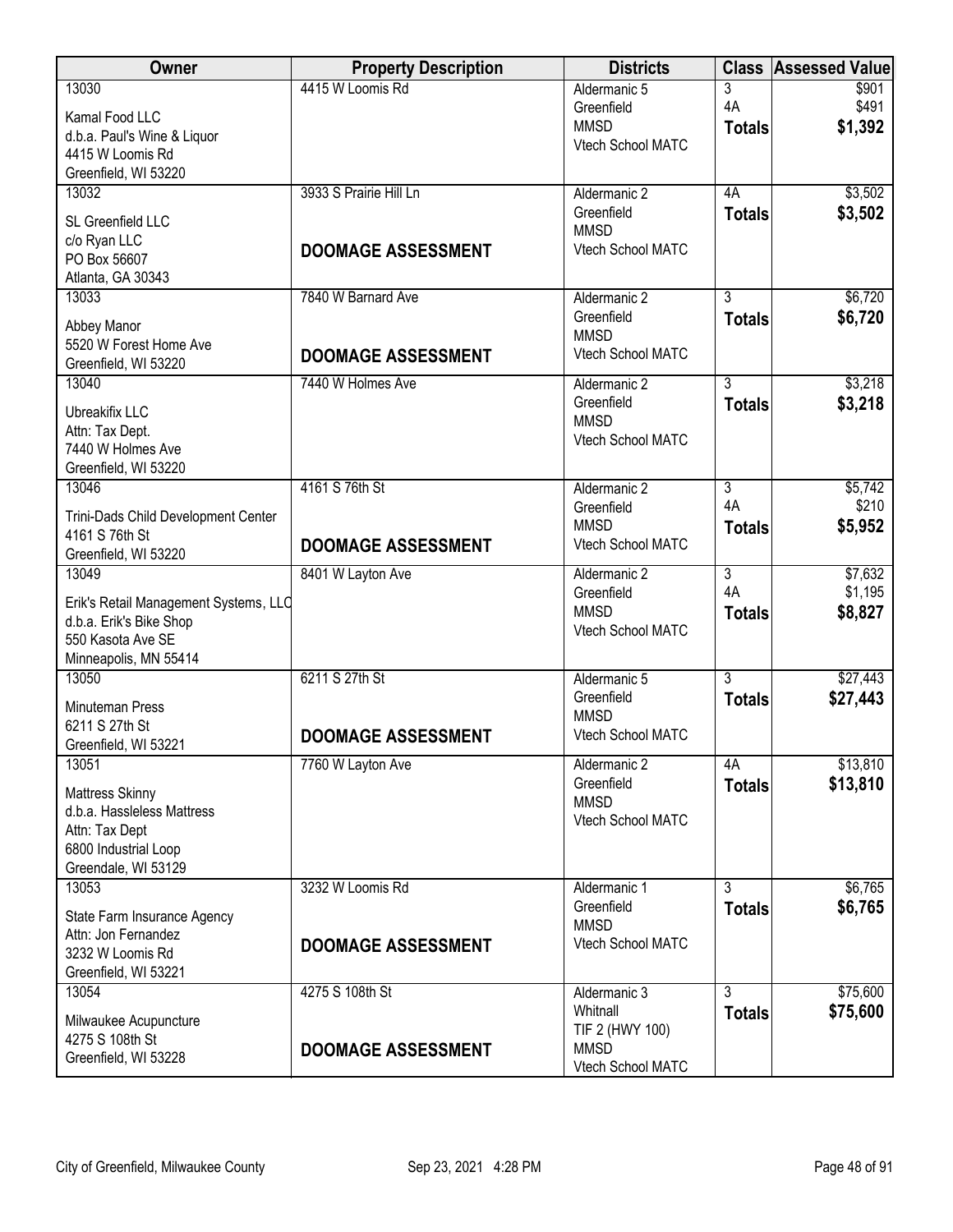| Owner | Property Description | Districts | Class | Assessed Value |
|---|---|---|---|---|
| 13030<br>Kamal Food LLC<br>d.b.a. Paul's Wine & Liquor<br>4415 W Loomis Rd<br>Greenfield, WI 53220 | 4415 W Loomis Rd | Aldermanic 5<br>Greenfield<br>MMSD<br>Vtech School MATC | 3<br>4A<br>**Totals** | $901<br>$491<br>**$1,392** |
| 13032<br>SL Greenfield LLC<br>c/o Ryan LLC<br>PO Box 56607<br>Atlanta, GA 30343 | 3933 S Prairie Hill Ln<br>**DOOMAGE ASSESSMENT** | Aldermanic 2<br>Greenfield<br>MMSD<br>Vtech School MATC | 4A<br>**Totals** | $3,502<br>**$3,502** |
| 13033<br>Abbey Manor<br>5520 W Forest Home Ave<br>Greenfield, WI 53220 | 7840 W Barnard Ave<br>**DOOMAGE ASSESSMENT** | Aldermanic 2<br>Greenfield<br>MMSD<br>Vtech School MATC | 3<br>**Totals** | $6,720<br>**$6,720** |
| 13040<br>Ubreakifix LLC<br>Attn: Tax Dept.<br>7440 W Holmes Ave<br>Greenfield, WI 53220 | 7440 W Holmes Ave | Aldermanic 2<br>Greenfield<br>MMSD<br>Vtech School MATC | 3<br>**Totals** | $3,218<br>**$3,218** |
| 13046<br>Trini-Dads Child Development Center<br>4161 S 76th St<br>Greenfield, WI 53220 | 4161 S 76th St<br>**DOOMAGE ASSESSMENT** | Aldermanic 2<br>Greenfield<br>MMSD<br>Vtech School MATC | 3<br>4A<br>**Totals** | $5,742<br>$210<br>**$5,952** |
| 13049<br>Erik's Retail Management Systems, LLC<br>d.b.a. Erik's Bike Shop<br>550 Kasota Ave SE<br>Minneapolis, MN 55414 | 8401 W Layton Ave | Aldermanic 2<br>Greenfield<br>MMSD<br>Vtech School MATC | 3<br>4A<br>**Totals** | $7,632<br>$1,195<br>**$8,827** |
| 13050<br>Minuteman Press<br>6211 S 27th St<br>Greenfield, WI 53221 | 6211 S 27th St<br>**DOOMAGE ASSESSMENT** | Aldermanic 5<br>Greenfield<br>MMSD<br>Vtech School MATC | 3<br>**Totals** | $27,443<br>**$27,443** |
| 13051<br>Mattress Skinny<br>d.b.a. Hassleless Mattress<br>Attn: Tax Dept<br>6800 Industrial Loop<br>Greendale, WI 53129 | 7760 W Layton Ave | Aldermanic 2<br>Greenfield<br>MMSD<br>Vtech School MATC | 4A<br>**Totals** | $13,810<br>**$13,810** |
| 13053<br>State Farm Insurance Agency<br>Attn: Jon Fernandez<br>3232 W Loomis Rd<br>Greenfield, WI 53221 | 3232 W Loomis Rd<br>**DOOMAGE ASSESSMENT** | Aldermanic 1<br>Greenfield<br>MMSD<br>Vtech School MATC | 3<br>**Totals** | $6,765<br>**$6,765** |
| 13054<br>Milwaukee Acupuncture<br>4275 S 108th St<br>Greenfield, WI 53228 | 4275 S 108th St<br>**DOOMAGE ASSESSMENT** | Aldermanic 3<br>Whitnall<br>TIF 2 (HWY 100)<br>MMSD<br>Vtech School MATC | 3<br>**Totals** | $75,600<br>**$75,600** |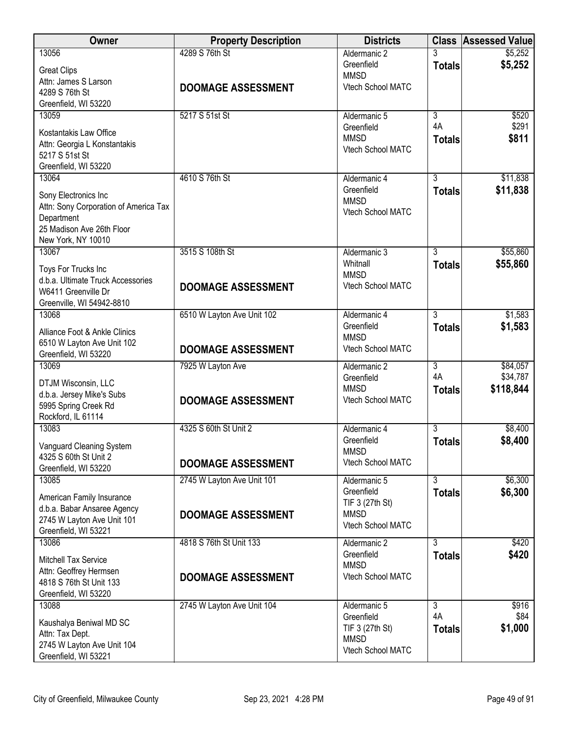| Owner | Property Description | Districts | Class | Assessed Value |
|---|---|---|---|---|
| 13056<br>Great Clips<br>Attn: James S Larson<br>4289 S 76th St<br>Greenfield, WI 53220 | 4289 S 76th St<br><br>**DOOMAGE ASSESSMENT** | Aldermanic 2<br>Greenfield<br>MMSD<br>Vtech School MATC | 3<br>**Totals** | $5,252<br>**$5,252** |
| 13059<br>Kostantakis Law Office<br>Attn: Georgia L Konstantakis<br>5217 S 51st St<br>Greenfield, WI 53220 | 5217 S 51st St | Aldermanic 5<br>Greenfield<br>MMSD<br>Vtech School MATC | 3<br>4A<br>**Totals** | $520<br>$291<br>**$811** |
| 13064<br>Sony Electronics Inc<br>Attn: Sony Corporation of America Tax Department<br>25 Madison Ave 26th Floor<br>New York, NY 10010 | 4610 S 76th St | Aldermanic 4<br>Greenfield<br>MMSD<br>Vtech School MATC | 3<br>**Totals** | $11,838<br>**$11,838** |
| 13067<br>Toys For Trucks Inc<br>d.b.a. Ultimate Truck Accessories<br>W6411 Greenville Dr<br>Greenville, WI 54942-8810 | 3515 S 108th St<br><br>**DOOMAGE ASSESSMENT** | Aldermanic 3<br>Whitnall<br>MMSD<br>Vtech School MATC | 3<br>**Totals** | $55,860<br>**$55,860** |
| 13068<br>Alliance Foot & Ankle Clinics<br>6510 W Layton Ave Unit 102<br>Greenfield, WI 53220 | 6510 W Layton Ave Unit 102<br><br>**DOOMAGE ASSESSMENT** | Aldermanic 4<br>Greenfield<br>MMSD<br>Vtech School MATC | 3<br>**Totals** | $1,583<br>**$1,583** |
| 13069<br>DTJM Wisconsin, LLC<br>d.b.a. Jersey Mike's Subs<br>5995 Spring Creek Rd<br>Rockford, IL 61114 | 7925 W Layton Ave<br><br>**DOOMAGE ASSESSMENT** | Aldermanic 2<br>Greenfield<br>MMSD<br>Vtech School MATC | 3<br>4A<br>**Totals** | $84,057<br>$34,787<br>**$118,844** |
| 13083<br>Vanguard Cleaning System<br>4325 S 60th St Unit 2<br>Greenfield, WI 53220 | 4325 S 60th St Unit 2<br><br>**DOOMAGE ASSESSMENT** | Aldermanic 4<br>Greenfield<br>MMSD<br>Vtech School MATC | 3<br>**Totals** | $8,400<br>**$8,400** |
| 13085<br>American Family Insurance<br>d.b.a. Babar Ansaree Agency<br>2745 W Layton Ave Unit 101<br>Greenfield, WI 53221 | 2745 W Layton Ave Unit 101<br><br>**DOOMAGE ASSESSMENT** | Aldermanic 5<br>Greenfield<br>TIF 3 (27th St)<br>MMSD<br>Vtech School MATC | 3<br>**Totals** | $6,300<br>**$6,300** |
| 13086<br>Mitchell Tax Service<br>Attn: Geoffrey Hermsen<br>4818 S 76th St Unit 133<br>Greenfield, WI 53220 | 4818 S 76th St Unit 133<br><br>**DOOMAGE ASSESSMENT** | Aldermanic 2<br>Greenfield<br>MMSD<br>Vtech School MATC | 3<br>**Totals** | $420<br>**$420** |
| 13088<br>Kaushalya Beniwal MD SC<br>Attn: Tax Dept.<br>2745 W Layton Ave Unit 104<br>Greenfield, WI 53221 | 2745 W Layton Ave Unit 104 | Aldermanic 5<br>Greenfield<br>TIF 3 (27th St)<br>MMSD<br>Vtech School MATC | 3<br>4A<br>**Totals** | $916<br>$84<br>**$1,000** |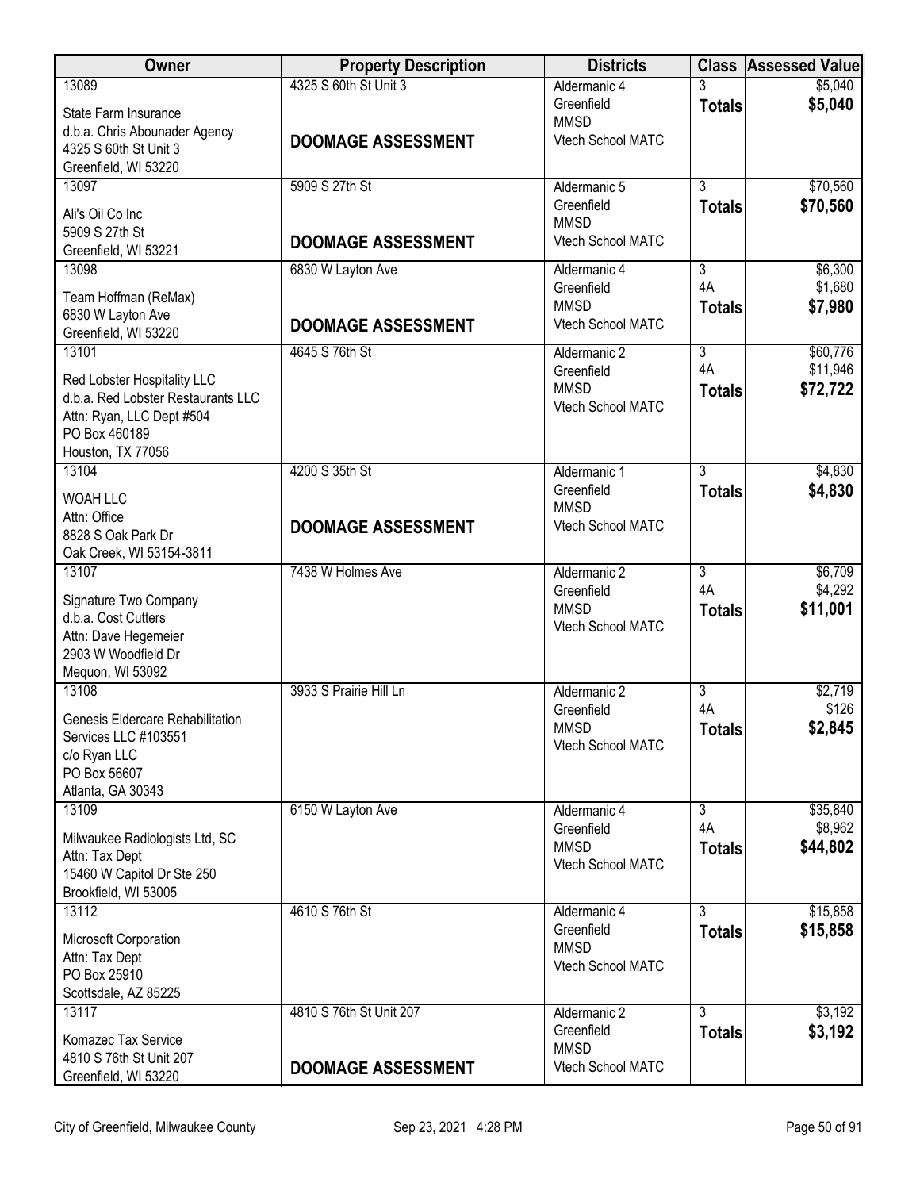| Owner | Property Description | Districts | Class | Assessed Value |
|---|---|---|---|---|
| 13089<br>State Farm Insurance<br>d.b.a. Chris Abounader Agency<br>4325 S 60th St Unit 3<br>Greenfield, WI 53220 | 4325 S 60th St Unit 3<br><br>**DOOMAGE ASSESSMENT** | Aldermanic 4<br>Greenfield<br>MMSD<br>Vtech School MATC | 3<br>**Totals** | $5,040<br>**$5,040** |
| 13097<br>Ali's Oil Co Inc<br>5909 S 27th St<br>Greenfield, WI 53221 | 5909 S 27th St<br><br>**DOOMAGE ASSESSMENT** | Aldermanic 5<br>Greenfield<br>MMSD<br>Vtech School MATC | 3<br>**Totals** | $70,560<br>**$70,560** |
| 13098<br>Team Hoffman (ReMax)<br>6830 W Layton Ave<br>Greenfield, WI 53220 | 6830 W Layton Ave<br><br>**DOOMAGE ASSESSMENT** | Aldermanic 4<br>Greenfield<br>MMSD<br>Vtech School MATC | 3<br>4A<br>**Totals** | $6,300<br>$1,680<br>**$7,980** |
| 13101<br>Red Lobster Hospitality LLC<br>d.b.a. Red Lobster Restaurants LLC<br>Attn: Ryan, LLC Dept #504<br>PO Box 460189<br>Houston, TX 77056 | 4645 S 76th St | Aldermanic 2<br>Greenfield<br>MMSD<br>Vtech School MATC | 3<br>4A<br>**Totals** | $60,776<br>$11,946<br>**$72,722** |
| 13104<br>WOAH LLC<br>Attn: Office<br>8828 S Oak Park Dr<br>Oak Creek, WI 53154-3811 | 4200 S 35th St<br><br>**DOOMAGE ASSESSMENT** | Aldermanic 1<br>Greenfield<br>MMSD<br>Vtech School MATC | 3<br>**Totals** | $4,830<br>**$4,830** |
| 13107<br>Signature Two Company<br>d.b.a. Cost Cutters<br>Attn: Dave Hegemeier<br>2903 W Woodfield Dr<br>Mequon, WI 53092 | 7438 W Holmes Ave | Aldermanic 2<br>Greenfield<br>MMSD<br>Vtech School MATC | 3<br>4A<br>**Totals** | $6,709<br>$4,292<br>**$11,001** |
| 13108<br>Genesis Eldercare Rehabilitation Services LLC #103551<br>c/o Ryan LLC<br>PO Box 56607<br>Atlanta, GA 30343 | 3933 S Prairie Hill Ln | Aldermanic 2<br>Greenfield<br>MMSD<br>Vtech School MATC | 3<br>4A<br>**Totals** | $2,719<br>$126<br>**$2,845** |
| 13109<br>Milwaukee Radiologists Ltd, SC<br>Attn: Tax Dept<br>15460 W Capitol Dr Ste 250<br>Brookfield, WI 53005 | 6150 W Layton Ave | Aldermanic 4<br>Greenfield<br>MMSD<br>Vtech School MATC | 3<br>4A<br>**Totals** | $35,840<br>$8,962<br>**$44,802** |
| 13112<br>Microsoft Corporation<br>Attn: Tax Dept<br>PO Box 25910<br>Scottsdale, AZ 85225 | 4610 S 76th St | Aldermanic 4<br>Greenfield<br>MMSD<br>Vtech School MATC | 3<br>**Totals** | $15,858<br>**$15,858** |
| 13117<br>Komazec Tax Service<br>4810 S 76th St Unit 207<br>Greenfield, WI 53220 | 4810 S 76th St Unit 207<br><br>**DOOMAGE ASSESSMENT** | Aldermanic 2<br>Greenfield<br>MMSD<br>Vtech School MATC | 3<br>**Totals** | $3,192<br>**$3,192** |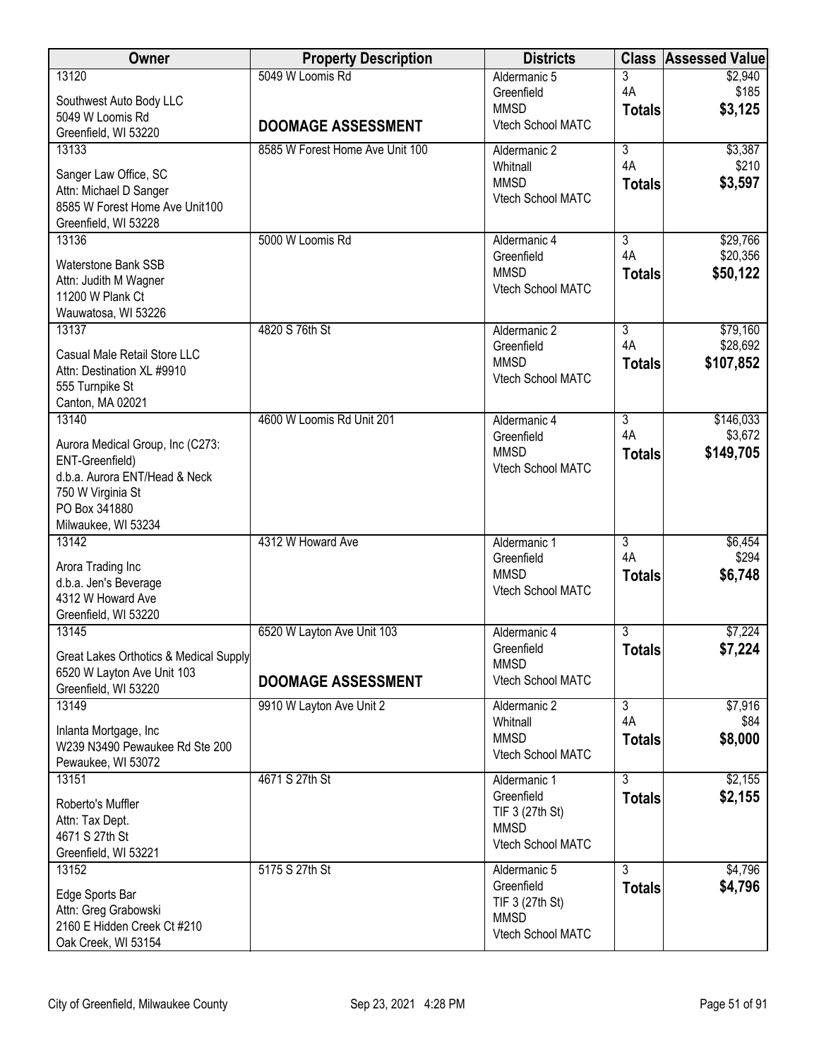| Owner | Property Description | Districts | Class | Assessed Value |
|---|---|---|---|---|
| 13120<br>Southwest Auto Body LLC<br>5049 W Loomis Rd<br>Greenfield, WI 53220 | 5049 W Loomis Rd<br><br>**DOOMAGE ASSESSMENT** | Aldermanic 5<br>Greenfield<br>MMSD<br>Vtech School MATC | 3<br>4A<br>**Totals** | $2,940<br>$185<br>**$3,125** |
| 13133<br>Sanger Law Office, SC<br>Attn: Michael D Sanger<br>8585 W Forest Home Ave Unit100<br>Greenfield, WI 53228 | 8585 W Forest Home Ave Unit 100 | Aldermanic 2<br>Whitnall<br>MMSD<br>Vtech School MATC | 3<br>4A<br>**Totals** | $3,387<br>$210<br>**$3,597** |
| 13136<br>Waterstone Bank SSB<br>Attn: Judith M Wagner<br>11200 W Plank Ct<br>Wauwatosa, WI 53226 | 5000 W Loomis Rd | Aldermanic 4<br>Greenfield<br>MMSD<br>Vtech School MATC | 3<br>4A<br>**Totals** | $29,766<br>$20,356<br>**$50,122** |
| 13137<br>Casual Male Retail Store LLC<br>Attn: Destination XL #9910<br>555 Turnpike St<br>Canton, MA 02021 | 4820 S 76th St | Aldermanic 2<br>Greenfield<br>MMSD<br>Vtech School MATC | 3<br>4A<br>**Totals** | $79,160<br>$28,692<br>**$107,852** |
| 13140<br>Aurora Medical Group, Inc (C273: ENT-Greenfield)<br>d.b.a. Aurora ENT/Head & Neck<br>750 W Virginia St<br>PO Box 341880<br>Milwaukee, WI 53234 | 4600 W Loomis Rd Unit 201 | Aldermanic 4<br>Greenfield<br>MMSD<br>Vtech School MATC | 3<br>4A<br>**Totals** | $146,033<br>$3,672<br>**$149,705** |
| 13142<br>Arora Trading Inc<br>d.b.a. Jen's Beverage<br>4312 W Howard Ave<br>Greenfield, WI 53220 | 4312 W Howard Ave | Aldermanic 1<br>Greenfield<br>MMSD<br>Vtech School MATC | 3<br>4A<br>**Totals** | $6,454<br>$294<br>**$6,748** |
| 13145<br>Great Lakes Orthotics & Medical Supply<br>6520 W Layton Ave Unit 103<br>Greenfield, WI 53220 | 6520 W Layton Ave Unit 103<br><br>**DOOMAGE ASSESSMENT** | Aldermanic 4<br>Greenfield<br>MMSD<br>Vtech School MATC | 3<br>**Totals** | $7,224<br>**$7,224** |
| 13149<br>Inlanta Mortgage, Inc<br>W239 N3490 Pewaukee Rd Ste 200<br>Pewaukee, WI 53072 | 9910 W Layton Ave Unit 2 | Aldermanic 2<br>Whitnall<br>MMSD<br>Vtech School MATC | 3<br>4A<br>**Totals** | $7,916<br>$84<br>**$8,000** |
| 13151<br>Roberto's Muffler<br>Attn: Tax Dept.<br>4671 S 27th St<br>Greenfield, WI 53221 | 4671 S 27th St | Aldermanic 1<br>Greenfield<br>TIF 3 (27th St)<br>MMSD<br>Vtech School MATC | 3<br>**Totals** | $2,155<br>**$2,155** |
| 13152<br>Edge Sports Bar<br>Attn: Greg Grabowski<br>2160 E Hidden Creek Ct #210<br>Oak Creek, WI 53154 | 5175 S 27th St | Aldermanic 5<br>Greenfield<br>TIF 3 (27th St)<br>MMSD<br>Vtech School MATC | 3<br>**Totals** | $4,796<br>**$4,796** |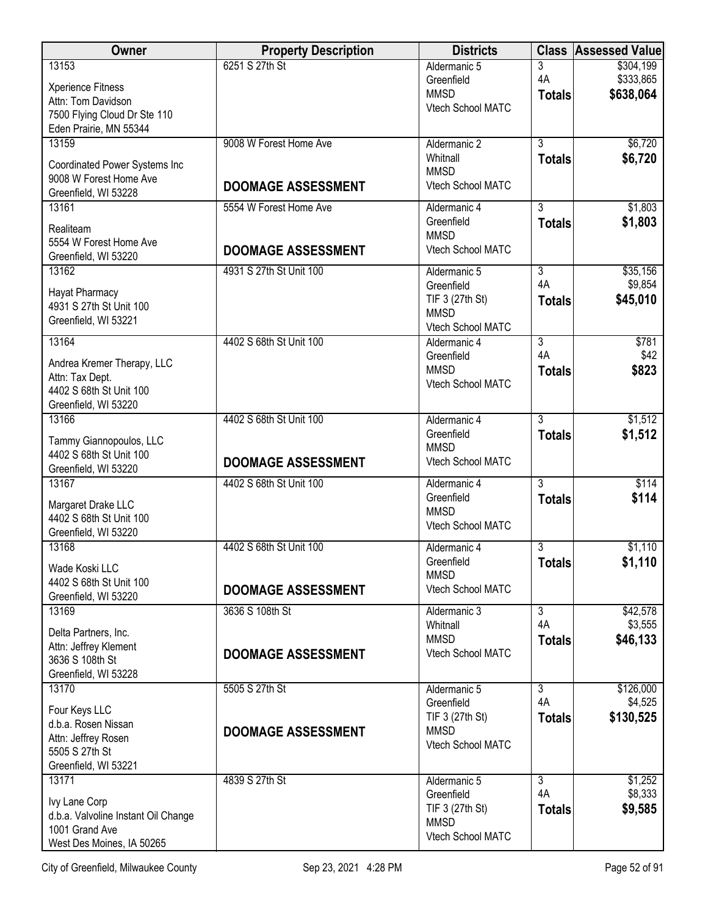| Owner | Property Description | Districts | Class | Assessed Value |
|---|---|---|---|---|
| 13153<br>Xperience Fitness<br>Attn: Tom Davidson<br>7500 Flying Cloud Dr Ste 110<br>Eden Prairie, MN 55344 | 6251 S 27th St | Aldermanic 5<br>Greenfield<br>MMSD<br>Vtech School MATC | 3<br>4A<br>**Totals** | $304,199<br>$333,865<br>**$638,064** |
| 13159<br>Coordinated Power Systems Inc<br>9008 W Forest Home Ave<br>Greenfield, WI 53228 | 9008 W Forest Home Ave<br>**DOOMAGE ASSESSMENT** | Aldermanic 2<br>Whitnall<br>MMSD<br>Vtech School MATC | 3<br>**Totals** | $6,720<br>**$6,720** |
| 13161<br>Realiteam<br>5554 W Forest Home Ave<br>Greenfield, WI 53220 | 5554 W Forest Home Ave<br>**DOOMAGE ASSESSMENT** | Aldermanic 4<br>Greenfield<br>MMSD<br>Vtech School MATC | 3<br>**Totals** | $1,803<br>**$1,803** |
| 13162<br>Hayat Pharmacy<br>4931 S 27th St Unit 100<br>Greenfield, WI 53221 | 4931 S 27th St Unit 100 | Aldermanic 5<br>Greenfield<br>TIF 3 (27th St)<br>MMSD<br>Vtech School MATC | 3<br>4A<br>**Totals** | $35,156<br>$9,854<br>**$45,010** |
| 13164<br>Andrea Kremer Therapy, LLC<br>Attn: Tax Dept.<br>4402 S 68th St Unit 100<br>Greenfield, WI 53220 | 4402 S 68th St Unit 100 | Aldermanic 4<br>Greenfield<br>MMSD<br>Vtech School MATC | 3<br>4A<br>**Totals** | $781<br>$42<br>**$823** |
| 13166<br>Tammy Giannopoulos, LLC<br>4402 S 68th St Unit 100<br>Greenfield, WI 53220 | 4402 S 68th St Unit 100<br>**DOOMAGE ASSESSMENT** | Aldermanic 4<br>Greenfield<br>MMSD<br>Vtech School MATC | 3<br>**Totals** | $1,512<br>**$1,512** |
| 13167<br>Margaret Drake LLC<br>4402 S 68th St Unit 100<br>Greenfield, WI 53220 | 4402 S 68th St Unit 100 | Aldermanic 4<br>Greenfield<br>MMSD<br>Vtech School MATC | 3<br>**Totals** | $114<br>**$114** |
| 13168<br>Wade Koski LLC<br>4402 S 68th St Unit 100<br>Greenfield, WI 53220 | 4402 S 68th St Unit 100<br>**DOOMAGE ASSESSMENT** | Aldermanic 4<br>Greenfield<br>MMSD<br>Vtech School MATC | 3<br>**Totals** | $1,110<br>**$1,110** |
| 13169<br>Delta Partners, Inc.<br>Attn: Jeffrey Klement<br>3636 S 108th St<br>Greenfield, WI 53228 | 3636 S 108th St<br>**DOOMAGE ASSESSMENT** | Aldermanic 3<br>Whitnall<br>MMSD<br>Vtech School MATC | 3<br>4A<br>**Totals** | $42,578<br>$3,555<br>**$46,133** |
| 13170<br>Four Keys LLC<br>d.b.a. Rosen Nissan<br>Attn: Jeffrey Rosen<br>5505 S 27th St<br>Greenfield, WI 53221 | 5505 S 27th St<br>**DOOMAGE ASSESSMENT** | Aldermanic 5<br>Greenfield<br>TIF 3 (27th St)<br>MMSD<br>Vtech School MATC | 3<br>4A<br>**Totals** | $126,000<br>$4,525<br>**$130,525** |
| 13171<br>Ivy Lane Corp<br>d.b.a. Valvoline Instant Oil Change<br>1001 Grand Ave<br>West Des Moines, IA 50265 | 4839 S 27th St | Aldermanic 5<br>Greenfield<br>TIF 3 (27th St)<br>MMSD<br>Vtech School MATC | 3<br>4A<br>**Totals** | $1,252<br>$8,333<br>**$9,585** |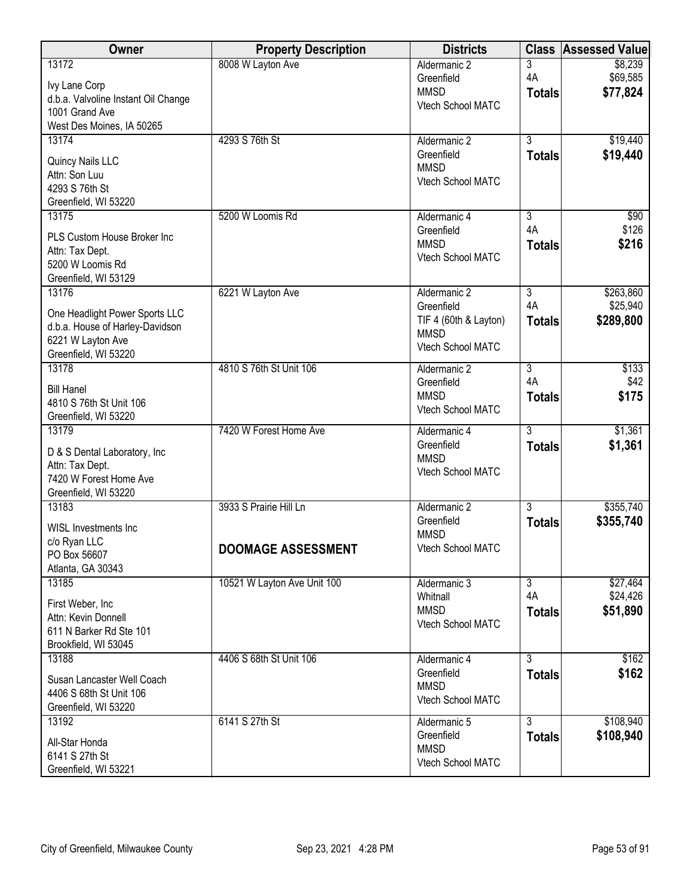| Owner | Property Description | Districts | Class | Assessed Value |
|---|---|---|---|---|
| 13172<br><br>Ivy Lane Corp<br>d.b.a. Valvoline Instant Oil Change<br>1001 Grand Ave<br>West Des Moines, IA 50265 | 8008 W Layton Ave | Aldermanic 2<br>Greenfield<br>MMSD<br>Vtech School MATC | 3<br>4A<br>**Totals** | $8,239<br>$69,585<br>**$77,824** |
| 13174<br><br>Quincy Nails LLC<br>Attn: Son Luu<br>4293 S 76th St<br>Greenfield, WI 53220 | 4293 S 76th St | Aldermanic 2<br>Greenfield<br>MMSD<br>Vtech School MATC | 3<br>**Totals** | $19,440<br>**$19,440** |
| 13175<br><br>PLS Custom House Broker Inc<br>Attn: Tax Dept.<br>5200 W Loomis Rd<br>Greenfield, WI 53129 | 5200 W Loomis Rd | Aldermanic 4<br>Greenfield<br>MMSD<br>Vtech School MATC | 3<br>4A<br>**Totals** | $90<br>$126<br>**$216** |
| 13176<br><br>One Headlight Power Sports LLC<br>d.b.a. House of Harley-Davidson<br>6221 W Layton Ave<br>Greenfield, WI 53220 | 6221 W Layton Ave | Aldermanic 2<br>Greenfield<br>TIF 4 (60th & Layton)<br>MMSD<br>Vtech School MATC | 3<br>4A<br>**Totals** | $263,860<br>$25,940<br>**$289,800** |
| 13178<br><br>Bill Hanel<br>4810 S 76th St Unit 106<br>Greenfield, WI 53220 | 4810 S 76th St Unit 106 | Aldermanic 2<br>Greenfield<br>MMSD<br>Vtech School MATC | 3<br>4A<br>**Totals** | $133<br>$42<br>**$175** |
| 13179<br><br>D & S Dental Laboratory, Inc<br>Attn: Tax Dept.<br>7420 W Forest Home Ave<br>Greenfield, WI 53220 | 7420 W Forest Home Ave | Aldermanic 4<br>Greenfield<br>MMSD<br>Vtech School MATC | 3<br>**Totals** | $1,361<br>**$1,361** |
| 13183<br><br>WISL Investments Inc<br>c/o Ryan LLC<br>PO Box 56607<br>Atlanta, GA 30343 | 3933 S Prairie Hill Ln<br><br>**DOOMAGE ASSESSMENT** | Aldermanic 2<br>Greenfield<br>MMSD<br>Vtech School MATC | 3<br>**Totals** | $355,740<br>**$355,740** |
| 13185<br><br>First Weber, Inc<br>Attn: Kevin Donnell<br>611 N Barker Rd Ste 101<br>Brookfield, WI 53045 | 10521 W Layton Ave Unit 100 | Aldermanic 3<br>Whitnall<br>MMSD<br>Vtech School MATC | 3<br>4A<br>**Totals** | $27,464<br>$24,426<br>**$51,890** |
| 13188<br><br>Susan Lancaster Well Coach<br>4406 S 68th St Unit 106<br>Greenfield, WI 53220 | 4406 S 68th St Unit 106 | Aldermanic 4<br>Greenfield<br>MMSD<br>Vtech School MATC | 3<br>**Totals** | $162<br>**$162** |
| 13192<br><br>All-Star Honda<br>6141 S 27th St<br>Greenfield, WI 53221 | 6141 S 27th St | Aldermanic 5<br>Greenfield<br>MMSD<br>Vtech School MATC | 3<br>**Totals** | $108,940<br>**$108,940** |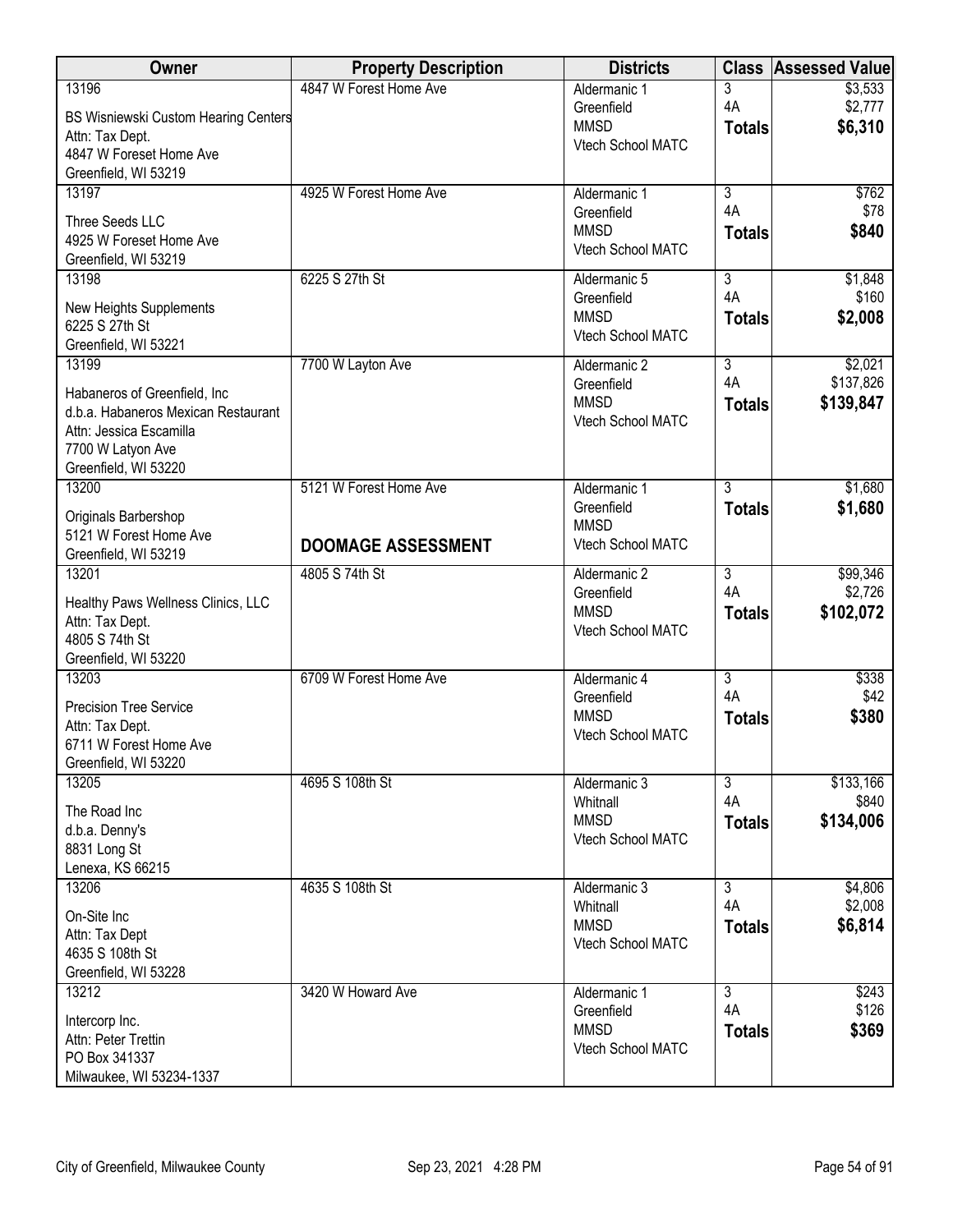| Owner | Property Description | Districts | Class | Assessed Value |
|---|---|---|---|---|
| 13196<br><br>BS Wisniewski Custom Hearing Centers<br>Attn: Tax Dept.<br>4847 W Foreset Home Ave<br>Greenfield, WI 53219 | 4847 W Forest Home Ave | Aldermanic 1<br>Greenfield<br>MMSD<br>Vtech School MATC | 3<br>4A<br>**Totals** | $3,533<br>$2,777<br>**$6,310** |
| 13197<br><br>Three Seeds LLC<br>4925 W Foreset Home Ave<br>Greenfield, WI 53219 | 4925 W Forest Home Ave | Aldermanic 1<br>Greenfield<br>MMSD<br>Vtech School MATC | 3<br>4A<br>**Totals** | $762<br>$78<br>**$840** |
| 13198<br><br>New Heights Supplements<br>6225 S 27th St<br>Greenfield, WI 53221 | 6225 S 27th St | Aldermanic 5<br>Greenfield<br>MMSD<br>Vtech School MATC | 3<br>4A<br>**Totals** | $1,848<br>$160<br>**$2,008** |
| 13199<br><br>Habaneros of Greenfield, Inc<br>d.b.a. Habaneros Mexican Restaurant<br>Attn: Jessica Escamilla<br>7700 W Latyon Ave<br>Greenfield, WI 53220 | 7700 W Layton Ave | Aldermanic 2<br>Greenfield<br>MMSD<br>Vtech School MATC | 3<br>4A<br>**Totals** | $2,021<br>$137,826<br>**$139,847** |
| 13200<br><br>Originals Barbershop<br>5121 W Forest Home Ave<br>Greenfield, WI 53219 | 5121 W Forest Home Ave<br><br>**DOOMAGE ASSESSMENT** | Aldermanic 1<br>Greenfield<br>MMSD<br>Vtech School MATC | 3<br>**Totals** | $1,680<br>**$1,680** |
| 13201<br><br>Healthy Paws Wellness Clinics, LLC<br>Attn: Tax Dept.<br>4805 S 74th St<br>Greenfield, WI 53220 | 4805 S 74th St | Aldermanic 2<br>Greenfield<br>MMSD<br>Vtech School MATC | 3<br>4A<br>**Totals** | $99,346<br>$2,726<br>**$102,072** |
| 13203<br><br>Precision Tree Service<br>Attn: Tax Dept.<br>6711 W Forest Home Ave<br>Greenfield, WI 53220 | 6709 W Forest Home Ave | Aldermanic 4<br>Greenfield<br>MMSD<br>Vtech School MATC | 3<br>4A<br>**Totals** | $338<br>$42<br>**$380** |
| 13205<br><br>The Road Inc<br>d.b.a. Denny's<br>8831 Long St<br>Lenexa, KS 66215 | 4695 S 108th St | Aldermanic 3<br>Whitnall<br>MMSD<br>Vtech School MATC | 3<br>4A<br>**Totals** | $133,166<br>$840<br>**$134,006** |
| 13206<br><br>On-Site Inc<br>Attn: Tax Dept<br>4635 S 108th St<br>Greenfield, WI 53228 | 4635 S 108th St | Aldermanic 3<br>Whitnall<br>MMSD<br>Vtech School MATC | 3<br>4A<br>**Totals** | $4,806<br>$2,008<br>**$6,814** |
| 13212<br><br>Intercorp Inc.<br>Attn: Peter Trettin<br>PO Box 341337<br>Milwaukee, WI 53234-1337 | 3420 W Howard Ave | Aldermanic 1<br>Greenfield<br>MMSD<br>Vtech School MATC | 3<br>4A<br>**Totals** | $243<br>$126<br>**$369** |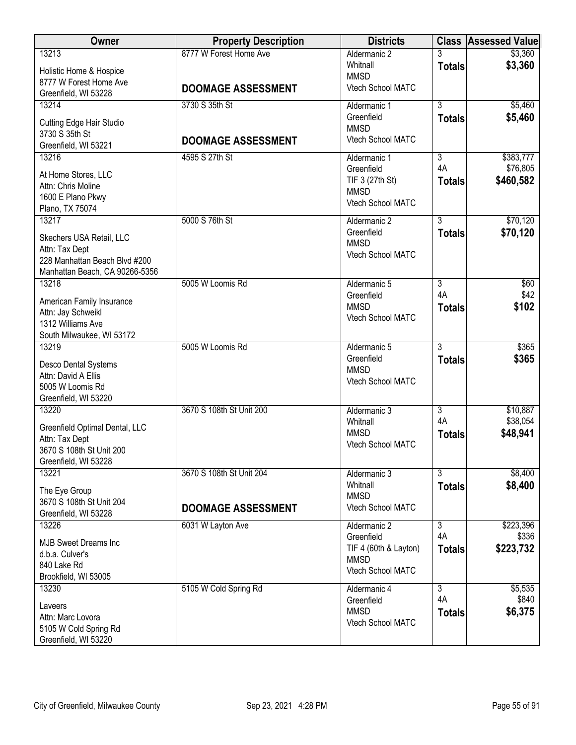| Owner | Property Description | Districts | Class | Assessed Value |
|---|---|---|---|---|
| 13213<br>Holistic Home & Hospice<br>8777 W Forest Home Ave<br>Greenfield, WI 53228 | 8777 W Forest Home Ave<br>**DOOMAGE ASSESSMENT** | Aldermanic 2<br>Whitnall<br>MMSD<br>Vtech School MATC | 3<br>**Totals** | $3,360<br>**$3,360** |
| 13214<br>Cutting Edge Hair Studio<br>3730 S 35th St<br>Greenfield, WI 53221 | 3730 S 35th St<br>**DOOMAGE ASSESSMENT** | Aldermanic 1<br>Greenfield<br>MMSD<br>Vtech School MATC | 3<br>**Totals** | $5,460<br>**$5,460** |
| 13216<br>At Home Stores, LLC<br>Attn: Chris Moline<br>1600 E Plano Pkwy<br>Plano, TX 75074 | 4595 S 27th St | Aldermanic 1<br>Greenfield<br>TIF 3 (27th St)<br>MMSD<br>Vtech School MATC | 3<br>4A<br>**Totals** | $383,777<br>$76,805<br>**$460,582** |
| 13217<br>Skechers USA Retail, LLC<br>Attn: Tax Dept<br>228 Manhattan Beach Blvd #200<br>Manhattan Beach, CA 90266-5356 | 5000 S 76th St | Aldermanic 2<br>Greenfield<br>MMSD<br>Vtech School MATC | 3<br>**Totals** | $70,120<br>**$70,120** |
| 13218<br>American Family Insurance<br>Attn: Jay Schweikl<br>1312 Williams Ave<br>South Milwaukee, WI 53172 | 5005 W Loomis Rd | Aldermanic 5<br>Greenfield<br>MMSD<br>Vtech School MATC | 3<br>4A<br>**Totals** | $60<br>$42<br>**$102** |
| 13219<br>Desco Dental Systems<br>Attn: David A Ellis<br>5005 W Loomis Rd<br>Greenfield, WI 53220 | 5005 W Loomis Rd | Aldermanic 5<br>Greenfield<br>MMSD<br>Vtech School MATC | 3<br>**Totals** | $365<br>**$365** |
| 13220<br>Greenfield Optimal Dental, LLC<br>Attn: Tax Dept<br>3670 S 108th St Unit 200<br>Greenfield, WI 53228 | 3670 S 108th St Unit 200 | Aldermanic 3<br>Whitnall<br>MMSD<br>Vtech School MATC | 3<br>4A<br>**Totals** | $10,887<br>$38,054<br>**$48,941** |
| 13221<br>The Eye Group<br>3670 S 108th St Unit 204<br>Greenfield, WI 53228 | 3670 S 108th St Unit 204<br>**DOOMAGE ASSESSMENT** | Aldermanic 3<br>Whitnall<br>MMSD<br>Vtech School MATC | 3<br>**Totals** | $8,400<br>**$8,400** |
| 13226<br>MJB Sweet Dreams Inc<br>d.b.a. Culver's<br>840 Lake Rd<br>Brookfield, WI 53005 | 6031 W Layton Ave | Aldermanic 2<br>Greenfield<br>TIF 4 (60th & Layton)<br>MMSD<br>Vtech School MATC | 3<br>4A<br>**Totals** | $223,396<br>$336<br>**$223,732** |
| 13230<br>Laveers<br>Attn: Marc Lovora<br>5105 W Cold Spring Rd<br>Greenfield, WI 53220 | 5105 W Cold Spring Rd | Aldermanic 4<br>Greenfield<br>MMSD<br>Vtech School MATC | 3<br>4A<br>**Totals** | $5,535<br>$840<br>**$6,375** |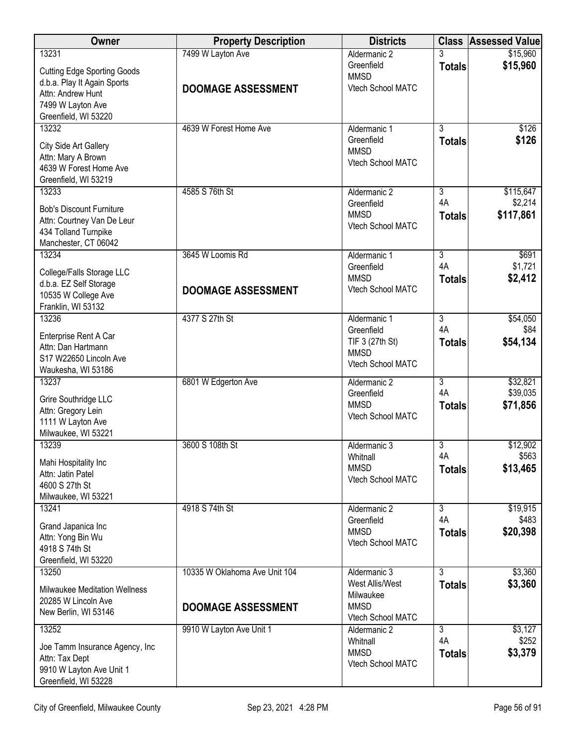| Owner | Property Description | Districts | Class | Assessed Value |
|---|---|---|---|---|
| 13231<br>Cutting Edge Sporting Goods<br>d.b.a. Play It Again Sports<br>Attn: Andrew Hunt<br>7499 W Layton Ave<br>Greenfield, WI 53220 | 7499 W Layton Ave<br><br>**DOOMAGE ASSESSMENT** | Aldermanic 2<br>Greenfield<br>MMSD<br>Vtech School MATC | 3<br>**Totals** | $15,960<br>**$15,960** |
| 13232<br>City Side Art Gallery<br>Attn: Mary A Brown<br>4639 W Forest Home Ave<br>Greenfield, WI 53219 | 4639 W Forest Home Ave | Aldermanic 1<br>Greenfield<br>MMSD<br>Vtech School MATC | 3<br>**Totals** | $126<br>**$126** |
| 13233<br>Bob's Discount Furniture<br>Attn: Courtney Van De Leur<br>434 Tolland Turnpike<br>Manchester, CT 06042 | 4585 S 76th St | Aldermanic 2<br>Greenfield<br>MMSD<br>Vtech School MATC | 3<br>4A<br>**Totals** | $115,647<br>$2,214<br>**$117,861** |
| 13234<br>College/Falls Storage LLC<br>d.b.a. EZ Self Storage<br>10535 W College Ave<br>Franklin, WI 53132 | 3645 W Loomis Rd<br><br>**DOOMAGE ASSESSMENT** | Aldermanic 1<br>Greenfield<br>MMSD<br>Vtech School MATC | 3<br>4A<br>**Totals** | $691<br>$1,721<br>**$2,412** |
| 13236<br>Enterprise Rent A Car<br>Attn: Dan Hartmann<br>S17 W22650 Lincoln Ave<br>Waukesha, WI 53186 | 4377 S 27th St | Aldermanic 1<br>Greenfield<br>TIF 3 (27th St)<br>MMSD<br>Vtech School MATC | 3<br>4A<br>**Totals** | $54,050<br>$84<br>**$54,134** |
| 13237<br>Grire Southridge LLC<br>Attn: Gregory Lein<br>1111 W Layton Ave<br>Milwaukee, WI 53221 | 6801 W Edgerton Ave | Aldermanic 2<br>Greenfield<br>MMSD<br>Vtech School MATC | 3<br>4A<br>**Totals** | $32,821<br>$39,035<br>**$71,856** |
| 13239<br>Mahi Hospitality Inc<br>Attn: Jatin Patel<br>4600 S 27th St<br>Milwaukee, WI 53221 | 3600 S 108th St | Aldermanic 3<br>Whitnall<br>MMSD<br>Vtech School MATC | 3<br>4A<br>**Totals** | $12,902<br>$563<br>**$13,465** |
| 13241<br>Grand Japanica Inc<br>Attn: Yong Bin Wu<br>4918 S 74th St<br>Greenfield, WI 53220 | 4918 S 74th St | Aldermanic 2<br>Greenfield<br>MMSD<br>Vtech School MATC | 3<br>4A<br>**Totals** | $19,915<br>$483<br>**$20,398** |
| 13250<br>Milwaukee Meditation Wellness<br>20285 W Lincoln Ave<br>New Berlin, WI 53146 | 10335 W Oklahoma Ave Unit 104<br><br>**DOOMAGE ASSESSMENT** | Aldermanic 3<br>West Allis/West Milwaukee<br>MMSD<br>Vtech School MATC | 3<br>**Totals** | $3,360<br>**$3,360** |
| 13252<br>Joe Tamm Insurance Agency, Inc<br>Attn: Tax Dept<br>9910 W Layton Ave Unit 1<br>Greenfield, WI 53228 | 9910 W Layton Ave Unit 1 | Aldermanic 2<br>Whitnall<br>MMSD<br>Vtech School MATC | 3<br>4A<br>**Totals** | $3,127<br>$252<br>**$3,379** |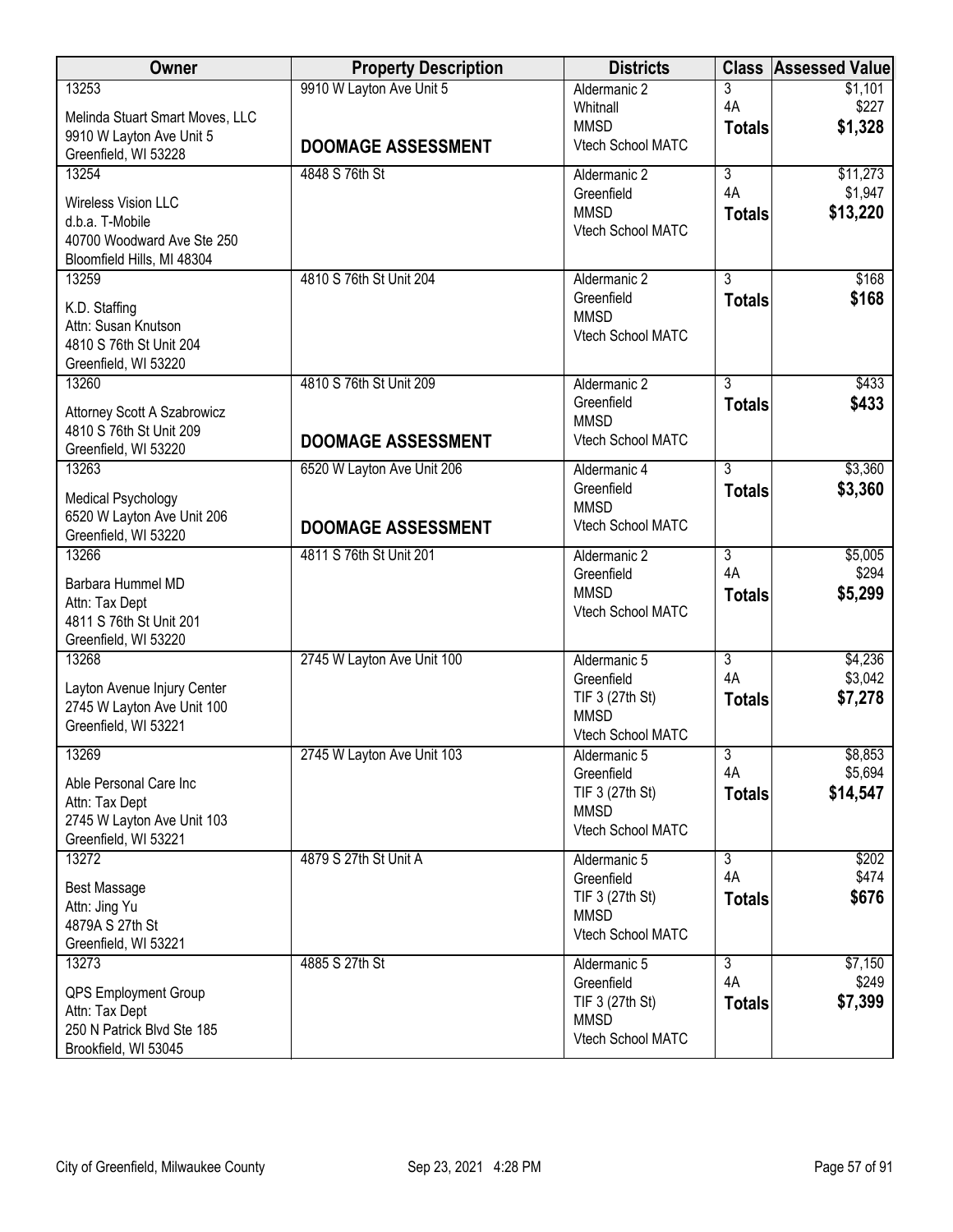| Owner | Property Description | Districts | Class | Assessed Value |
|---|---|---|---|---|
| 13253<br>Melinda Stuart Smart Moves, LLC<br>9910 W Layton Ave Unit 5<br>Greenfield, WI 53228 | 9910 W Layton Ave Unit 5<br>**DOOMAGE ASSESSMENT** | Aldermanic 2<br>Whitnall<br>MMSD<br>Vtech School MATC | 3<br>4A<br>**Totals** | $1,101<br>$227<br>**$1,328** |
| 13254<br>Wireless Vision LLC<br>d.b.a. T-Mobile<br>40700 Woodward Ave Ste 250<br>Bloomfield Hills, MI 48304 | 4848 S 76th St | Aldermanic 2<br>Greenfield<br>MMSD<br>Vtech School MATC | 3<br>4A<br>**Totals** | $11,273<br>$1,947<br>**$13,220** |
| 13259<br>K.D. Staffing<br>Attn: Susan Knutson<br>4810 S 76th St Unit 204<br>Greenfield, WI 53220 | 4810 S 76th St Unit 204 | Aldermanic 2<br>Greenfield<br>MMSD<br>Vtech School MATC | 3<br>**Totals** | $168<br>**$168** |
| 13260<br>Attorney Scott A Szabrowicz<br>4810 S 76th St Unit 209<br>Greenfield, WI 53220 | 4810 S 76th St Unit 209<br>**DOOMAGE ASSESSMENT** | Aldermanic 2<br>Greenfield<br>MMSD<br>Vtech School MATC | 3<br>**Totals** | $433<br>**$433** |
| 13263<br>Medical Psychology<br>6520 W Layton Ave Unit 206<br>Greenfield, WI 53220 | 6520 W Layton Ave Unit 206<br>**DOOMAGE ASSESSMENT** | Aldermanic 4<br>Greenfield<br>MMSD<br>Vtech School MATC | 3<br>**Totals** | $3,360<br>**$3,360** |
| 13266<br>Barbara Hummel MD<br>Attn: Tax Dept<br>4811 S 76th St Unit 201<br>Greenfield, WI 53220 | 4811 S 76th St Unit 201 | Aldermanic 2<br>Greenfield<br>MMSD<br>Vtech School MATC | 3<br>4A<br>**Totals** | $5,005<br>$294<br>**$5,299** |
| 13268<br>Layton Avenue Injury Center<br>2745 W Layton Ave Unit 100<br>Greenfield, WI 53221 | 2745 W Layton Ave Unit 100 | Aldermanic 5<br>Greenfield<br>TIF 3 (27th St)<br>MMSD<br>Vtech School MATC | 3<br>4A<br>**Totals** | $4,236<br>$3,042<br>**$7,278** |
| 13269<br>Able Personal Care Inc<br>Attn: Tax Dept<br>2745 W Layton Ave Unit 103<br>Greenfield, WI 53221 | 2745 W Layton Ave Unit 103 | Aldermanic 5<br>Greenfield<br>TIF 3 (27th St)<br>MMSD<br>Vtech School MATC | 3<br>4A<br>**Totals** | $8,853<br>$5,694<br>**$14,547** |
| 13272<br>Best Massage<br>Attn: Jing Yu<br>4879A S 27th St<br>Greenfield, WI 53221 | 4879 S 27th St Unit A | Aldermanic 5<br>Greenfield<br>TIF 3 (27th St)<br>MMSD<br>Vtech School MATC | 3<br>4A<br>**Totals** | $202<br>$474<br>**$676** |
| 13273<br>QPS Employment Group<br>Attn: Tax Dept<br>250 N Patrick Blvd Ste 185<br>Brookfield, WI 53045 | 4885 S 27th St | Aldermanic 5<br>Greenfield<br>TIF 3 (27th St)<br>MMSD<br>Vtech School MATC | 3<br>4A<br>**Totals** | $7,150<br>$249<br>**$7,399** |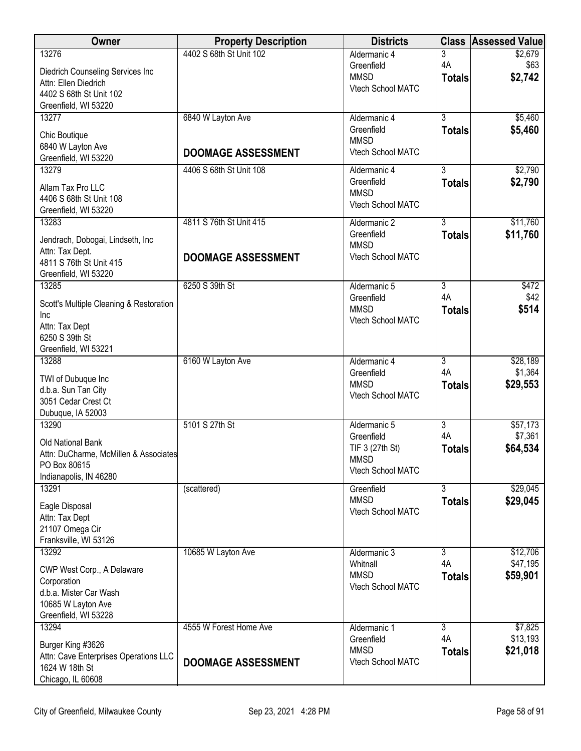| Owner | Property Description | Districts | Class | Assessed Value |
|---|---|---|---|---|
| 13276<br>Diedrich Counseling Services Inc<br>Attn: Ellen Diedrich<br>4402 S 68th St Unit 102<br>Greenfield, WI 53220 | 4402 S 68th St Unit 102 | Aldermanic 4<br>Greenfield<br>MMSD<br>Vtech School MATC | 3<br>4A<br>**Totals** | $2,679<br>$63<br>**$2,742** |
| 13277<br>Chic Boutique<br>6840 W Layton Ave<br>Greenfield, WI 53220 | 6840 W Layton Ave<br>**DOOMAGE ASSESSMENT** | Aldermanic 4<br>Greenfield<br>MMSD<br>Vtech School MATC | 3<br>**Totals** | $5,460<br>**$5,460** |
| 13279<br>Allam Tax Pro LLC<br>4406 S 68th St Unit 108<br>Greenfield, WI 53220 | 4406 S 68th St Unit 108 | Aldermanic 4<br>Greenfield<br>MMSD<br>Vtech School MATC | 3<br>**Totals** | $2,790<br>**$2,790** |
| 13283<br>Jendrach, Dobogai, Lindseth, Inc<br>Attn: Tax Dept.<br>4811 S 76th St Unit 415<br>Greenfield, WI 53220 | 4811 S 76th St Unit 415<br>**DOOMAGE ASSESSMENT** | Aldermanic 2<br>Greenfield<br>MMSD<br>Vtech School MATC | 3<br>**Totals** | $11,760<br>**$11,760** |
| 13285<br>Scott's Multiple Cleaning & Restoration Inc<br>Attn: Tax Dept<br>6250 S 39th St<br>Greenfield, WI 53221 | 6250 S 39th St | Aldermanic 5<br>Greenfield<br>MMSD<br>Vtech School MATC | 3<br>4A<br>**Totals** | $472<br>$42<br>**$514** |
| 13288<br>TWI of Dubuque Inc<br>d.b.a. Sun Tan City<br>3051 Cedar Crest Ct<br>Dubuque, IA 52003 | 6160 W Layton Ave | Aldermanic 4<br>Greenfield<br>MMSD<br>Vtech School MATC | 3<br>4A<br>**Totals** | $28,189<br>$1,364<br>**$29,553** |
| 13290<br>Old National Bank<br>Attn: DuCharme, McMillen & Associates<br>PO Box 80615<br>Indianapolis, IN 46280 | 5101 S 27th St | Aldermanic 5<br>Greenfield<br>TIF 3 (27th St)<br>MMSD<br>Vtech School MATC | 3<br>4A<br>**Totals** | $57,173<br>$7,361<br>**$64,534** |
| 13291<br>Eagle Disposal<br>Attn: Tax Dept<br>21107 Omega Cir<br>Franksville, WI 53126 | (scattered) | Greenfield<br>MMSD<br>Vtech School MATC | 3<br>**Totals** | $29,045<br>**$29,045** |
| 13292<br>CWP West Corp., A Delaware Corporation<br>d.b.a. Mister Car Wash<br>10685 W Layton Ave<br>Greenfield, WI 53228 | 10685 W Layton Ave | Aldermanic 3<br>Whitnall<br>MMSD<br>Vtech School MATC | 3<br>4A<br>**Totals** | $12,706<br>$47,195<br>**$59,901** |
| 13294<br>Burger King #3626<br>Attn: Cave Enterprises Operations LLC<br>1624 W 18th St<br>Chicago, IL 60608 | 4555 W Forest Home Ave<br>**DOOMAGE ASSESSMENT** | Aldermanic 1<br>Greenfield<br>MMSD<br>Vtech School MATC | 3<br>4A<br>**Totals** | $7,825<br>$13,193<br>**$21,018** |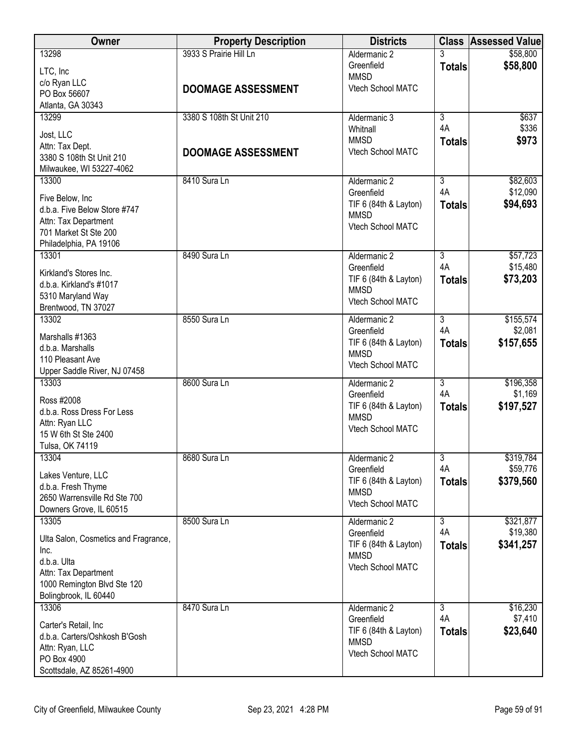| Owner | Property Description | Districts | Class | Assessed Value |
|---|---|---|---|---|
| 13298<br>LTC, Inc<br>c/o Ryan LLC<br>PO Box 56607<br>Atlanta, GA 30343 | 3933 S Prairie Hill Ln<br><br>**DOOMAGE ASSESSMENT** | Aldermanic 2<br>Greenfield<br>MMSD<br>Vtech School MATC | 3<br>**Totals** | $58,800<br>**$58,800** |
| 13299<br>Jost, LLC<br>Attn: Tax Dept.<br>3380 S 108th St Unit 210<br>Milwaukee, WI 53227-4062 | 3380 S 108th St Unit 210<br><br>**DOOMAGE ASSESSMENT** | Aldermanic 3<br>Whitnall<br>MMSD<br>Vtech School MATC | 3<br>4A<br>**Totals** | $637<br>$336<br>**$973** |
| 13300<br>Five Below, Inc<br>d.b.a. Five Below Store #747<br>Attn: Tax Department<br>701 Market St Ste 200<br>Philadelphia, PA 19106 | 8410 Sura Ln | Aldermanic 2<br>Greenfield<br>TIF 6 (84th & Layton)<br>MMSD<br>Vtech School MATC | 3<br>4A<br>**Totals** | $82,603<br>$12,090<br>**$94,693** |
| 13301<br>Kirkland's Stores Inc.<br>d.b.a. Kirkland's #1017<br>5310 Maryland Way<br>Brentwood, TN 37027 | 8490 Sura Ln | Aldermanic 2<br>Greenfield<br>TIF 6 (84th & Layton)<br>MMSD<br>Vtech School MATC | 3<br>4A<br>**Totals** | $57,723<br>$15,480<br>**$73,203** |
| 13302<br>Marshalls #1363<br>d.b.a. Marshalls<br>110 Pleasant Ave<br>Upper Saddle River, NJ 07458 | 8550 Sura Ln | Aldermanic 2<br>Greenfield<br>TIF 6 (84th & Layton)<br>MMSD<br>Vtech School MATC | 3<br>4A<br>**Totals** | $155,574<br>$2,081<br>**$157,655** |
| 13303<br>Ross #2008<br>d.b.a. Ross Dress For Less<br>Attn: Ryan LLC<br>15 W 6th St Ste 2400<br>Tulsa, OK 74119 | 8600 Sura Ln | Aldermanic 2<br>Greenfield<br>TIF 6 (84th & Layton)<br>MMSD<br>Vtech School MATC | 3<br>4A<br>**Totals** | $196,358<br>$1,169<br>**$197,527** |
| 13304<br>Lakes Venture, LLC<br>d.b.a. Fresh Thyme<br>2650 Warrensville Rd Ste 700<br>Downers Grove, IL 60515 | 8680 Sura Ln | Aldermanic 2<br>Greenfield<br>TIF 6 (84th & Layton)<br>MMSD<br>Vtech School MATC | 3<br>4A<br>**Totals** | $319,784<br>$59,776<br>**$379,560** |
| 13305<br>Ulta Salon, Cosmetics and Fragrance, Inc.<br>d.b.a. Ulta<br>Attn: Tax Department<br>1000 Remington Blvd Ste 120<br>Bolingbrook, IL 60440 | 8500 Sura Ln | Aldermanic 2<br>Greenfield<br>TIF 6 (84th & Layton)<br>MMSD<br>Vtech School MATC | 3<br>4A<br>**Totals** | $321,877<br>$19,380<br>**$341,257** |
| 13306<br>Carter's Retail, Inc<br>d.b.a. Carters/Oshkosh B'Gosh<br>Attn: Ryan, LLC<br>PO Box 4900<br>Scottsdale, AZ 85261-4900 | 8470 Sura Ln | Aldermanic 2<br>Greenfield<br>TIF 6 (84th & Layton)<br>MMSD<br>Vtech School MATC | 3<br>4A<br>**Totals** | $16,230<br>$7,410<br>**$23,640** |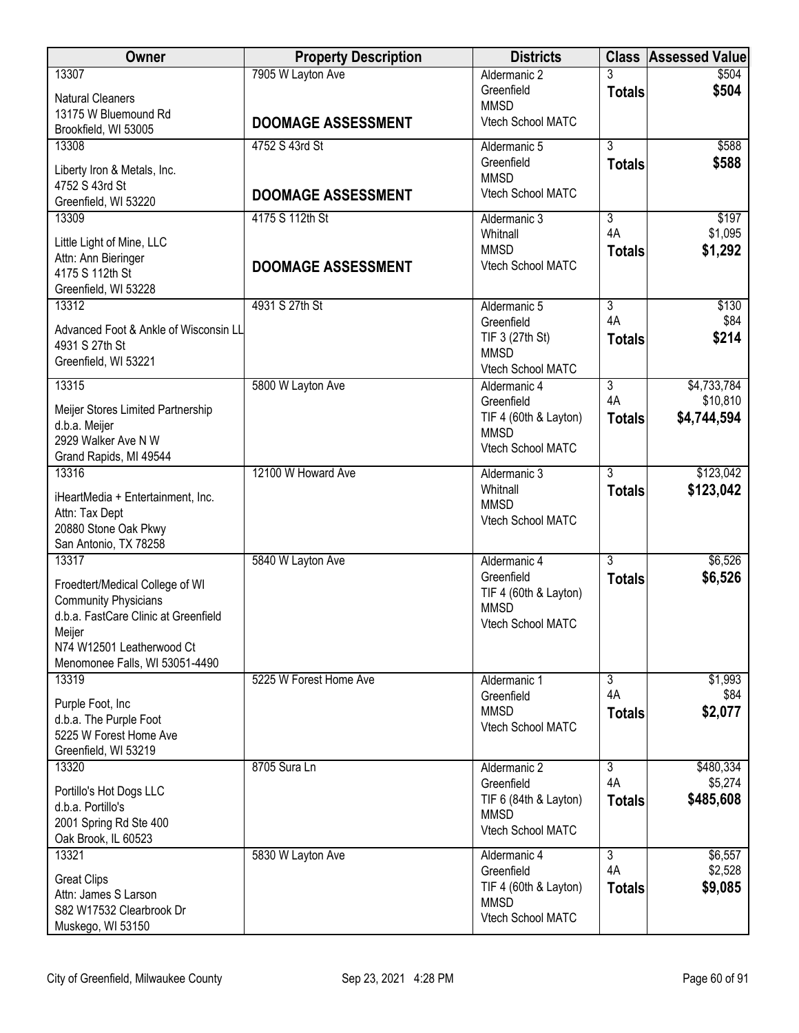| Owner | Property Description | Districts | Class | Assessed Value |
|---|---|---|---|---|
| 13307<br>Natural Cleaners<br>13175 W Bluemound Rd<br>Brookfield, WI 53005 | 7905 W Layton Ave<br>**DOOMAGE ASSESSMENT** | Aldermanic 2<br>Greenfield<br>MMSD<br>Vtech School MATC | 3<br>**Totals** | $504<br>**$504** |
| 13308<br>Liberty Iron & Metals, Inc.<br>4752 S 43rd St<br>Greenfield, WI 53220 | 4752 S 43rd St<br>**DOOMAGE ASSESSMENT** | Aldermanic 5<br>Greenfield<br>MMSD<br>Vtech School MATC | 3<br>**Totals** | $588<br>**$588** |
| 13309<br>Little Light of Mine, LLC<br>Attn: Ann Bieringer<br>4175 S 112th St<br>Greenfield, WI 53228 | 4175 S 112th St<br>**DOOMAGE ASSESSMENT** | Aldermanic 3<br>Whitnall<br>MMSD<br>Vtech School MATC | 3<br>4A<br>**Totals** | $197<br>$1,095<br>**$1,292** |
| 13312<br>Advanced Foot & Ankle of Wisconsin LL<br>4931 S 27th St<br>Greenfield, WI 53221 | 4931 S 27th St | Aldermanic 5<br>Greenfield<br>TIF 3 (27th St)<br>MMSD<br>Vtech School MATC | 3<br>4A<br>**Totals** | $130<br>$84<br>**$214** |
| 13315<br>Meijer Stores Limited Partnership<br>d.b.a. Meijer<br>2929 Walker Ave N W<br>Grand Rapids, MI 49544 | 5800 W Layton Ave | Aldermanic 4<br>Greenfield<br>TIF 4 (60th & Layton)<br>MMSD<br>Vtech School MATC | 3<br>4A<br>**Totals** | $4,733,784<br>$10,810<br>**$4,744,594** |
| 13316<br>iHeartMedia + Entertainment, Inc.<br>Attn: Tax Dept<br>20880 Stone Oak Pkwy<br>San Antonio, TX 78258 | 12100 W Howard Ave | Aldermanic 3<br>Whitnall<br>MMSD<br>Vtech School MATC | 3<br>**Totals** | $123,042<br>**$123,042** |
| 13317<br>Froedtert/Medical College of WI<br>Community Physicians<br>d.b.a. FastCare Clinic at Greenfield<br>Meijer<br>N74 W12501 Leatherwood Ct<br>Menomonee Falls, WI 53051-4490 | 5840 W Layton Ave | Aldermanic 4<br>Greenfield<br>TIF 4 (60th & Layton)<br>MMSD<br>Vtech School MATC | 3<br>**Totals** | $6,526<br>**$6,526** |
| 13319<br>Purple Foot, Inc<br>d.b.a. The Purple Foot<br>5225 W Forest Home Ave<br>Greenfield, WI 53219 | 5225 W Forest Home Ave | Aldermanic 1<br>Greenfield<br>MMSD<br>Vtech School MATC | 3<br>4A<br>**Totals** | $1,993<br>$84<br>**$2,077** |
| 13320<br>Portillo's Hot Dogs LLC<br>d.b.a. Portillo's<br>2001 Spring Rd Ste 400<br>Oak Brook, IL 60523 | 8705 Sura Ln | Aldermanic 2<br>Greenfield<br>TIF 6 (84th & Layton)<br>MMSD<br>Vtech School MATC | 3<br>4A<br>**Totals** | $480,334<br>$5,274<br>**$485,608** |
| 13321<br>Great Clips<br>Attn: James S Larson<br>S82 W17532 Clearbrook Dr<br>Muskego, WI 53150 | 5830 W Layton Ave | Aldermanic 4<br>Greenfield<br>TIF 4 (60th & Layton)<br>MMSD<br>Vtech School MATC | 3<br>4A<br>**Totals** | $6,557<br>$2,528<br>**$9,085** |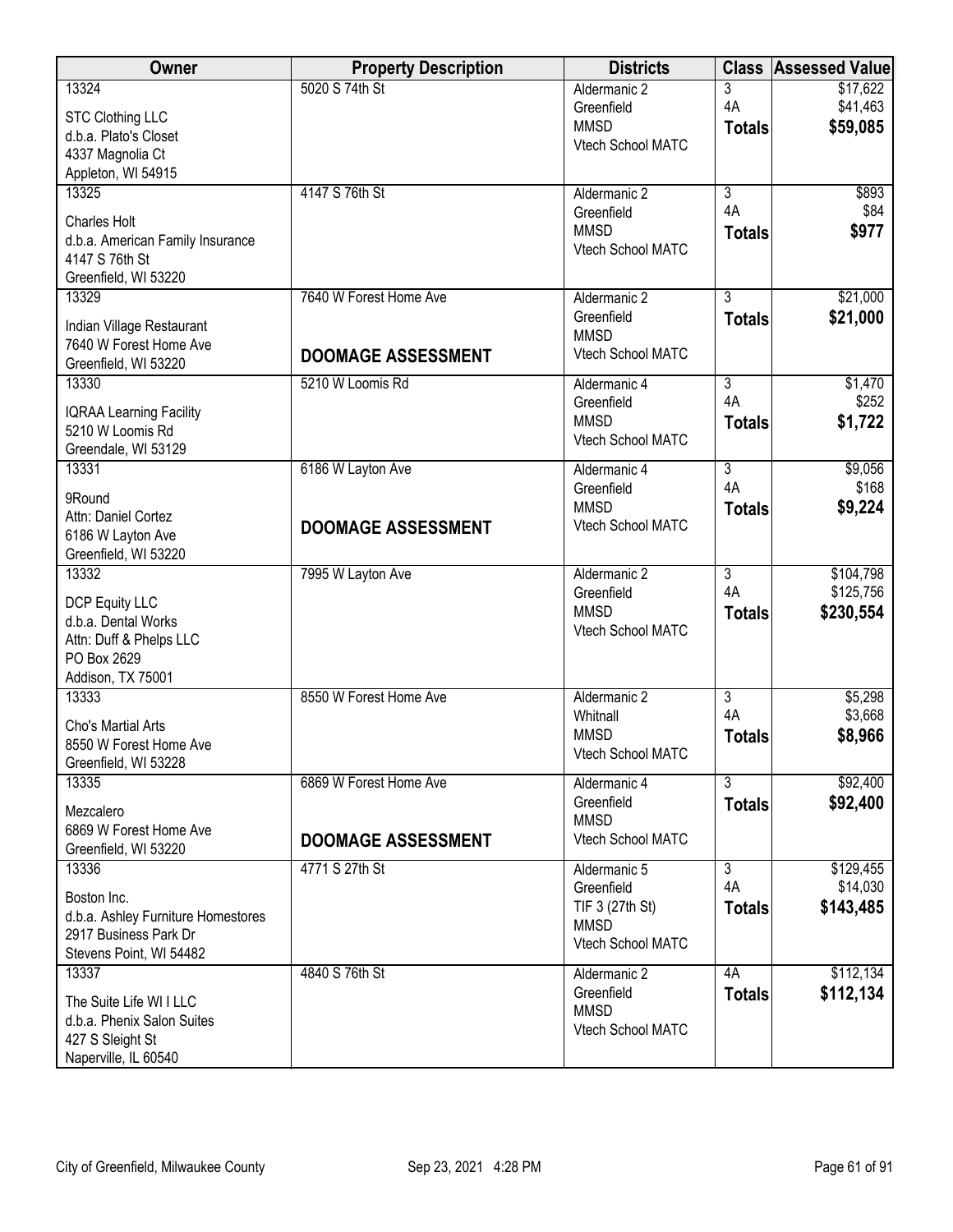| Owner | Property Description | Districts | Class | Assessed Value |
|---|---|---|---|---|
| 13324<br><br>STC Clothing LLC<br>d.b.a. Plato's Closet<br>4337 Magnolia Ct<br>Appleton, WI 54915 | 5020 S 74th St | Aldermanic 2<br>Greenfield<br>MMSD<br>Vtech School MATC | 3<br>4A<br>**Totals** | $17,622<br>$41,463<br>**$59,085** |
| 13325<br><br>Charles Holt<br>d.b.a. American Family Insurance<br>4147 S 76th St<br>Greenfield, WI 53220 | 4147 S 76th St | Aldermanic 2<br>Greenfield<br>MMSD<br>Vtech School MATC | 3<br>4A<br>**Totals** | $893<br>$84<br>**$977** |
| 13329<br><br>Indian Village Restaurant<br>7640 W Forest Home Ave<br>Greenfield, WI 53220 | 7640 W Forest Home Ave<br><br>**DOOMAGE ASSESSMENT** | Aldermanic 2<br>Greenfield<br>MMSD<br>Vtech School MATC | 3<br>**Totals** | $21,000<br>**$21,000** |
| 13330<br><br>IQRAA Learning Facility<br>5210 W Loomis Rd<br>Greendale, WI 53129 | 5210 W Loomis Rd | Aldermanic 4<br>Greenfield<br>MMSD<br>Vtech School MATC | 3<br>4A<br>**Totals** | $1,470<br>$252<br>**$1,722** |
| 13331<br><br>9Round<br>Attn: Daniel Cortez<br>6186 W Layton Ave<br>Greenfield, WI 53220 | 6186 W Layton Ave<br><br>**DOOMAGE ASSESSMENT** | Aldermanic 4<br>Greenfield<br>MMSD<br>Vtech School MATC | 3<br>4A<br>**Totals** | $9,056<br>$168<br>**$9,224** |
| 13332<br><br>DCP Equity LLC<br>d.b.a. Dental Works<br>Attn: Duff & Phelps LLC<br>PO Box 2629<br>Addison, TX 75001 | 7995 W Layton Ave | Aldermanic 2<br>Greenfield<br>MMSD<br>Vtech School MATC | 3<br>4A<br>**Totals** | $104,798<br>$125,756<br>**$230,554** |
| 13333<br><br>Cho's Martial Arts<br>8550 W Forest Home Ave<br>Greenfield, WI 53228 | 8550 W Forest Home Ave | Aldermanic 2<br>Whitnall<br>MMSD<br>Vtech School MATC | 3<br>4A<br>**Totals** | $5,298<br>$3,668<br>**$8,966** |
| 13335<br><br>Mezcalero<br>6869 W Forest Home Ave<br>Greenfield, WI 53220 | 6869 W Forest Home Ave<br><br>**DOOMAGE ASSESSMENT** | Aldermanic 4<br>Greenfield<br>MMSD<br>Vtech School MATC | 3<br>**Totals** | $92,400<br>**$92,400** |
| 13336<br><br>Boston Inc.<br>d.b.a. Ashley Furniture Homestores<br>2917 Business Park Dr<br>Stevens Point, WI 54482 | 4771 S 27th St | Aldermanic 5<br>Greenfield<br>TIF 3 (27th St)<br>MMSD<br>Vtech School MATC | 3<br>4A<br>**Totals** | $129,455<br>$14,030<br>**$143,485** |
| 13337<br><br>The Suite Life WI I LLC<br>d.b.a. Phenix Salon Suites<br>427 S Sleight St<br>Naperville, IL 60540 | 4840 S 76th St | Aldermanic 2<br>Greenfield<br>MMSD<br>Vtech School MATC | 4A<br>**Totals** | $112,134<br>**$112,134** |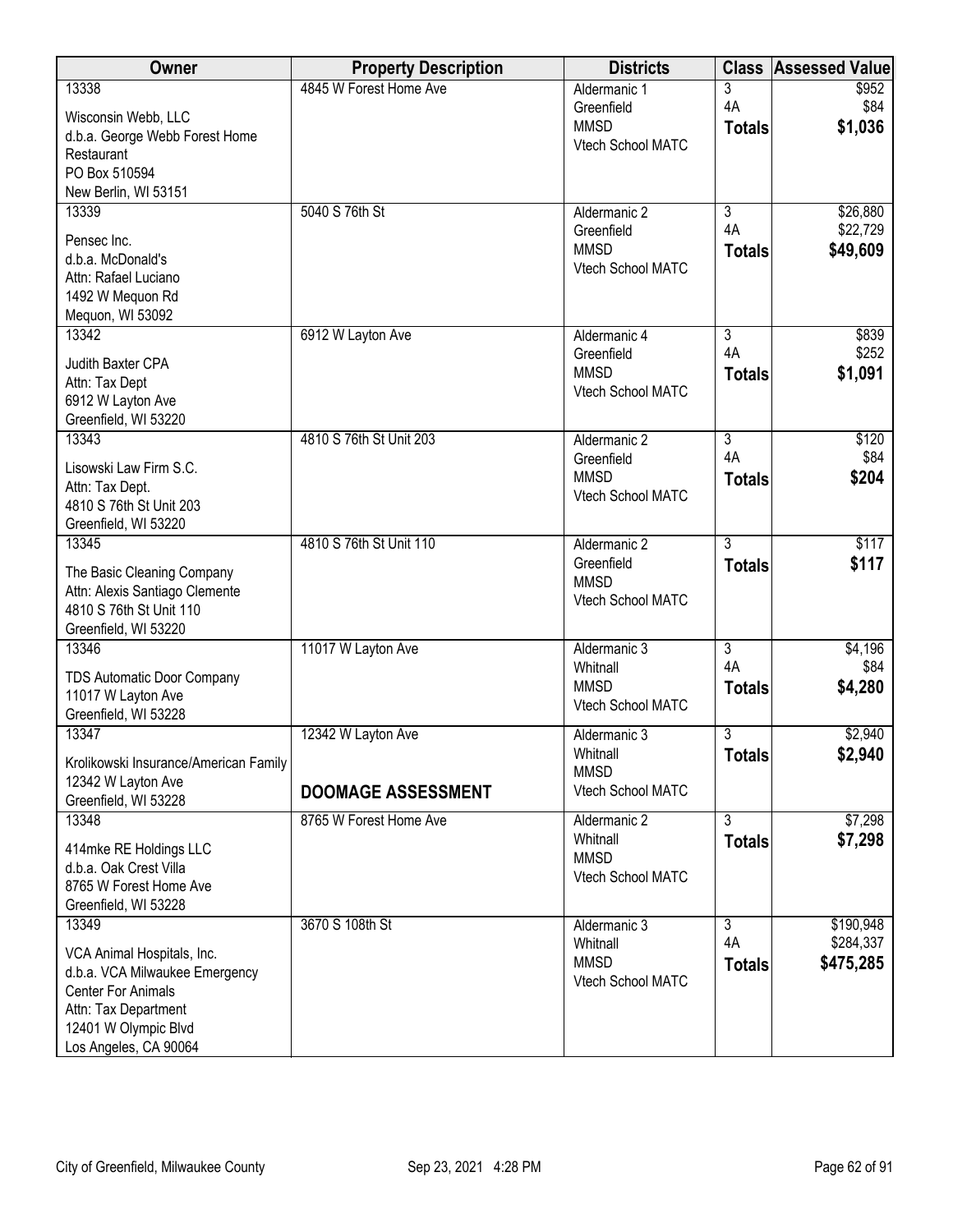| Owner | Property Description | Districts | Class | Assessed Value |
|---|---|---|---|---|
| 13338<br><br>Wisconsin Webb, LLC<br>d.b.a. George Webb Forest Home Restaurant<br>PO Box 510594<br>New Berlin, WI 53151 | 4845 W Forest Home Ave | Aldermanic 1<br>Greenfield<br>MMSD<br>Vtech School MATC | 3<br>4A<br>**Totals** | $952<br>$84<br>**$1,036** |
| 13339<br><br>Pensec Inc.<br>d.b.a. McDonald's<br>Attn: Rafael Luciano<br>1492 W Mequon Rd<br>Mequon, WI 53092 | 5040 S 76th St | Aldermanic 2<br>Greenfield<br>MMSD<br>Vtech School MATC | 3<br>4A<br>**Totals** | $26,880<br>$22,729<br>**$49,609** |
| 13342<br><br>Judith Baxter CPA<br>Attn: Tax Dept<br>6912 W Layton Ave<br>Greenfield, WI 53220 | 6912 W Layton Ave | Aldermanic 4<br>Greenfield<br>MMSD<br>Vtech School MATC | 3<br>4A<br>**Totals** | $839<br>$252<br>**$1,091** |
| 13343<br><br>Lisowski Law Firm S.C.<br>Attn: Tax Dept.<br>4810 S 76th St Unit 203<br>Greenfield, WI 53220 | 4810 S 76th St Unit 203 | Aldermanic 2<br>Greenfield<br>MMSD<br>Vtech School MATC | 3<br>4A<br>**Totals** | $120<br>$84<br>**$204** |
| 13345<br><br>The Basic Cleaning Company<br>Attn: Alexis Santiago Clemente<br>4810 S 76th St Unit 110<br>Greenfield, WI 53220 | 4810 S 76th St Unit 110 | Aldermanic 2<br>Greenfield<br>MMSD<br>Vtech School MATC | 3<br>**Totals** | $117<br>**$117** |
| 13346<br><br>TDS Automatic Door Company<br>11017 W Layton Ave<br>Greenfield, WI 53228 | 11017 W Layton Ave | Aldermanic 3<br>Whitnall<br>MMSD<br>Vtech School MATC | 3<br>4A<br>**Totals** | $4,196<br>$84<br>**$4,280** |
| 13347<br><br>Krolikowski Insurance/American Family<br>12342 W Layton Ave<br>Greenfield, WI 53228 | 12342 W Layton Ave<br><br>**DOOMAGE ASSESSMENT** | Aldermanic 3<br>Whitnall<br>MMSD<br>Vtech School MATC | 3<br>**Totals** | $2,940<br>**$2,940** |
| 13348<br><br>414mke RE Holdings LLC<br>d.b.a. Oak Crest Villa<br>8765 W Forest Home Ave<br>Greenfield, WI 53228 | 8765 W Forest Home Ave | Aldermanic 2<br>Whitnall<br>MMSD<br>Vtech School MATC | 3<br>**Totals** | $7,298<br>**$7,298** |
| 13349<br><br>VCA Animal Hospitals, Inc.<br>d.b.a. VCA Milwaukee Emergency Center For Animals<br>Attn: Tax Department<br>12401 W Olympic Blvd<br>Los Angeles, CA 90064 | 3670 S 108th St | Aldermanic 3<br>Whitnall<br>MMSD<br>Vtech School MATC | 3<br>4A<br>**Totals** | $190,948<br>$284,337<br>**$475,285** |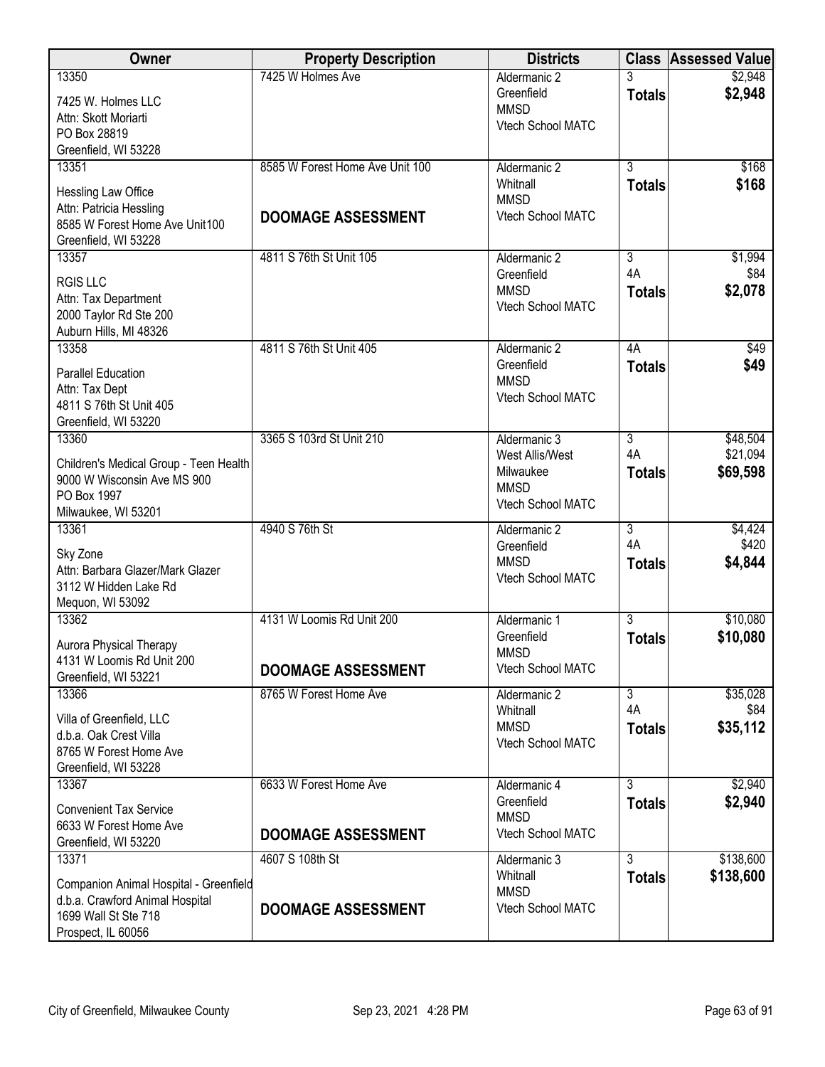| Owner | Property Description | Districts | Class | Assessed Value |
|---|---|---|---|---|
| 13350<br>7425 W. Holmes LLC<br>Attn: Skott Moriarti<br>PO Box 28819<br>Greenfield, WI 53228 | 7425 W Holmes Ave | Aldermanic 2<br>Greenfield<br>MMSD<br>Vtech School MATC | 3<br>**Totals** | $2,948<br>**$2,948** |
| 13351<br>Hessling Law Office<br>Attn: Patricia Hessling<br>8585 W Forest Home Ave Unit100<br>Greenfield, WI 53228 | 8585 W Forest Home Ave Unit 100<br>**DOOMAGE ASSESSMENT** | Aldermanic 2<br>Whitnall<br>MMSD<br>Vtech School MATC | 3<br>**Totals** | $168<br>**$168** |
| 13357<br>RGIS LLC<br>Attn: Tax Department<br>2000 Taylor Rd Ste 200<br>Auburn Hills, MI 48326 | 4811 S 76th St Unit 105 | Aldermanic 2<br>Greenfield<br>MMSD<br>Vtech School MATC | 3<br>4A<br>**Totals** | $1,994<br>$84<br>**$2,078** |
| 13358<br>Parallel Education<br>Attn: Tax Dept<br>4811 S 76th St Unit 405<br>Greenfield, WI 53220 | 4811 S 76th St Unit 405 | Aldermanic 2<br>Greenfield<br>MMSD<br>Vtech School MATC | 4A<br>**Totals** | $49<br>**$49** |
| 13360<br>Children's Medical Group - Teen Health<br>9000 W Wisconsin Ave MS 900<br>PO Box 1997<br>Milwaukee, WI 53201 | 3365 S 103rd St Unit 210 | Aldermanic 3<br>West Allis/West Milwaukee<br>MMSD<br>Vtech School MATC | 3<br>4A<br>**Totals** | $48,504<br>$21,094<br>**$69,598** |
| 13361<br>Sky Zone<br>Attn: Barbara Glazer/Mark Glazer<br>3112 W Hidden Lake Rd<br>Mequon, WI 53092 | 4940 S 76th St | Aldermanic 2<br>Greenfield<br>MMSD<br>Vtech School MATC | 3<br>4A<br>**Totals** | $4,424<br>$420<br>**$4,844** |
| 13362<br>Aurora Physical Therapy<br>4131 W Loomis Rd Unit 200<br>Greenfield, WI 53221 | 4131 W Loomis Rd Unit 200<br>**DOOMAGE ASSESSMENT** | Aldermanic 1<br>Greenfield<br>MMSD<br>Vtech School MATC | 3<br>**Totals** | $10,080<br>**$10,080** |
| 13366<br>Villa of Greenfield, LLC<br>d.b.a. Oak Crest Villa<br>8765 W Forest Home Ave<br>Greenfield, WI 53228 | 8765 W Forest Home Ave | Aldermanic 2<br>Whitnall<br>MMSD<br>Vtech School MATC | 3<br>4A<br>**Totals** | $35,028<br>$84<br>**$35,112** |
| 13367<br>Convenient Tax Service<br>6633 W Forest Home Ave<br>Greenfield, WI 53220 | 6633 W Forest Home Ave<br>**DOOMAGE ASSESSMENT** | Aldermanic 4<br>Greenfield<br>MMSD<br>Vtech School MATC | 3<br>**Totals** | $2,940<br>**$2,940** |
| 13371<br>Companion Animal Hospital - Greenfield<br>d.b.a. Crawford Animal Hospital<br>1699 Wall St Ste 718<br>Prospect, IL 60056 | 4607 S 108th St<br>**DOOMAGE ASSESSMENT** | Aldermanic 3<br>Whitnall<br>MMSD<br>Vtech School MATC | 3<br>**Totals** | $138,600<br>**$138,600** |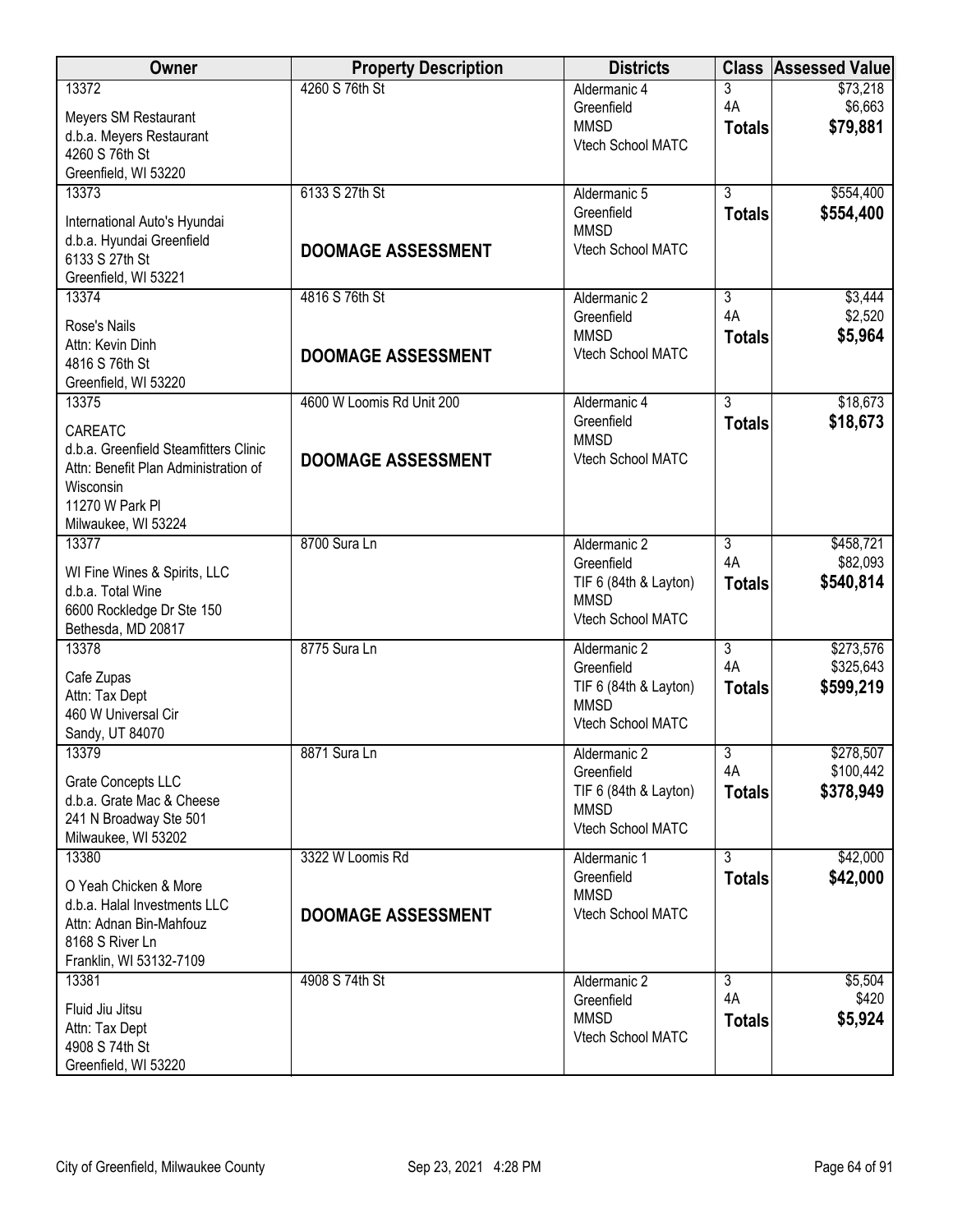| Owner | Property Description | Districts | Class | Assessed Value |
|---|---|---|---|---|
| 13372<br>Meyers SM Restaurant<br>d.b.a. Meyers Restaurant<br>4260 S 76th St<br>Greenfield, WI 53220 | 4260 S 76th St | Aldermanic 4<br>Greenfield<br>MMSD<br>Vtech School MATC | 3<br>4A<br>**Totals** | $73,218<br>$6,663<br>**$79,881** |
| 13373<br>International Auto's Hyundai<br>d.b.a. Hyundai Greenfield<br>6133 S 27th St<br>Greenfield, WI 53221 | 6133 S 27th St<br>**DOOMAGE ASSESSMENT** | Aldermanic 5<br>Greenfield<br>MMSD<br>Vtech School MATC | 3<br>**Totals** | $554,400<br>**$554,400** |
| 13374<br>Rose's Nails<br>Attn: Kevin Dinh<br>4816 S 76th St<br>Greenfield, WI 53220 | 4816 S 76th St<br>**DOOMAGE ASSESSMENT** | Aldermanic 2<br>Greenfield<br>MMSD<br>Vtech School MATC | 3<br>4A<br>**Totals** | $3,444<br>$2,520<br>**$5,964** |
| 13375<br>CAREATC<br>d.b.a. Greenfield Steamfitters Clinic<br>Attn: Benefit Plan Administration of Wisconsin<br>11270 W Park Pl<br>Milwaukee, WI 53224 | 4600 W Loomis Rd Unit 200<br>**DOOMAGE ASSESSMENT** | Aldermanic 4<br>Greenfield<br>MMSD<br>Vtech School MATC | 3<br>**Totals** | $18,673<br>**$18,673** |
| 13377<br>WI Fine Wines & Spirits, LLC<br>d.b.a. Total Wine<br>6600 Rockledge Dr Ste 150<br>Bethesda, MD 20817 | 8700 Sura Ln | Aldermanic 2<br>Greenfield<br>TIF 6 (84th & Layton)<br>MMSD<br>Vtech School MATC | 3<br>4A<br>**Totals** | $458,721<br>$82,093<br>**$540,814** |
| 13378<br>Cafe Zupas<br>Attn: Tax Dept<br>460 W Universal Cir<br>Sandy, UT 84070 | 8775 Sura Ln | Aldermanic 2<br>Greenfield<br>TIF 6 (84th & Layton)<br>MMSD<br>Vtech School MATC | 3<br>4A<br>**Totals** | $273,576<br>$325,643<br>**$599,219** |
| 13379<br>Grate Concepts LLC<br>d.b.a. Grate Mac & Cheese<br>241 N Broadway Ste 501<br>Milwaukee, WI 53202 | 8871 Sura Ln | Aldermanic 2<br>Greenfield<br>TIF 6 (84th & Layton)<br>MMSD<br>Vtech School MATC | 3<br>4A<br>**Totals** | $278,507<br>$100,442<br>**$378,949** |
| 13380<br>O Yeah Chicken & More<br>d.b.a. Halal Investments LLC<br>Attn: Adnan Bin-Mahfouz<br>8168 S River Ln<br>Franklin, WI 53132-7109 | 3322 W Loomis Rd<br>**DOOMAGE ASSESSMENT** | Aldermanic 1<br>Greenfield<br>MMSD<br>Vtech School MATC | 3<br>**Totals** | $42,000<br>**$42,000** |
| 13381<br>Fluid Jiu Jitsu<br>Attn: Tax Dept<br>4908 S 74th St<br>Greenfield, WI 53220 | 4908 S 74th St | Aldermanic 2<br>Greenfield<br>MMSD<br>Vtech School MATC | 3<br>4A<br>**Totals** | $5,504<br>$420<br>**$5,924** |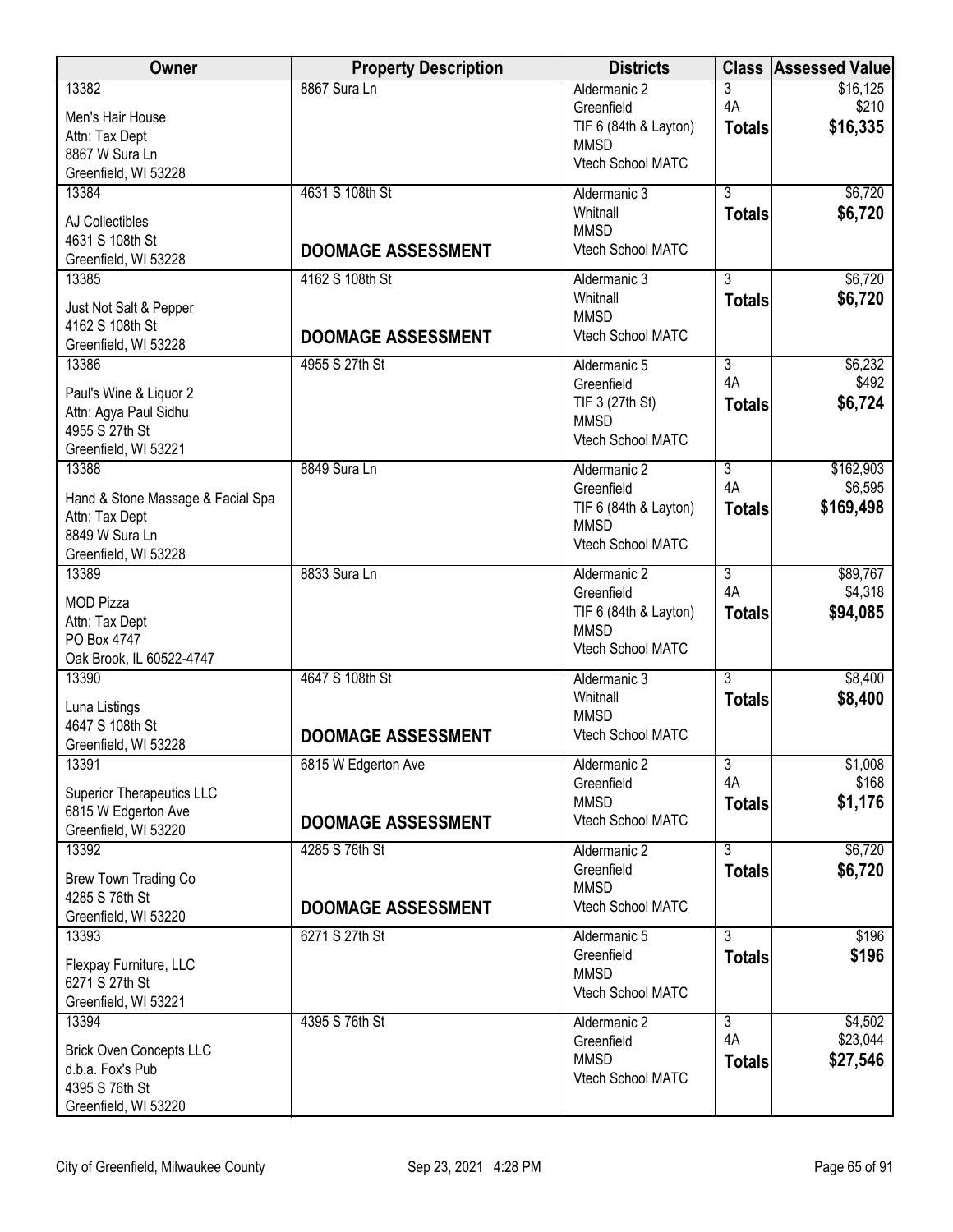| Owner | Property Description | Districts | Class | Assessed Value |
|---|---|---|---|---|
| 13382<br>Men's Hair House<br>Attn: Tax Dept<br>8867 W Sura Ln<br>Greenfield, WI 53228 | 8867 Sura Ln | Aldermanic 2<br>Greenfield<br>TIF 6 (84th & Layton)<br>MMSD<br>Vtech School MATC | 3<br>4A<br>**Totals** | $16,125<br>$210<br>**$16,335** |
| 13384<br>AJ Collectibles<br>4631 S 108th St<br>Greenfield, WI 53228 | 4631 S 108th St<br>**DOOMAGE ASSESSMENT** | Aldermanic 3<br>Whitnall<br>MMSD<br>Vtech School MATC | 3<br>**Totals** | $6,720<br>**$6,720** |
| 13385<br>Just Not Salt & Pepper<br>4162 S 108th St<br>Greenfield, WI 53228 | 4162 S 108th St<br>**DOOMAGE ASSESSMENT** | Aldermanic 3<br>Whitnall<br>MMSD<br>Vtech School MATC | 3<br>**Totals** | $6,720<br>**$6,720** |
| 13386<br>Paul's Wine & Liquor 2<br>Attn: Agya Paul Sidhu<br>4955 S 27th St<br>Greenfield, WI 53221 | 4955 S 27th St | Aldermanic 5<br>Greenfield<br>TIF 3 (27th St)<br>MMSD<br>Vtech School MATC | 3<br>4A<br>**Totals** | $6,232<br>$492<br>**$6,724** |
| 13388<br>Hand & Stone Massage & Facial Spa<br>Attn: Tax Dept<br>8849 W Sura Ln<br>Greenfield, WI 53228 | 8849 Sura Ln | Aldermanic 2<br>Greenfield<br>TIF 6 (84th & Layton)<br>MMSD<br>Vtech School MATC | 3<br>4A<br>**Totals** | $162,903<br>$6,595<br>**$169,498** |
| 13389<br>MOD Pizza<br>Attn: Tax Dept<br>PO Box 4747<br>Oak Brook, IL 60522-4747 | 8833 Sura Ln | Aldermanic 2<br>Greenfield<br>TIF 6 (84th & Layton)<br>MMSD<br>Vtech School MATC | 3<br>4A<br>**Totals** | $89,767<br>$4,318<br>**$94,085** |
| 13390<br>Luna Listings<br>4647 S 108th St<br>Greenfield, WI 53228 | 4647 S 108th St<br>**DOOMAGE ASSESSMENT** | Aldermanic 3<br>Whitnall<br>MMSD<br>Vtech School MATC | 3<br>**Totals** | $8,400<br>**$8,400** |
| 13391<br>Superior Therapeutics LLC<br>6815 W Edgerton Ave<br>Greenfield, WI 53220 | 6815 W Edgerton Ave<br>**DOOMAGE ASSESSMENT** | Aldermanic 2<br>Greenfield<br>MMSD<br>Vtech School MATC | 3<br>4A<br>**Totals** | $1,008<br>$168<br>**$1,176** |
| 13392<br>Brew Town Trading Co<br>4285 S 76th St<br>Greenfield, WI 53220 | 4285 S 76th St<br>**DOOMAGE ASSESSMENT** | Aldermanic 2<br>Greenfield<br>MMSD<br>Vtech School MATC | 3<br>**Totals** | $6,720<br>**$6,720** |
| 13393<br>Flexpay Furniture, LLC<br>6271 S 27th St<br>Greenfield, WI 53221 | 6271 S 27th St | Aldermanic 5<br>Greenfield<br>MMSD<br>Vtech School MATC | 3<br>**Totals** | $196<br>**$196** |
| 13394<br>Brick Oven Concepts LLC<br>d.b.a. Fox's Pub<br>4395 S 76th St<br>Greenfield, WI 53220 | 4395 S 76th St | Aldermanic 2<br>Greenfield<br>MMSD<br>Vtech School MATC | 3<br>4A<br>**Totals** | $4,502<br>$23,044<br>**$27,546** |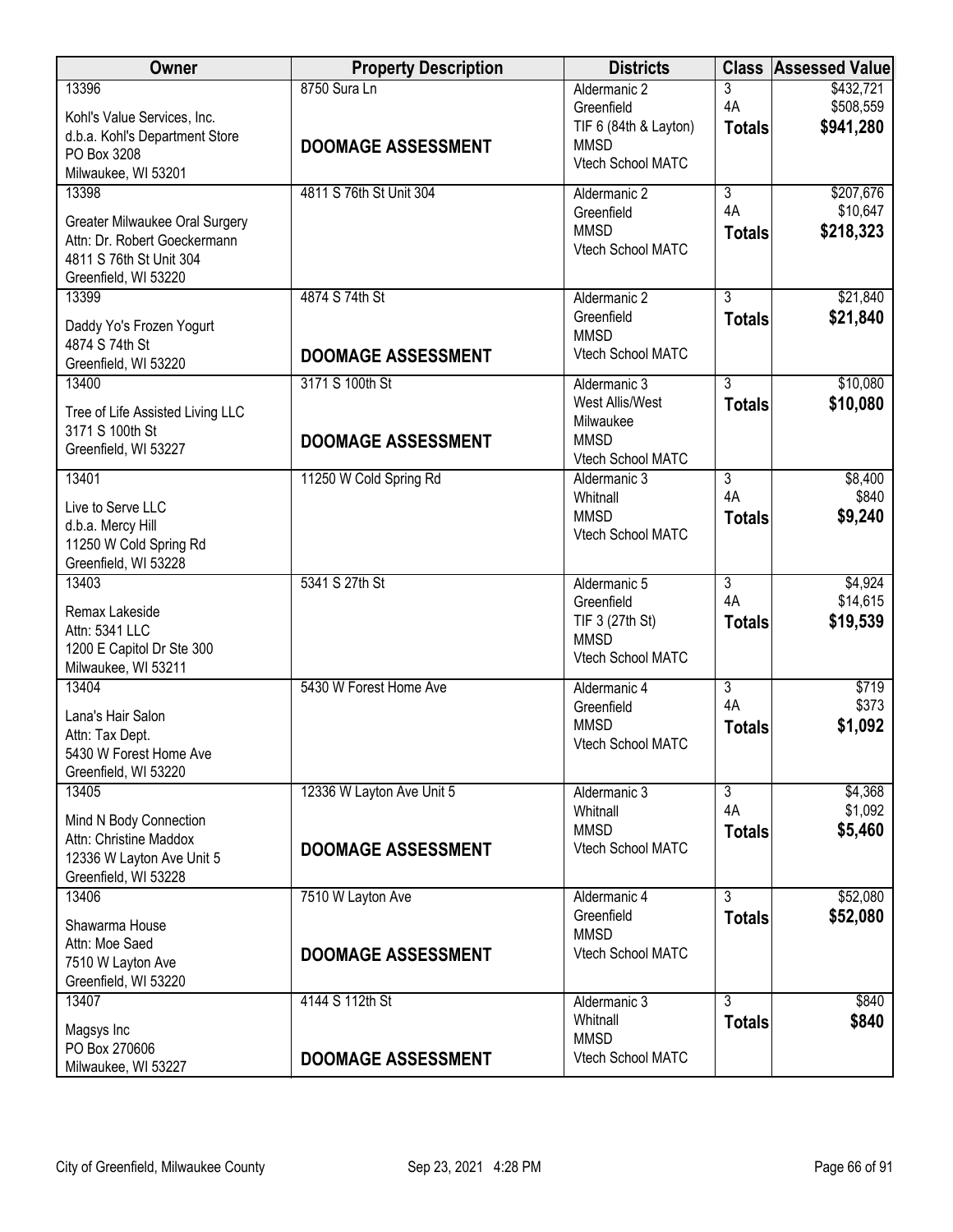| Owner | Property Description | Districts | Class | Assessed Value |
|---|---|---|---|---|
| 13396<br>Kohl's Value Services, Inc.<br>d.b.a. Kohl's Department Store<br>PO Box 3208<br>Milwaukee, WI 53201 | 8750 Sura Ln<br>**DOOMAGE ASSESSMENT** | Aldermanic 2<br>Greenfield<br>TIF 6 (84th & Layton)<br>MMSD<br>Vtech School MATC | 3<br>4A<br>**Totals** | \$432,721<br>\$508,559<br>**\$941,280** |
| 13398<br>Greater Milwaukee Oral Surgery<br>Attn: Dr. Robert Goeckermann<br>4811 S 76th St Unit 304<br>Greenfield, WI 53220 | 4811 S 76th St Unit 304 | Aldermanic 2<br>Greenfield<br>MMSD<br>Vtech School MATC | 3<br>4A<br>**Totals** | \$207,676<br>\$10,647<br>**\$218,323** |
| 13399<br>Daddy Yo's Frozen Yogurt<br>4874 S 74th St<br>Greenfield, WI 53220 | 4874 S 74th St<br>**DOOMAGE ASSESSMENT** | Aldermanic 2<br>Greenfield<br>MMSD<br>Vtech School MATC | 3<br>**Totals** | \$21,840<br>**\$21,840** |
| 13400<br>Tree of Life Assisted Living LLC<br>3171 S 100th St<br>Greenfield, WI 53227 | 3171 S 100th St<br>**DOOMAGE ASSESSMENT** | Aldermanic 3<br>West Allis/West Milwaukee<br>MMSD<br>Vtech School MATC | 3<br>**Totals** | \$10,080<br>**\$10,080** |
| 13401<br>Live to Serve LLC<br>d.b.a. Mercy Hill<br>11250 W Cold Spring Rd<br>Greenfield, WI 53228 | 11250 W Cold Spring Rd | Aldermanic 3<br>Whitnall<br>MMSD<br>Vtech School MATC | 3<br>4A<br>**Totals** | \$8,400<br>\$840<br>**\$9,240** |
| 13403<br>Remax Lakeside<br>Attn: 5341 LLC<br>1200 E Capitol Dr Ste 300<br>Milwaukee, WI 53211 | 5341 S 27th St | Aldermanic 5<br>Greenfield<br>TIF 3 (27th St)<br>MMSD<br>Vtech School MATC | 3<br>4A<br>**Totals** | \$4,924<br>\$14,615<br>**\$19,539** |
| 13404<br>Lana's Hair Salon<br>Attn: Tax Dept.<br>5430 W Forest Home Ave<br>Greenfield, WI 53220 | 5430 W Forest Home Ave | Aldermanic 4<br>Greenfield<br>MMSD<br>Vtech School MATC | 3<br>4A<br>**Totals** | \$719<br>\$373<br>**\$1,092** |
| 13405<br>Mind N Body Connection<br>Attn: Christine Maddox<br>12336 W Layton Ave Unit 5<br>Greenfield, WI 53228 | 12336 W Layton Ave Unit 5<br>**DOOMAGE ASSESSMENT** | Aldermanic 3<br>Whitnall<br>MMSD<br>Vtech School MATC | 3<br>4A<br>**Totals** | \$4,368<br>\$1,092<br>**\$5,460** |
| 13406<br>Shawarma House<br>Attn: Moe Saed<br>7510 W Layton Ave<br>Greenfield, WI 53220 | 7510 W Layton Ave<br>**DOOMAGE ASSESSMENT** | Aldermanic 4<br>Greenfield<br>MMSD<br>Vtech School MATC | 3<br>**Totals** | \$52,080<br>**\$52,080** |
| 13407<br>Magsys Inc<br>PO Box 270606<br>Milwaukee, WI 53227 | 4144 S 112th St<br>**DOOMAGE ASSESSMENT** | Aldermanic 3<br>Whitnall<br>MMSD<br>Vtech School MATC | 3<br>**Totals** | \$840<br>**\$840** |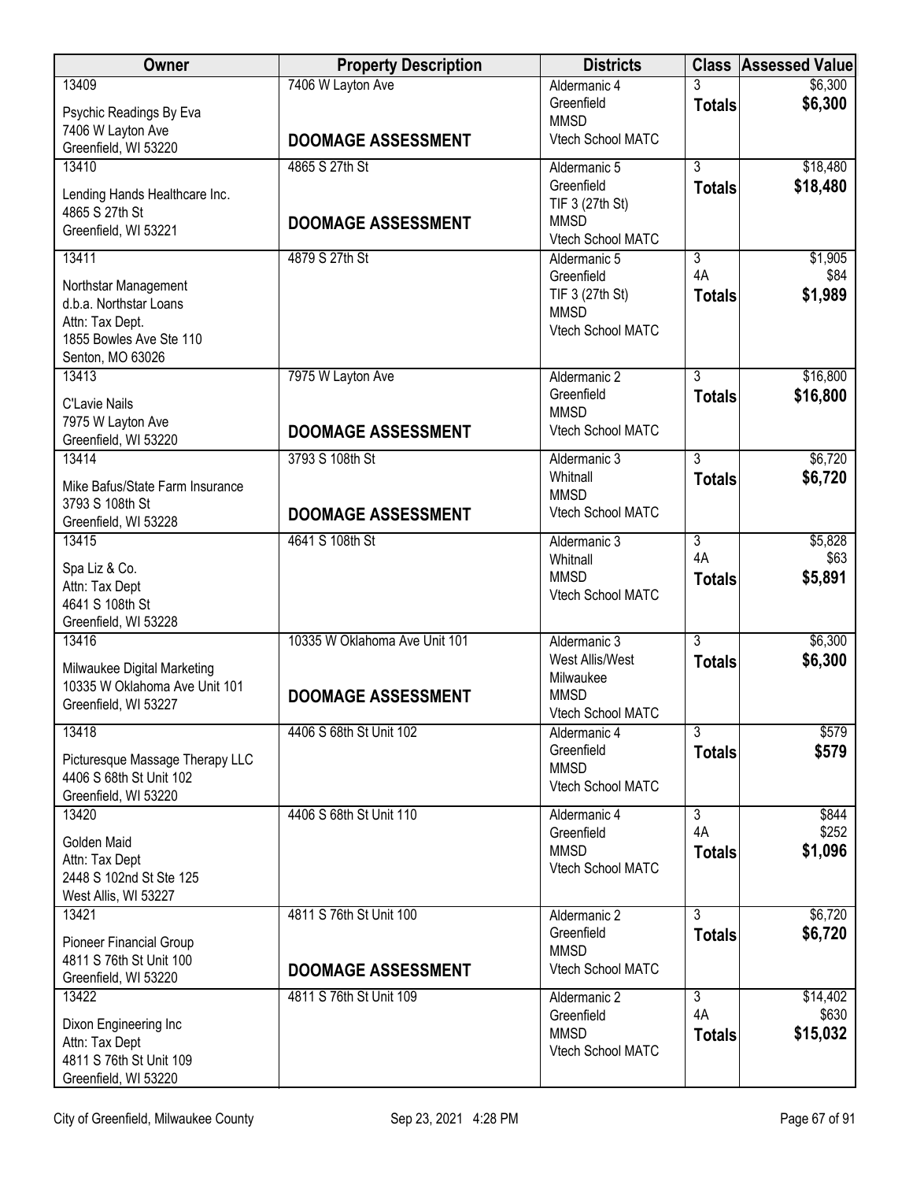| Owner | Property Description | Districts | Class | Assessed Value |
|---|---|---|---|---|
| 13409<br>Psychic Readings By Eva<br>7406 W Layton Ave<br>Greenfield, WI 53220 | 7406 W Layton Ave<br>**DOOMAGE ASSESSMENT** | Aldermanic 4<br>Greenfield<br>MMSD<br>Vtech School MATC | 3<br>**Totals** | $6,300<br>**$6,300** |
| 13410<br>Lending Hands Healthcare Inc.<br>4865 S 27th St<br>Greenfield, WI 53221 | 4865 S 27th St<br>**DOOMAGE ASSESSMENT** | Aldermanic 5<br>Greenfield<br>TIF 3 (27th St)<br>MMSD<br>Vtech School MATC | 3<br>**Totals** | $18,480<br>**$18,480** |
| 13411<br>Northstar Management<br>d.b.a. Northstar Loans<br>Attn: Tax Dept.<br>1855 Bowles Ave Ste 110<br>Senton, MO 63026 | 4879 S 27th St | Aldermanic 5<br>Greenfield<br>TIF 3 (27th St)<br>MMSD<br>Vtech School MATC | 3<br>4A<br>**Totals** | $1,905<br>$84<br>**$1,989** |
| 13413<br>C'Lavie Nails<br>7975 W Layton Ave<br>Greenfield, WI 53220 | 7975 W Layton Ave<br>**DOOMAGE ASSESSMENT** | Aldermanic 2<br>Greenfield<br>MMSD<br>Vtech School MATC | 3<br>**Totals** | $16,800<br>**$16,800** |
| 13414<br>Mike Bafus/State Farm Insurance<br>3793 S 108th St<br>Greenfield, WI 53228 | 3793 S 108th St<br>**DOOMAGE ASSESSMENT** | Aldermanic 3<br>Whitnall<br>MMSD<br>Vtech School MATC | 3<br>**Totals** | $6,720<br>**$6,720** |
| 13415<br>Spa Liz & Co.<br>Attn: Tax Dept<br>4641 S 108th St<br>Greenfield, WI 53228 | 4641 S 108th St | Aldermanic 3<br>Whitnall<br>MMSD<br>Vtech School MATC | 3<br>4A<br>**Totals** | $5,828<br>$63<br>**$5,891** |
| 13416<br>Milwaukee Digital Marketing<br>10335 W Oklahoma Ave Unit 101<br>Greenfield, WI 53227 | 10335 W Oklahoma Ave Unit 101<br>**DOOMAGE ASSESSMENT** | Aldermanic 3<br>West Allis/West Milwaukee<br>MMSD<br>Vtech School MATC | 3<br>**Totals** | $6,300<br>**$6,300** |
| 13418<br>Picturesque Massage Therapy LLC<br>4406 S 68th St Unit 102<br>Greenfield, WI 53220 | 4406 S 68th St Unit 102 | Aldermanic 4<br>Greenfield<br>MMSD<br>Vtech School MATC | 3<br>**Totals** | $579<br>**$579** |
| 13420<br>Golden Maid<br>Attn: Tax Dept<br>2448 S 102nd St Ste 125<br>West Allis, WI 53227 | 4406 S 68th St Unit 110 | Aldermanic 4<br>Greenfield<br>MMSD<br>Vtech School MATC | 3<br>4A<br>**Totals** | $844<br>$252<br>**$1,096** |
| 13421<br>Pioneer Financial Group<br>4811 S 76th St Unit 100<br>Greenfield, WI 53220 | 4811 S 76th St Unit 100<br>**DOOMAGE ASSESSMENT** | Aldermanic 2<br>Greenfield<br>MMSD<br>Vtech School MATC | 3<br>**Totals** | $6,720<br>**$6,720** |
| 13422<br>Dixon Engineering Inc<br>Attn: Tax Dept<br>4811 S 76th St Unit 109<br>Greenfield, WI 53220 | 4811 S 76th St Unit 109 | Aldermanic 2<br>Greenfield<br>MMSD<br>Vtech School MATC | 3<br>4A<br>**Totals** | $14,402<br>$630<br>**$15,032** |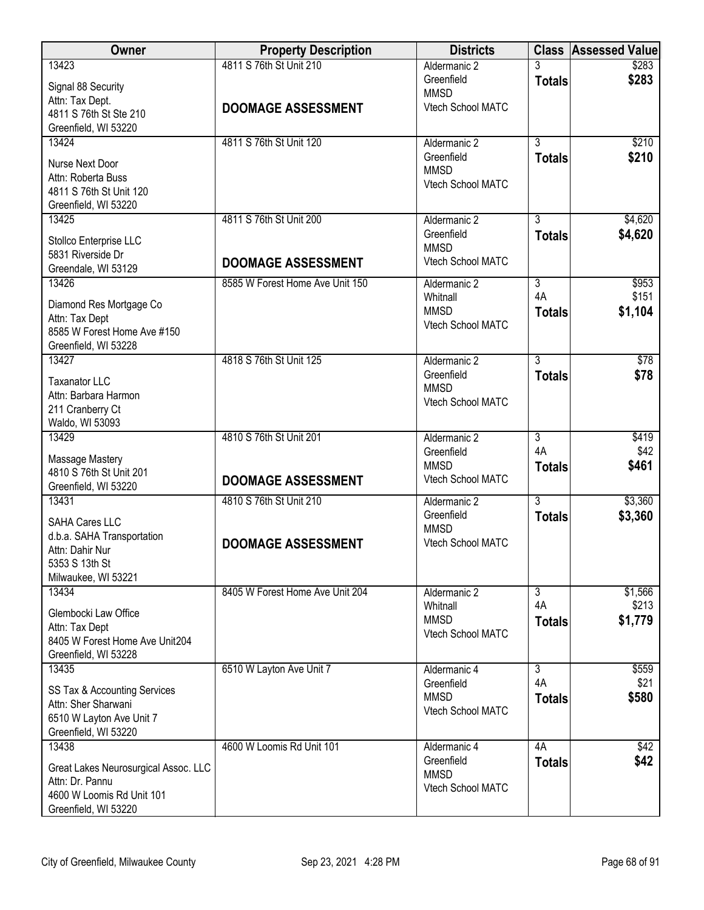| Owner | Property Description | Districts | Class | Assessed Value |
|---|---|---|---|---|
| 13423<br>Signal 88 Security<br>Attn: Tax Dept.<br>4811 S 76th St Ste 210<br>Greenfield, WI 53220 | 4811 S 76th St Unit 210<br>**DOOMAGE ASSESSMENT** | Aldermanic 2<br>Greenfield<br>MMSD<br>Vtech School MATC | 3<br>**Totals** | $283<br>**$283** |
| 13424<br>Nurse Next Door<br>Attn: Roberta Buss<br>4811 S 76th St Unit 120<br>Greenfield, WI 53220 | 4811 S 76th St Unit 120 | Aldermanic 2<br>Greenfield<br>MMSD<br>Vtech School MATC | 3<br>**Totals** | $210<br>**$210** |
| 13425<br>Stollco Enterprise LLC<br>5831 Riverside Dr<br>Greendale, WI 53129 | 4811 S 76th St Unit 200<br>**DOOMAGE ASSESSMENT** | Aldermanic 2<br>Greenfield<br>MMSD<br>Vtech School MATC | 3<br>**Totals** | $4,620<br>**$4,620** |
| 13426<br>Diamond Res Mortgage Co<br>Attn: Tax Dept<br>8585 W Forest Home Ave #150<br>Greenfield, WI 53228 | 8585 W Forest Home Ave Unit 150 | Aldermanic 2<br>Whitnall<br>MMSD<br>Vtech School MATC | 3<br>4A<br>**Totals** | $953<br>$151<br>**$1,104** |
| 13427<br>Taxanator LLC<br>Attn: Barbara Harmon<br>211 Cranberry Ct<br>Waldo, WI 53093 | 4818 S 76th St Unit 125 | Aldermanic 2<br>Greenfield<br>MMSD<br>Vtech School MATC | 3<br>**Totals** | $78<br>**$78** |
| 13429<br>Massage Mastery<br>4810 S 76th St Unit 201<br>Greenfield, WI 53220 | 4810 S 76th St Unit 201<br>**DOOMAGE ASSESSMENT** | Aldermanic 2<br>Greenfield<br>MMSD<br>Vtech School MATC | 3<br>4A<br>**Totals** | $419<br>$42<br>**$461** |
| 13431<br>SAHA Cares LLC<br>d.b.a. SAHA Transportation<br>Attn: Dahir Nur<br>5353 S 13th St<br>Milwaukee, WI 53221 | 4810 S 76th St Unit 210<br>**DOOMAGE ASSESSMENT** | Aldermanic 2<br>Greenfield<br>MMSD<br>Vtech School MATC | 3<br>**Totals** | $3,360<br>**$3,360** |
| 13434<br>Glembocki Law Office<br>Attn: Tax Dept<br>8405 W Forest Home Ave Unit204<br>Greenfield, WI 53228 | 8405 W Forest Home Ave Unit 204 | Aldermanic 2<br>Whitnall<br>MMSD<br>Vtech School MATC | 3<br>4A<br>**Totals** | $1,566<br>$213<br>**$1,779** |
| 13435<br>SS Tax & Accounting Services<br>Attn: Sher Sharwani<br>6510 W Layton Ave Unit 7<br>Greenfield, WI 53220 | 6510 W Layton Ave Unit 7 | Aldermanic 4<br>Greenfield<br>MMSD<br>Vtech School MATC | 3<br>4A<br>**Totals** | $559<br>$21<br>**$580** |
| 13438<br>Great Lakes Neurosurgical Assoc. LLC<br>Attn: Dr. Pannu<br>4600 W Loomis Rd Unit 101<br>Greenfield, WI 53220 | 4600 W Loomis Rd Unit 101 | Aldermanic 4<br>Greenfield<br>MMSD<br>Vtech School MATC | 4A<br>**Totals** | $42<br>**$42** |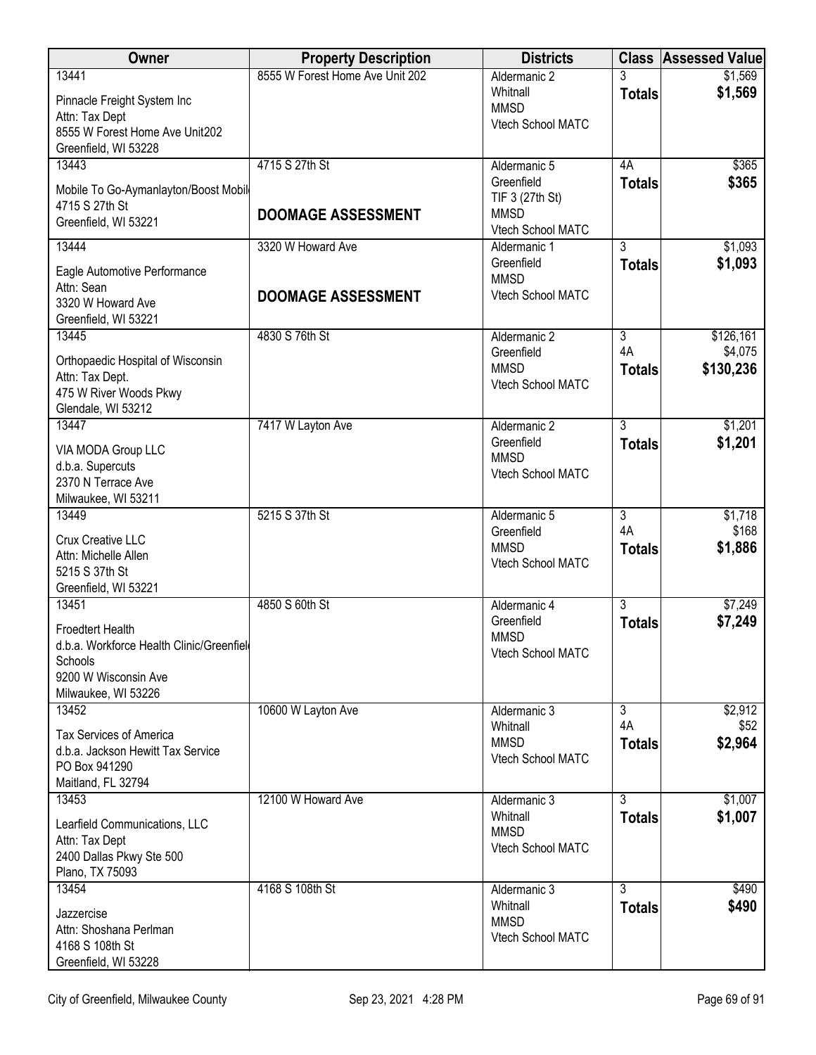| Owner | Property Description | Districts | Class | Assessed Value |
|---|---|---|---|---|
| 13441<br>Pinnacle Freight System Inc<br>Attn: Tax Dept<br>8555 W Forest Home Ave Unit202<br>Greenfield, WI 53228 | 8555 W Forest Home Ave Unit 202 | Aldermanic 2<br>Whitnall<br>MMSD<br>Vtech School MATC | 3<br>**Totals** | $1,569<br>**$1,569** |
| 13443<br>Mobile To Go-Aymanlayton/Boost Mobil<br>4715 S 27th St<br>Greenfield, WI 53221 | 4715 S 27th St<br>**DOOMAGE ASSESSMENT** | Aldermanic 5<br>Greenfield<br>TIF 3 (27th St)<br>MMSD<br>Vtech School MATC | 4A<br>**Totals** | $365<br>**$365** |
| 13444<br>Eagle Automotive Performance<br>Attn: Sean<br>3320 W Howard Ave<br>Greenfield, WI 53221 | 3320 W Howard Ave<br>**DOOMAGE ASSESSMENT** | Aldermanic 1<br>Greenfield<br>MMSD<br>Vtech School MATC | 3<br>**Totals** | $1,093<br>**$1,093** |
| 13445<br>Orthopaedic Hospital of Wisconsin<br>Attn: Tax Dept.<br>475 W River Woods Pkwy<br>Glendale, WI 53212 | 4830 S 76th St | Aldermanic 2<br>Greenfield<br>MMSD<br>Vtech School MATC | 3<br>4A<br>**Totals** | $126,161<br>$4,075<br>**$130,236** |
| 13447<br>VIA MODA Group LLC<br>d.b.a. Supercuts<br>2370 N Terrace Ave<br>Milwaukee, WI 53211 | 7417 W Layton Ave | Aldermanic 2<br>Greenfield<br>MMSD<br>Vtech School MATC | 3<br>**Totals** | $1,201<br>**$1,201** |
| 13449<br>Crux Creative LLC<br>Attn: Michelle Allen<br>5215 S 37th St<br>Greenfield, WI 53221 | 5215 S 37th St | Aldermanic 5<br>Greenfield<br>MMSD<br>Vtech School MATC | 3<br>4A<br>**Totals** | $1,718<br>$168<br>**$1,886** |
| 13451<br>Froedtert Health<br>d.b.a. Workforce Health Clinic/Greenfiel<br>Schools<br>9200 W Wisconsin Ave<br>Milwaukee, WI 53226 | 4850 S 60th St | Aldermanic 4<br>Greenfield<br>MMSD<br>Vtech School MATC | 3<br>**Totals** | $7,249<br>**$7,249** |
| 13452<br>Tax Services of America<br>d.b.a. Jackson Hewitt Tax Service<br>PO Box 941290<br>Maitland, FL 32794 | 10600 W Layton Ave | Aldermanic 3<br>Whitnall<br>MMSD<br>Vtech School MATC | 3<br>4A<br>**Totals** | $2,912<br>$52<br>**$2,964** |
| 13453<br>Learfield Communications, LLC<br>Attn: Tax Dept<br>2400 Dallas Pkwy Ste 500<br>Plano, TX 75093 | 12100 W Howard Ave | Aldermanic 3<br>Whitnall<br>MMSD<br>Vtech School MATC | 3<br>**Totals** | $1,007<br>**$1,007** |
| 13454<br>Jazzercise<br>Attn: Shoshana Perlman<br>4168 S 108th St<br>Greenfield, WI 53228 | 4168 S 108th St | Aldermanic 3<br>Whitnall<br>MMSD<br>Vtech School MATC | 3<br>**Totals** | $490<br>**$490** |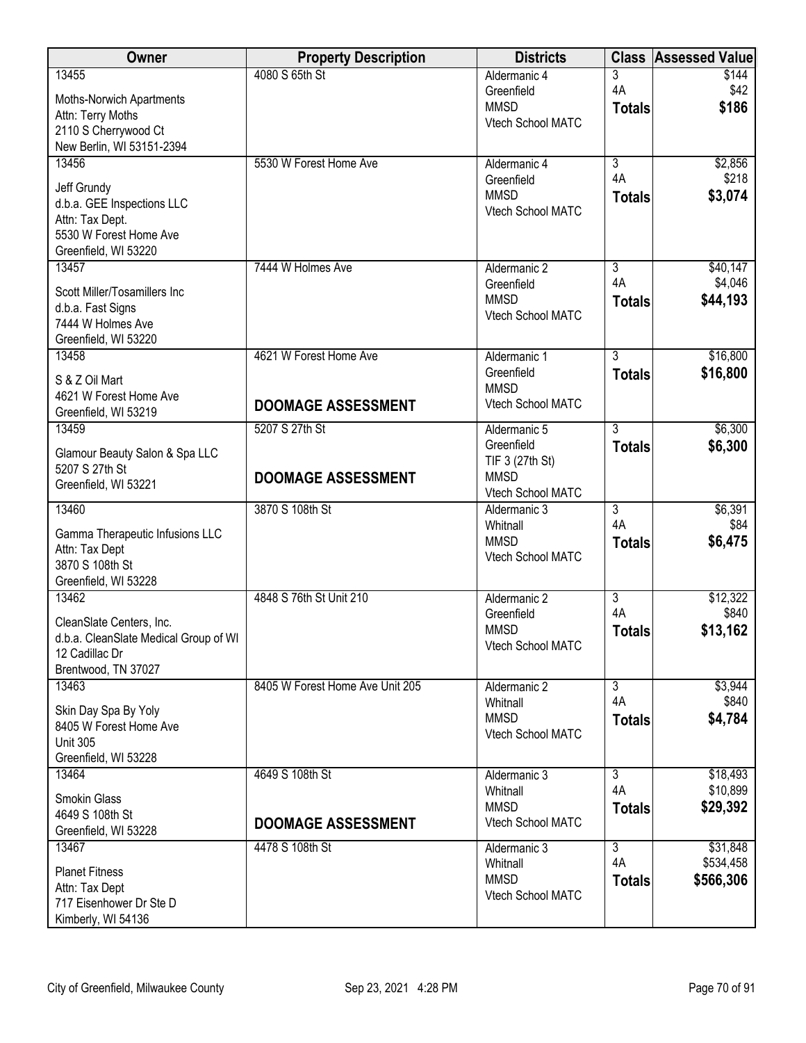| Owner | Property Description | Districts | Class | Assessed Value |
| --- | --- | --- | --- | --- |
| 13455<br>Moths-Norwich Apartments<br>Attn: Terry Moths<br>2110 S Cherrywood Ct<br>New Berlin, WI 53151-2394 | 4080 S 65th St | Aldermanic 4<br>Greenfield<br>MMSD<br>Vtech School MATC | 3<br>4A<br>**Totals** | $144<br>$42<br>**$186** |
| 13456<br>Jeff Grundy<br>d.b.a. GEE Inspections LLC<br>Attn: Tax Dept.<br>5530 W Forest Home Ave<br>Greenfield, WI 53220 | 5530 W Forest Home Ave | Aldermanic 4<br>Greenfield<br>MMSD<br>Vtech School MATC | 3<br>4A<br>**Totals** | $2,856<br>$218<br>**$3,074** |
| 13457<br>Scott Miller/Tosamillers Inc<br>d.b.a. Fast Signs<br>7444 W Holmes Ave<br>Greenfield, WI 53220 | 7444 W Holmes Ave | Aldermanic 2<br>Greenfield<br>MMSD<br>Vtech School MATC | 3<br>4A<br>**Totals** | $40,147<br>$4,046<br>**$44,193** |
| 13458<br>S & Z Oil Mart<br>4621 W Forest Home Ave<br>Greenfield, WI 53219 | 4621 W Forest Home Ave<br>**DOOMAGE ASSESSMENT** | Aldermanic 1<br>Greenfield<br>MMSD<br>Vtech School MATC | 3<br>**Totals** | $16,800<br>**$16,800** |
| 13459<br>Glamour Beauty Salon & Spa LLC<br>5207 S 27th St<br>Greenfield, WI 53221 | 5207 S 27th St<br>**DOOMAGE ASSESSMENT** | Aldermanic 5<br>Greenfield<br>TIF 3 (27th St)<br>MMSD<br>Vtech School MATC | 3<br>**Totals** | $6,300<br>**$6,300** |
| 13460<br>Gamma Therapeutic Infusions LLC<br>Attn: Tax Dept<br>3870 S 108th St<br>Greenfield, WI 53228 | 3870 S 108th St | Aldermanic 3<br>Whitnall<br>MMSD<br>Vtech School MATC | 3<br>4A<br>**Totals** | $6,391<br>$84<br>**$6,475** |
| 13462<br>CleanSlate Centers, Inc.<br>d.b.a. CleanSlate Medical Group of WI<br>12 Cadillac Dr<br>Brentwood, TN 37027 | 4848 S 76th St Unit 210 | Aldermanic 2<br>Greenfield<br>MMSD<br>Vtech School MATC | 3<br>4A<br>**Totals** | $12,322<br>$840<br>**$13,162** |
| 13463<br>Skin Day Spa By Yoly<br>8405 W Forest Home Ave<br>Unit 305<br>Greenfield, WI 53228 | 8405 W Forest Home Ave Unit 205 | Aldermanic 2<br>Whitnall<br>MMSD<br>Vtech School MATC | 3<br>4A<br>**Totals** | $3,944<br>$840<br>**$4,784** |
| 13464<br>Smokin Glass<br>4649 S 108th St<br>Greenfield, WI 53228 | 4649 S 108th St<br>**DOOMAGE ASSESSMENT** | Aldermanic 3<br>Whitnall<br>MMSD<br>Vtech School MATC | 3<br>4A<br>**Totals** | $18,493<br>$10,899<br>**$29,392** |
| 13467<br>Planet Fitness<br>Attn: Tax Dept<br>717 Eisenhower Dr Ste D<br>Kimberly, WI 54136 | 4478 S 108th St | Aldermanic 3<br>Whitnall<br>MMSD<br>Vtech School MATC | 3<br>4A<br>**Totals** | $31,848<br>$534,458<br>**$566,306** |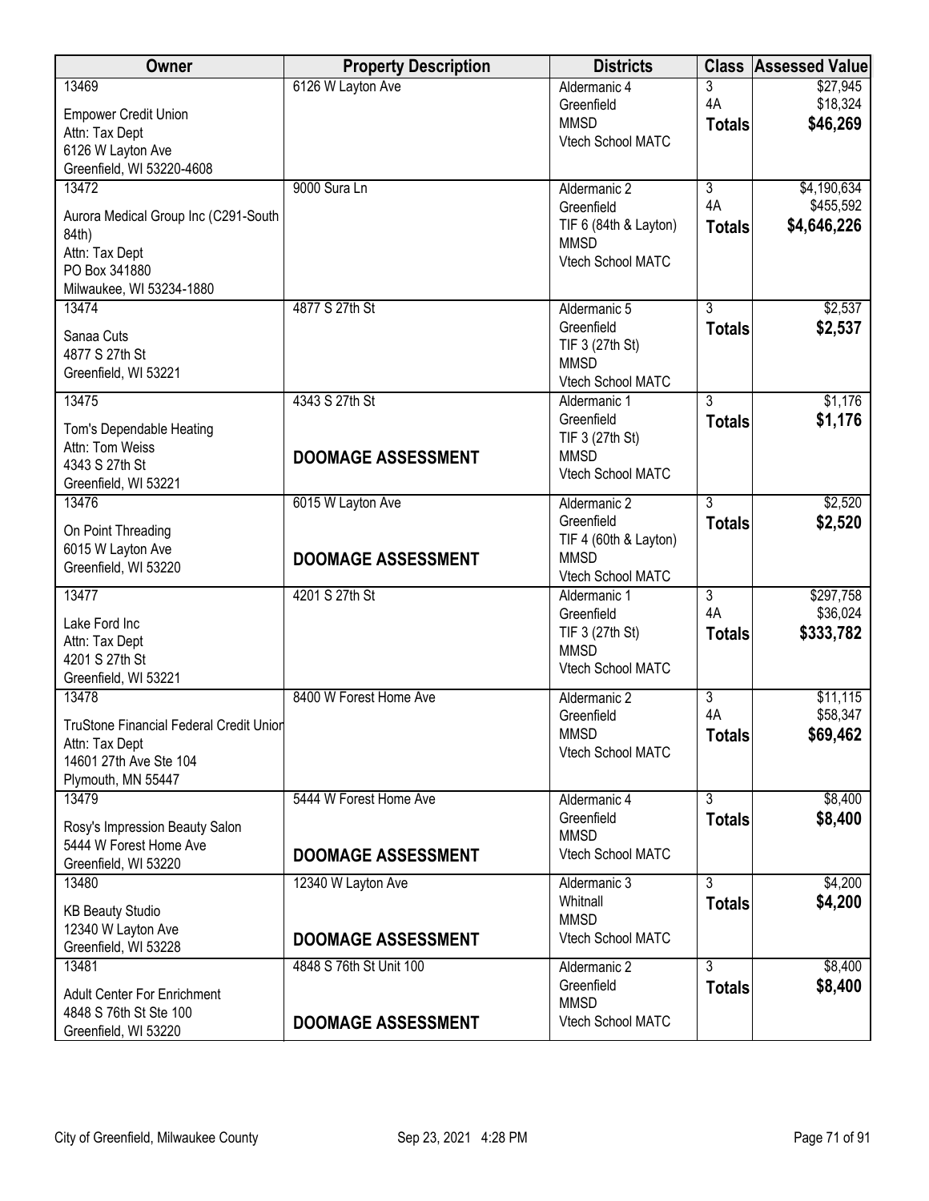| Owner | Property Description | Districts | Class | Assessed Value |
|---|---|---|---|---|
| 13469<br>Empower Credit Union<br>Attn: Tax Dept<br>6126 W Layton Ave<br>Greenfield, WI 53220-4608 | 6126 W Layton Ave | Aldermanic 4<br>Greenfield<br>MMSD<br>Vtech School MATC | 3<br>4A<br>**Totals** | $27,945<br>$18,324<br>**$46,269** |
| 13472<br>Aurora Medical Group Inc (C291-South 84th)<br>Attn: Tax Dept<br>PO Box 341880<br>Milwaukee, WI 53234-1880 | 9000 Sura Ln | Aldermanic 2<br>Greenfield<br>TIF 6 (84th & Layton)<br>MMSD<br>Vtech School MATC | 3<br>4A<br>**Totals** | $4,190,634<br>$455,592<br>**$4,646,226** |
| 13474<br>Sanaa Cuts<br>4877 S 27th St<br>Greenfield, WI 53221 | 4877 S 27th St | Aldermanic 5<br>Greenfield<br>TIF 3 (27th St)<br>MMSD<br>Vtech School MATC | 3<br>**Totals** | $2,537<br>**$2,537** |
| 13475<br>Tom's Dependable Heating<br>Attn: Tom Weiss<br>4343 S 27th St<br>Greenfield, WI 53221 | 4343 S 27th St<br>**DOOMAGE ASSESSMENT** | Aldermanic 1<br>Greenfield<br>TIF 3 (27th St)<br>MMSD<br>Vtech School MATC | 3<br>**Totals** | $1,176<br>**$1,176** |
| 13476<br>On Point Threading<br>6015 W Layton Ave<br>Greenfield, WI 53220 | 6015 W Layton Ave<br>**DOOMAGE ASSESSMENT** | Aldermanic 2<br>Greenfield<br>TIF 4 (60th & Layton)<br>MMSD<br>Vtech School MATC | 3<br>**Totals** | $2,520<br>**$2,520** |
| 13477<br>Lake Ford Inc<br>Attn: Tax Dept<br>4201 S 27th St<br>Greenfield, WI 53221 | 4201 S 27th St | Aldermanic 1<br>Greenfield<br>TIF 3 (27th St)<br>MMSD<br>Vtech School MATC | 3<br>4A<br>**Totals** | $297,758<br>$36,024<br>**$333,782** |
| 13478<br>TruStone Financial Federal Credit Union<br>Attn: Tax Dept<br>14601 27th Ave Ste 104<br>Plymouth, MN 55447 | 8400 W Forest Home Ave | Aldermanic 2<br>Greenfield<br>MMSD<br>Vtech School MATC | 3<br>4A<br>**Totals** | $11,115<br>$58,347<br>**$69,462** |
| 13479<br>Rosy's Impression Beauty Salon<br>5444 W Forest Home Ave<br>Greenfield, WI 53220 | 5444 W Forest Home Ave<br>**DOOMAGE ASSESSMENT** | Aldermanic 4<br>Greenfield<br>MMSD<br>Vtech School MATC | 3<br>**Totals** | $8,400<br>**$8,400** |
| 13480<br>KB Beauty Studio<br>12340 W Layton Ave<br>Greenfield, WI 53228 | 12340 W Layton Ave<br>**DOOMAGE ASSESSMENT** | Aldermanic 3<br>Whitnall<br>MMSD<br>Vtech School MATC | 3<br>**Totals** | $4,200<br>**$4,200** |
| 13481<br>Adult Center For Enrichment<br>4848 S 76th St Ste 100<br>Greenfield, WI 53220 | 4848 S 76th St Unit 100<br>**DOOMAGE ASSESSMENT** | Aldermanic 2<br>Greenfield<br>MMSD<br>Vtech School MATC | 3<br>**Totals** | $8,400<br>**$8,400** |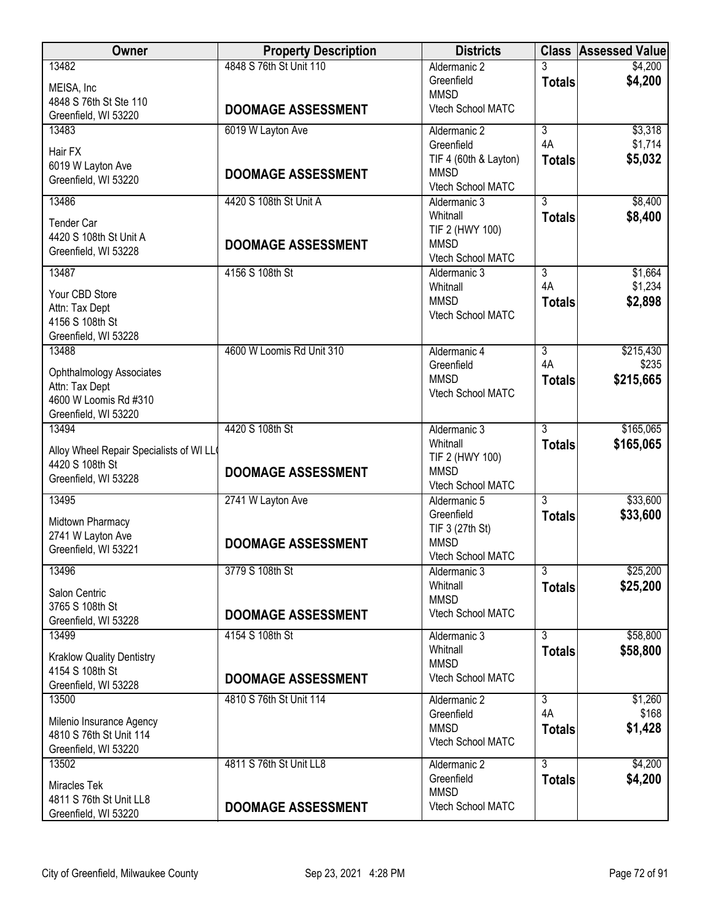| Owner | Property Description | Districts | Class | Assessed Value |
|---|---|---|---|---|
| 13482<br>MEISA, Inc<br>4848 S 76th St Ste 110<br>Greenfield, WI 53220 | 4848 S 76th St Unit 110<br><br>**DOOMAGE ASSESSMENT** | Aldermanic 2<br>Greenfield<br>MMSD<br>Vtech School MATC | 3<br>**Totals** | $4,200<br>**$4,200** |
| 13483<br>Hair FX<br>6019 W Layton Ave<br>Greenfield, WI 53220 | 6019 W Layton Ave<br><br>**DOOMAGE ASSESSMENT** | Aldermanic 2<br>Greenfield<br>TIF 4 (60th & Layton)<br>MMSD<br>Vtech School MATC | 3<br>4A<br>**Totals** | $3,318<br>$1,714<br>**$5,032** |
| 13486<br>Tender Car<br>4420 S 108th St Unit A<br>Greenfield, WI 53228 | 4420 S 108th St Unit A<br><br>**DOOMAGE ASSESSMENT** | Aldermanic 3<br>Whitnall<br>TIF 2 (HWY 100)<br>MMSD<br>Vtech School MATC | 3<br>**Totals** | $8,400<br>**$8,400** |
| 13487<br>Your CBD Store<br>Attn: Tax Dept<br>4156 S 108th St<br>Greenfield, WI 53228 | 4156 S 108th St | Aldermanic 3<br>Whitnall<br>MMSD<br>Vtech School MATC | 3<br>4A<br>**Totals** | $1,664<br>$1,234<br>**$2,898** |
| 13488<br>Ophthalmology Associates<br>Attn: Tax Dept<br>4600 W Loomis Rd #310<br>Greenfield, WI 53220 | 4600 W Loomis Rd Unit 310 | Aldermanic 4<br>Greenfield<br>MMSD<br>Vtech School MATC | 3<br>4A<br>**Totals** | $215,430<br>$235<br>**$215,665** |
| 13494<br>Alloy Wheel Repair Specialists of WI LL(<br>4420 S 108th St<br>Greenfield, WI 53228 | 4420 S 108th St<br><br>**DOOMAGE ASSESSMENT** | Aldermanic 3<br>Whitnall<br>TIF 2 (HWY 100)<br>MMSD<br>Vtech School MATC | 3<br>**Totals** | $165,065<br>**$165,065** |
| 13495<br>Midtown Pharmacy<br>2741 W Layton Ave<br>Greenfield, WI 53221 | 2741 W Layton Ave<br><br>**DOOMAGE ASSESSMENT** | Aldermanic 5<br>Greenfield<br>TIF 3 (27th St)<br>MMSD<br>Vtech School MATC | 3<br>**Totals** | $33,600<br>**$33,600** |
| 13496<br>Salon Centric<br>3765 S 108th St<br>Greenfield, WI 53228 | 3779 S 108th St<br><br>**DOOMAGE ASSESSMENT** | Aldermanic 3<br>Whitnall<br>MMSD<br>Vtech School MATC | 3<br>**Totals** | $25,200<br>**$25,200** |
| 13499<br>Kraklow Quality Dentistry<br>4154 S 108th St<br>Greenfield, WI 53228 | 4154 S 108th St<br><br>**DOOMAGE ASSESSMENT** | Aldermanic 3<br>Whitnall<br>MMSD<br>Vtech School MATC | 3<br>**Totals** | $58,800<br>**$58,800** |
| 13500<br>Milenio Insurance Agency<br>4810 S 76th St Unit 114<br>Greenfield, WI 53220 | 4810 S 76th St Unit 114 | Aldermanic 2<br>Greenfield<br>MMSD<br>Vtech School MATC | 3<br>4A<br>**Totals** | $1,260<br>$168<br>**$1,428** |
| 13502<br>Miracles Tek<br>4811 S 76th St Unit LL8<br>Greenfield, WI 53220 | 4811 S 76th St Unit LL8<br><br>**DOOMAGE ASSESSMENT** | Aldermanic 2<br>Greenfield<br>MMSD<br>Vtech School MATC | 3<br>**Totals** | $4,200<br>**$4,200** |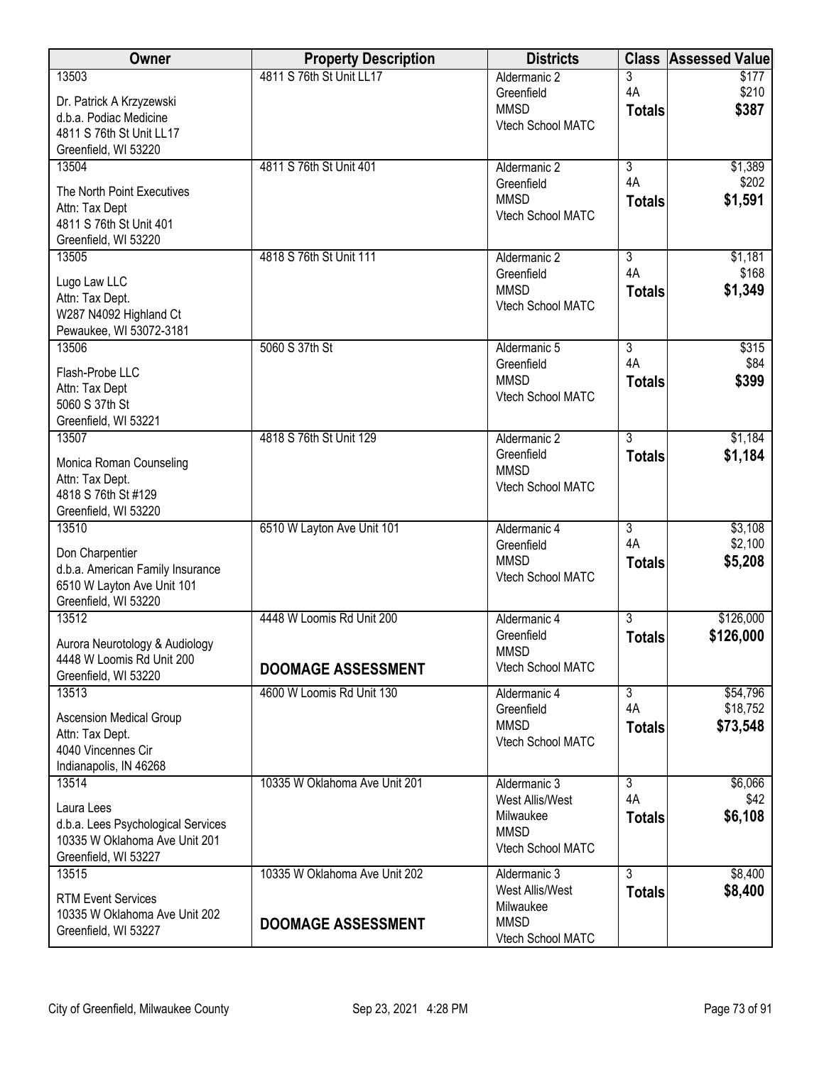| Owner | Property Description | Districts | Class | Assessed Value |
|---|---|---|---|---|
| 13503<br>Dr. Patrick A Krzyzewski<br>d.b.a. Podiac Medicine<br>4811 S 76th St Unit LL17<br>Greenfield, WI 53220 | 4811 S 76th St Unit LL17 | Aldermanic 2<br>Greenfield<br>MMSD<br>Vtech School MATC | 3<br>4A<br>**Totals** | $177<br>$210<br>**$387** |
| 13504<br>The North Point Executives<br>Attn: Tax Dept<br>4811 S 76th St Unit 401<br>Greenfield, WI 53220 | 4811 S 76th St Unit 401 | Aldermanic 2<br>Greenfield<br>MMSD<br>Vtech School MATC | 3<br>4A<br>**Totals** | $1,389<br>$202<br>**$1,591** |
| 13505<br>Lugo Law LLC<br>Attn: Tax Dept.<br>W287 N4092 Highland Ct<br>Pewaukee, WI 53072-3181 | 4818 S 76th St Unit 111 | Aldermanic 2<br>Greenfield<br>MMSD<br>Vtech School MATC | 3<br>4A<br>**Totals** | $1,181<br>$168<br>**$1,349** |
| 13506<br>Flash-Probe LLC<br>Attn: Tax Dept<br>5060 S 37th St<br>Greenfield, WI 53221 | 5060 S 37th St | Aldermanic 5<br>Greenfield<br>MMSD<br>Vtech School MATC | 3<br>4A<br>**Totals** | $315<br>$84<br>**$399** |
| 13507<br>Monica Roman Counseling<br>Attn: Tax Dept.<br>4818 S 76th St #129<br>Greenfield, WI 53220 | 4818 S 76th St Unit 129 | Aldermanic 2<br>Greenfield<br>MMSD<br>Vtech School MATC | 3<br>**Totals** | $1,184<br>**$1,184** |
| 13510<br>Don Charpentier<br>d.b.a. American Family Insurance<br>6510 W Layton Ave Unit 101<br>Greenfield, WI 53220 | 6510 W Layton Ave Unit 101 | Aldermanic 4<br>Greenfield<br>MMSD<br>Vtech School MATC | 3<br>4A<br>**Totals** | $3,108<br>$2,100<br>**$5,208** |
| 13512<br>Aurora Neurotology & Audiology<br>4448 W Loomis Rd Unit 200<br>Greenfield, WI 53220 | 4448 W Loomis Rd Unit 200<br>**DOOMAGE ASSESSMENT** | Aldermanic 4<br>Greenfield<br>MMSD<br>Vtech School MATC | 3<br>**Totals** | $126,000<br>**$126,000** |
| 13513<br>Ascension Medical Group<br>Attn: Tax Dept.<br>4040 Vincennes Cir<br>Indianapolis, IN 46268 | 4600 W Loomis Rd Unit 130 | Aldermanic 4<br>Greenfield<br>MMSD<br>Vtech School MATC | 3<br>4A<br>**Totals** | $54,796<br>$18,752<br>**$73,548** |
| 13514<br>Laura Lees<br>d.b.a. Lees Psychological Services<br>10335 W Oklahoma Ave Unit 201<br>Greenfield, WI 53227 | 10335 W Oklahoma Ave Unit 201 | Aldermanic 3<br>West Allis/West Milwaukee<br>MMSD<br>Vtech School MATC | 3<br>4A<br>**Totals** | $6,066<br>$42<br>**$6,108** |
| 13515<br>RTM Event Services<br>10335 W Oklahoma Ave Unit 202<br>Greenfield, WI 53227 | 10335 W Oklahoma Ave Unit 202<br>**DOOMAGE ASSESSMENT** | Aldermanic 3<br>West Allis/West Milwaukee<br>MMSD<br>Vtech School MATC | 3<br>**Totals** | $8,400<br>**$8,400** |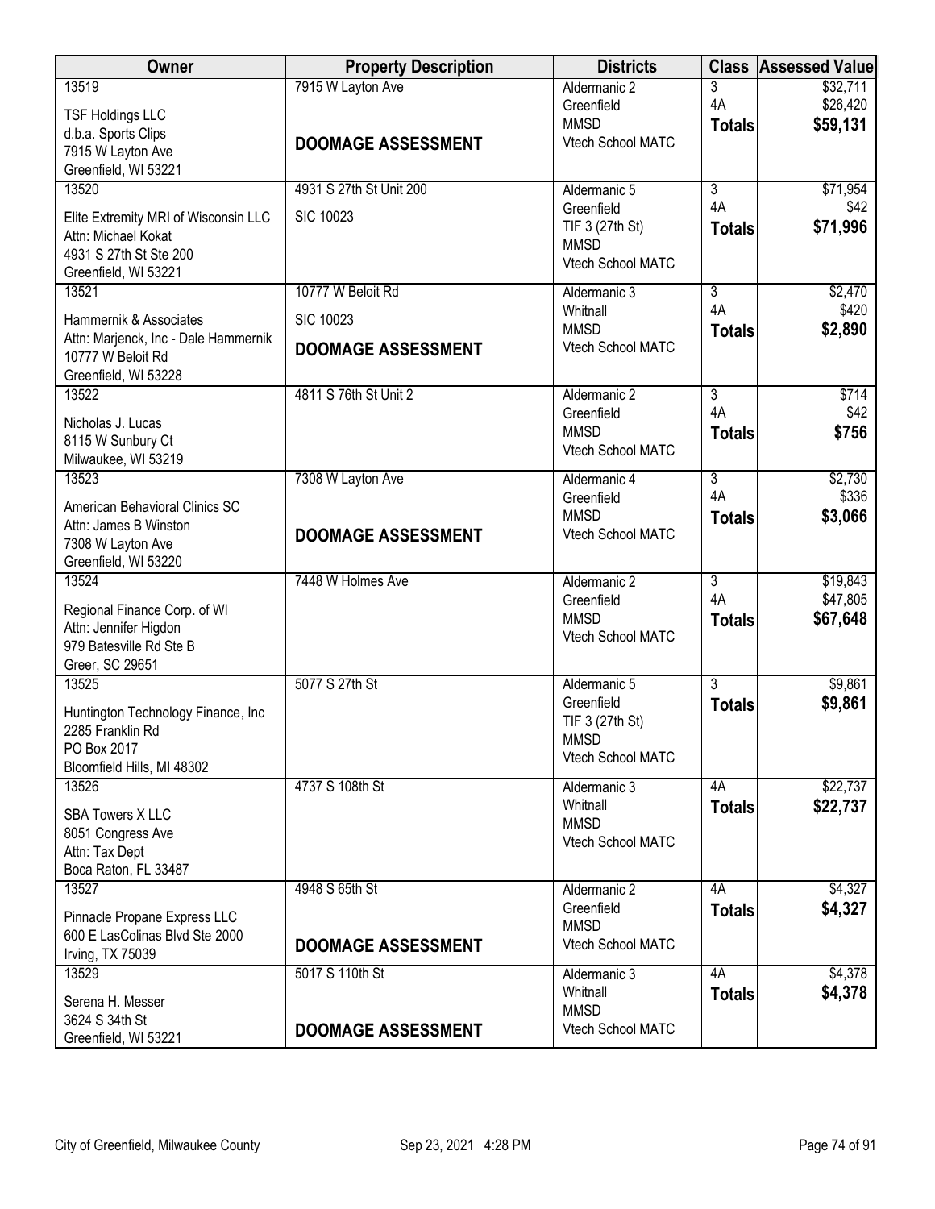| Owner | Property Description | Districts | Class | Assessed Value |
|---|---|---|---|---|
| 13519<br>TSF Holdings LLC<br>d.b.a. Sports Clips<br>7915 W Layton Ave<br>Greenfield, WI 53221 | 7915 W Layton Ave<br>**DOOMAGE ASSESSMENT** | Aldermanic 2<br>Greenfield<br>MMSD<br>Vtech School MATC | 3<br>4A<br>**Totals** | $32,711<br>$26,420<br>**$59,131** |
| 13520<br>Elite Extremity MRI of Wisconsin LLC<br>Attn: Michael Kokat<br>4931 S 27th St Ste 200<br>Greenfield, WI 53221 | 4931 S 27th St Unit 200<br>SIC 10023 | Aldermanic 5<br>Greenfield<br>TIF 3 (27th St)<br>MMSD<br>Vtech School MATC | 3<br>4A<br>**Totals** | $71,954<br>$42<br>**$71,996** |
| 13521<br>Hammernik & Associates<br>Attn: Marjenck, Inc - Dale Hammernik<br>10777 W Beloit Rd<br>Greenfield, WI 53228 | 10777 W Beloit Rd<br>SIC 10023<br>**DOOMAGE ASSESSMENT** | Aldermanic 3<br>Whitnall<br>MMSD<br>Vtech School MATC | 3<br>4A<br>**Totals** | $2,470<br>$420<br>**$2,890** |
| 13522<br>Nicholas J. Lucas<br>8115 W Sunbury Ct<br>Milwaukee, WI 53219 | 4811 S 76th St Unit 2 | Aldermanic 2<br>Greenfield<br>MMSD<br>Vtech School MATC | 3<br>4A<br>**Totals** | $714<br>$42<br>**$756** |
| 13523<br>American Behavioral Clinics SC<br>Attn: James B Winston<br>7308 W Layton Ave<br>Greenfield, WI 53220 | 7308 W Layton Ave<br>**DOOMAGE ASSESSMENT** | Aldermanic 4<br>Greenfield<br>MMSD<br>Vtech School MATC | 3<br>4A<br>**Totals** | $2,730<br>$336<br>**$3,066** |
| 13524<br>Regional Finance Corp. of WI<br>Attn: Jennifer Higdon<br>979 Batesville Rd Ste B<br>Greer, SC 29651 | 7448 W Holmes Ave | Aldermanic 2<br>Greenfield<br>MMSD<br>Vtech School MATC | 3<br>4A<br>**Totals** | $19,843<br>$47,805<br>**$67,648** |
| 13525<br>Huntington Technology Finance, Inc<br>2285 Franklin Rd<br>PO Box 2017<br>Bloomfield Hills, MI 48302 | 5077 S 27th St | Aldermanic 5<br>Greenfield<br>TIF 3 (27th St)<br>MMSD<br>Vtech School MATC | 3<br>**Totals** | $9,861<br>**$9,861** |
| 13526<br>SBA Towers X LLC<br>8051 Congress Ave<br>Attn: Tax Dept<br>Boca Raton, FL 33487 | 4737 S 108th St | Aldermanic 3<br>Whitnall<br>MMSD<br>Vtech School MATC | 4A<br>**Totals** | $22,737<br>**$22,737** |
| 13527<br>Pinnacle Propane Express LLC<br>600 E LasColinas Blvd Ste 2000<br>Irving, TX 75039 | 4948 S 65th St<br>**DOOMAGE ASSESSMENT** | Aldermanic 2<br>Greenfield<br>MMSD<br>Vtech School MATC | 4A<br>**Totals** | $4,327<br>**$4,327** |
| 13529<br>Serena H. Messer<br>3624 S 34th St<br>Greenfield, WI 53221 | 5017 S 110th St<br>**DOOMAGE ASSESSMENT** | Aldermanic 3<br>Whitnall<br>MMSD<br>Vtech School MATC | 4A<br>**Totals** | $4,378<br>**$4,378** |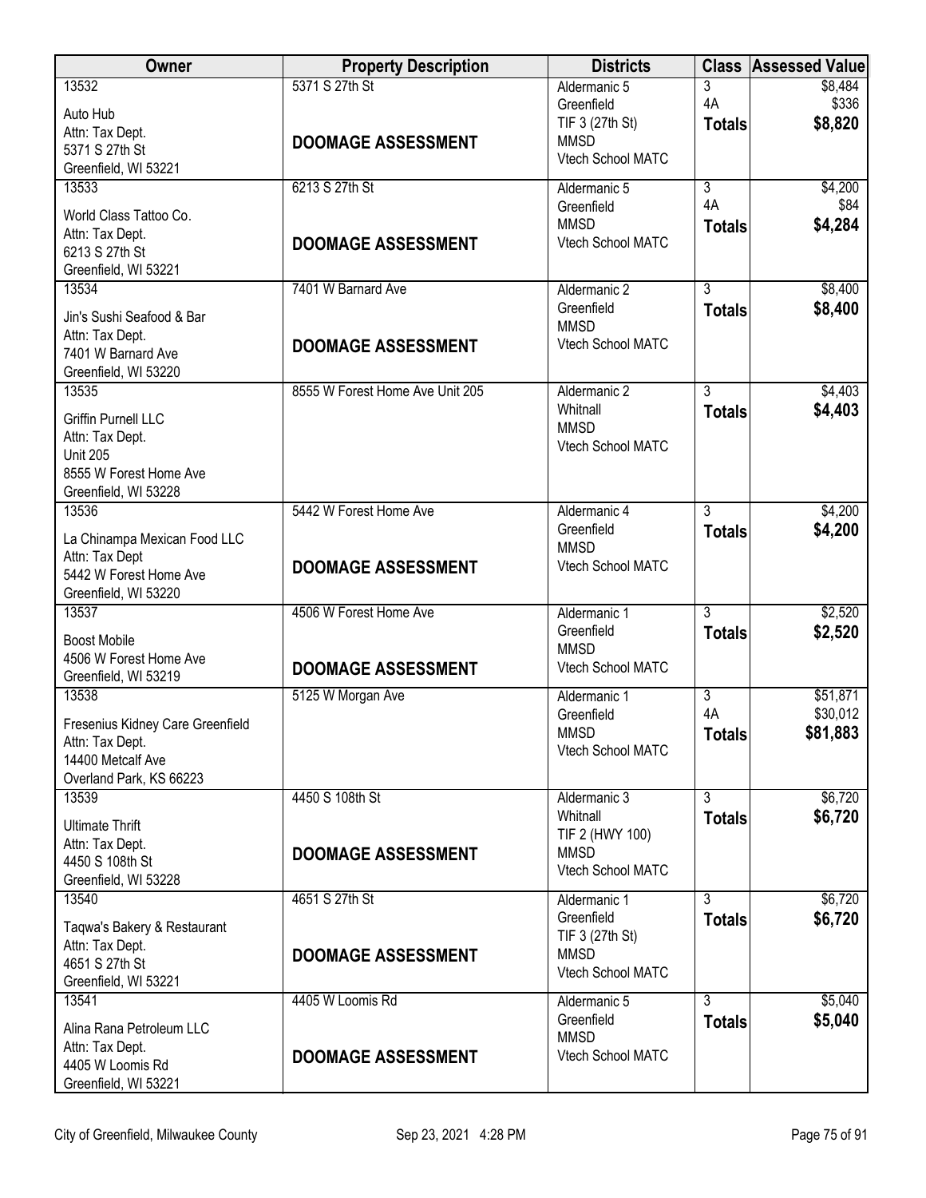| Owner | Property Description | Districts | Class | Assessed Value |
|---|---|---|---|---|
| 13532<br>Auto Hub<br>Attn: Tax Dept.<br>5371 S 27th St<br>Greenfield, WI 53221 | 5371 S 27th St<br><br>**DOOMAGE ASSESSMENT** | Aldermanic 5<br>Greenfield<br>TIF 3 (27th St)<br>MMSD<br>Vtech School MATC | 3<br>4A<br>**Totals** | $8,484<br>$336<br>**$8,820** |
| 13533<br>World Class Tattoo Co.<br>Attn: Tax Dept.<br>6213 S 27th St<br>Greenfield, WI 53221 | 6213 S 27th St<br><br>**DOOMAGE ASSESSMENT** | Aldermanic 5<br>Greenfield<br>MMSD<br>Vtech School MATC | 3<br>4A<br>**Totals** | $4,200<br>$84<br>**$4,284** |
| 13534<br>Jin's Sushi Seafood & Bar<br>Attn: Tax Dept.<br>7401 W Barnard Ave<br>Greenfield, WI 53220 | 7401 W Barnard Ave<br><br>**DOOMAGE ASSESSMENT** | Aldermanic 2<br>Greenfield<br>MMSD<br>Vtech School MATC | 3<br>**Totals** | $8,400<br>**$8,400** |
| 13535<br>Griffin Purnell LLC<br>Attn: Tax Dept.<br>Unit 205<br>8555 W Forest Home Ave<br>Greenfield, WI 53228 | 8555 W Forest Home Ave Unit 205 | Aldermanic 2<br>Whitnall<br>MMSD<br>Vtech School MATC | 3<br>**Totals** | $4,403<br>**$4,403** |
| 13536<br>La Chinampa Mexican Food LLC<br>Attn: Tax Dept<br>5442 W Forest Home Ave<br>Greenfield, WI 53220 | 5442 W Forest Home Ave<br><br>**DOOMAGE ASSESSMENT** | Aldermanic 4<br>Greenfield<br>MMSD<br>Vtech School MATC | 3<br>**Totals** | $4,200<br>**$4,200** |
| 13537<br>Boost Mobile<br>4506 W Forest Home Ave<br>Greenfield, WI 53219 | 4506 W Forest Home Ave<br><br>**DOOMAGE ASSESSMENT** | Aldermanic 1<br>Greenfield<br>MMSD<br>Vtech School MATC | 3<br>**Totals** | $2,520<br>**$2,520** |
| 13538<br>Fresenius Kidney Care Greenfield<br>Attn: Tax Dept.<br>14400 Metcalf Ave<br>Overland Park, KS 66223 | 5125 W Morgan Ave | Aldermanic 1<br>Greenfield<br>MMSD<br>Vtech School MATC | 3<br>4A<br>**Totals** | $51,871<br>$30,012<br>**$81,883** |
| 13539<br>Ultimate Thrift<br>Attn: Tax Dept.<br>4450 S 108th St<br>Greenfield, WI 53228 | 4450 S 108th St<br><br>**DOOMAGE ASSESSMENT** | Aldermanic 3<br>Whitnall<br>TIF 2 (HWY 100)<br>MMSD<br>Vtech School MATC | 3<br>**Totals** | $6,720<br>**$6,720** |
| 13540<br>Taqwa's Bakery & Restaurant<br>Attn: Tax Dept.<br>4651 S 27th St<br>Greenfield, WI 53221 | 4651 S 27th St<br><br>**DOOMAGE ASSESSMENT** | Aldermanic 1<br>Greenfield<br>TIF 3 (27th St)<br>MMSD<br>Vtech School MATC | 3<br>**Totals** | $6,720<br>**$6,720** |
| 13541<br>Alina Rana Petroleum LLC<br>Attn: Tax Dept.<br>4405 W Loomis Rd<br>Greenfield, WI 53221 | 4405 W Loomis Rd<br><br>**DOOMAGE ASSESSMENT** | Aldermanic 5<br>Greenfield<br>MMSD<br>Vtech School MATC | 3<br>**Totals** | $5,040<br>**$5,040** |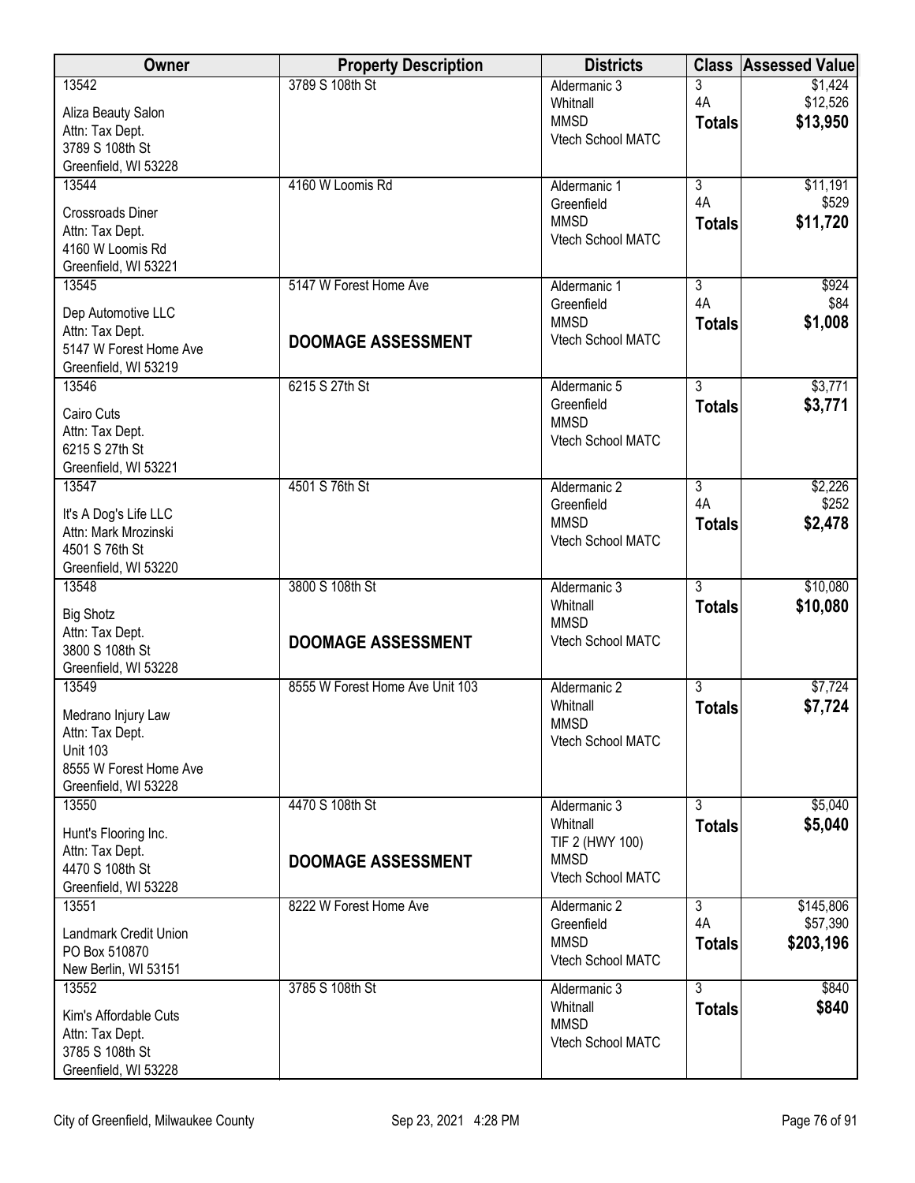| Owner | Property Description | Districts | Class | Assessed Value |
|---|---|---|---|---|
| 13542<br>Aliza Beauty Salon<br>Attn: Tax Dept.<br>3789 S 108th St<br>Greenfield, WI 53228 | 3789 S 108th St | Aldermanic 3<br>Whitnall<br>MMSD<br>Vtech School MATC | 3<br>4A<br>**Totals** | $1,424<br>$12,526<br>**$13,950** |
| 13544<br>Crossroads Diner<br>Attn: Tax Dept.<br>4160 W Loomis Rd<br>Greenfield, WI 53221 | 4160 W Loomis Rd | Aldermanic 1<br>Greenfield<br>MMSD<br>Vtech School MATC | 3<br>4A<br>**Totals** | $11,191<br>$529<br>**$11,720** |
| 13545<br>Dep Automotive LLC<br>Attn: Tax Dept.<br>5147 W Forest Home Ave<br>Greenfield, WI 53219 | 5147 W Forest Home Ave<br><br>**DOOMAGE ASSESSMENT** | Aldermanic 1<br>Greenfield<br>MMSD<br>Vtech School MATC | 3<br>4A<br>**Totals** | $924<br>$84<br>**$1,008** |
| 13546<br>Cairo Cuts<br>Attn: Tax Dept.<br>6215 S 27th St<br>Greenfield, WI 53221 | 6215 S 27th St | Aldermanic 5<br>Greenfield<br>MMSD<br>Vtech School MATC | 3<br>**Totals** | $3,771<br>**$3,771** |
| 13547<br>It's A Dog's Life LLC<br>Attn: Mark Mrozinski<br>4501 S 76th St<br>Greenfield, WI 53220 | 4501 S 76th St | Aldermanic 2<br>Greenfield<br>MMSD<br>Vtech School MATC | 3<br>4A<br>**Totals** | $2,226<br>$252<br>**$2,478** |
| 13548<br>Big Shotz<br>Attn: Tax Dept.<br>3800 S 108th St<br>Greenfield, WI 53228 | 3800 S 108th St<br><br>**DOOMAGE ASSESSMENT** | Aldermanic 3<br>Whitnall<br>MMSD<br>Vtech School MATC | 3<br>**Totals** | $10,080<br>**$10,080** |
| 13549<br>Medrano Injury Law<br>Attn: Tax Dept.<br>Unit 103<br>8555 W Forest Home Ave<br>Greenfield, WI 53228 | 8555 W Forest Home Ave Unit 103 | Aldermanic 2<br>Whitnall<br>MMSD<br>Vtech School MATC | 3<br>**Totals** | $7,724<br>**$7,724** |
| 13550<br>Hunt's Flooring Inc.<br>Attn: Tax Dept.<br>4470 S 108th St<br>Greenfield, WI 53228 | 4470 S 108th St<br><br>**DOOMAGE ASSESSMENT** | Aldermanic 3<br>Whitnall<br>TIF 2 (HWY 100)<br>MMSD<br>Vtech School MATC | 3<br>**Totals** | $5,040<br>**$5,040** |
| 13551<br>Landmark Credit Union<br>PO Box 510870<br>New Berlin, WI 53151 | 8222 W Forest Home Ave | Aldermanic 2<br>Greenfield<br>MMSD<br>Vtech School MATC | 3<br>4A<br>**Totals** | $145,806<br>$57,390<br>**$203,196** |
| 13552<br>Kim's Affordable Cuts<br>Attn: Tax Dept.<br>3785 S 108th St<br>Greenfield, WI 53228 | 3785 S 108th St | Aldermanic 3<br>Whitnall<br>MMSD<br>Vtech School MATC | 3<br>**Totals** | $840<br>**$840** |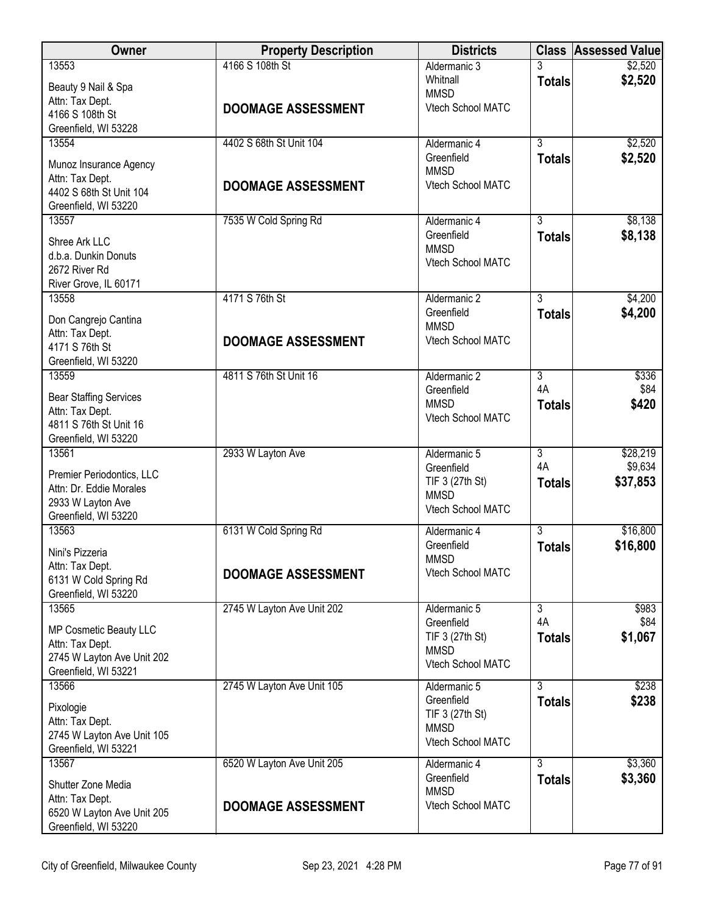| Owner | Property Description | Districts | Class | Assessed Value |
|---|---|---|---|---|
| 13553<br>Beauty 9 Nail & Spa<br>Attn: Tax Dept.<br>4166 S 108th St<br>Greenfield, WI 53228 | 4166 S 108th St<br>**DOOMAGE ASSESSMENT** | Aldermanic 3<br>Whitnall<br>MMSD<br>Vtech School MATC | 3<br>**Totals** | $2,520<br>**$2,520** |
| 13554<br>Munoz Insurance Agency<br>Attn: Tax Dept.<br>4402 S 68th St Unit 104<br>Greenfield, WI 53220 | 4402 S 68th St Unit 104<br>**DOOMAGE ASSESSMENT** | Aldermanic 4<br>Greenfield<br>MMSD<br>Vtech School MATC | 3<br>**Totals** | $2,520<br>**$2,520** |
| 13557<br>Shree Ark LLC<br>d.b.a. Dunkin Donuts<br>2672 River Rd<br>River Grove, IL 60171 | 7535 W Cold Spring Rd | Aldermanic 4<br>Greenfield<br>MMSD<br>Vtech School MATC | 3<br>**Totals** | $8,138<br>**$8,138** |
| 13558<br>Don Cangrejo Cantina<br>Attn: Tax Dept.<br>4171 S 76th St<br>Greenfield, WI 53220 | 4171 S 76th St<br>**DOOMAGE ASSESSMENT** | Aldermanic 2<br>Greenfield<br>MMSD<br>Vtech School MATC | 3<br>**Totals** | $4,200<br>**$4,200** |
| 13559<br>Bear Staffing Services<br>Attn: Tax Dept.<br>4811 S 76th St Unit 16<br>Greenfield, WI 53220 | 4811 S 76th St Unit 16 | Aldermanic 2<br>Greenfield<br>MMSD<br>Vtech School MATC | 3<br>4A<br>**Totals** | $336<br>$84<br>**$420** |
| 13561<br>Premier Periodontics, LLC<br>Attn: Dr. Eddie Morales<br>2933 W Layton Ave<br>Greenfield, WI 53220 | 2933 W Layton Ave | Aldermanic 5<br>Greenfield<br>TIF 3 (27th St)<br>MMSD<br>Vtech School MATC | 3<br>4A<br>**Totals** | $28,219<br>$9,634<br>**$37,853** |
| 13563<br>Nini's Pizzeria<br>Attn: Tax Dept.<br>6131 W Cold Spring Rd<br>Greenfield, WI 53220 | 6131 W Cold Spring Rd<br>**DOOMAGE ASSESSMENT** | Aldermanic 4<br>Greenfield<br>MMSD<br>Vtech School MATC | 3<br>**Totals** | $16,800<br>**$16,800** |
| 13565<br>MP Cosmetic Beauty LLC<br>Attn: Tax Dept.<br>2745 W Layton Ave Unit 202<br>Greenfield, WI 53221 | 2745 W Layton Ave Unit 202 | Aldermanic 5<br>Greenfield<br>TIF 3 (27th St)<br>MMSD<br>Vtech School MATC | 3<br>4A<br>**Totals** | $983<br>$84<br>**$1,067** |
| 13566<br>Pixologie<br>Attn: Tax Dept.<br>2745 W Layton Ave Unit 105<br>Greenfield, WI 53221 | 2745 W Layton Ave Unit 105 | Aldermanic 5<br>Greenfield<br>TIF 3 (27th St)<br>MMSD<br>Vtech School MATC | 3<br>**Totals** | $238<br>**$238** |
| 13567<br>Shutter Zone Media<br>Attn: Tax Dept.<br>6520 W Layton Ave Unit 205<br>Greenfield, WI 53220 | 6520 W Layton Ave Unit 205<br>**DOOMAGE ASSESSMENT** | Aldermanic 4<br>Greenfield<br>MMSD<br>Vtech School MATC | 3<br>**Totals** | $3,360<br>**$3,360** |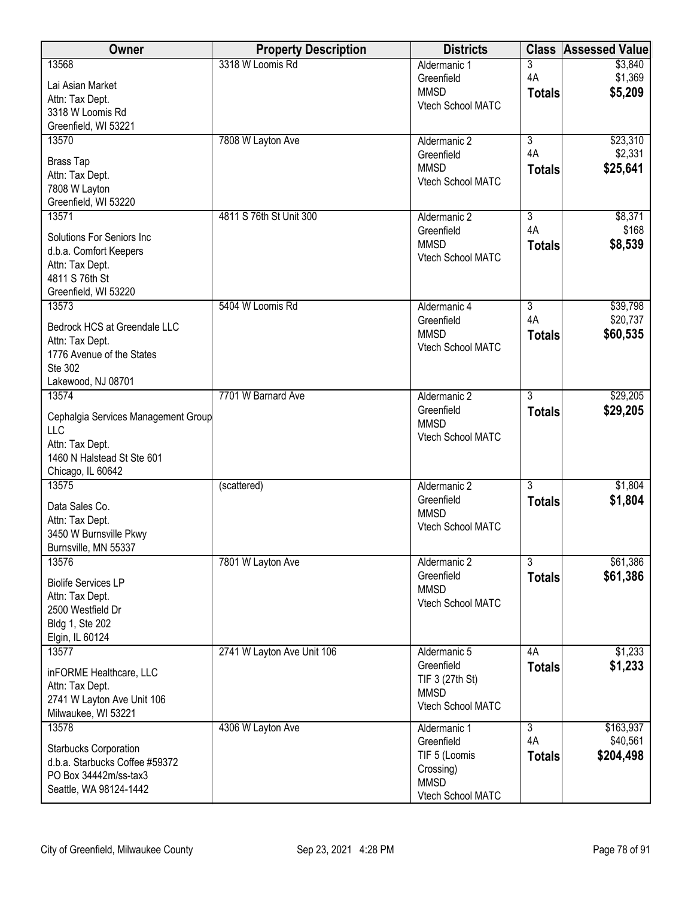| Owner | Property Description | Districts | Class | Assessed Value |
|---|---|---|---|---|
| 13568<br>Lai Asian Market<br>Attn: Tax Dept.<br>3318 W Loomis Rd<br>Greenfield, WI 53221 | 3318 W Loomis Rd | Aldermanic 1<br>Greenfield<br>MMSD<br>Vtech School MATC | 3<br>4A<br>**Totals** | $3,840<br>$1,369<br>**$5,209** |
| 13570<br>Brass Tap<br>Attn: Tax Dept.<br>7808 W Layton<br>Greenfield, WI 53220 | 7808 W Layton Ave | Aldermanic 2<br>Greenfield<br>MMSD<br>Vtech School MATC | 3<br>4A<br>**Totals** | $23,310<br>$2,331<br>**$25,641** |
| 13571<br>Solutions For Seniors Inc<br>d.b.a. Comfort Keepers<br>Attn: Tax Dept.<br>4811 S 76th St<br>Greenfield, WI 53220 | 4811 S 76th St Unit 300 | Aldermanic 2<br>Greenfield<br>MMSD<br>Vtech School MATC | 3<br>4A<br>**Totals** | $8,371<br>$168<br>**$8,539** |
| 13573<br>Bedrock HCS at Greendale LLC<br>Attn: Tax Dept.<br>1776 Avenue of the States<br>Ste 302<br>Lakewood, NJ 08701 | 5404 W Loomis Rd | Aldermanic 4<br>Greenfield<br>MMSD<br>Vtech School MATC | 3<br>4A<br>**Totals** | $39,798<br>$20,737<br>**$60,535** |
| 13574<br>Cephalgia Services Management Group LLC<br>Attn: Tax Dept.<br>1460 N Halstead St Ste 601<br>Chicago, IL 60642 | 7701 W Barnard Ave | Aldermanic 2<br>Greenfield<br>MMSD<br>Vtech School MATC | 3<br>**Totals** | $29,205<br>**$29,205** |
| 13575<br>Data Sales Co.<br>Attn: Tax Dept.<br>3450 W Burnsville Pkwy<br>Burnsville, MN 55337 | (scattered) | Aldermanic 2<br>Greenfield<br>MMSD<br>Vtech School MATC | 3<br>**Totals** | $1,804<br>**$1,804** |
| 13576<br>Biolife Services LP<br>Attn: Tax Dept.<br>2500 Westfield Dr<br>Bldg 1, Ste 202<br>Elgin, IL 60124 | 7801 W Layton Ave | Aldermanic 2<br>Greenfield<br>MMSD<br>Vtech School MATC | 3<br>**Totals** | $61,386<br>**$61,386** |
| 13577<br>inFORME Healthcare, LLC<br>Attn: Tax Dept.<br>2741 W Layton Ave Unit 106<br>Milwaukee, WI 53221 | 2741 W Layton Ave Unit 106 | Aldermanic 5<br>Greenfield<br>TIF 3 (27th St)<br>MMSD<br>Vtech School MATC | 4A<br>**Totals** | $1,233<br>**$1,233** |
| 13578<br>Starbucks Corporation<br>d.b.a. Starbucks Coffee #59372<br>PO Box 34442m/ss-tax3<br>Seattle, WA 98124-1442 | 4306 W Layton Ave | Aldermanic 1<br>Greenfield<br>TIF 5 (Loomis Crossing)<br>MMSD<br>Vtech School MATC | 3<br>4A<br>**Totals** | $163,937<br>$40,561<br>**$204,498** |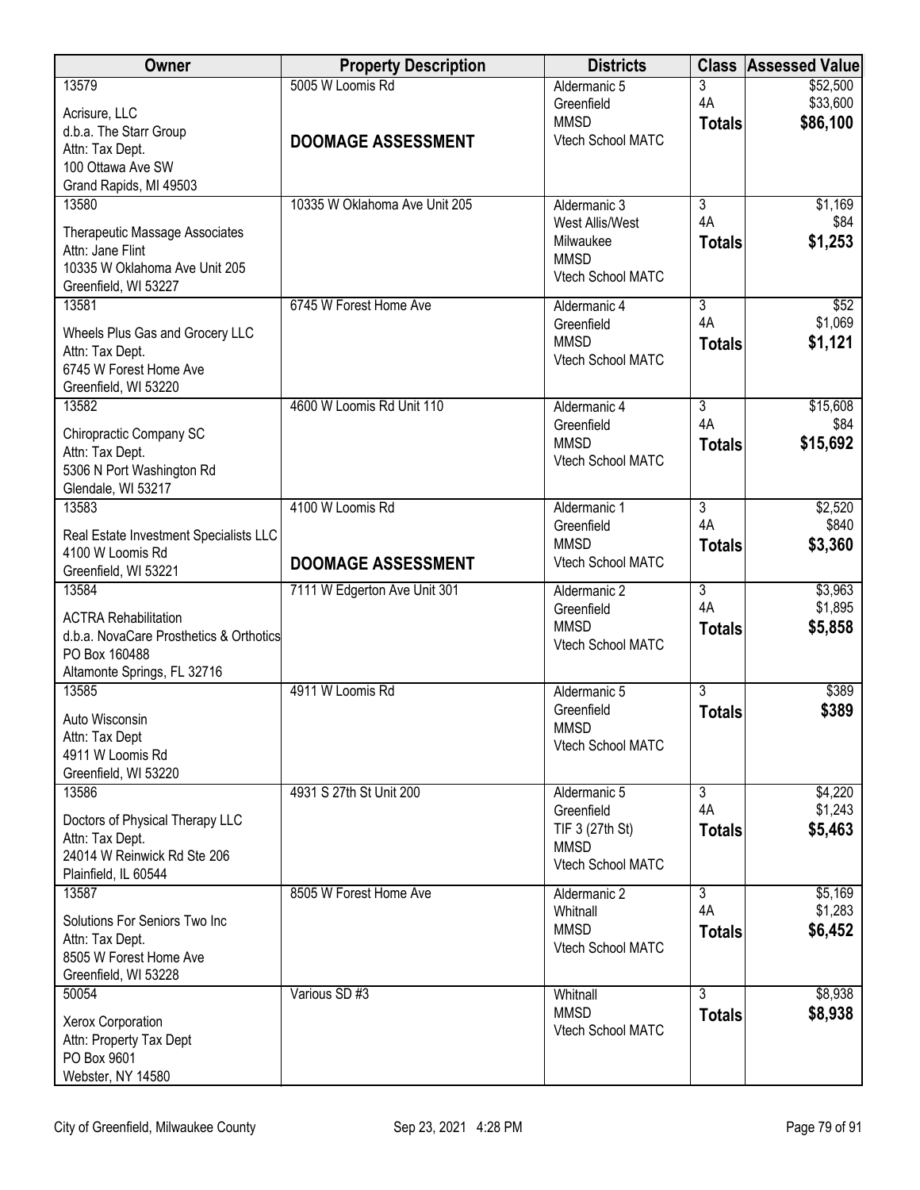| Owner | Property Description | Districts | Class | Assessed Value |
|---|---|---|---|---|
| 13579<br>Acrisure, LLC<br>d.b.a. The Starr Group<br>Attn: Tax Dept.<br>100 Ottawa Ave SW<br>Grand Rapids, MI 49503 | 5005 W Loomis Rd<br>**DOOMAGE ASSESSMENT** | Aldermanic 5<br>Greenfield<br>MMSD<br>Vtech School MATC | 3<br>4A<br>**Totals** | $52,500<br>$33,600<br>**$86,100** |
| 13580<br>Therapeutic Massage Associates<br>Attn: Jane Flint<br>10335 W Oklahoma Ave Unit 205<br>Greenfield, WI 53227 | 10335 W Oklahoma Ave Unit 205 | Aldermanic 3<br>West Allis/West Milwaukee<br>MMSD<br>Vtech School MATC | 3<br>4A<br>**Totals** | $1,169<br>$84<br>**$1,253** |
| 13581<br>Wheels Plus Gas and Grocery LLC<br>Attn: Tax Dept.<br>6745 W Forest Home Ave<br>Greenfield, WI 53220 | 6745 W Forest Home Ave | Aldermanic 4<br>Greenfield<br>MMSD<br>Vtech School MATC | 3<br>4A<br>**Totals** | $52<br>$1,069<br>**$1,121** |
| 13582<br>Chiropractic Company SC<br>Attn: Tax Dept.<br>5306 N Port Washington Rd<br>Glendale, WI 53217 | 4600 W Loomis Rd Unit 110 | Aldermanic 4<br>Greenfield<br>MMSD<br>Vtech School MATC | 3<br>4A<br>**Totals** | $15,608<br>$84<br>**$15,692** |
| 13583<br>Real Estate Investment Specialists LLC<br>4100 W Loomis Rd<br>Greenfield, WI 53221 | 4100 W Loomis Rd<br>**DOOMAGE ASSESSMENT** | Aldermanic 1<br>Greenfield<br>MMSD<br>Vtech School MATC | 3<br>4A<br>**Totals** | $2,520<br>$840<br>**$3,360** |
| 13584<br>ACTRA Rehabilitation<br>d.b.a. NovaCare Prosthetics & Orthotics<br>PO Box 160488<br>Altamonte Springs, FL 32716 | 7111 W Edgerton Ave Unit 301 | Aldermanic 2<br>Greenfield<br>MMSD<br>Vtech School MATC | 3<br>4A<br>**Totals** | $3,963<br>$1,895<br>**$5,858** |
| 13585<br>Auto Wisconsin<br>Attn: Tax Dept<br>4911 W Loomis Rd<br>Greenfield, WI 53220 | 4911 W Loomis Rd | Aldermanic 5<br>Greenfield<br>MMSD<br>Vtech School MATC | 3<br>**Totals** | $389<br>**$389** |
| 13586<br>Doctors of Physical Therapy LLC<br>Attn: Tax Dept.<br>24014 W Reinwick Rd Ste 206<br>Plainfield, IL 60544 | 4931 S 27th St Unit 200 | Aldermanic 5<br>Greenfield<br>TIF 3 (27th St)<br>MMSD<br>Vtech School MATC | 3<br>4A<br>**Totals** | $4,220<br>$1,243<br>**$5,463** |
| 13587<br>Solutions For Seniors Two Inc<br>Attn: Tax Dept.<br>8505 W Forest Home Ave<br>Greenfield, WI 53228 | 8505 W Forest Home Ave | Aldermanic 2<br>Whitnall<br>MMSD<br>Vtech School MATC | 3<br>4A<br>**Totals** | $5,169<br>$1,283<br>**$6,452** |
| 50054<br>Xerox Corporation<br>Attn: Property Tax Dept<br>PO Box 9601<br>Webster, NY 14580 | Various SD #3 | Whitnall<br>MMSD<br>Vtech School MATC | 3<br>**Totals** | $8,938<br>**$8,938** |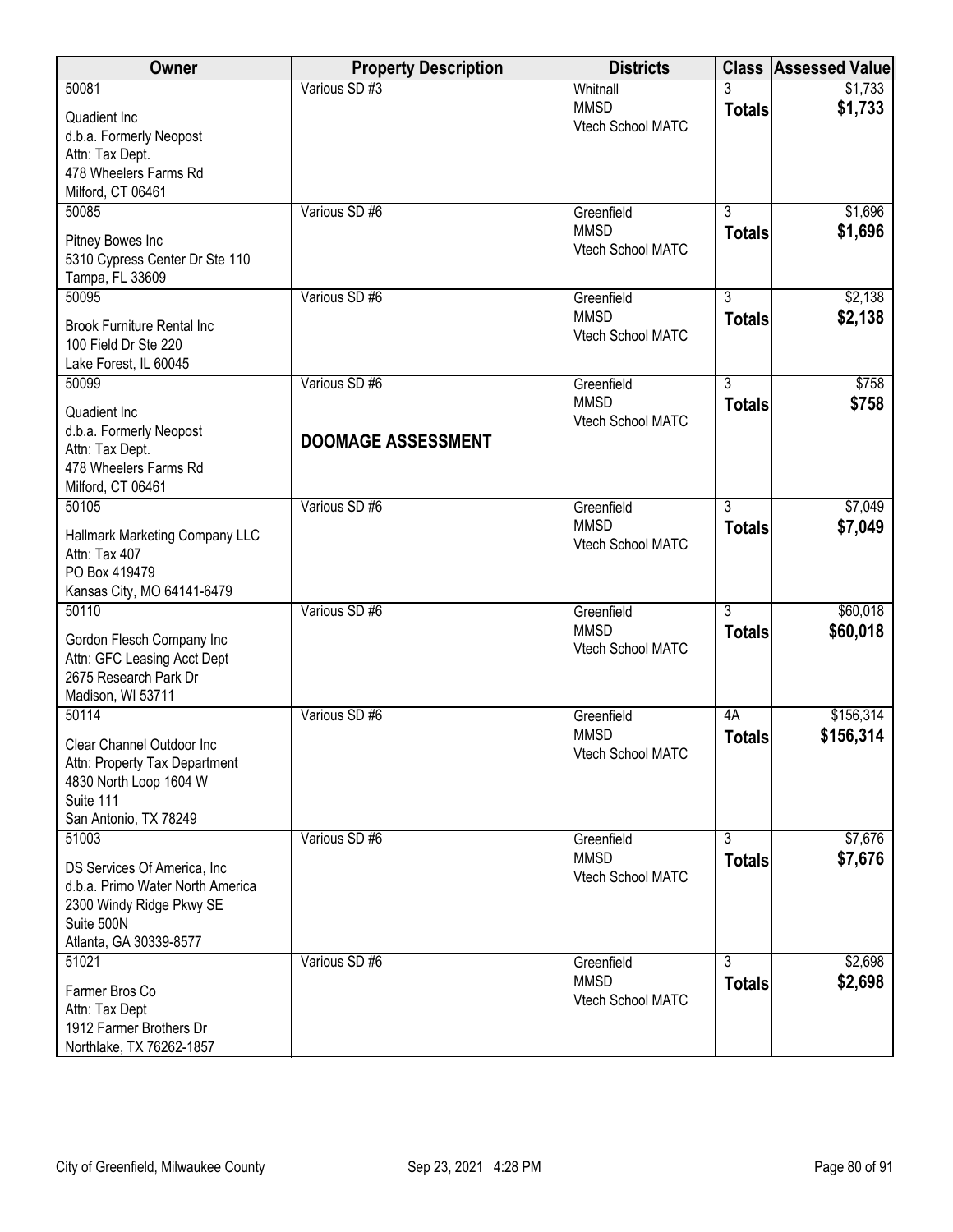| Owner | Property Description | Districts | Class | Assessed Value |
|---|---|---|---|---|
| 50081<br>Quadient Inc<br>d.b.a. Formerly Neopost<br>Attn: Tax Dept.<br>478 Wheelers Farms Rd<br>Milford, CT 06461 | Various SD #3 | Whitnall<br>MMSD<br>Vtech School MATC | 3<br>**Totals** | $1,733<br>**$1,733** |
| 50085<br>Pitney Bowes Inc<br>5310 Cypress Center Dr Ste 110<br>Tampa, FL 33609 | Various SD #6 | Greenfield<br>MMSD<br>Vtech School MATC | 3<br>**Totals** | $1,696<br>**$1,696** |
| 50095<br>Brook Furniture Rental Inc<br>100 Field Dr Ste 220<br>Lake Forest, IL 60045 | Various SD #6 | Greenfield<br>MMSD<br>Vtech School MATC | 3<br>**Totals** | $2,138<br>**$2,138** |
| 50099<br>Quadient Inc<br>d.b.a. Formerly Neopost<br>Attn: Tax Dept.<br>478 Wheelers Farms Rd<br>Milford, CT 06461 | Various SD #6<br>**DOOMAGE ASSESSMENT** | Greenfield<br>MMSD<br>Vtech School MATC | 3<br>**Totals** | $758<br>**$758** |
| 50105<br>Hallmark Marketing Company LLC<br>Attn: Tax 407<br>PO Box 419479<br>Kansas City, MO 64141-6479 | Various SD #6 | Greenfield<br>MMSD<br>Vtech School MATC | 3<br>**Totals** | $7,049<br>**$7,049** |
| 50110<br>Gordon Flesch Company Inc<br>Attn: GFC Leasing Acct Dept<br>2675 Research Park Dr<br>Madison, WI 53711 | Various SD #6 | Greenfield<br>MMSD<br>Vtech School MATC | 3<br>**Totals** | $60,018<br>**$60,018** |
| 50114<br>Clear Channel Outdoor Inc<br>Attn: Property Tax Department<br>4830 North Loop 1604 W<br>Suite 111<br>San Antonio, TX 78249 | Various SD #6 | Greenfield<br>MMSD<br>Vtech School MATC | 4A<br>**Totals** | $156,314<br>**$156,314** |
| 51003<br>DS Services Of America, Inc<br>d.b.a. Primo Water North America<br>2300 Windy Ridge Pkwy SE<br>Suite 500N<br>Atlanta, GA 30339-8577 | Various SD #6 | Greenfield<br>MMSD<br>Vtech School MATC | 3<br>**Totals** | $7,676<br>**$7,676** |
| 51021<br>Farmer Bros Co<br>Attn: Tax Dept<br>1912 Farmer Brothers Dr<br>Northlake, TX 76262-1857 | Various SD #6 | Greenfield<br>MMSD<br>Vtech School MATC | 3<br>**Totals** | $2,698<br>**$2,698** |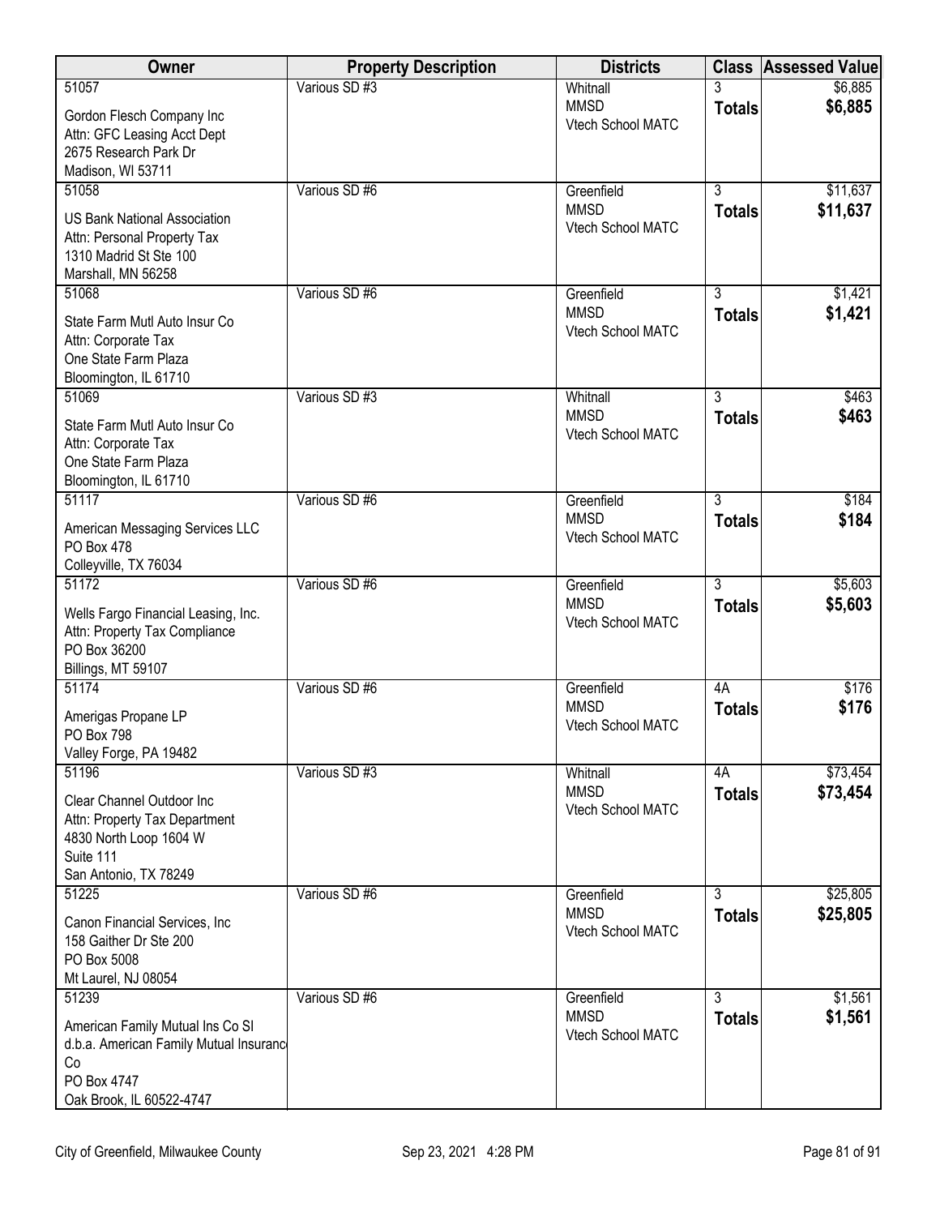| Owner | Property Description | Districts | Class | Assessed Value |
|---|---|---|---|---|
| 51057<br><br>Gordon Flesch Company Inc<br>Attn: GFC Leasing Acct Dept<br>2675 Research Park Dr<br>Madison, WI 53711 | Various SD #3 | Whitnall<br>MMSD<br>Vtech School MATC | 3<br>**Totals** | $6,885<br>**$6,885** |
| 51058<br><br>US Bank National Association<br>Attn: Personal Property Tax<br>1310 Madrid St Ste 100<br>Marshall, MN 56258 | Various SD #6 | Greenfield<br>MMSD<br>Vtech School MATC | 3<br>**Totals** | $11,637<br>**$11,637** |
| 51068<br><br>State Farm Mutl Auto Insur Co<br>Attn: Corporate Tax<br>One State Farm Plaza<br>Bloomington, IL 61710 | Various SD #6 | Greenfield<br>MMSD<br>Vtech School MATC | 3<br>**Totals** | $1,421<br>**$1,421** |
| 51069<br><br>State Farm Mutl Auto Insur Co<br>Attn: Corporate Tax<br>One State Farm Plaza<br>Bloomington, IL 61710 | Various SD #3 | Whitnall<br>MMSD<br>Vtech School MATC | 3<br>**Totals** | $463<br>**$463** |
| 51117<br><br>American Messaging Services LLC<br>PO Box 478<br>Colleyville, TX 76034 | Various SD #6 | Greenfield<br>MMSD<br>Vtech School MATC | 3<br>**Totals** | $184<br>**$184** |
| 51172<br><br>Wells Fargo Financial Leasing, Inc.<br>Attn: Property Tax Compliance<br>PO Box 36200<br>Billings, MT 59107 | Various SD #6 | Greenfield<br>MMSD<br>Vtech School MATC | 3<br>**Totals** | $5,603<br>**$5,603** |
| 51174<br><br>Amerigas Propane LP<br>PO Box 798<br>Valley Forge, PA 19482 | Various SD #6 | Greenfield<br>MMSD<br>Vtech School MATC | 4A<br>**Totals** | $176<br>**$176** |
| 51196<br><br>Clear Channel Outdoor Inc<br>Attn: Property Tax Department<br>4830 North Loop 1604 W<br>Suite 111<br>San Antonio, TX 78249 | Various SD #3 | Whitnall<br>MMSD<br>Vtech School MATC | 4A<br>**Totals** | $73,454<br>**$73,454** |
| 51225<br><br>Canon Financial Services, Inc<br>158 Gaither Dr Ste 200<br>PO Box 5008<br>Mt Laurel, NJ 08054 | Various SD #6 | Greenfield<br>MMSD<br>Vtech School MATC | 3<br>**Totals** | $25,805<br>**$25,805** |
| 51239<br><br>American Family Mutual Ins Co SI<br>d.b.a. American Family Mutual Insuranc<br>Co<br>PO Box 4747<br>Oak Brook, IL 60522-4747 | Various SD #6 | Greenfield<br>MMSD<br>Vtech School MATC | 3<br>**Totals** | $1,561<br>**$1,561** |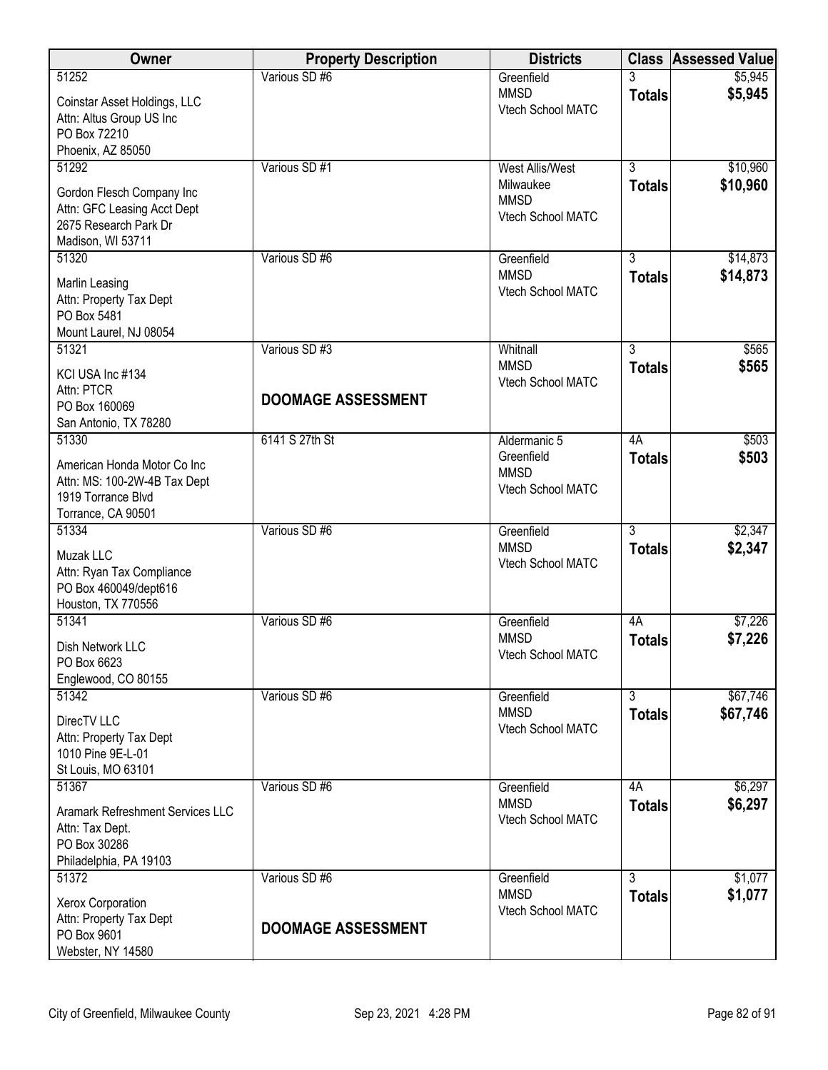| Owner | Property Description | Districts | Class | Assessed Value |
|---|---|---|---|---|
| 51252<br>Coinstar Asset Holdings, LLC<br>Attn: Altus Group US Inc<br>PO Box 72210<br>Phoenix, AZ 85050 | Various SD #6 | Greenfield<br>MMSD<br>Vtech School MATC | 3<br>**Totals** | $5,945<br>**$5,945** |
| 51292<br>Gordon Flesch Company Inc<br>Attn: GFC Leasing Acct Dept<br>2675 Research Park Dr<br>Madison, WI 53711 | Various SD #1 | West Allis/West Milwaukee<br>MMSD<br>Vtech School MATC | 3<br>**Totals** | $10,960<br>**$10,960** |
| 51320<br>Marlin Leasing<br>Attn: Property Tax Dept<br>PO Box 5481<br>Mount Laurel, NJ 08054 | Various SD #6 | Greenfield<br>MMSD<br>Vtech School MATC | 3<br>**Totals** | $14,873<br>**$14,873** |
| 51321<br>KCI USA Inc #134<br>Attn: PTCR<br>PO Box 160069<br>San Antonio, TX 78280 | Various SD #3<br>**DOOMAGE ASSESSMENT** | Whitnall<br>MMSD<br>Vtech School MATC | 3<br>**Totals** | $565<br>**$565** |
| 51330<br>American Honda Motor Co Inc<br>Attn: MS: 100-2W-4B Tax Dept<br>1919 Torrance Blvd<br>Torrance, CA 90501 | 6141 S 27th St | Aldermanic 5<br>Greenfield<br>MMSD<br>Vtech School MATC | 4A<br>**Totals** | $503<br>**$503** |
| 51334<br>Muzak LLC<br>Attn: Ryan Tax Compliance<br>PO Box 460049/dept616<br>Houston, TX 770556 | Various SD #6 | Greenfield<br>MMSD<br>Vtech School MATC | 3<br>**Totals** | $2,347<br>**$2,347** |
| 51341<br>Dish Network LLC<br>PO Box 6623<br>Englewood, CO 80155 | Various SD #6 | Greenfield<br>MMSD<br>Vtech School MATC | 4A<br>**Totals** | $7,226<br>**$7,226** |
| 51342<br>DirecTV LLC<br>Attn: Property Tax Dept<br>1010 Pine 9E-L-01<br>St Louis, MO 63101 | Various SD #6 | Greenfield<br>MMSD<br>Vtech School MATC | 3<br>**Totals** | $67,746<br>**$67,746** |
| 51367<br>Aramark Refreshment Services LLC<br>Attn: Tax Dept.<br>PO Box 30286<br>Philadelphia, PA 19103 | Various SD #6 | Greenfield<br>MMSD<br>Vtech School MATC | 4A<br>**Totals** | $6,297<br>**$6,297** |
| 51372<br>Xerox Corporation<br>Attn: Property Tax Dept<br>PO Box 9601<br>Webster, NY 14580 | Various SD #6<br>**DOOMAGE ASSESSMENT** | Greenfield<br>MMSD<br>Vtech School MATC | 3<br>**Totals** | $1,077<br>**$1,077** |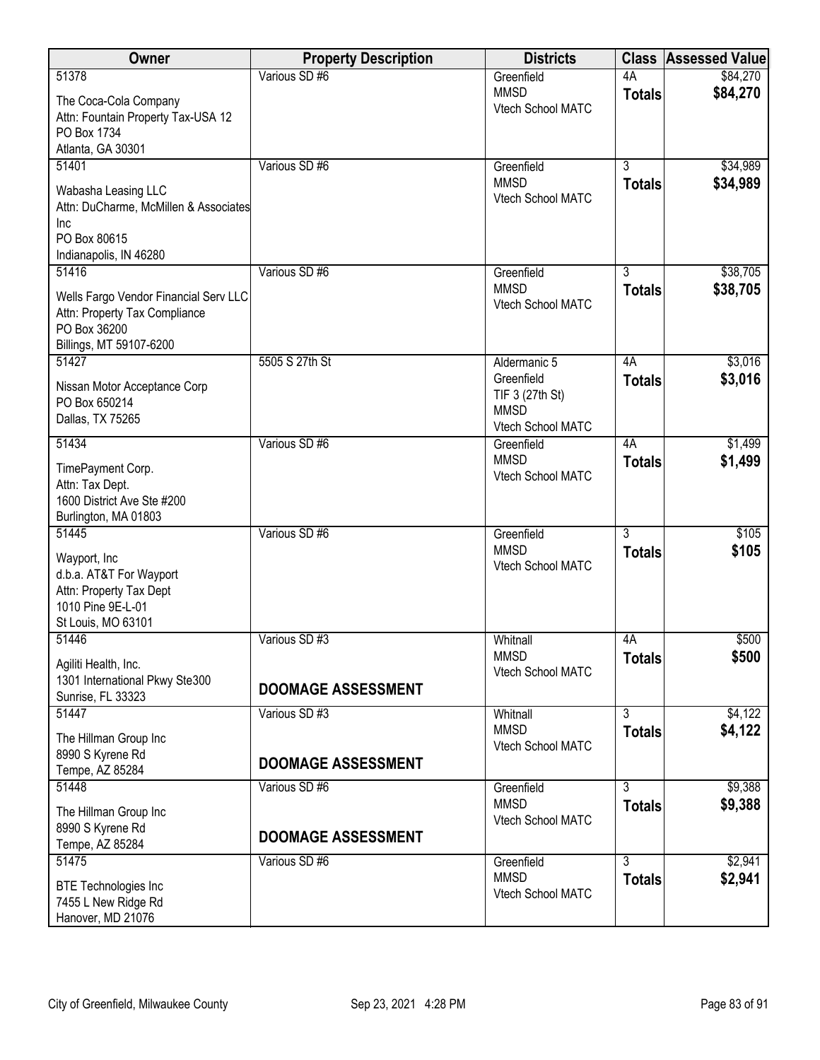| Owner | Property Description | Districts | Class | Assessed Value |
|---|---|---|---|---|
| 51378<br>The Coca-Cola Company<br>Attn: Fountain Property Tax-USA 12<br>PO Box 1734<br>Atlanta, GA 30301 | Various SD #6 | Greenfield<br>MMSD<br>Vtech School MATC | 4A<br>**Totals** | $84,270<br>**$84,270** |
| 51401<br>Wabasha Leasing LLC<br>Attn: DuCharme, McMillen & Associates Inc<br>PO Box 80615<br>Indianapolis, IN 46280 | Various SD #6 | Greenfield<br>MMSD<br>Vtech School MATC | 3<br>**Totals** | $34,989<br>**$34,989** |
| 51416<br>Wells Fargo Vendor Financial Serv LLC<br>Attn: Property Tax Compliance<br>PO Box 36200<br>Billings, MT 59107-6200 | Various SD #6 | Greenfield<br>MMSD<br>Vtech School MATC | 3<br>**Totals** | $38,705<br>**$38,705** |
| 51427<br>Nissan Motor Acceptance Corp<br>PO Box 650214<br>Dallas, TX 75265 | 5505 S 27th St | Aldermanic 5<br>Greenfield<br>TIF 3 (27th St)<br>MMSD<br>Vtech School MATC | 4A<br>**Totals** | $3,016<br>**$3,016** |
| 51434<br>TimePayment Corp.<br>Attn: Tax Dept.<br>1600 District Ave Ste #200<br>Burlington, MA 01803 | Various SD #6 | Greenfield<br>MMSD<br>Vtech School MATC | 4A<br>**Totals** | $1,499<br>**$1,499** |
| 51445<br>Wayport, Inc<br>d.b.a. AT&T For Wayport<br>Attn: Property Tax Dept<br>1010 Pine 9E-L-01<br>St Louis, MO 63101 | Various SD #6 | Greenfield<br>MMSD<br>Vtech School MATC | 3<br>**Totals** | $105<br>**$105** |
| 51446<br>Agiliti Health, Inc.<br>1301 International Pkwy Ste300<br>Sunrise, FL 33323 | Various SD #3<br>**DOOMAGE ASSESSMENT** | Whitnall<br>MMSD<br>Vtech School MATC | 4A<br>**Totals** | $500<br>**$500** |
| 51447<br>The Hillman Group Inc<br>8990 S Kyrene Rd<br>Tempe, AZ 85284 | Various SD #3<br>**DOOMAGE ASSESSMENT** | Whitnall<br>MMSD<br>Vtech School MATC | 3<br>**Totals** | $4,122<br>**$4,122** |
| 51448<br>The Hillman Group Inc<br>8990 S Kyrene Rd<br>Tempe, AZ 85284 | Various SD #6<br>**DOOMAGE ASSESSMENT** | Greenfield<br>MMSD<br>Vtech School MATC | 3<br>**Totals** | $9,388<br>**$9,388** |
| 51475<br>BTE Technologies Inc<br>7455 L New Ridge Rd<br>Hanover, MD 21076 | Various SD #6 | Greenfield<br>MMSD<br>Vtech School MATC | 3<br>**Totals** | $2,941<br>**$2,941** |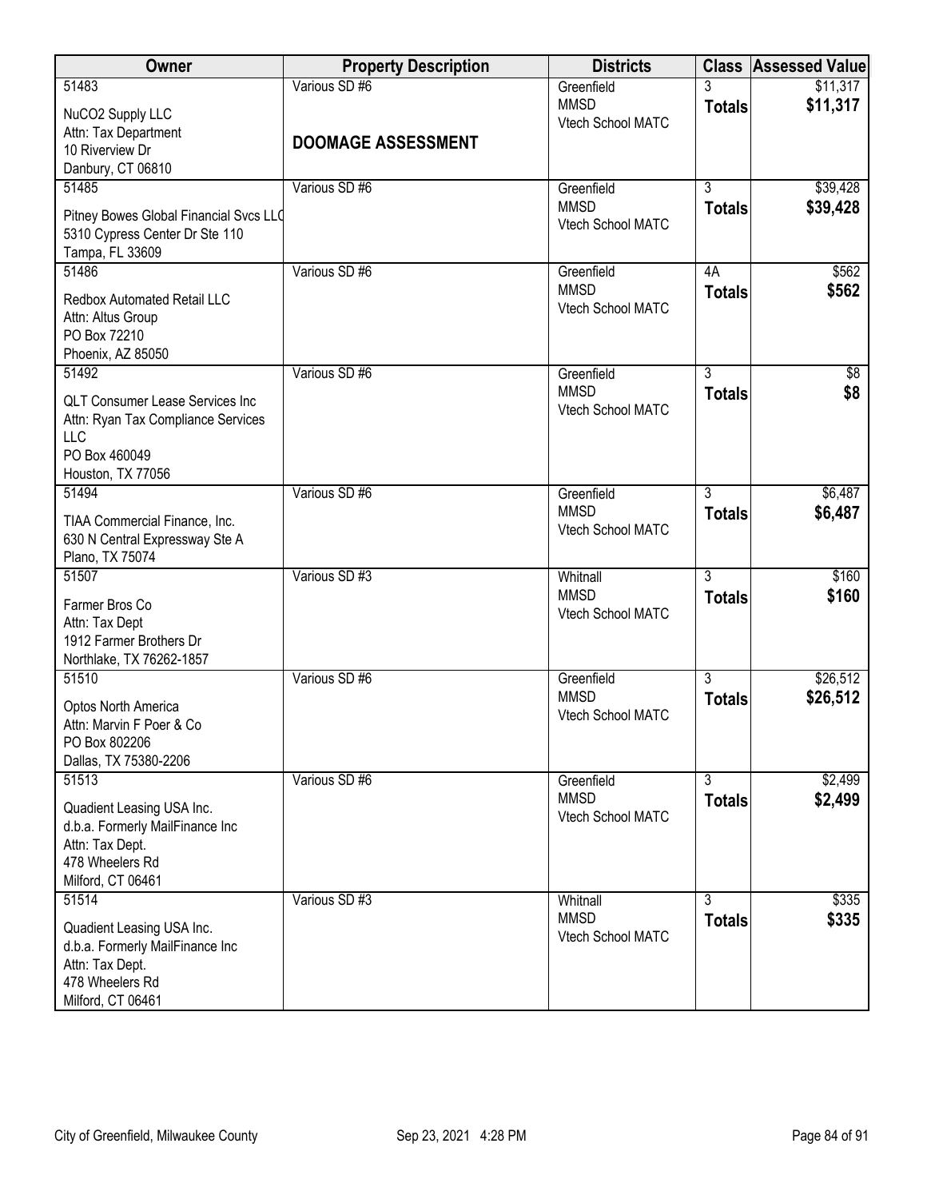| Owner | Property Description | Districts | Class | Assessed Value |
|---|---|---|---|---|
| 51483<br>NuCO2 Supply LLC<br>Attn: Tax Department<br>10 Riverview Dr<br>Danbury, CT 06810 | Various SD #6<br>**DOOMAGE ASSESSMENT** | Greenfield<br>MMSD<br>Vtech School MATC | 3<br>**Totals** | $11,317<br>**$11,317** |
| 51485<br>Pitney Bowes Global Financial Svcs LLC<br>5310 Cypress Center Dr Ste 110<br>Tampa, FL 33609 | Various SD #6 | Greenfield<br>MMSD<br>Vtech School MATC | 3<br>**Totals** | $39,428<br>**$39,428** |
| 51486<br>Redbox Automated Retail LLC<br>Attn: Altus Group<br>PO Box 72210<br>Phoenix, AZ 85050 | Various SD #6 | Greenfield<br>MMSD<br>Vtech School MATC | 4A<br>**Totals** | $562<br>**$562** |
| 51492<br>QLT Consumer Lease Services Inc<br>Attn: Ryan Tax Compliance Services LLC<br>PO Box 460049<br>Houston, TX 77056 | Various SD #6 | Greenfield<br>MMSD<br>Vtech School MATC | 3<br>**Totals** | $8<br>**$8** |
| 51494<br>TIAA Commercial Finance, Inc.<br>630 N Central Expressway Ste A<br>Plano, TX 75074 | Various SD #6 | Greenfield<br>MMSD<br>Vtech School MATC | 3<br>**Totals** | $6,487<br>**$6,487** |
| 51507<br>Farmer Bros Co<br>Attn: Tax Dept<br>1912 Farmer Brothers Dr<br>Northlake, TX 76262-1857 | Various SD #3 | Whitnall<br>MMSD<br>Vtech School MATC | 3<br>**Totals** | $160<br>**$160** |
| 51510<br>Optos North America<br>Attn: Marvin F Poer & Co<br>PO Box 802206<br>Dallas, TX 75380-2206 | Various SD #6 | Greenfield<br>MMSD<br>Vtech School MATC | 3<br>**Totals** | $26,512<br>**$26,512** |
| 51513<br>Quadient Leasing USA Inc.<br>d.b.a. Formerly MailFinance Inc<br>Attn: Tax Dept.<br>478 Wheelers Rd<br>Milford, CT 06461 | Various SD #6 | Greenfield<br>MMSD<br>Vtech School MATC | 3<br>**Totals** | $2,499<br>**$2,499** |
| 51514<br>Quadient Leasing USA Inc.<br>d.b.a. Formerly MailFinance Inc<br>Attn: Tax Dept.<br>478 Wheelers Rd<br>Milford, CT 06461 | Various SD #3 | Whitnall<br>MMSD<br>Vtech School MATC | 3<br>**Totals** | $335<br>**$335** |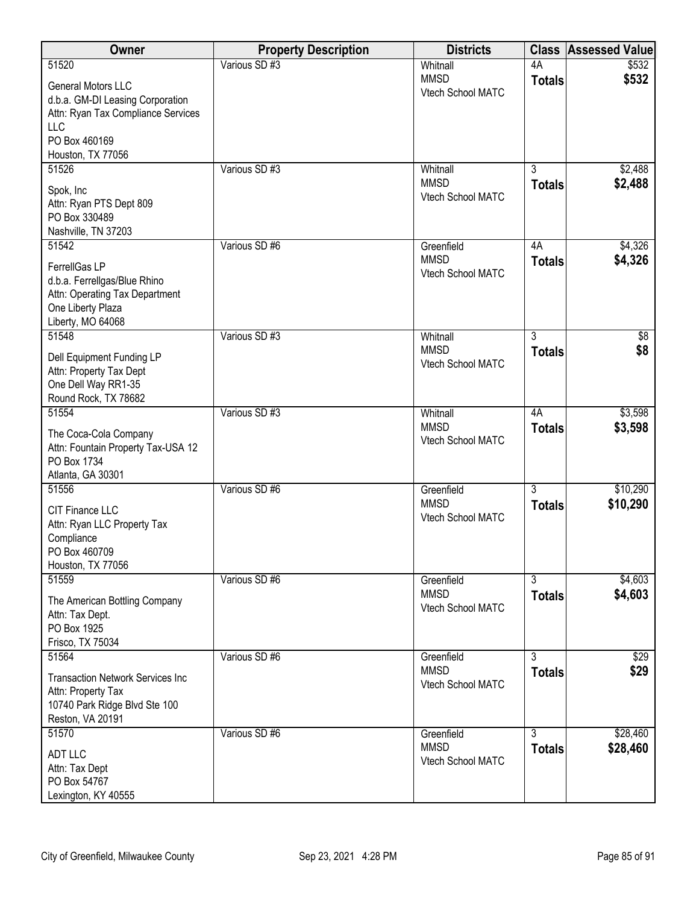| Owner | Property Description | Districts | Class | Assessed Value |
|---|---|---|---|---|
| 51520<br><br>General Motors LLC<br>d.b.a. GM-DI Leasing Corporation<br>Attn: Ryan Tax Compliance Services LLC<br>PO Box 460169<br>Houston, TX 77056 | Various SD #3 | Whitnall<br>MMSD<br>Vtech School MATC | 4A<br>**Totals** | $532<br>**$532** |
| 51526<br><br>Spok, Inc<br>Attn: Ryan PTS Dept 809<br>PO Box 330489<br>Nashville, TN 37203 | Various SD #3 | Whitnall<br>MMSD<br>Vtech School MATC | 3<br>**Totals** | $2,488<br>**$2,488** |
| 51542<br><br>FerrellGas LP<br>d.b.a. Ferrellgas/Blue Rhino<br>Attn: Operating Tax Department<br>One Liberty Plaza<br>Liberty, MO 64068 | Various SD #6 | Greenfield<br>MMSD<br>Vtech School MATC | 4A<br>**Totals** | $4,326<br>**$4,326** |
| 51548<br><br>Dell Equipment Funding LP<br>Attn: Property Tax Dept<br>One Dell Way RR1-35<br>Round Rock, TX 78682 | Various SD #3 | Whitnall<br>MMSD<br>Vtech School MATC | 3<br>**Totals** | $8<br>**$8** |
| 51554<br><br>The Coca-Cola Company<br>Attn: Fountain Property Tax-USA 12<br>PO Box 1734<br>Atlanta, GA 30301 | Various SD #3 | Whitnall<br>MMSD<br>Vtech School MATC | 4A<br>**Totals** | $3,598<br>**$3,598** |
| 51556<br><br>CIT Finance LLC<br>Attn: Ryan LLC Property Tax Compliance<br>PO Box 460709<br>Houston, TX 77056 | Various SD #6 | Greenfield<br>MMSD<br>Vtech School MATC | 3<br>**Totals** | $10,290<br>**$10,290** |
| 51559<br><br>The American Bottling Company<br>Attn: Tax Dept.<br>PO Box 1925<br>Frisco, TX 75034 | Various SD #6 | Greenfield<br>MMSD<br>Vtech School MATC | 3<br>**Totals** | $4,603<br>**$4,603** |
| 51564<br><br>Transaction Network Services Inc<br>Attn: Property Tax<br>10740 Park Ridge Blvd Ste 100<br>Reston, VA 20191 | Various SD #6 | Greenfield<br>MMSD<br>Vtech School MATC | 3<br>**Totals** | $29<br>**$29** |
| 51570<br><br>ADT LLC<br>Attn: Tax Dept<br>PO Box 54767<br>Lexington, KY 40555 | Various SD #6 | Greenfield<br>MMSD<br>Vtech School MATC | 3<br>**Totals** | $28,460<br>**$28,460** |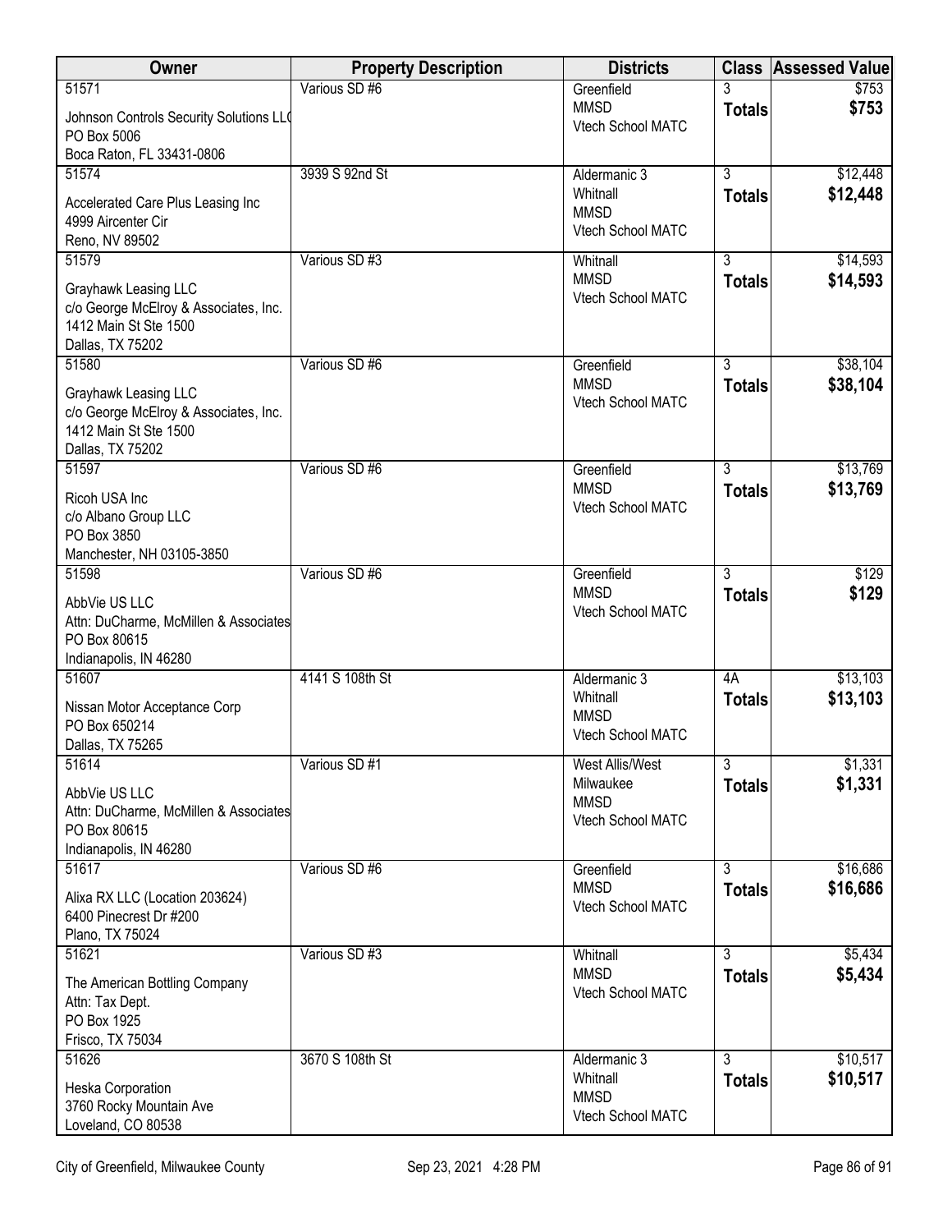| Owner | Property Description | Districts | Class | Assessed Value |
|---|---|---|---|---|
| 51571<br>Johnson Controls Security Solutions LLC<br>PO Box 5006<br>Boca Raton, FL 33431-0806 | Various SD #6 | Greenfield<br>MMSD<br>Vtech School MATC | 3<br>**Totals** | $753<br>**$753** |
| 51574<br>Accelerated Care Plus Leasing Inc<br>4999 Aircenter Cir<br>Reno, NV 89502 | 3939 S 92nd St | Aldermanic 3<br>Whitnall<br>MMSD<br>Vtech School MATC | 3<br>**Totals** | $12,448<br>**$12,448** |
| 51579<br>Grayhawk Leasing LLC<br>c/o George McElroy & Associates, Inc.<br>1412 Main St Ste 1500<br>Dallas, TX 75202 | Various SD #3 | Whitnall<br>MMSD<br>Vtech School MATC | 3<br>**Totals** | $14,593<br>**$14,593** |
| 51580<br>Grayhawk Leasing LLC<br>c/o George McElroy & Associates, Inc.<br>1412 Main St Ste 1500<br>Dallas, TX 75202 | Various SD #6 | Greenfield<br>MMSD<br>Vtech School MATC | 3<br>**Totals** | $38,104<br>**$38,104** |
| 51597<br>Ricoh USA Inc<br>c/o Albano Group LLC<br>PO Box 3850<br>Manchester, NH 03105-3850 | Various SD #6 | Greenfield<br>MMSD<br>Vtech School MATC | 3<br>**Totals** | $13,769<br>**$13,769** |
| 51598<br>AbbVie US LLC<br>Attn: DuCharme, McMillen & Associates<br>PO Box 80615<br>Indianapolis, IN 46280 | Various SD #6 | Greenfield<br>MMSD<br>Vtech School MATC | 3<br>**Totals** | $129<br>**$129** |
| 51607<br>Nissan Motor Acceptance Corp<br>PO Box 650214<br>Dallas, TX 75265 | 4141 S 108th St | Aldermanic 3<br>Whitnall<br>MMSD<br>Vtech School MATC | 4A<br>**Totals** | $13,103<br>**$13,103** |
| 51614<br>AbbVie US LLC<br>Attn: DuCharme, McMillen & Associates<br>PO Box 80615<br>Indianapolis, IN 46280 | Various SD #1 | West Allis/West Milwaukee<br>MMSD<br>Vtech School MATC | 3<br>**Totals** | $1,331<br>**$1,331** |
| 51617<br>Alixa RX LLC (Location 203624)<br>6400 Pinecrest Dr #200<br>Plano, TX 75024 | Various SD #6 | Greenfield<br>MMSD<br>Vtech School MATC | 3<br>**Totals** | $16,686<br>**$16,686** |
| 51621<br>The American Bottling Company<br>Attn: Tax Dept.<br>PO Box 1925<br>Frisco, TX 75034 | Various SD #3 | Whitnall<br>MMSD<br>Vtech School MATC | 3<br>**Totals** | $5,434<br>**$5,434** |
| 51626<br>Heska Corporation<br>3760 Rocky Mountain Ave<br>Loveland, CO 80538 | 3670 S 108th St | Aldermanic 3<br>Whitnall<br>MMSD<br>Vtech School MATC | 3<br>**Totals** | $10,517<br>**$10,517** |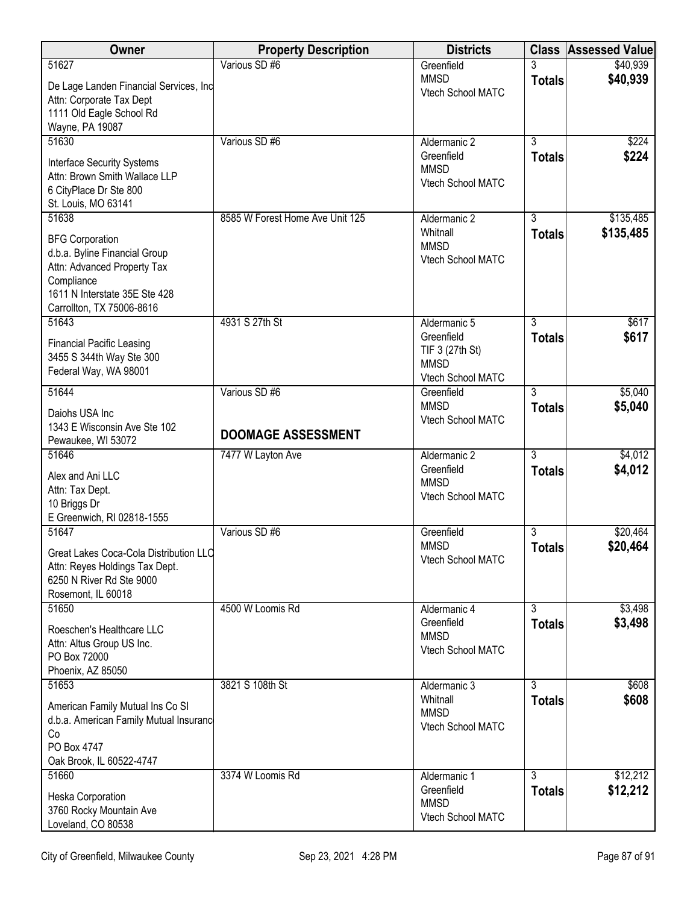| Owner | Property Description | Districts | Class | Assessed Value |
|---|---|---|---|---|
| 51627<br>De Lage Landen Financial Services, Inc<br>Attn: Corporate Tax Dept<br>1111 Old Eagle School Rd<br>Wayne, PA 19087 | Various SD #6 | Greenfield<br>MMSD<br>Vtech School MATC | 3<br>**Totals** | $40,939<br>**$40,939** |
| 51630<br>Interface Security Systems<br>Attn: Brown Smith Wallace LLP<br>6 CityPlace Dr Ste 800<br>St. Louis, MO 63141 | Various SD #6 | Aldermanic 2<br>Greenfield<br>MMSD<br>Vtech School MATC | 3<br>**Totals** | $224<br>**$224** |
| 51638<br>BFG Corporation<br>d.b.a. Byline Financial Group<br>Attn: Advanced Property Tax Compliance<br>1611 N Interstate 35E Ste 428<br>Carrollton, TX 75006-8616 | 8585 W Forest Home Ave Unit 125 | Aldermanic 2<br>Whitnall<br>MMSD<br>Vtech School MATC | 3<br>**Totals** | $135,485<br>**$135,485** |
| 51643<br>Financial Pacific Leasing<br>3455 S 344th Way Ste 300<br>Federal Way, WA 98001 | 4931 S 27th St | Aldermanic 5<br>Greenfield<br>TIF 3 (27th St)<br>MMSD<br>Vtech School MATC | 3<br>**Totals** | $617<br>**$617** |
| 51644<br>Daiohs USA Inc<br>1343 E Wisconsin Ave Ste 102<br>Pewaukee, WI 53072 | Various SD #6<br>**DOOMAGE ASSESSMENT** | Greenfield<br>MMSD<br>Vtech School MATC | 3<br>**Totals** | $5,040<br>**$5,040** |
| 51646<br>Alex and Ani LLC<br>Attn: Tax Dept.<br>10 Briggs Dr<br>E Greenwich, RI 02818-1555 | 7477 W Layton Ave | Aldermanic 2<br>Greenfield<br>MMSD<br>Vtech School MATC | 3<br>**Totals** | $4,012<br>**$4,012** |
| 51647<br>Great Lakes Coca-Cola Distribution LLC<br>Attn: Reyes Holdings Tax Dept.<br>6250 N River Rd Ste 9000<br>Rosemont, IL 60018 | Various SD #6 | Greenfield<br>MMSD<br>Vtech School MATC | 3<br>**Totals** | $20,464<br>**$20,464** |
| 51650<br>Roeschen's Healthcare LLC<br>Attn: Altus Group US Inc.<br>PO Box 72000<br>Phoenix, AZ 85050 | 4500 W Loomis Rd | Aldermanic 4<br>Greenfield<br>MMSD<br>Vtech School MATC | 3<br>**Totals** | $3,498<br>**$3,498** |
| 51653<br>American Family Mutual Ins Co SI<br>d.b.a. American Family Mutual Insurance Co<br>PO Box 4747<br>Oak Brook, IL 60522-4747 | 3821 S 108th St | Aldermanic 3<br>Whitnall<br>MMSD<br>Vtech School MATC | 3<br>**Totals** | $608<br>**$608** |
| 51660<br>Heska Corporation<br>3760 Rocky Mountain Ave<br>Loveland, CO 80538 | 3374 W Loomis Rd | Aldermanic 1<br>Greenfield<br>MMSD<br>Vtech School MATC | 3<br>**Totals** | $12,212<br>**$12,212** |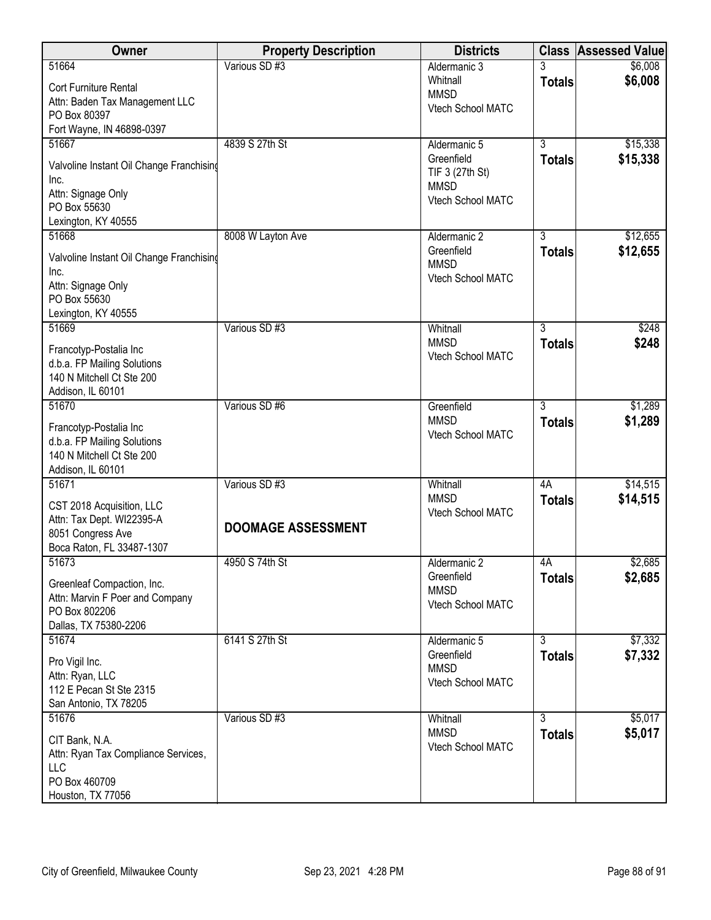| Owner | Property Description | Districts | Class | Assessed Value |
|---|---|---|---|---|
| 51664<br>Cort Furniture Rental<br>Attn: Baden Tax Management LLC<br>PO Box 80397<br>Fort Wayne, IN 46898-0397 | Various SD #3 | Aldermanic 3<br>Whitnall<br>MMSD<br>Vtech School MATC | 3<br>**Totals** | $6,008<br>**$6,008** |
| 51667<br>Valvoline Instant Oil Change Franchising Inc.<br>Attn: Signage Only<br>PO Box 55630<br>Lexington, KY 40555 | 4839 S 27th St | Aldermanic 5<br>Greenfield<br>TIF 3 (27th St)<br>MMSD<br>Vtech School MATC | 3<br>**Totals** | $15,338<br>**$15,338** |
| 51668<br>Valvoline Instant Oil Change Franchising Inc.<br>Attn: Signage Only<br>PO Box 55630<br>Lexington, KY 40555 | 8008 W Layton Ave | Aldermanic 2<br>Greenfield<br>MMSD<br>Vtech School MATC | 3<br>**Totals** | $12,655<br>**$12,655** |
| 51669<br>Francotyp-Postalia Inc<br>d.b.a. FP Mailing Solutions<br>140 N Mitchell Ct Ste 200<br>Addison, IL 60101 | Various SD #3 | Whitnall<br>MMSD<br>Vtech School MATC | 3<br>**Totals** | $248<br>**$248** |
| 51670<br>Francotyp-Postalia Inc<br>d.b.a. FP Mailing Solutions<br>140 N Mitchell Ct Ste 200<br>Addison, IL 60101 | Various SD #6 | Greenfield<br>MMSD<br>Vtech School MATC | 3<br>**Totals** | $1,289<br>**$1,289** |
| 51671<br>CST 2018 Acquisition, LLC<br>Attn: Tax Dept. WI22395-A<br>8051 Congress Ave<br>Boca Raton, FL 33487-1307 | Various SD #3<br>**DOOMAGE ASSESSMENT** | Whitnall<br>MMSD<br>Vtech School MATC | 4A<br>**Totals** | $14,515<br>**$14,515** |
| 51673<br>Greenleaf Compaction, Inc.<br>Attn: Marvin F Poer and Company<br>PO Box 802206<br>Dallas, TX 75380-2206 | 4950 S 74th St | Aldermanic 2<br>Greenfield<br>MMSD<br>Vtech School MATC | 4A<br>**Totals** | $2,685<br>**$2,685** |
| 51674<br>Pro Vigil Inc.<br>Attn: Ryan, LLC<br>112 E Pecan St Ste 2315<br>San Antonio, TX 78205 | 6141 S 27th St | Aldermanic 5<br>Greenfield<br>MMSD<br>Vtech School MATC | 3<br>**Totals** | $7,332<br>**$7,332** |
| 51676<br>CIT Bank, N.A.<br>Attn: Ryan Tax Compliance Services, LLC<br>PO Box 460709<br>Houston, TX 77056 | Various SD #3 | Whitnall<br>MMSD<br>Vtech School MATC | 3<br>**Totals** | $5,017<br>**$5,017** |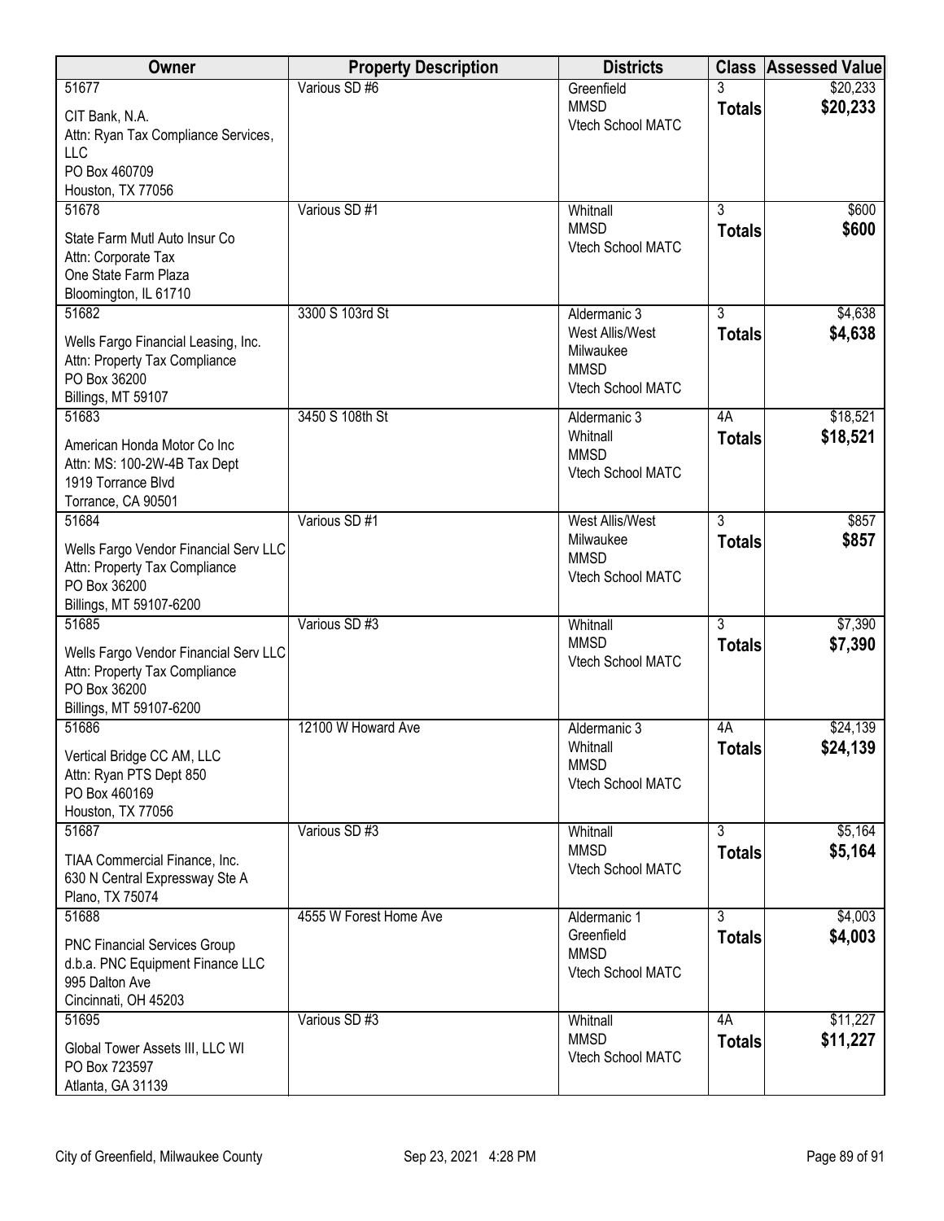| Owner | Property Description | Districts | Class | Assessed Value |
|---|---|---|---|---|
| 51677<br>CIT Bank, N.A.<br>Attn: Ryan Tax Compliance Services, LLC<br>PO Box 460709<br>Houston, TX 77056 | Various SD #6 | Greenfield<br>MMSD<br>Vtech School MATC | 3<br>**Totals** | $20,233<br>**$20,233** |
| 51678<br>State Farm Mutl Auto Insur Co<br>Attn: Corporate Tax<br>One State Farm Plaza<br>Bloomington, IL 61710 | Various SD #1 | Whitnall<br>MMSD<br>Vtech School MATC | 3<br>**Totals** | $600<br>**$600** |
| 51682<br>Wells Fargo Financial Leasing, Inc.<br>Attn: Property Tax Compliance<br>PO Box 36200<br>Billings, MT 59107 | 3300 S 103rd St | Aldermanic 3<br>West Allis/West Milwaukee<br>MMSD<br>Vtech School MATC | 3<br>**Totals** | $4,638<br>**$4,638** |
| 51683<br>American Honda Motor Co Inc<br>Attn: MS: 100-2W-4B Tax Dept<br>1919 Torrance Blvd<br>Torrance, CA 90501 | 3450 S 108th St | Aldermanic 3<br>Whitnall<br>MMSD<br>Vtech School MATC | 4A<br>**Totals** | $18,521<br>**$18,521** |
| 51684<br>Wells Fargo Vendor Financial Serv LLC<br>Attn: Property Tax Compliance<br>PO Box 36200<br>Billings, MT 59107-6200 | Various SD #1 | West Allis/West Milwaukee<br>MMSD<br>Vtech School MATC | 3<br>**Totals** | $857<br>**$857** |
| 51685<br>Wells Fargo Vendor Financial Serv LLC<br>Attn: Property Tax Compliance<br>PO Box 36200<br>Billings, MT 59107-6200 | Various SD #3 | Whitnall<br>MMSD<br>Vtech School MATC | 3<br>**Totals** | $7,390<br>**$7,390** |
| 51686<br>Vertical Bridge CC AM, LLC<br>Attn: Ryan PTS Dept 850<br>PO Box 460169<br>Houston, TX 77056 | 12100 W Howard Ave | Aldermanic 3<br>Whitnall<br>MMSD<br>Vtech School MATC | 4A<br>**Totals** | $24,139<br>**$24,139** |
| 51687<br>TIAA Commercial Finance, Inc.<br>630 N Central Expressway Ste A<br>Plano, TX 75074 | Various SD #3 | Whitnall<br>MMSD<br>Vtech School MATC | 3<br>**Totals** | $5,164<br>**$5,164** |
| 51688<br>PNC Financial Services Group<br>d.b.a. PNC Equipment Finance LLC<br>995 Dalton Ave<br>Cincinnati, OH 45203 | 4555 W Forest Home Ave | Aldermanic 1<br>Greenfield<br>MMSD<br>Vtech School MATC | 3<br>**Totals** | $4,003<br>**$4,003** |
| 51695<br>Global Tower Assets III, LLC WI<br>PO Box 723597<br>Atlanta, GA 31139 | Various SD #3 | Whitnall<br>MMSD<br>Vtech School MATC | 4A<br>**Totals** | $11,227<br>**$11,227** |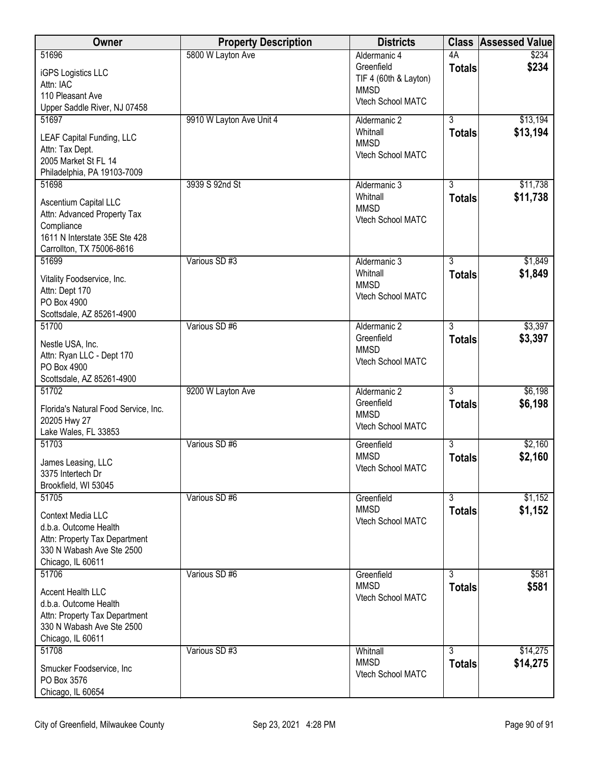| Owner | Property Description | Districts | Class | Assessed Value |
|---|---|---|---|---|
| 51696<br>iGPS Logistics LLC<br>Attn: IAC<br>110 Pleasant Ave<br>Upper Saddle River, NJ 07458 | 5800 W Layton Ave | Aldermanic 4<br>Greenfield<br>TIF 4 (60th & Layton)<br>MMSD<br>Vtech School MATC | 4A<br>**Totals** | $234<br>**$234** |
| 51697<br>LEAF Capital Funding, LLC<br>Attn: Tax Dept.<br>2005 Market St FL 14<br>Philadelphia, PA 19103-7009 | 9910 W Layton Ave Unit 4 | Aldermanic 2<br>Whitnall<br>MMSD<br>Vtech School MATC | 3<br>**Totals** | $13,194<br>**$13,194** |
| 51698<br>Ascentium Capital LLC<br>Attn: Advanced Property Tax Compliance<br>1611 N Interstate 35E Ste 428<br>Carrollton, TX 75006-8616 | 3939 S 92nd St | Aldermanic 3<br>Whitnall<br>MMSD<br>Vtech School MATC | 3<br>**Totals** | $11,738<br>**$11,738** |
| 51699<br>Vitality Foodservice, Inc.<br>Attn: Dept 170<br>PO Box 4900<br>Scottsdale, AZ 85261-4900 | Various SD #3 | Aldermanic 3<br>Whitnall<br>MMSD<br>Vtech School MATC | 3<br>**Totals** | $1,849<br>**$1,849** |
| 51700<br>Nestle USA, Inc.<br>Attn: Ryan LLC - Dept 170<br>PO Box 4900<br>Scottsdale, AZ 85261-4900 | Various SD #6 | Aldermanic 2<br>Greenfield<br>MMSD<br>Vtech School MATC | 3<br>**Totals** | $3,397<br>**$3,397** |
| 51702<br>Florida's Natural Food Service, Inc.<br>20205 Hwy 27<br>Lake Wales, FL 33853 | 9200 W Layton Ave | Aldermanic 2<br>Greenfield<br>MMSD<br>Vtech School MATC | 3<br>**Totals** | $6,198<br>**$6,198** |
| 51703<br>James Leasing, LLC<br>3375 Intertech Dr<br>Brookfield, WI 53045 | Various SD #6 | Greenfield<br>MMSD<br>Vtech School MATC | 3<br>**Totals** | $2,160<br>**$2,160** |
| 51705<br>Context Media LLC<br>d.b.a. Outcome Health<br>Attn: Property Tax Department<br>330 N Wabash Ave Ste 2500<br>Chicago, IL 60611 | Various SD #6 | Greenfield<br>MMSD<br>Vtech School MATC | 3<br>**Totals** | $1,152<br>**$1,152** |
| 51706<br>Accent Health LLC<br>d.b.a. Outcome Health<br>Attn: Property Tax Department<br>330 N Wabash Ave Ste 2500<br>Chicago, IL 60611 | Various SD #6 | Greenfield<br>MMSD<br>Vtech School MATC | 3<br>**Totals** | $581<br>**$581** |
| 51708<br>Smucker Foodservice, Inc<br>PO Box 3576<br>Chicago, IL 60654 | Various SD #3 | Whitnall<br>MMSD<br>Vtech School MATC | 3<br>**Totals** | $14,275<br>**$14,275** |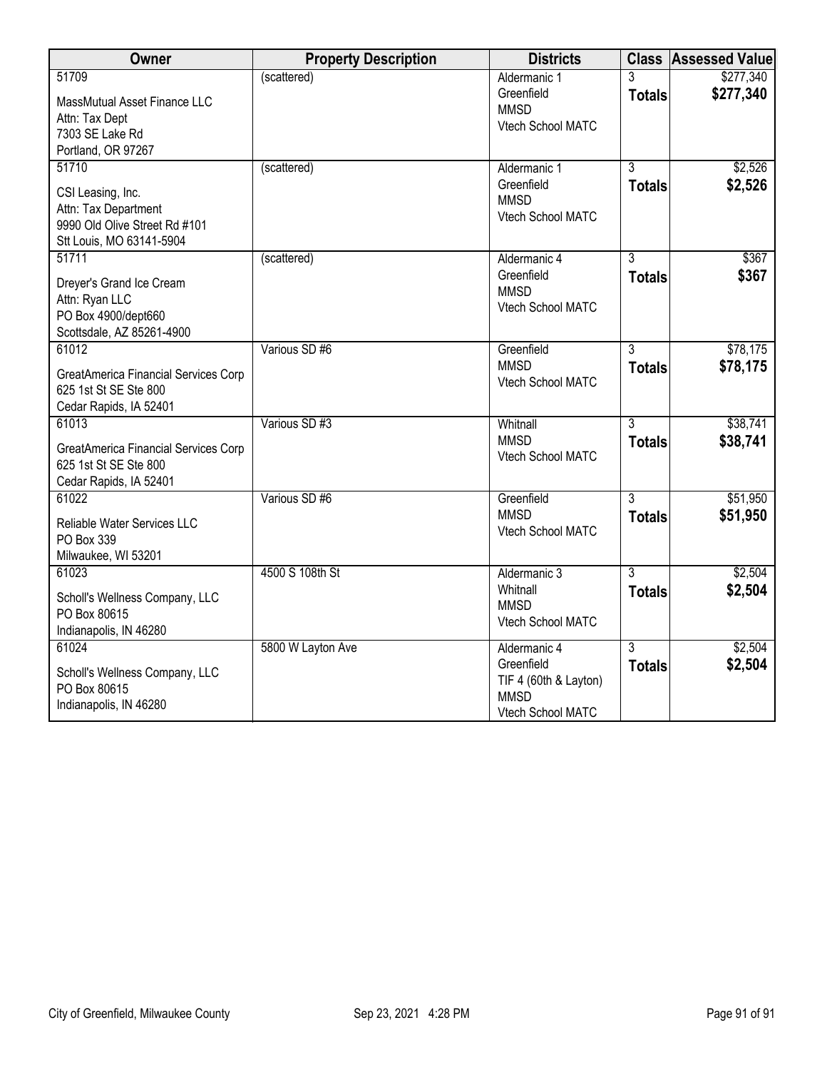| Owner | Property Description | Districts | Class | Assessed Value |
|---|---|---|---|---|
| 51709<br>MassMutual Asset Finance LLC<br>Attn: Tax Dept<br>7303 SE Lake Rd<br>Portland, OR 97267 | (scattered) | Aldermanic 1<br>Greenfield<br>MMSD<br>Vtech School MATC | 3<br>**Totals** | $277,340<br>**$277,340** |
| 51710<br>CSI Leasing, Inc.<br>Attn: Tax Department<br>9990 Old Olive Street Rd #101<br>Stt Louis, MO 63141-5904 | (scattered) | Aldermanic 1<br>Greenfield<br>MMSD<br>Vtech School MATC | 3<br>**Totals** | $2,526<br>**$2,526** |
| 51711<br>Dreyer's Grand Ice Cream<br>Attn: Ryan LLC<br>PO Box 4900/dept660<br>Scottsdale, AZ 85261-4900 | (scattered) | Aldermanic 4<br>Greenfield<br>MMSD<br>Vtech School MATC | 3<br>**Totals** | $367<br>**$367** |
| 61012<br>GreatAmerica Financial Services Corp<br>625 1st St SE Ste 800<br>Cedar Rapids, IA 52401 | Various SD #6 | Greenfield<br>MMSD<br>Vtech School MATC | 3<br>**Totals** | $78,175<br>**$78,175** |
| 61013<br>GreatAmerica Financial Services Corp<br>625 1st St SE Ste 800<br>Cedar Rapids, IA 52401 | Various SD #3 | Whitnall<br>MMSD<br>Vtech School MATC | 3<br>**Totals** | $38,741<br>**$38,741** |
| 61022<br>Reliable Water Services LLC<br>PO Box 339<br>Milwaukee, WI 53201 | Various SD #6 | Greenfield<br>MMSD<br>Vtech School MATC | 3<br>**Totals** | $51,950<br>**$51,950** |
| 61023<br>Scholl's Wellness Company, LLC<br>PO Box 80615<br>Indianapolis, IN 46280 | 4500 S 108th St | Aldermanic 3<br>Whitnall<br>MMSD<br>Vtech School MATC | 3<br>**Totals** | $2,504<br>**$2,504** |
| 61024<br>Scholl's Wellness Company, LLC<br>PO Box 80615<br>Indianapolis, IN 46280 | 5800 W Layton Ave | Aldermanic 4<br>Greenfield<br>TIF 4 (60th & Layton)<br>MMSD<br>Vtech School MATC | 3<br>**Totals** | $2,504<br>**$2,504** |